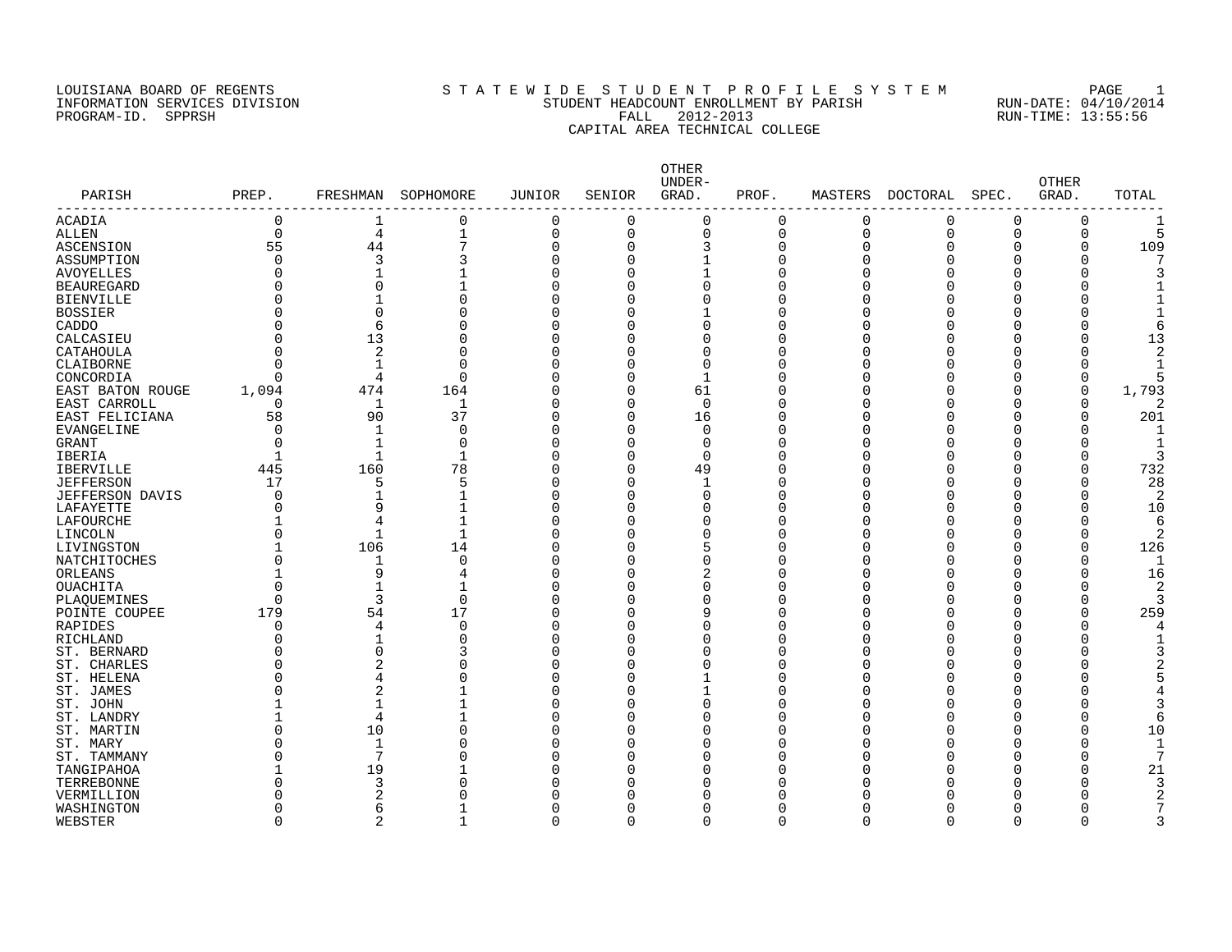LOUISIANA BOARD OF REGENTS
INFORMATION SERVICES DIVISION
PROGRAM-ID. SPPRSH

# S T A T E W I D E S T U D E N T P R O F I L E S Y S T E M

STUDENT HEADCOUNT ENROLLMENT BY PARISH
FALL 2012-2013
CAPITAL AREA TECHNICAL COLLEGE

RUN-DATE: 04/10/2014
RUN-TIME: 13:55:56

| PARISH | PREP. | FRESHMAN | SOPHOMORE | JUNIOR | SENIOR | OTHER UNDER-GRAD. | PROF. | MASTERS | DOCTORAL | SPEC. | OTHER GRAD. | TOTAL |
|---|---|---|---|---|---|---|---|---|---|---|---|---|
| ACADIA | 0 | 1 | 0 | 0 | 0 | 0 | 0 | 0 | 0 | 0 | 0 | 1 |
| ALLEN | 0 | 4 | 1 | 0 | 0 | 0 | 0 | 0 | 0 | 0 | 0 | 5 |
| ASCENSION | 55 | 44 | 7 | 0 | 0 | 3 | 0 | 0 | 0 | 0 | 0 | 109 |
| ASSUMPTION | 0 | 3 | 3 | 0 | 0 | 1 | 0 | 0 | 0 | 0 | 0 | 7 |
| AVOYELLES | 0 | 1 | 1 | 0 | 0 | 1 | 0 | 0 | 0 | 0 | 0 | 3 |
| BEAUREGARD | 0 | 0 | 1 | 0 | 0 | 0 | 0 | 0 | 0 | 0 | 0 | 1 |
| BIENVILLE | 0 | 1 | 0 | 0 | 0 | 0 | 0 | 0 | 0 | 0 | 0 | 1 |
| BOSSIER | 0 | 0 | 0 | 0 | 0 | 1 | 0 | 0 | 0 | 0 | 0 | 1 |
| CADDO | 0 | 6 | 0 | 0 | 0 | 0 | 0 | 0 | 0 | 0 | 0 | 6 |
| CALCASIEU | 0 | 13 | 0 | 0 | 0 | 0 | 0 | 0 | 0 | 0 | 0 | 13 |
| CATAHOULA | 0 | 2 | 0 | 0 | 0 | 0 | 0 | 0 | 0 | 0 | 0 | 2 |
| CLAIBORNE | 0 | 1 | 0 | 0 | 0 | 0 | 0 | 0 | 0 | 0 | 0 | 1 |
| CONCORDIA | 0 | 4 | 0 | 0 | 0 | 1 | 0 | 0 | 0 | 0 | 0 | 5 |
| EAST BATON ROUGE | 1,094 | 474 | 164 | 0 | 0 | 61 | 0 | 0 | 0 | 0 | 0 | 1,793 |
| EAST CARROLL | 0 | 1 | 1 | 0 | 0 | 0 | 0 | 0 | 0 | 0 | 0 | 2 |
| EAST FELICIANA | 58 | 90 | 37 | 0 | 0 | 16 | 0 | 0 | 0 | 0 | 0 | 201 |
| EVANGELINE | 0 | 1 | 0 | 0 | 0 | 0 | 0 | 0 | 0 | 0 | 0 | 1 |
| GRANT | 0 | 1 | 0 | 0 | 0 | 0 | 0 | 0 | 0 | 0 | 0 | 1 |
| IBERIA | 1 | 1 | 1 | 0 | 0 | 0 | 0 | 0 | 0 | 0 | 0 | 3 |
| IBERVILLE | 445 | 160 | 78 | 0 | 0 | 49 | 0 | 0 | 0 | 0 | 0 | 732 |
| JEFFERSON | 17 | 5 | 5 | 0 | 0 | 1 | 0 | 0 | 0 | 0 | 0 | 28 |
| JEFFERSON DAVIS | 0 | 1 | 1 | 0 | 0 | 0 | 0 | 0 | 0 | 0 | 0 | 2 |
| LAFAYETTE | 0 | 9 | 1 | 0 | 0 | 0 | 0 | 0 | 0 | 0 | 0 | 10 |
| LAFOURCHE | 1 | 4 | 1 | 0 | 0 | 0 | 0 | 0 | 0 | 0 | 0 | 6 |
| LINCOLN | 0 | 1 | 1 | 0 | 0 | 0 | 0 | 0 | 0 | 0 | 0 | 2 |
| LIVINGSTON | 1 | 106 | 14 | 0 | 0 | 5 | 0 | 0 | 0 | 0 | 0 | 126 |
| NATCHITOCHES | 0 | 1 | 0 | 0 | 0 | 0 | 0 | 0 | 0 | 0 | 0 | 1 |
| ORLEANS | 1 | 9 | 4 | 0 | 0 | 2 | 0 | 0 | 0 | 0 | 0 | 16 |
| OUACHITA | 0 | 1 | 1 | 0 | 0 | 0 | 0 | 0 | 0 | 0 | 0 | 2 |
| PLAQUEMINES | 0 | 3 | 0 | 0 | 0 | 0 | 0 | 0 | 0 | 0 | 0 | 3 |
| POINTE COUPEE | 179 | 54 | 17 | 0 | 0 | 9 | 0 | 0 | 0 | 0 | 0 | 259 |
| RAPIDES | 0 | 4 | 0 | 0 | 0 | 0 | 0 | 0 | 0 | 0 | 0 | 4 |
| RICHLAND | 0 | 1 | 0 | 0 | 0 | 0 | 0 | 0 | 0 | 0 | 0 | 1 |
| ST. BERNARD | 0 | 0 | 3 | 0 | 0 | 0 | 0 | 0 | 0 | 0 | 0 | 3 |
| ST. CHARLES | 0 | 2 | 0 | 0 | 0 | 0 | 0 | 0 | 0 | 0 | 0 | 2 |
| ST. HELENA | 0 | 4 | 0 | 0 | 0 | 1 | 0 | 0 | 0 | 0 | 0 | 5 |
| ST. JAMES | 0 | 2 | 1 | 0 | 0 | 1 | 0 | 0 | 0 | 0 | 0 | 4 |
| ST. JOHN | 1 | 1 | 1 | 0 | 0 | 0 | 0 | 0 | 0 | 0 | 0 | 3 |
| ST. LANDRY | 1 | 4 | 1 | 0 | 0 | 0 | 0 | 0 | 0 | 0 | 0 | 6 |
| ST. MARTIN | 0 | 10 | 0 | 0 | 0 | 0 | 0 | 0 | 0 | 0 | 0 | 10 |
| ST. MARY | 0 | 1 | 0 | 0 | 0 | 0 | 0 | 0 | 0 | 0 | 0 | 1 |
| ST. TAMMANY | 0 | 7 | 0 | 0 | 0 | 0 | 0 | 0 | 0 | 0 | 0 | 7 |
| TANGIPAHOA | 1 | 19 | 1 | 0 | 0 | 0 | 0 | 0 | 0 | 0 | 0 | 21 |
| TERREBONNE | 0 | 3 | 0 | 0 | 0 | 0 | 0 | 0 | 0 | 0 | 0 | 3 |
| VERMILLION | 0 | 2 | 0 | 0 | 0 | 0 | 0 | 0 | 0 | 0 | 0 | 2 |
| WASHINGTON | 0 | 6 | 1 | 0 | 0 | 0 | 0 | 0 | 0 | 0 | 0 | 7 |
| WEBSTER | 0 | 2 | 1 | 0 | 0 | 0 | 0 | 0 | 0 | 0 | 0 | 3 |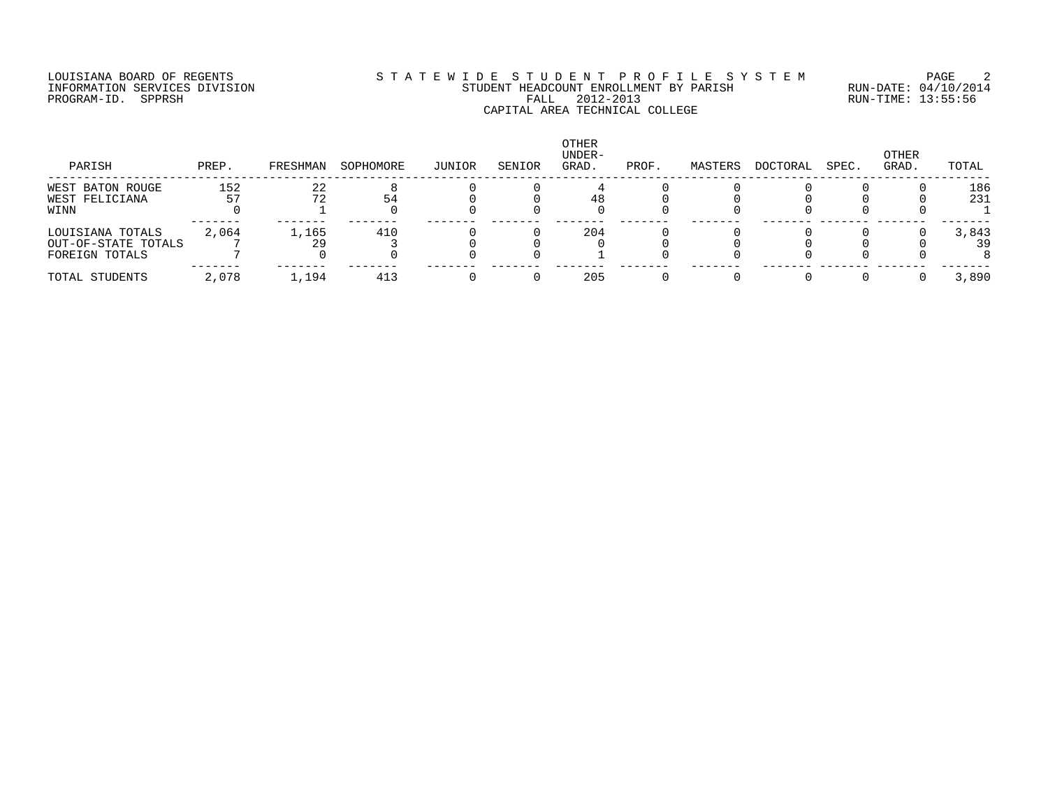LOUISIANA BOARD OF REGENTS
INFORMATION SERVICES DIVISION
PROGRAM-ID. SPPRSH

# S T A T E W I D E  S T U D E N T  P R O F I L E  S Y S T E M
## STUDENT HEADCOUNT ENROLLMENT BY PARISH
### FALL 2012-2013
### CAPITAL AREA TECHNICAL COLLEGE

RUN-DATE: 04/10/2014
RUN-TIME: 13:55:56

| PARISH | PREP. | FRESHMAN | SOPHOMORE | JUNIOR | SENIOR | OTHER UNDER-GRAD. | PROF. | MASTERS | DOCTORAL | SPEC. | OTHER GRAD. | TOTAL |
|---|---|---|---|---|---|---|---|---|---|---|---|---|
| WEST BATON ROUGE | 152 | 22 | 8 | 0 | 0 | 4 | 0 | 0 | 0 | 0 | 0 | 186 |
| WEST FELICIANA | 57 | 72 | 54 | 0 | 0 | 48 | 0 | 0 | 0 | 0 | 0 | 231 |
| WINN | 0 | 1 | 0 | 0 | 0 | 0 | 0 | 0 | 0 | 0 | 0 | 1 |
| LOUISIANA TOTALS | 2,064 | 1,165 | 410 | 0 | 0 | 204 | 0 | 0 | 0 | 0 | 0 | 3,843 |
| OUT-OF-STATE TOTALS | 7 | 29 | 3 | 0 | 0 | 0 | 0 | 0 | 0 | 0 | 0 | 39 |
| FOREIGN TOTALS | 7 | 0 | 0 | 0 | 0 | 1 | 0 | 0 | 0 | 0 | 0 | 8 |
| TOTAL STUDENTS | 2,078 | 1,194 | 413 | 0 | 0 | 205 | 0 | 0 | 0 | 0 | 0 | 3,890 |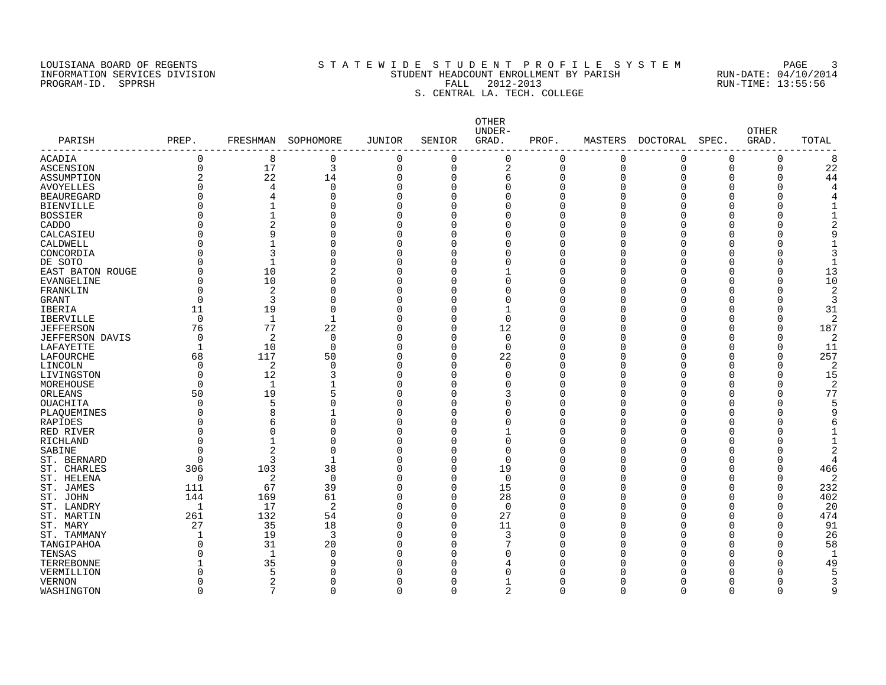LOUISIANA BOARD OF REGENTS
INFORMATION SERVICES DIVISION
PROGRAM-ID. SPPRSH

# S T A T E W I D E S T U D E N T P R O F I L E S Y S T E M

STUDENT HEADCOUNT ENROLLMENT BY PARISH
FALL 2012-2013
S. CENTRAL LA. TECH. COLLEGE

RUN-DATE: 04/10/2014
RUN-TIME: 13:55:56

| PARISH | PREP. | FRESHMAN | SOPHOMORE | JUNIOR | SENIOR | OTHER UNDER-GRAD. | PROF. | MASTERS | DOCTORAL | SPEC. | OTHER GRAD. | TOTAL |
|---|---|---|---|---|---|---|---|---|---|---|---|---|
| ACADIA | 0 | 8 | 0 | 0 | 0 | 0 | 0 | 0 | 0 | 0 | 0 | 8 |
| ASCENSION | 0 | 17 | 3 | 0 | 0 | 2 | 0 | 0 | 0 | 0 | 0 | 22 |
| ASSUMPTION | 2 | 22 | 14 | 0 | 0 | 6 | 0 | 0 | 0 | 0 | 0 | 44 |
| AVOYELLES | 0 | 4 | 0 | 0 | 0 | 0 | 0 | 0 | 0 | 0 | 0 | 4 |
| BEAUREGARD | 0 | 4 | 0 | 0 | 0 | 0 | 0 | 0 | 0 | 0 | 0 | 4 |
| BIENVILLE | 0 | 1 | 0 | 0 | 0 | 0 | 0 | 0 | 0 | 0 | 0 | 1 |
| BOSSIER | 0 | 1 | 0 | 0 | 0 | 0 | 0 | 0 | 0 | 0 | 0 | 1 |
| CADDO | 0 | 2 | 0 | 0 | 0 | 0 | 0 | 0 | 0 | 0 | 0 | 2 |
| CALCASIEU | 0 | 9 | 0 | 0 | 0 | 0 | 0 | 0 | 0 | 0 | 0 | 9 |
| CALDWELL | 0 | 1 | 0 | 0 | 0 | 0 | 0 | 0 | 0 | 0 | 0 | 1 |
| CONCORDIA | 0 | 3 | 0 | 0 | 0 | 0 | 0 | 0 | 0 | 0 | 0 | 3 |
| DE SOTO | 0 | 1 | 0 | 0 | 0 | 0 | 0 | 0 | 0 | 0 | 0 | 1 |
| EAST BATON ROUGE | 0 | 10 | 2 | 0 | 0 | 1 | 0 | 0 | 0 | 0 | 0 | 13 |
| EVANGELINE | 0 | 10 | 0 | 0 | 0 | 0 | 0 | 0 | 0 | 0 | 0 | 10 |
| FRANKLIN | 0 | 2 | 0 | 0 | 0 | 0 | 0 | 0 | 0 | 0 | 0 | 2 |
| GRANT | 0 | 3 | 0 | 0 | 0 | 0 | 0 | 0 | 0 | 0 | 0 | 3 |
| IBERIA | 11 | 19 | 0 | 0 | 0 | 1 | 0 | 0 | 0 | 0 | 0 | 31 |
| IBERVILLE | 0 | 1 | 1 | 0 | 0 | 0 | 0 | 0 | 0 | 0 | 0 | 2 |
| JEFFERSON | 76 | 77 | 22 | 0 | 0 | 12 | 0 | 0 | 0 | 0 | 0 | 187 |
| JEFFERSON DAVIS | 0 | 2 | 0 | 0 | 0 | 0 | 0 | 0 | 0 | 0 | 0 | 2 |
| LAFAYETTE | 1 | 10 | 0 | 0 | 0 | 0 | 0 | 0 | 0 | 0 | 0 | 11 |
| LAFOURCHE | 68 | 117 | 50 | 0 | 0 | 22 | 0 | 0 | 0 | 0 | 0 | 257 |
| LINCOLN | 0 | 2 | 0 | 0 | 0 | 0 | 0 | 0 | 0 | 0 | 0 | 2 |
| LIVINGSTON | 0 | 12 | 3 | 0 | 0 | 0 | 0 | 0 | 0 | 0 | 0 | 15 |
| MOREHOUSE | 0 | 1 | 1 | 0 | 0 | 0 | 0 | 0 | 0 | 0 | 0 | 2 |
| ORLEANS | 50 | 19 | 5 | 0 | 0 | 3 | 0 | 0 | 0 | 0 | 0 | 77 |
| OUACHITA | 0 | 5 | 0 | 0 | 0 | 0 | 0 | 0 | 0 | 0 | 0 | 5 |
| PLAQUEMINES | 0 | 8 | 1 | 0 | 0 | 0 | 0 | 0 | 0 | 0 | 0 | 9 |
| RAPIDES | 0 | 6 | 0 | 0 | 0 | 0 | 0 | 0 | 0 | 0 | 0 | 6 |
| RED RIVER | 0 | 0 | 0 | 0 | 0 | 1 | 0 | 0 | 0 | 0 | 0 | 1 |
| RICHLAND | 0 | 1 | 0 | 0 | 0 | 0 | 0 | 0 | 0 | 0 | 0 | 1 |
| SABINE | 0 | 2 | 0 | 0 | 0 | 0 | 0 | 0 | 0 | 0 | 0 | 2 |
| ST. BERNARD | 0 | 3 | 1 | 0 | 0 | 0 | 0 | 0 | 0 | 0 | 0 | 4 |
| ST. CHARLES | 306 | 103 | 38 | 0 | 0 | 19 | 0 | 0 | 0 | 0 | 0 | 466 |
| ST. HELENA | 0 | 2 | 0 | 0 | 0 | 0 | 0 | 0 | 0 | 0 | 0 | 2 |
| ST. JAMES | 111 | 67 | 39 | 0 | 0 | 15 | 0 | 0 | 0 | 0 | 0 | 232 |
| ST. JOHN | 144 | 169 | 61 | 0 | 0 | 28 | 0 | 0 | 0 | 0 | 0 | 402 |
| ST. LANDRY | 1 | 17 | 2 | 0 | 0 | 0 | 0 | 0 | 0 | 0 | 0 | 20 |
| ST. MARTIN | 261 | 132 | 54 | 0 | 0 | 27 | 0 | 0 | 0 | 0 | 0 | 474 |
| ST. MARY | 27 | 35 | 18 | 0 | 0 | 11 | 0 | 0 | 0 | 0 | 0 | 91 |
| ST. TAMMANY | 1 | 19 | 3 | 0 | 0 | 3 | 0 | 0 | 0 | 0 | 0 | 26 |
| TANGIPAHOA | 0 | 31 | 20 | 0 | 0 | 7 | 0 | 0 | 0 | 0 | 0 | 58 |
| TENSAS | 0 | 1 | 0 | 0 | 0 | 0 | 0 | 0 | 0 | 0 | 0 | 1 |
| TERREBONNE | 1 | 35 | 9 | 0 | 0 | 4 | 0 | 0 | 0 | 0 | 0 | 49 |
| VERMILLION | 0 | 5 | 0 | 0 | 0 | 0 | 0 | 0 | 0 | 0 | 0 | 5 |
| VERNON | 0 | 2 | 0 | 0 | 0 | 1 | 0 | 0 | 0 | 0 | 0 | 3 |
| WASHINGTON | 0 | 7 | 0 | 0 | 0 | 2 | 0 | 0 | 0 | 0 | 0 | 9 |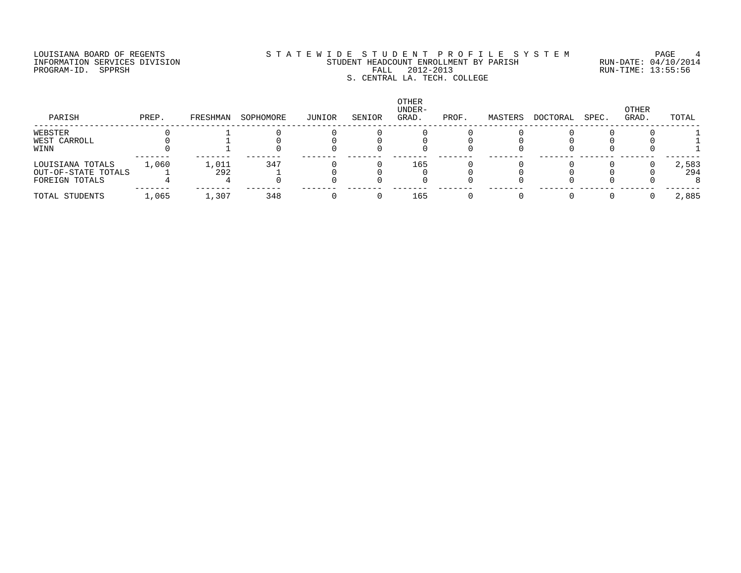LOUISIANA BOARD OF REGENTS
INFORMATION SERVICES DIVISION
PROGRAM-ID. SPPRSH

STATEWIDE STUDENT PROFILE SYSTEM
STUDENT HEADCOUNT ENROLLMENT BY PARISH
FALL 2012-2013
S. CENTRAL LA. TECH. COLLEGE

RUN-DATE: 04/10/2014
RUN-TIME: 13:55:56

| PARISH | PREP. | FRESHMAN | SOPHOMORE | JUNIOR | SENIOR | OTHER UNDER-GRAD. | PROF. | MASTERS | DOCTORAL | SPEC. | OTHER GRAD. | TOTAL |
|---|---|---|---|---|---|---|---|---|---|---|---|---|
| WEBSTER | 0 | 1 | 0 | 0 | 0 | 0 | 0 | 0 | 0 | 0 | 0 | 1 |
| WEST CARROLL | 0 | 1 | 0 | 0 | 0 | 0 | 0 | 0 | 0 | 0 | 0 | 1 |
| WINN | 0 | 1 | 0 | 0 | 0 | 0 | 0 | 0 | 0 | 0 | 0 | 1 |
| LOUISIANA TOTALS | 1,060 | 1,011 | 347 | 0 | 0 | 165 | 0 | 0 | 0 | 0 | 0 | 2,583 |
| OUT-OF-STATE TOTALS | 1 | 292 | 1 | 0 | 0 | 0 | 0 | 0 | 0 | 0 | 0 | 294 |
| FOREIGN TOTALS | 4 | 4 | 0 | 0 | 0 | 0 | 0 | 0 | 0 | 0 | 0 | 8 |
| TOTAL STUDENTS | 1,065 | 1,307 | 348 | 0 | 0 | 165 | 0 | 0 | 0 | 0 | 0 | 2,885 |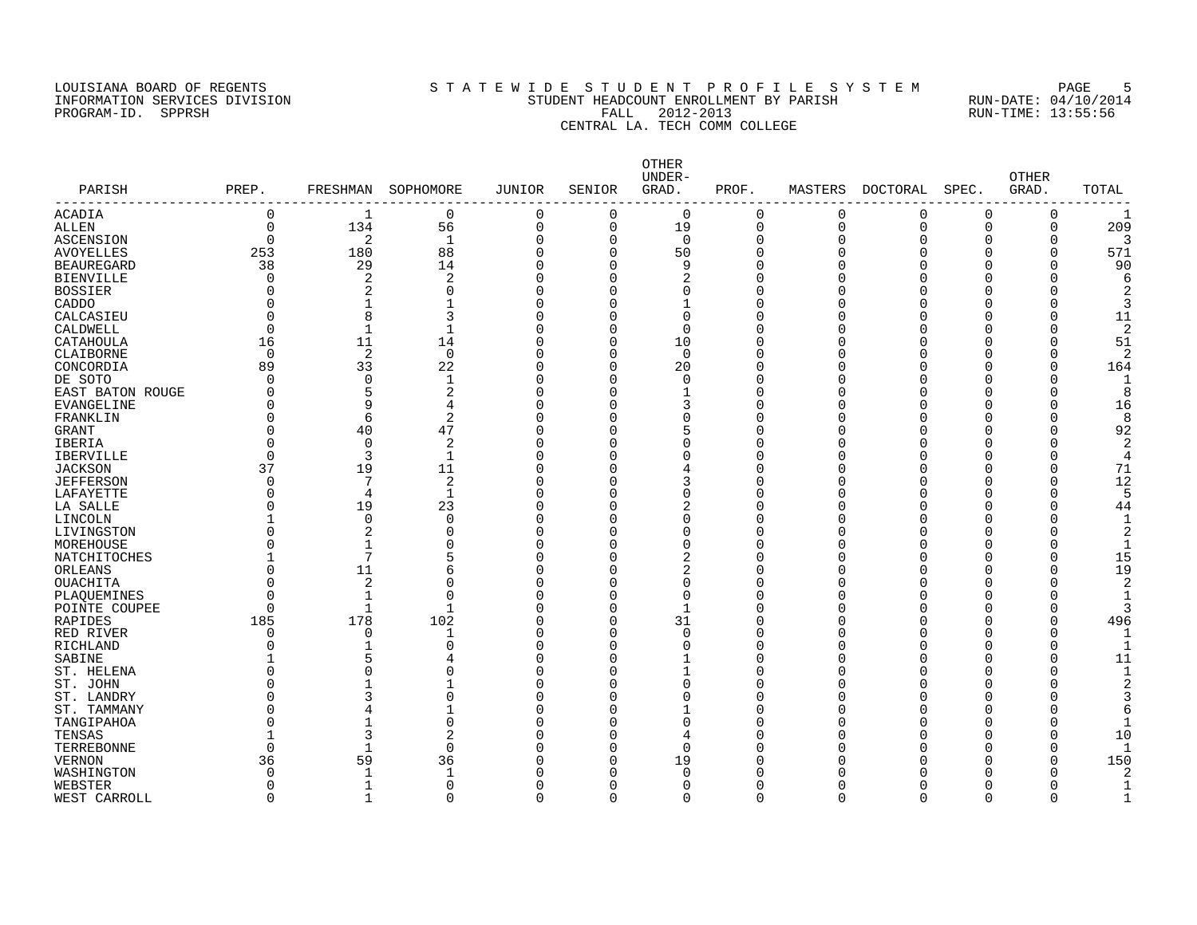LOUISIANA BOARD OF REGENTS
INFORMATION SERVICES DIVISION
PROGRAM-ID. SPPRSH

# S T A T E W I D E S T U D E N T P R O F I L E S Y S T E M
## STUDENT HEADCOUNT ENROLLMENT BY PARISH
## FALL 2012-2013
## CENTRAL LA. TECH COMM COLLEGE

RUN-DATE: 04/10/2014
RUN-TIME: 13:55:56

| PARISH | PREP. | FRESHMAN | SOPHOMORE | JUNIOR | SENIOR | OTHER UNDER-GRAD. | PROF. | MASTERS | DOCTORAL | SPEC. | OTHER GRAD. | TOTAL |
|---|---|---|---|---|---|---|---|---|---|---|---|---|
| ACADIA | 0 | 1 | 0 | 0 | 0 | 0 | 0 | 0 | 0 | 0 | 0 | 1 |
| ALLEN | 0 | 134 | 56 | 0 | 0 | 19 | 0 | 0 | 0 | 0 | 0 | 209 |
| ASCENSION | 0 | 2 | 1 | 0 | 0 | 0 | 0 | 0 | 0 | 0 | 0 | 3 |
| AVOYELLES | 253 | 180 | 88 | 0 | 0 | 50 | 0 | 0 | 0 | 0 | 0 | 571 |
| BEAUREGARD | 38 | 29 | 14 | 0 | 0 | 9 | 0 | 0 | 0 | 0 | 0 | 90 |
| BIENVILLE | 0 | 2 | 2 | 0 | 0 | 2 | 0 | 0 | 0 | 0 | 0 | 6 |
| BOSSIER | 0 | 2 | 0 | 0 | 0 | 0 | 0 | 0 | 0 | 0 | 0 | 2 |
| CADDO | 0 | 1 | 1 | 0 | 0 | 1 | 0 | 0 | 0 | 0 | 0 | 3 |
| CALCASIEU | 0 | 8 | 3 | 0 | 0 | 0 | 0 | 0 | 0 | 0 | 0 | 11 |
| CALDWELL | 0 | 1 | 1 | 0 | 0 | 0 | 0 | 0 | 0 | 0 | 0 | 2 |
| CATAHOULA | 16 | 11 | 14 | 0 | 0 | 10 | 0 | 0 | 0 | 0 | 0 | 51 |
| CLAIBORNE | 0 | 2 | 0 | 0 | 0 | 0 | 0 | 0 | 0 | 0 | 0 | 2 |
| CONCORDIA | 89 | 33 | 22 | 0 | 0 | 20 | 0 | 0 | 0 | 0 | 0 | 164 |
| DE SOTO | 0 | 0 | 1 | 0 | 0 | 0 | 0 | 0 | 0 | 0 | 0 | 1 |
| EAST BATON ROUGE | 0 | 5 | 2 | 0 | 0 | 1 | 0 | 0 | 0 | 0 | 0 | 8 |
| EVANGELINE | 0 | 9 | 4 | 0 | 0 | 3 | 0 | 0 | 0 | 0 | 0 | 16 |
| FRANKLIN | 0 | 6 | 2 | 0 | 0 | 0 | 0 | 0 | 0 | 0 | 0 | 8 |
| GRANT | 0 | 40 | 47 | 0 | 0 | 5 | 0 | 0 | 0 | 0 | 0 | 92 |
| IBERIA | 0 | 0 | 2 | 0 | 0 | 0 | 0 | 0 | 0 | 0 | 0 | 2 |
| IBERVILLE | 0 | 3 | 1 | 0 | 0 | 0 | 0 | 0 | 0 | 0 | 0 | 4 |
| JACKSON | 37 | 19 | 11 | 0 | 0 | 4 | 0 | 0 | 0 | 0 | 0 | 71 |
| JEFFERSON | 0 | 7 | 2 | 0 | 0 | 3 | 0 | 0 | 0 | 0 | 0 | 12 |
| LAFAYETTE | 0 | 4 | 1 | 0 | 0 | 0 | 0 | 0 | 0 | 0 | 0 | 5 |
| LA SALLE | 0 | 19 | 23 | 0 | 0 | 2 | 0 | 0 | 0 | 0 | 0 | 44 |
| LINCOLN | 1 | 0 | 0 | 0 | 0 | 0 | 0 | 0 | 0 | 0 | 0 | 1 |
| LIVINGSTON | 0 | 2 | 0 | 0 | 0 | 0 | 0 | 0 | 0 | 0 | 0 | 2 |
| MOREHOUSE | 0 | 1 | 0 | 0 | 0 | 0 | 0 | 0 | 0 | 0 | 0 | 1 |
| NATCHITOCHES | 1 | 7 | 5 | 0 | 0 | 2 | 0 | 0 | 0 | 0 | 0 | 15 |
| ORLEANS | 0 | 11 | 6 | 0 | 0 | 2 | 0 | 0 | 0 | 0 | 0 | 19 |
| OUACHITA | 0 | 2 | 0 | 0 | 0 | 0 | 0 | 0 | 0 | 0 | 0 | 2 |
| PLAQUEMINES | 0 | 1 | 0 | 0 | 0 | 0 | 0 | 0 | 0 | 0 | 0 | 1 |
| POINTE COUPEE | 0 | 1 | 1 | 0 | 0 | 1 | 0 | 0 | 0 | 0 | 0 | 3 |
| RAPIDES | 185 | 178 | 102 | 0 | 0 | 31 | 0 | 0 | 0 | 0 | 0 | 496 |
| RED RIVER | 0 | 0 | 1 | 0 | 0 | 0 | 0 | 0 | 0 | 0 | 0 | 1 |
| RICHLAND | 0 | 1 | 0 | 0 | 0 | 0 | 0 | 0 | 0 | 0 | 0 | 1 |
| SABINE | 1 | 5 | 4 | 0 | 0 | 1 | 0 | 0 | 0 | 0 | 0 | 11 |
| ST. HELENA | 0 | 0 | 0 | 0 | 0 | 1 | 0 | 0 | 0 | 0 | 0 | 1 |
| ST. JOHN | 0 | 1 | 1 | 0 | 0 | 0 | 0 | 0 | 0 | 0 | 0 | 2 |
| ST. LANDRY | 0 | 3 | 0 | 0 | 0 | 0 | 0 | 0 | 0 | 0 | 0 | 3 |
| ST. TAMMANY | 0 | 4 | 1 | 0 | 0 | 1 | 0 | 0 | 0 | 0 | 0 | 6 |
| TANGIPAHOA | 0 | 1 | 0 | 0 | 0 | 0 | 0 | 0 | 0 | 0 | 0 | 1 |
| TENSAS | 1 | 3 | 2 | 0 | 0 | 4 | 0 | 0 | 0 | 0 | 0 | 10 |
| TERREBONNE | 0 | 1 | 0 | 0 | 0 | 0 | 0 | 0 | 0 | 0 | 0 | 1 |
| VERNON | 36 | 59 | 36 | 0 | 0 | 19 | 0 | 0 | 0 | 0 | 0 | 150 |
| WASHINGTON | 0 | 1 | 1 | 0 | 0 | 0 | 0 | 0 | 0 | 0 | 0 | 2 |
| WEBSTER | 0 | 1 | 0 | 0 | 0 | 0 | 0 | 0 | 0 | 0 | 0 | 1 |
| WEST CARROLL | 0 | 1 | 0 | 0 | 0 | 0 | 0 | 0 | 0 | 0 | 0 | 1 |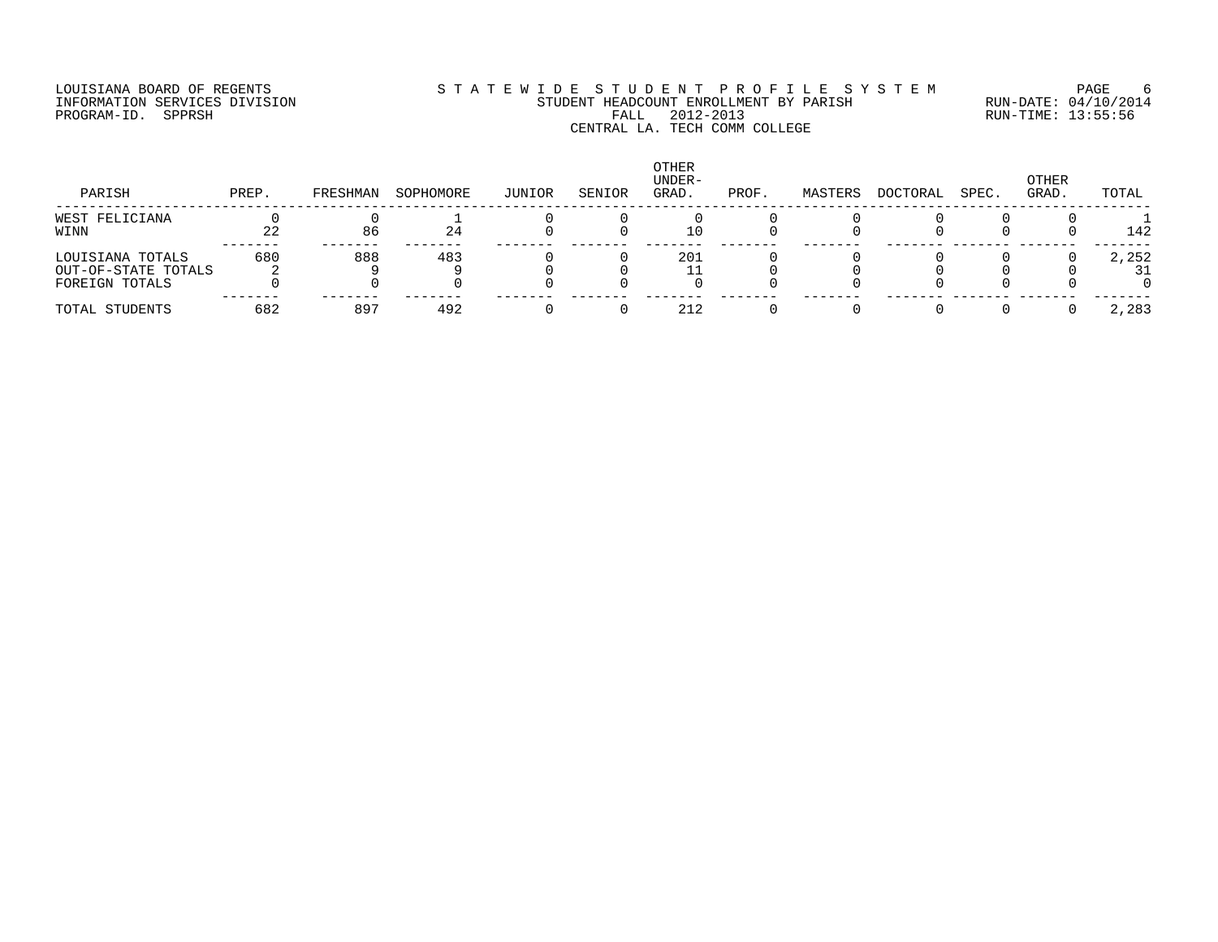LOUISIANA BOARD OF REGENTS
INFORMATION SERVICES DIVISION
PROGRAM-ID. SPPRSH

STATEWIDE STUDENT PROFILE SYSTEM
STUDENT HEADCOUNT ENROLLMENT BY PARISH
FALL 2012-2013
CENTRAL LA. TECH COMM COLLEGE

RUN-DATE: 04/10/2014
RUN-TIME: 13:55:56

| PARISH | PREP. | FRESHMAN | SOPHOMORE | JUNIOR | SENIOR | OTHER UNDER-GRAD. | PROF. | MASTERS | DOCTORAL | SPEC. | OTHER GRAD. | TOTAL |
|---|---|---|---|---|---|---|---|---|---|---|---|---|
| WEST FELICIANA | 0 | 0 | 1 | 0 | 0 | 0 | 0 | 0 | 0 | 0 | 0 | 1 |
| WINN | 22 | 86 | 24 | 0 | 0 | 10 | 0 | 0 | 0 | 0 | 0 | 142 |
| LOUISIANA TOTALS | 680 | 888 | 483 | 0 | 0 | 201 | 0 | 0 | 0 | 0 | 0 | 2,252 |
| OUT-OF-STATE TOTALS | 2 | 9 | 9 | 0 | 0 | 11 | 0 | 0 | 0 | 0 | 0 | 31 |
| FOREIGN TOTALS | 0 | 0 | 0 | 0 | 0 | 0 | 0 | 0 | 0 | 0 | 0 | 0 |
| TOTAL STUDENTS | 682 | 897 | 492 | 0 | 0 | 212 | 0 | 0 | 0 | 0 | 0 | 2,283 |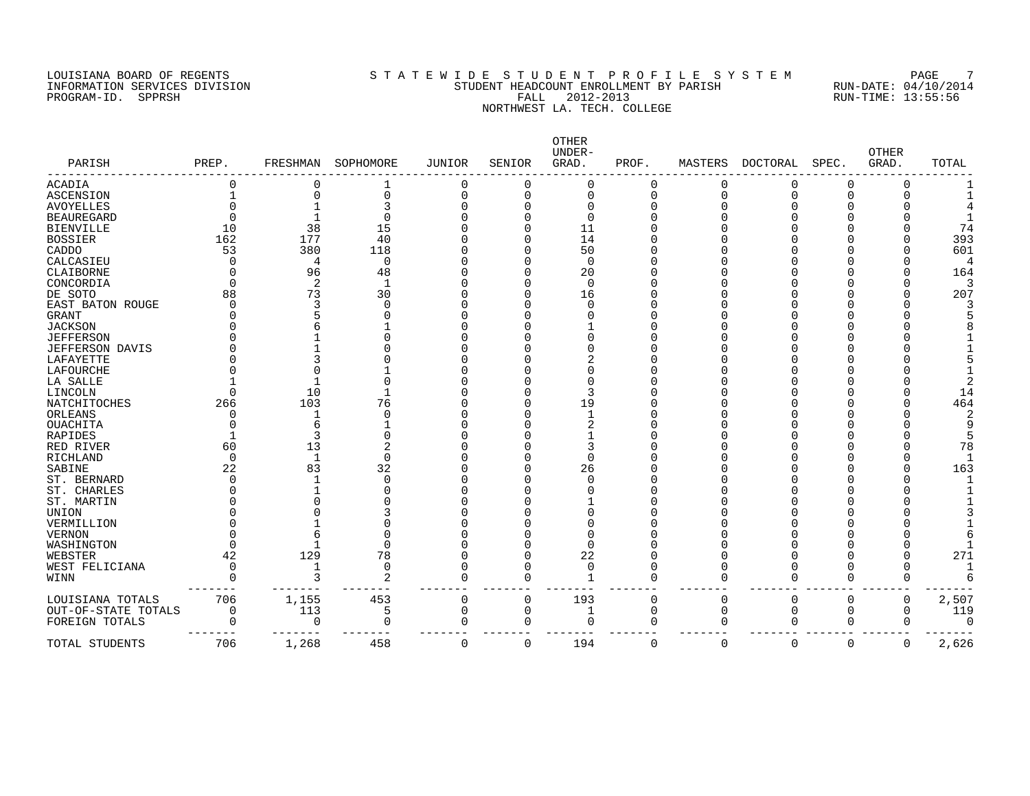LOUISIANA BOARD OF REGENTS
INFORMATION SERVICES DIVISION
PROGRAM-ID. SPPRSH

STATEWIDE STUDENT PROFILE SYSTEM
STUDENT HEADCOUNT ENROLLMENT BY PARISH
FALL 2012-2013
NORTHWEST LA. TECH. COLLEGE

RUN-DATE: 04/10/2014
RUN-TIME: 13:55:56

| PARISH | PREP. | FRESHMAN | SOPHOMORE | JUNIOR | SENIOR | OTHER UNDER-GRAD. | PROF. | MASTERS | DOCTORAL | SPEC. | OTHER GRAD. | TOTAL |
|---|---|---|---|---|---|---|---|---|---|---|---|---|
| ACADIA | 0 | 0 | 1 | 0 | 0 | 0 | 0 | 0 | 0 | 0 | 0 | 1 |
| ASCENSION | 1 | 0 | 0 | 0 | 0 | 0 | 0 | 0 | 0 | 0 | 0 | 1 |
| AVOYELLES | 0 | 1 | 3 | 0 | 0 | 0 | 0 | 0 | 0 | 0 | 0 | 4 |
| BEAUREGARD | 0 | 1 | 0 | 0 | 0 | 0 | 0 | 0 | 0 | 0 | 0 | 1 |
| BIENVILLE | 10 | 38 | 15 | 0 | 0 | 11 | 0 | 0 | 0 | 0 | 0 | 74 |
| BOSSIER | 162 | 177 | 40 | 0 | 0 | 14 | 0 | 0 | 0 | 0 | 0 | 393 |
| CADDO | 53 | 380 | 118 | 0 | 0 | 50 | 0 | 0 | 0 | 0 | 0 | 601 |
| CALCASIEU | 0 | 4 | 0 | 0 | 0 | 0 | 0 | 0 | 0 | 0 | 0 | 4 |
| CLAIBORNE | 0 | 96 | 48 | 0 | 0 | 20 | 0 | 0 | 0 | 0 | 0 | 164 |
| CONCORDIA | 0 | 2 | 1 | 0 | 0 | 0 | 0 | 0 | 0 | 0 | 0 | 3 |
| DE SOTO | 88 | 73 | 30 | 0 | 0 | 16 | 0 | 0 | 0 | 0 | 0 | 207 |
| EAST BATON ROUGE | 0 | 3 | 0 | 0 | 0 | 0 | 0 | 0 | 0 | 0 | 0 | 3 |
| GRANT | 0 | 5 | 0 | 0 | 0 | 0 | 0 | 0 | 0 | 0 | 0 | 5 |
| JACKSON | 0 | 6 | 1 | 0 | 0 | 1 | 0 | 0 | 0 | 0 | 0 | 8 |
| JEFFERSON | 0 | 1 | 0 | 0 | 0 | 0 | 0 | 0 | 0 | 0 | 0 | 1 |
| JEFFERSON DAVIS | 0 | 1 | 0 | 0 | 0 | 0 | 0 | 0 | 0 | 0 | 0 | 1 |
| LAFAYETTE | 0 | 3 | 0 | 0 | 0 | 2 | 0 | 0 | 0 | 0 | 0 | 5 |
| LAFOURCHE | 0 | 0 | 1 | 0 | 0 | 0 | 0 | 0 | 0 | 0 | 0 | 1 |
| LA SALLE | 1 | 1 | 0 | 0 | 0 | 0 | 0 | 0 | 0 | 0 | 0 | 2 |
| LINCOLN | 0 | 10 | 1 | 0 | 0 | 3 | 0 | 0 | 0 | 0 | 0 | 14 |
| NATCHITOCHES | 266 | 103 | 76 | 0 | 0 | 19 | 0 | 0 | 0 | 0 | 0 | 464 |
| ORLEANS | 0 | 1 | 0 | 0 | 0 | 1 | 0 | 0 | 0 | 0 | 0 | 2 |
| OUACHITA | 0 | 6 | 1 | 0 | 0 | 2 | 0 | 0 | 0 | 0 | 0 | 9 |
| RAPIDES | 1 | 3 | 0 | 0 | 0 | 1 | 0 | 0 | 0 | 0 | 0 | 5 |
| RED RIVER | 60 | 13 | 2 | 0 | 0 | 3 | 0 | 0 | 0 | 0 | 0 | 78 |
| RICHLAND | 0 | 1 | 0 | 0 | 0 | 0 | 0 | 0 | 0 | 0 | 0 | 1 |
| SABINE | 22 | 83 | 32 | 0 | 0 | 26 | 0 | 0 | 0 | 0 | 0 | 163 |
| ST. BERNARD | 0 | 1 | 0 | 0 | 0 | 0 | 0 | 0 | 0 | 0 | 0 | 1 |
| ST. CHARLES | 0 | 1 | 0 | 0 | 0 | 0 | 0 | 0 | 0 | 0 | 0 | 1 |
| ST. MARTIN | 0 | 0 | 0 | 0 | 0 | 1 | 0 | 0 | 0 | 0 | 0 | 1 |
| UNION | 0 | 0 | 3 | 0 | 0 | 0 | 0 | 0 | 0 | 0 | 0 | 3 |
| VERMILLION | 0 | 1 | 0 | 0 | 0 | 0 | 0 | 0 | 0 | 0 | 0 | 1 |
| VERNON | 0 | 6 | 0 | 0 | 0 | 0 | 0 | 0 | 0 | 0 | 0 | 6 |
| WASHINGTON | 0 | 1 | 0 | 0 | 0 | 0 | 0 | 0 | 0 | 0 | 0 | 1 |
| WEBSTER | 42 | 129 | 78 | 0 | 0 | 22 | 0 | 0 | 0 | 0 | 0 | 271 |
| WEST FELICIANA | 0 | 1 | 0 | 0 | 0 | 0 | 0 | 0 | 0 | 0 | 0 | 1 |
| WINN | 0 | 3 | 2 | 0 | 0 | 1 | 0 | 0 | 0 | 0 | 0 | 6 |
| LOUISIANA TOTALS | 706 | 1,155 | 453 | 0 | 0 | 193 | 0 | 0 | 0 | 0 | 0 | 2,507 |
| OUT-OF-STATE TOTALS | 0 | 113 | 5 | 0 | 0 | 1 | 0 | 0 | 0 | 0 | 0 | 119 |
| FOREIGN TOTALS | 0 | 0 | 0 | 0 | 0 | 0 | 0 | 0 | 0 | 0 | 0 | 0 |
| TOTAL STUDENTS | 706 | 1,268 | 458 | 0 | 0 | 194 | 0 | 0 | 0 | 0 | 0 | 2,626 |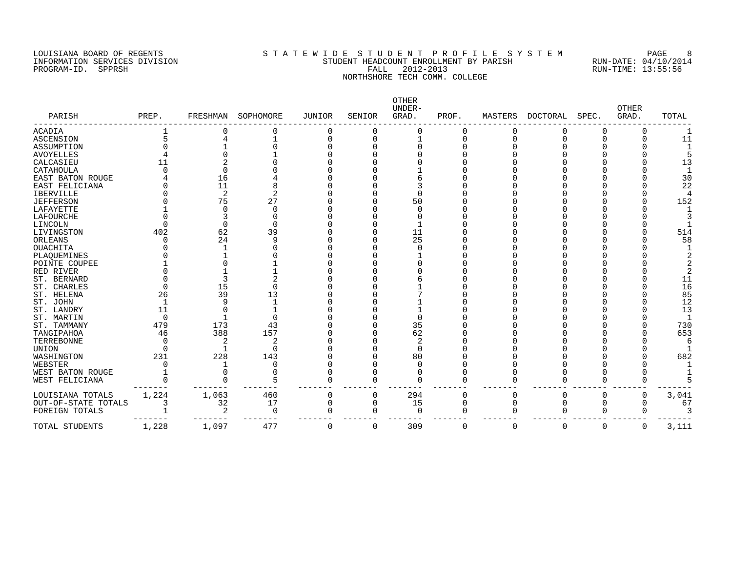LOUISIANA BOARD OF REGENTS
INFORMATION SERVICES DIVISION
PROGRAM-ID. SPPRSH

STATEWIDE STUDENT PROFILE SYSTEM
STUDENT HEADCOUNT ENROLLMENT BY PARISH
FALL 2012-2013
NORTHSHORE TECH COMM. COLLEGE

RUN-DATE: 04/10/2014
RUN-TIME: 13:55:56

| PARISH | PREP. | FRESHMAN | SOPHOMORE | JUNIOR | SENIOR | OTHER UNDER-GRAD. | PROF. | MASTERS | DOCTORAL | SPEC. | OTHER GRAD. | TOTAL |
|---|---|---|---|---|---|---|---|---|---|---|---|---|
| ACADIA | 1 | 0 | 0 | 0 | 0 | 0 | 0 | 0 | 0 | 0 | 0 | 1 |
| ASCENSION | 5 | 4 | 1 | 0 | 0 | 1 | 0 | 0 | 0 | 0 | 0 | 11 |
| ASSUMPTION | 0 | 1 | 0 | 0 | 0 | 0 | 0 | 0 | 0 | 0 | 0 | 1 |
| AVOYELLES | 4 | 0 | 1 | 0 | 0 | 0 | 0 | 0 | 0 | 0 | 0 | 5 |
| CALCASIEU | 11 | 2 | 0 | 0 | 0 | 0 | 0 | 0 | 0 | 0 | 0 | 13 |
| CATAHOULA | 0 | 0 | 0 | 0 | 0 | 1 | 0 | 0 | 0 | 0 | 0 | 1 |
| EAST BATON ROUGE | 4 | 16 | 4 | 0 | 0 | 6 | 0 | 0 | 0 | 0 | 0 | 30 |
| EAST FELICIANA | 0 | 11 | 8 | 0 | 0 | 3 | 0 | 0 | 0 | 0 | 0 | 22 |
| IBERVILLE | 0 | 2 | 2 | 0 | 0 | 0 | 0 | 0 | 0 | 0 | 0 | 4 |
| JEFFERSON | 0 | 75 | 27 | 0 | 0 | 50 | 0 | 0 | 0 | 0 | 0 | 152 |
| LAFAYETTE | 1 | 0 | 0 | 0 | 0 | 0 | 0 | 0 | 0 | 0 | 0 | 1 |
| LAFOURCHE | 0 | 3 | 0 | 0 | 0 | 0 | 0 | 0 | 0 | 0 | 0 | 3 |
| LINCOLN | 0 | 0 | 0 | 0 | 0 | 1 | 0 | 0 | 0 | 0 | 0 | 1 |
| LIVINGSTON | 402 | 62 | 39 | 0 | 0 | 11 | 0 | 0 | 0 | 0 | 0 | 514 |
| ORLEANS | 0 | 24 | 9 | 0 | 0 | 25 | 0 | 0 | 0 | 0 | 0 | 58 |
| OUACHITA | 0 | 1 | 0 | 0 | 0 | 0 | 0 | 0 | 0 | 0 | 0 | 1 |
| PLAQUEMINES | 0 | 1 | 0 | 0 | 0 | 1 | 0 | 0 | 0 | 0 | 0 | 2 |
| POINTE COUPEE | 1 | 0 | 1 | 0 | 0 | 0 | 0 | 0 | 0 | 0 | 0 | 2 |
| RED RIVER | 0 | 1 | 1 | 0 | 0 | 0 | 0 | 0 | 0 | 0 | 0 | 2 |
| ST. BERNARD | 0 | 3 | 2 | 0 | 0 | 6 | 0 | 0 | 0 | 0 | 0 | 11 |
| ST. CHARLES | 0 | 15 | 0 | 0 | 0 | 1 | 0 | 0 | 0 | 0 | 0 | 16 |
| ST. HELENA | 26 | 39 | 13 | 0 | 0 | 7 | 0 | 0 | 0 | 0 | 0 | 85 |
| ST. JOHN | 1 | 9 | 1 | 0 | 0 | 1 | 0 | 0 | 0 | 0 | 0 | 12 |
| ST. LANDRY | 11 | 0 | 1 | 0 | 0 | 1 | 0 | 0 | 0 | 0 | 0 | 13 |
| ST. MARTIN | 0 | 1 | 0 | 0 | 0 | 0 | 0 | 0 | 0 | 0 | 0 | 1 |
| ST. TAMMANY | 479 | 173 | 43 | 0 | 0 | 35 | 0 | 0 | 0 | 0 | 0 | 730 |
| TANGIPAHOA | 46 | 388 | 157 | 0 | 0 | 62 | 0 | 0 | 0 | 0 | 0 | 653 |
| TERREBONNE | 0 | 2 | 2 | 0 | 0 | 2 | 0 | 0 | 0 | 0 | 0 | 6 |
| UNION | 0 | 1 | 0 | 0 | 0 | 0 | 0 | 0 | 0 | 0 | 0 | 1 |
| WASHINGTON | 231 | 228 | 143 | 0 | 0 | 80 | 0 | 0 | 0 | 0 | 0 | 682 |
| WEBSTER | 0 | 1 | 0 | 0 | 0 | 0 | 0 | 0 | 0 | 0 | 0 | 1 |
| WEST BATON ROUGE | 1 | 0 | 0 | 0 | 0 | 0 | 0 | 0 | 0 | 0 | 0 | 1 |
| WEST FELICIANA | 0 | 0 | 5 | 0 | 0 | 0 | 0 | 0 | 0 | 0 | 0 | 5 |
| LOUISIANA TOTALS | 1,224 | 1,063 | 460 | 0 | 0 | 294 | 0 | 0 | 0 | 0 | 0 | 3,041 |
| OUT-OF-STATE TOTALS | 3 | 32 | 17 | 0 | 0 | 15 | 0 | 0 | 0 | 0 | 0 | 67 |
| FOREIGN TOTALS | 1 | 2 | 0 | 0 | 0 | 0 | 0 | 0 | 0 | 0 | 0 | 3 |
| TOTAL STUDENTS | 1,228 | 1,097 | 477 | 0 | 0 | 309 | 0 | 0 | 0 | 0 | 0 | 3,111 |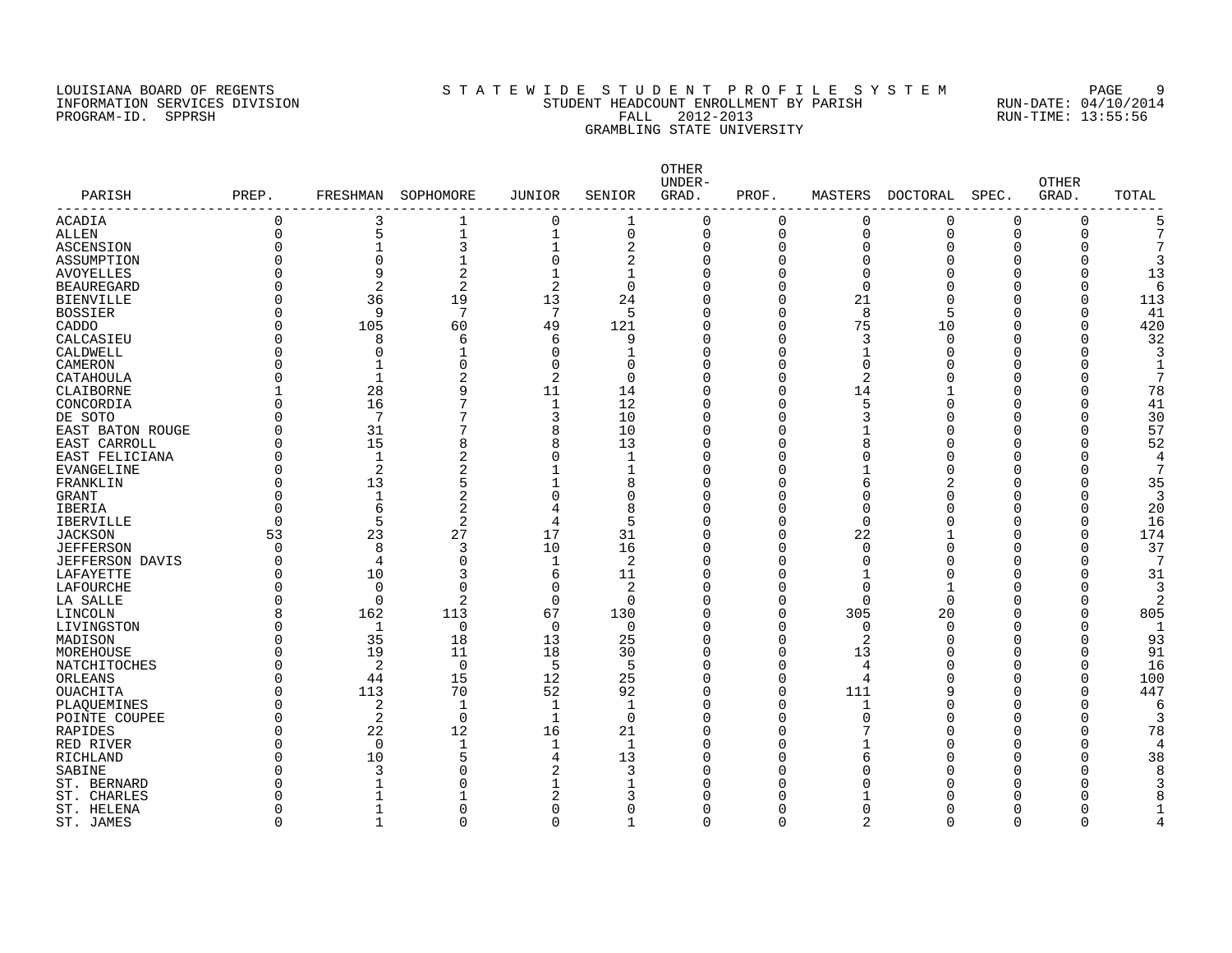LOUISIANA BOARD OF REGENTS
INFORMATION SERVICES DIVISION
PROGRAM-ID. SPPRSH

STATEWIDE STUDENT PROFILE SYSTEM
STUDENT HEADCOUNT ENROLLMENT BY PARISH
FALL 2012-2013
GRAMBLING STATE UNIVERSITY

RUN-DATE: 04/10/2014
RUN-TIME: 13:55:56

| PARISH | PREP. | FRESHMAN | SOPHOMORE | JUNIOR | SENIOR | OTHER UNDER-GRAD. | PROF. | MASTERS | DOCTORAL | SPEC. | OTHER GRAD. | TOTAL |
|---|---|---|---|---|---|---|---|---|---|---|---|---|
| ACADIA | 0 | 3 | 1 | 0 | 1 | 0 | 0 | 0 | 0 | 0 | 0 | 5 |
| ALLEN | 0 | 5 | 1 | 1 | 0 | 0 | 0 | 0 | 0 | 0 | 0 | 7 |
| ASCENSION | 0 | 1 | 3 | 1 | 2 | 0 | 0 | 0 | 0 | 0 | 0 | 7 |
| ASSUMPTION | 0 | 0 | 1 | 0 | 2 | 0 | 0 | 0 | 0 | 0 | 0 | 3 |
| AVOYELLES | 0 | 9 | 2 | 1 | 1 | 0 | 0 | 0 | 0 | 0 | 0 | 13 |
| BEAUREGARD | 0 | 2 | 2 | 2 | 0 | 0 | 0 | 0 | 0 | 0 | 0 | 6 |
| BIENVILLE | 0 | 36 | 19 | 13 | 24 | 0 | 0 | 21 | 0 | 0 | 0 | 113 |
| BOSSIER | 0 | 9 | 7 | 7 | 5 | 0 | 0 | 8 | 5 | 0 | 0 | 41 |
| CADDO | 0 | 105 | 60 | 49 | 121 | 0 | 0 | 75 | 10 | 0 | 0 | 420 |
| CALCASIEU | 0 | 8 | 6 | 6 | 9 | 0 | 0 | 3 | 0 | 0 | 0 | 32 |
| CALDWELL | 0 | 0 | 1 | 0 | 1 | 0 | 0 | 1 | 0 | 0 | 0 | 3 |
| CAMERON | 0 | 1 | 0 | 0 | 0 | 0 | 0 | 0 | 0 | 0 | 0 | 1 |
| CATAHOULA | 0 | 1 | 2 | 2 | 0 | 0 | 0 | 2 | 0 | 0 | 0 | 7 |
| CLAIBORNE | 1 | 28 | 9 | 11 | 14 | 0 | 0 | 14 | 1 | 0 | 0 | 78 |
| CONCORDIA | 0 | 16 | 7 | 1 | 12 | 0 | 0 | 5 | 0 | 0 | 0 | 41 |
| DE SOTO | 0 | 7 | 7 | 3 | 10 | 0 | 0 | 3 | 0 | 0 | 0 | 30 |
| EAST BATON ROUGE | 0 | 31 | 7 | 8 | 10 | 0 | 0 | 1 | 0 | 0 | 0 | 57 |
| EAST CARROLL | 0 | 15 | 8 | 8 | 13 | 0 | 0 | 8 | 0 | 0 | 0 | 52 |
| EAST FELICIANA | 0 | 1 | 2 | 0 | 1 | 0 | 0 | 0 | 0 | 0 | 0 | 4 |
| EVANGELINE | 0 | 2 | 2 | 1 | 1 | 0 | 0 | 1 | 0 | 0 | 0 | 7 |
| FRANKLIN | 0 | 13 | 5 | 1 | 8 | 0 | 0 | 6 | 2 | 0 | 0 | 35 |
| GRANT | 0 | 1 | 2 | 0 | 0 | 0 | 0 | 0 | 0 | 0 | 0 | 3 |
| IBERIA | 0 | 6 | 2 | 4 | 8 | 0 | 0 | 0 | 0 | 0 | 0 | 20 |
| IBERVILLE | 0 | 5 | 2 | 4 | 5 | 0 | 0 | 0 | 0 | 0 | 0 | 16 |
| JACKSON | 53 | 23 | 27 | 17 | 31 | 0 | 0 | 22 | 1 | 0 | 0 | 174 |
| JEFFERSON | 0 | 8 | 3 | 10 | 16 | 0 | 0 | 0 | 0 | 0 | 0 | 37 |
| JEFFERSON DAVIS | 0 | 4 | 0 | 1 | 2 | 0 | 0 | 0 | 0 | 0 | 0 | 7 |
| LAFAYETTE | 0 | 10 | 3 | 6 | 11 | 0 | 0 | 1 | 0 | 0 | 0 | 31 |
| LAFOURCHE | 0 | 0 | 0 | 0 | 2 | 0 | 0 | 0 | 1 | 0 | 0 | 3 |
| LA SALLE | 0 | 0 | 2 | 0 | 0 | 0 | 0 | 0 | 0 | 0 | 0 | 2 |
| LINCOLN | 8 | 162 | 113 | 67 | 130 | 0 | 0 | 305 | 20 | 0 | 0 | 805 |
| LIVINGSTON | 0 | 1 | 0 | 0 | 0 | 0 | 0 | 0 | 0 | 0 | 0 | 1 |
| MADISON | 0 | 35 | 18 | 13 | 25 | 0 | 0 | 2 | 0 | 0 | 0 | 93 |
| MOREHOUSE | 0 | 19 | 11 | 18 | 30 | 0 | 0 | 13 | 0 | 0 | 0 | 91 |
| NATCHITOCHES | 0 | 2 | 0 | 5 | 5 | 0 | 0 | 4 | 0 | 0 | 0 | 16 |
| ORLEANS | 0 | 44 | 15 | 12 | 25 | 0 | 0 | 4 | 0 | 0 | 0 | 100 |
| OUACHITA | 0 | 113 | 70 | 52 | 92 | 0 | 0 | 111 | 9 | 0 | 0 | 447 |
| PLAQUEMINES | 0 | 2 | 1 | 1 | 1 | 0 | 0 | 1 | 0 | 0 | 0 | 6 |
| POINTE COUPEE | 0 | 2 | 0 | 1 | 0 | 0 | 0 | 0 | 0 | 0 | 0 | 3 |
| RAPIDES | 0 | 22 | 12 | 16 | 21 | 0 | 0 | 7 | 0 | 0 | 0 | 78 |
| RED RIVER | 0 | 0 | 1 | 1 | 1 | 0 | 0 | 1 | 0 | 0 | 0 | 4 |
| RICHLAND | 0 | 10 | 5 | 4 | 13 | 0 | 0 | 6 | 0 | 0 | 0 | 38 |
| SABINE | 0 | 3 | 0 | 2 | 3 | 0 | 0 | 0 | 0 | 0 | 0 | 8 |
| ST. BERNARD | 0 | 1 | 0 | 1 | 1 | 0 | 0 | 0 | 0 | 0 | 0 | 3 |
| ST. CHARLES | 0 | 1 | 1 | 2 | 3 | 0 | 0 | 1 | 0 | 0 | 0 | 8 |
| ST. HELENA | 0 | 1 | 0 | 0 | 0 | 0 | 0 | 0 | 0 | 0 | 0 | 1 |
| ST. JAMES | 0 | 1 | 0 | 0 | 1 | 0 | 0 | 2 | 0 | 0 | 0 | 4 |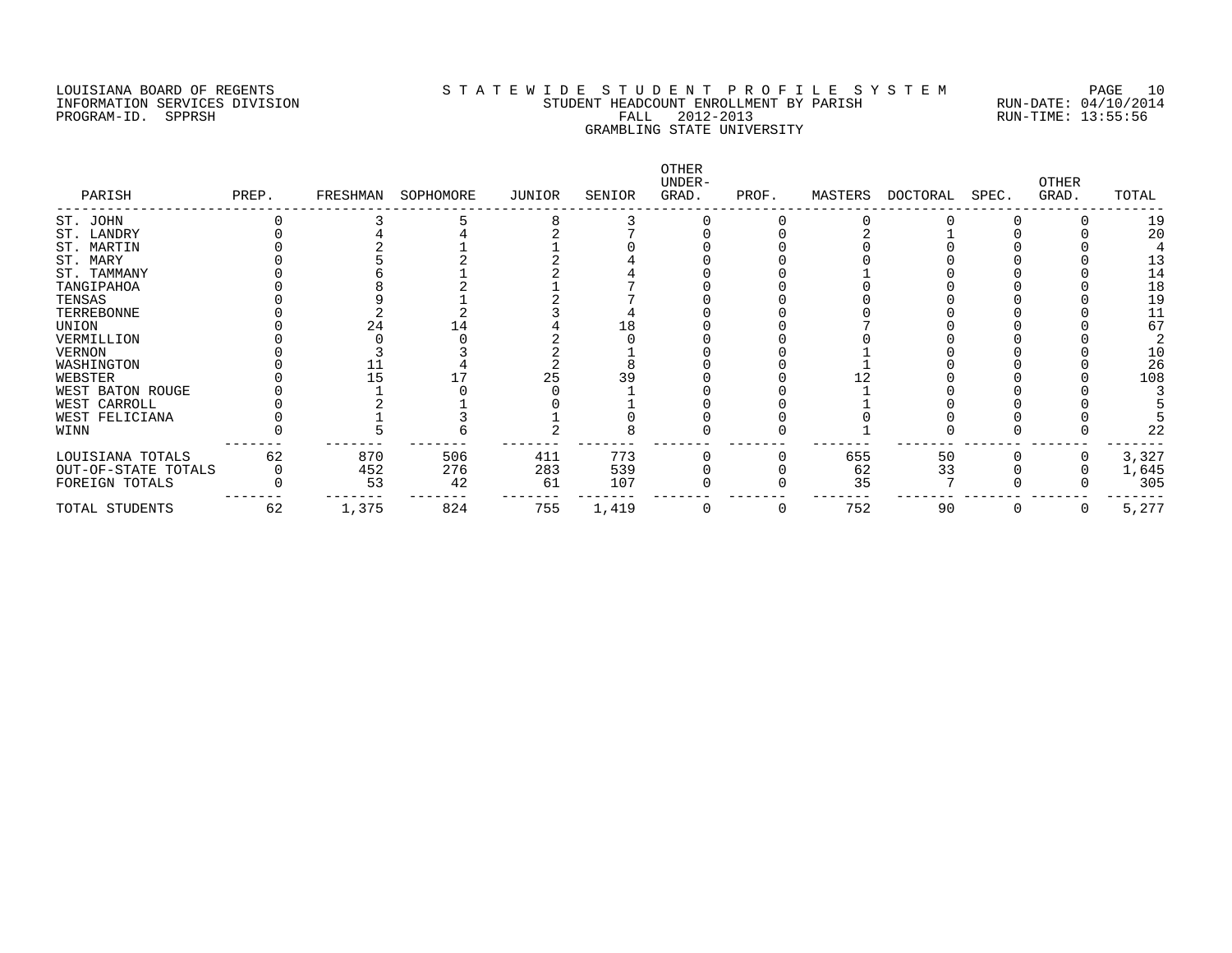LOUISIANA BOARD OF REGENTS
INFORMATION SERVICES DIVISION
PROGRAM-ID. SPPRSH

# S T A T E W I D E S T U D E N T P R O F I L E S Y S T E M
## STUDENT HEADCOUNT ENROLLMENT BY PARISH
### FALL 2012-2013
### GRAMBLING STATE UNIVERSITY

RUN-DATE: 04/10/2014
RUN-TIME: 13:55:56

| PARISH | PREP. | FRESHMAN | SOPHOMORE | JUNIOR | SENIOR | OTHER UNDER-GRAD. | PROF. | MASTERS | DOCTORAL | SPEC. | OTHER GRAD. | TOTAL |
|---|---|---|---|---|---|---|---|---|---|---|---|---|
| ST. JOHN | 0 | 3 | 5 | 8 | 3 | 0 | 0 | 0 | 0 | 0 | 0 | 19 |
| ST. LANDRY | 0 | 4 | 4 | 2 | 7 | 0 | 0 | 2 | 1 | 0 | 0 | 20 |
| ST. MARTIN | 0 | 2 | 1 | 1 | 0 | 0 | 0 | 0 | 0 | 0 | 0 | 4 |
| ST. MARY | 0 | 5 | 2 | 2 | 4 | 0 | 0 | 0 | 0 | 0 | 0 | 13 |
| ST. TAMMANY | 0 | 6 | 1 | 2 | 4 | 0 | 0 | 1 | 0 | 0 | 0 | 14 |
| TANGIPAHOA | 0 | 8 | 2 | 1 | 7 | 0 | 0 | 0 | 0 | 0 | 0 | 18 |
| TENSAS | 0 | 9 | 1 | 2 | 7 | 0 | 0 | 0 | 0 | 0 | 0 | 19 |
| TERREBONNE | 0 | 2 | 2 | 3 | 4 | 0 | 0 | 0 | 0 | 0 | 0 | 11 |
| UNION | 0 | 24 | 14 | 4 | 18 | 0 | 0 | 7 | 0 | 0 | 0 | 67 |
| VERMILLION | 0 | 0 | 0 | 2 | 0 | 0 | 0 | 0 | 0 | 0 | 0 | 2 |
| VERNON | 0 | 3 | 3 | 2 | 1 | 0 | 0 | 1 | 0 | 0 | 0 | 10 |
| WASHINGTON | 0 | 11 | 4 | 2 | 8 | 0 | 0 | 1 | 0 | 0 | 0 | 26 |
| WEBSTER | 0 | 15 | 17 | 25 | 39 | 0 | 0 | 12 | 0 | 0 | 0 | 108 |
| WEST BATON ROUGE | 0 | 1 | 0 | 0 | 1 | 0 | 0 | 1 | 0 | 0 | 0 | 3 |
| WEST CARROLL | 0 | 2 | 1 | 0 | 1 | 0 | 0 | 1 | 0 | 0 | 0 | 5 |
| WEST FELICIANA | 0 | 1 | 3 | 1 | 0 | 0 | 0 | 0 | 0 | 0 | 0 | 5 |
| WINN | 0 | 5 | 6 | 2 | 8 | 0 | 0 | 1 | 0 | 0 | 0 | 22 |
| LOUISIANA TOTALS | 62 | 870 | 506 | 411 | 773 | 0 | 0 | 655 | 50 | 0 | 0 | 3,327 |
| OUT-OF-STATE TOTALS | 0 | 452 | 276 | 283 | 539 | 0 | 0 | 62 | 33 | 0 | 0 | 1,645 |
| FOREIGN TOTALS | 0 | 53 | 42 | 61 | 107 | 0 | 0 | 35 | 7 | 0 | 0 | 305 |
| TOTAL STUDENTS | 62 | 1,375 | 824 | 755 | 1,419 | 0 | 0 | 752 | 90 | 0 | 0 | 5,277 |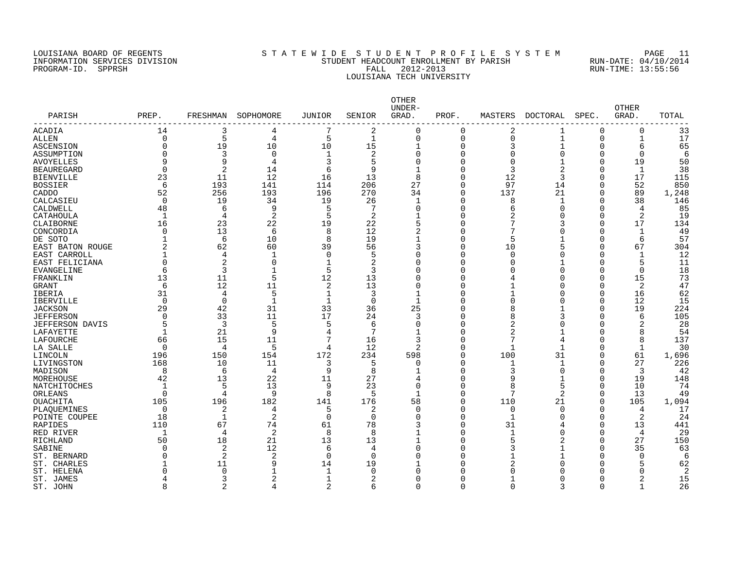LOUISIANA BOARD OF REGENTS
INFORMATION SERVICES DIVISION
PROGRAM-ID. SPPRSH

# S T A T E W I D E S T U D E N T P R O F I L E S Y S T E M
## STUDENT HEADCOUNT ENROLLMENT BY PARISH
FALL 2012-2013
LOUISIANA TECH UNIVERSITY

RUN-DATE: 04/10/2014
RUN-TIME: 13:55:56

| PARISH | PREP. | FRESHMAN | SOPHOMORE | JUNIOR | SENIOR | OTHER UNDER-GRAD. | PROF. | MASTERS | DOCTORAL | SPEC. | OTHER GRAD. | TOTAL |
|---|---|---|---|---|---|---|---|---|---|---|---|---|
| ACADIA | 14 | 3 | 4 | 7 | 2 | 0 | 0 | 2 | 1 | 0 | 0 | 33 |
| ALLEN | 0 | 5 | 4 | 5 | 1 | 0 | 0 | 0 | 1 | 0 | 1 | 17 |
| ASCENSION | 0 | 19 | 10 | 10 | 15 | 1 | 0 | 3 | 1 | 0 | 6 | 65 |
| ASSUMPTION | 0 | 3 | 0 | 1 | 2 | 0 | 0 | 0 | 0 | 0 | 0 | 6 |
| AVOYELLES | 9 | 9 | 4 | 3 | 5 | 0 | 0 | 0 | 1 | 0 | 19 | 50 |
| BEAUREGARD | 0 | 2 | 14 | 6 | 9 | 1 | 0 | 3 | 2 | 0 | 1 | 38 |
| BIENVILLE | 23 | 11 | 12 | 16 | 13 | 8 | 0 | 12 | 3 | 0 | 17 | 115 |
| BOSSIER | 6 | 193 | 141 | 114 | 206 | 27 | 0 | 97 | 14 | 0 | 52 | 850 |
| CADDO | 52 | 256 | 193 | 196 | 270 | 34 | 0 | 137 | 21 | 0 | 89 | 1,248 |
| CALCASIEU | 0 | 19 | 34 | 19 | 26 | 1 | 0 | 8 | 1 | 0 | 38 | 146 |
| CALDWELL | 48 | 6 | 9 | 5 | 7 | 0 | 0 | 6 | 0 | 0 | 4 | 85 |
| CATAHOULA | 1 | 4 | 2 | 5 | 2 | 1 | 0 | 2 | 0 | 0 | 2 | 19 |
| CLAIBORNE | 16 | 23 | 22 | 19 | 22 | 5 | 0 | 7 | 3 | 0 | 17 | 134 |
| CONCORDIA | 0 | 13 | 6 | 8 | 12 | 2 | 0 | 7 | 0 | 0 | 1 | 49 |
| DE SOTO | 1 | 6 | 10 | 8 | 19 | 1 | 0 | 5 | 1 | 0 | 6 | 57 |
| EAST BATON ROUGE | 2 | 62 | 60 | 39 | 56 | 3 | 0 | 10 | 5 | 0 | 67 | 304 |
| EAST CARROLL | 1 | 4 | 1 | 0 | 5 | 0 | 0 | 0 | 0 | 0 | 1 | 12 |
| EAST FELICIANA | 0 | 2 | 0 | 1 | 2 | 0 | 0 | 0 | 1 | 0 | 5 | 11 |
| EVANGELINE | 6 | 3 | 1 | 5 | 3 | 0 | 0 | 0 | 0 | 0 | 0 | 18 |
| FRANKLIN | 13 | 11 | 5 | 12 | 13 | 0 | 0 | 4 | 0 | 0 | 15 | 73 |
| GRANT | 6 | 12 | 11 | 2 | 13 | 0 | 0 | 1 | 0 | 0 | 2 | 47 |
| IBERIA | 31 | 4 | 5 | 1 | 3 | 1 | 0 | 1 | 0 | 0 | 16 | 62 |
| IBERVILLE | 0 | 0 | 1 | 1 | 0 | 1 | 0 | 0 | 0 | 0 | 12 | 15 |
| JACKSON | 29 | 42 | 31 | 33 | 36 | 25 | 0 | 8 | 1 | 0 | 19 | 224 |
| JEFFERSON | 0 | 33 | 11 | 17 | 24 | 3 | 0 | 8 | 3 | 0 | 6 | 105 |
| JEFFERSON DAVIS | 5 | 3 | 5 | 5 | 6 | 0 | 0 | 2 | 0 | 0 | 2 | 28 |
| LAFAYETTE | 1 | 21 | 9 | 4 | 7 | 1 | 0 | 2 | 1 | 0 | 8 | 54 |
| LAFOURCHE | 66 | 15 | 11 | 7 | 16 | 3 | 0 | 7 | 4 | 0 | 8 | 137 |
| LA SALLE | 0 | 4 | 5 | 4 | 12 | 2 | 0 | 1 | 1 | 0 | 1 | 30 |
| LINCOLN | 196 | 150 | 154 | 172 | 234 | 598 | 0 | 100 | 31 | 0 | 61 | 1,696 |
| LIVINGSTON | 168 | 10 | 11 | 3 | 5 | 0 | 0 | 1 | 1 | 0 | 27 | 226 |
| MADISON | 8 | 6 | 4 | 9 | 8 | 1 | 0 | 3 | 0 | 0 | 3 | 42 |
| MOREHOUSE | 42 | 13 | 22 | 11 | 27 | 4 | 0 | 9 | 1 | 0 | 19 | 148 |
| NATCHITOCHES | 1 | 5 | 13 | 9 | 23 | 0 | 0 | 8 | 5 | 0 | 10 | 74 |
| ORLEANS | 0 | 4 | 9 | 8 | 5 | 1 | 0 | 7 | 2 | 0 | 13 | 49 |
| OUACHITA | 105 | 196 | 182 | 141 | 176 | 58 | 0 | 110 | 21 | 0 | 105 | 1,094 |
| PLAQUEMINES | 0 | 2 | 4 | 5 | 2 | 0 | 0 | 0 | 0 | 0 | 4 | 17 |
| POINTE COUPEE | 18 | 1 | 2 | 0 | 0 | 0 | 0 | 1 | 0 | 0 | 2 | 24 |
| RAPIDES | 110 | 67 | 74 | 61 | 78 | 3 | 0 | 31 | 4 | 0 | 13 | 441 |
| RED RIVER | 1 | 4 | 2 | 8 | 8 | 1 | 0 | 1 | 0 | 0 | 4 | 29 |
| RICHLAND | 50 | 18 | 21 | 13 | 13 | 1 | 0 | 5 | 2 | 0 | 27 | 150 |
| SABINE | 0 | 2 | 12 | 6 | 4 | 0 | 0 | 3 | 1 | 0 | 35 | 63 |
| ST. BERNARD | 0 | 2 | 2 | 0 | 0 | 0 | 0 | 1 | 1 | 0 | 0 | 6 |
| ST. CHARLES | 1 | 11 | 9 | 14 | 19 | 1 | 0 | 2 | 0 | 0 | 5 | 62 |
| ST. HELENA | 0 | 0 | 1 | 1 | 0 | 0 | 0 | 0 | 0 | 0 | 0 | 2 |
| ST. JAMES | 4 | 3 | 2 | 1 | 2 | 0 | 0 | 1 | 0 | 0 | 2 | 15 |
| ST. JOHN | 8 | 2 | 4 | 2 | 6 | 0 | 0 | 0 | 3 | 0 | 1 | 26 |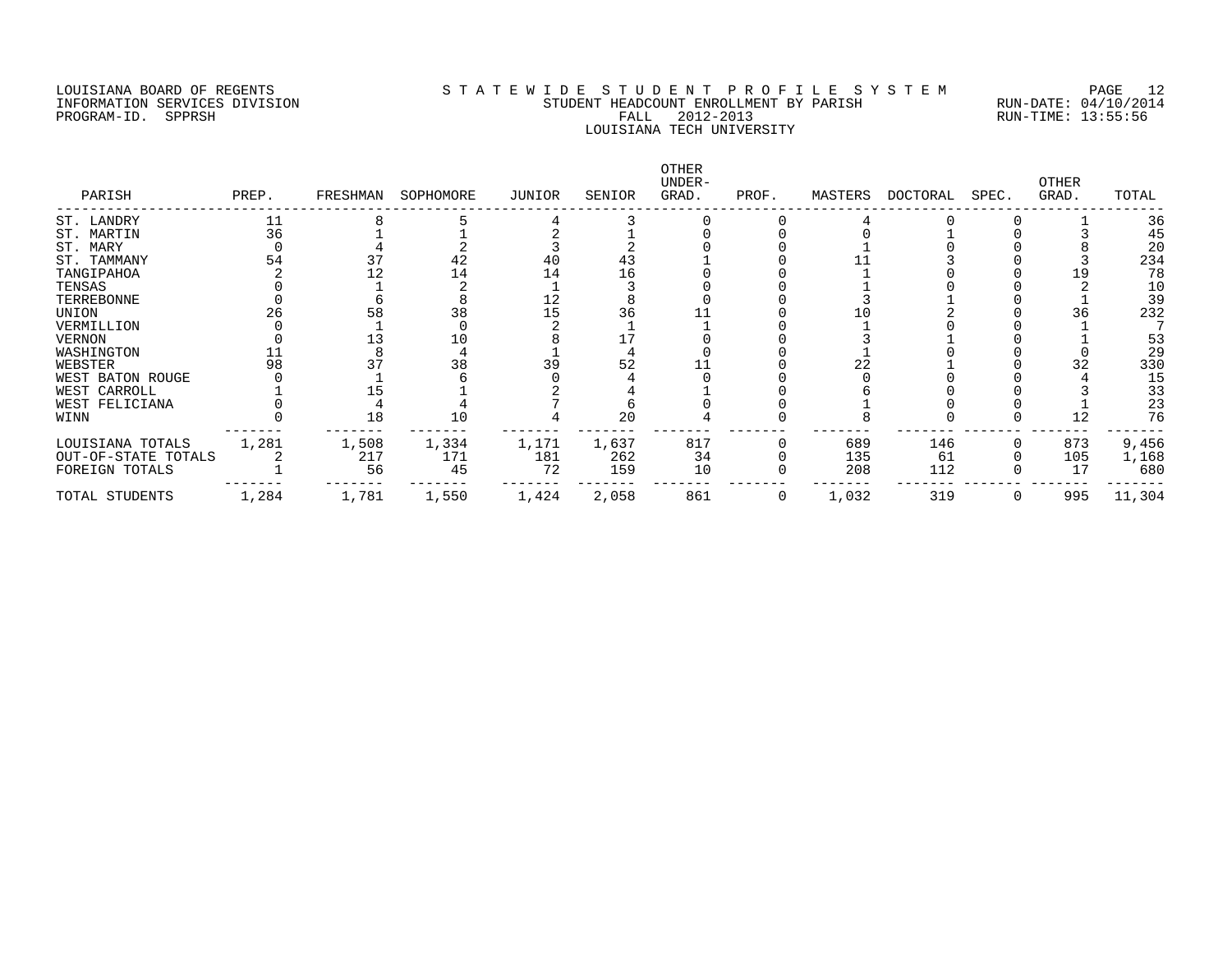LOUISIANA BOARD OF REGENTS
INFORMATION SERVICES DIVISION
PROGRAM-ID. SPPRSH

STATEWIDE STUDENT PROFILE SYSTEM
STUDENT HEADCOUNT ENROLLMENT BY PARISH
FALL 2012-2013
LOUISIANA TECH UNIVERSITY

RUN-DATE: 04/10/2014
RUN-TIME: 13:55:56

| PARISH | PREP. | FRESHMAN | SOPHOMORE | JUNIOR | SENIOR | OTHER UNDER-GRAD. | PROF. | MASTERS | DOCTORAL | SPEC. | OTHER GRAD. | TOTAL |
|---|---|---|---|---|---|---|---|---|---|---|---|---|
| ST. LANDRY | 11 | 8 | 5 | 4 | 3 | 0 | 0 | 4 | 0 | 0 | 1 | 36 |
| ST. MARTIN | 36 | 1 | 1 | 2 | 1 | 0 | 0 | 0 | 1 | 0 | 3 | 45 |
| ST. MARY | 0 | 4 | 2 | 3 | 2 | 0 | 0 | 1 | 0 | 0 | 8 | 20 |
| ST. TAMMANY | 54 | 37 | 42 | 40 | 43 | 1 | 0 | 11 | 3 | 0 | 3 | 234 |
| TANGIPAHOA | 2 | 12 | 14 | 14 | 16 | 0 | 0 | 1 | 0 | 0 | 19 | 78 |
| TENSAS | 0 | 1 | 2 | 1 | 3 | 0 | 0 | 1 | 0 | 0 | 2 | 10 |
| TERREBONNE | 0 | 6 | 8 | 12 | 8 | 0 | 0 | 3 | 1 | 0 | 1 | 39 |
| UNION | 26 | 58 | 38 | 15 | 36 | 11 | 0 | 10 | 2 | 0 | 36 | 232 |
| VERMILLION | 0 | 1 | 0 | 2 | 1 | 1 | 0 | 1 | 0 | 0 | 1 | 7 |
| VERNON | 0 | 13 | 10 | 8 | 17 | 0 | 0 | 3 | 1 | 0 | 1 | 53 |
| WASHINGTON | 11 | 8 | 4 | 1 | 4 | 0 | 0 | 1 | 0 | 0 | 0 | 29 |
| WEBSTER | 98 | 37 | 38 | 39 | 52 | 11 | 0 | 22 | 1 | 0 | 32 | 330 |
| WEST BATON ROUGE | 0 | 1 | 6 | 0 | 4 | 0 | 0 | 0 | 0 | 0 | 4 | 15 |
| WEST CARROLL | 1 | 15 | 1 | 2 | 4 | 1 | 0 | 6 | 0 | 0 | 3 | 33 |
| WEST FELICIANA | 0 | 4 | 4 | 7 | 6 | 0 | 0 | 1 | 0 | 0 | 1 | 23 |
| WINN | 0 | 18 | 10 | 4 | 20 | 4 | 0 | 8 | 0 | 0 | 12 | 76 |
| LOUISIANA TOTALS | 1,281 | 1,508 | 1,334 | 1,171 | 1,637 | 817 | 0 | 689 | 146 | 0 | 873 | 9,456 |
| OUT-OF-STATE TOTALS | 2 | 217 | 171 | 181 | 262 | 34 | 0 | 135 | 61 | 0 | 105 | 1,168 |
| FOREIGN TOTALS | 1 | 56 | 45 | 72 | 159 | 10 | 0 | 208 | 112 | 0 | 17 | 680 |
| TOTAL STUDENTS | 1,284 | 1,781 | 1,550 | 1,424 | 2,058 | 861 | 0 | 1,032 | 319 | 0 | 995 | 11,304 |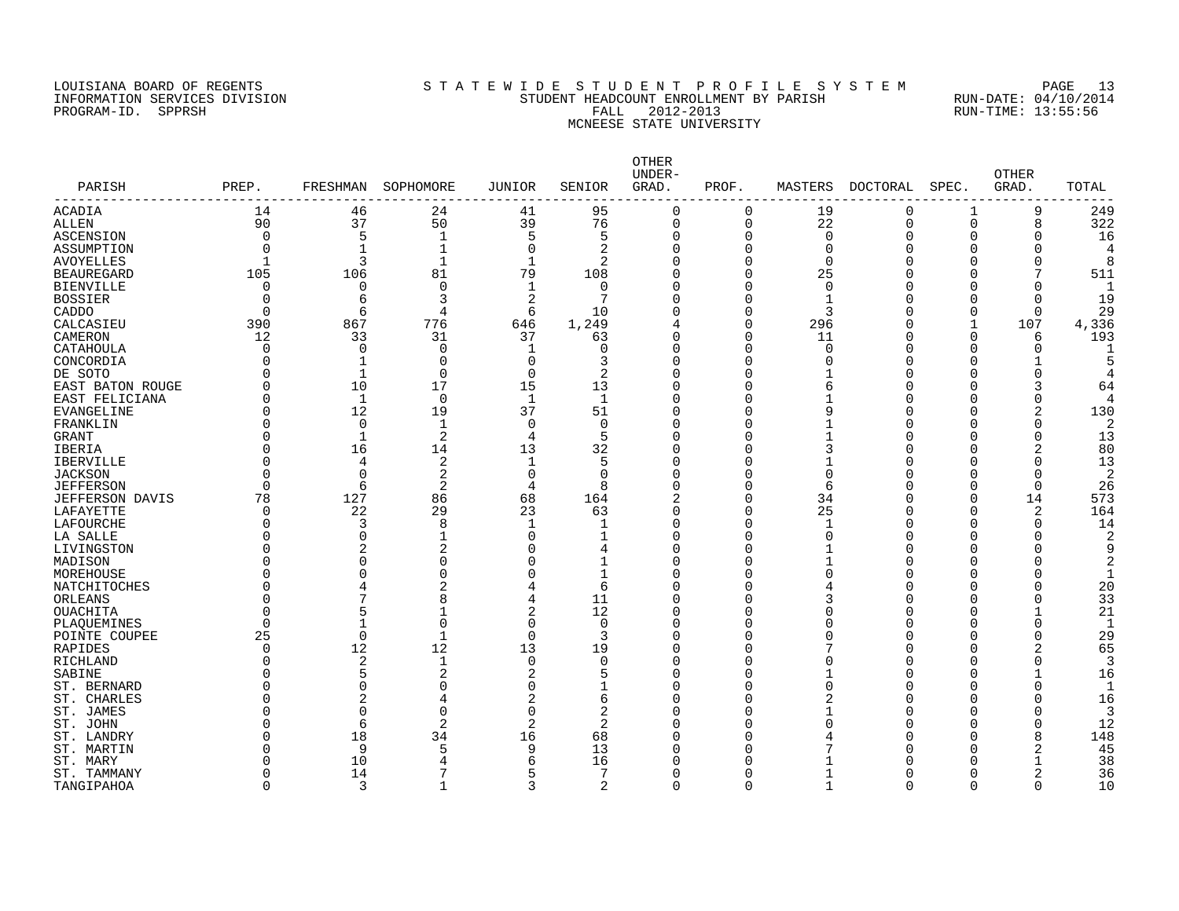LOUISIANA BOARD OF REGENTS
INFORMATION SERVICES DIVISION
PROGRAM-ID. SPPRSH

# S T A T E W I D E  S T U D E N T  P R O F I L E  S Y S T E M
## STUDENT HEADCOUNT ENROLLMENT BY PARISH
## FALL 2012-2013
## MCNEESE STATE UNIVERSITY

RUN-DATE: 04/10/2014
RUN-TIME: 13:55:56

| PARISH | PREP. | FRESHMAN | SOPHOMORE | JUNIOR | SENIOR | OTHER UNDER-GRAD. | PROF. | MASTERS | DOCTORAL | SPEC. | OTHER GRAD. | TOTAL |
|---|---|---|---|---|---|---|---|---|---|---|---|---|
| ACADIA | 14 | 46 | 24 | 41 | 95 | 0 | 0 | 19 | 0 | 1 | 9 | 249 |
| ALLEN | 90 | 37 | 50 | 39 | 76 | 0 | 0 | 22 | 0 | 0 | 8 | 322 |
| ASCENSION | 0 | 5 | 1 | 5 | 5 | 0 | 0 | 0 | 0 | 0 | 0 | 16 |
| ASSUMPTION | 0 | 1 | 1 | 0 | 2 | 0 | 0 | 0 | 0 | 0 | 0 | 4 |
| AVOYELLES | 1 | 3 | 1 | 1 | 2 | 0 | 0 | 0 | 0 | 0 | 0 | 8 |
| BEAUREGARD | 105 | 106 | 81 | 79 | 108 | 0 | 0 | 25 | 0 | 0 | 7 | 511 |
| BIENVILLE | 0 | 0 | 0 | 1 | 0 | 0 | 0 | 0 | 0 | 0 | 0 | 1 |
| BOSSIER | 0 | 6 | 3 | 2 | 7 | 0 | 0 | 1 | 0 | 0 | 0 | 19 |
| CADDO | 0 | 6 | 4 | 6 | 10 | 0 | 0 | 3 | 0 | 0 | 0 | 29 |
| CALCASIEU | 390 | 867 | 776 | 646 | 1,249 | 4 | 0 | 296 | 0 | 1 | 107 | 4,336 |
| CAMERON | 12 | 33 | 31 | 37 | 63 | 0 | 0 | 11 | 0 | 0 | 6 | 193 |
| CATAHOULA | 0 | 0 | 0 | 1 | 0 | 0 | 0 | 0 | 0 | 0 | 0 | 1 |
| CONCORDIA | 0 | 1 | 0 | 0 | 3 | 0 | 0 | 0 | 0 | 0 | 1 | 5 |
| DE SOTO | 0 | 1 | 0 | 0 | 2 | 0 | 0 | 1 | 0 | 0 | 0 | 4 |
| EAST BATON ROUGE | 0 | 10 | 17 | 15 | 13 | 0 | 0 | 6 | 0 | 0 | 3 | 64 |
| EAST FELICIANA | 0 | 1 | 0 | 1 | 1 | 0 | 0 | 1 | 0 | 0 | 0 | 4 |
| EVANGELINE | 0 | 12 | 19 | 37 | 51 | 0 | 0 | 9 | 0 | 0 | 2 | 130 |
| FRANKLIN | 0 | 0 | 1 | 0 | 0 | 0 | 0 | 1 | 0 | 0 | 0 | 2 |
| GRANT | 0 | 1 | 2 | 4 | 5 | 0 | 0 | 1 | 0 | 0 | 0 | 13 |
| IBERIA | 0 | 16 | 14 | 13 | 32 | 0 | 0 | 3 | 0 | 0 | 2 | 80 |
| IBERVILLE | 0 | 4 | 2 | 1 | 5 | 0 | 0 | 1 | 0 | 0 | 0 | 13 |
| JACKSON | 0 | 0 | 2 | 0 | 0 | 0 | 0 | 0 | 0 | 0 | 0 | 2 |
| JEFFERSON | 0 | 6 | 2 | 4 | 8 | 0 | 0 | 6 | 0 | 0 | 0 | 26 |
| JEFFERSON DAVIS | 78 | 127 | 86 | 68 | 164 | 2 | 0 | 34 | 0 | 0 | 14 | 573 |
| LAFAYETTE | 0 | 22 | 29 | 23 | 63 | 0 | 0 | 25 | 0 | 0 | 2 | 164 |
| LAFOURCHE | 0 | 3 | 8 | 1 | 1 | 0 | 0 | 1 | 0 | 0 | 0 | 14 |
| LA SALLE | 0 | 0 | 1 | 0 | 1 | 0 | 0 | 0 | 0 | 0 | 0 | 2 |
| LIVINGSTON | 0 | 2 | 2 | 0 | 4 | 0 | 0 | 1 | 0 | 0 | 0 | 9 |
| MADISON | 0 | 0 | 0 | 0 | 1 | 0 | 0 | 1 | 0 | 0 | 0 | 2 |
| MOREHOUSE | 0 | 0 | 0 | 0 | 1 | 0 | 0 | 0 | 0 | 0 | 0 | 1 |
| NATCHITOCHES | 0 | 4 | 2 | 4 | 6 | 0 | 0 | 4 | 0 | 0 | 0 | 20 |
| ORLEANS | 0 | 7 | 8 | 4 | 11 | 0 | 0 | 3 | 0 | 0 | 0 | 33 |
| OUACHITA | 0 | 5 | 1 | 2 | 12 | 0 | 0 | 0 | 0 | 0 | 1 | 21 |
| PLAQUEMINES | 0 | 1 | 0 | 0 | 0 | 0 | 0 | 0 | 0 | 0 | 0 | 1 |
| POINTE COUPEE | 25 | 0 | 1 | 0 | 3 | 0 | 0 | 0 | 0 | 0 | 0 | 29 |
| RAPIDES | 0 | 12 | 12 | 13 | 19 | 0 | 0 | 7 | 0 | 0 | 2 | 65 |
| RICHLAND | 0 | 2 | 1 | 0 | 0 | 0 | 0 | 0 | 0 | 0 | 0 | 3 |
| SABINE | 0 | 5 | 2 | 2 | 5 | 0 | 0 | 1 | 0 | 0 | 1 | 16 |
| ST. BERNARD | 0 | 0 | 0 | 0 | 1 | 0 | 0 | 0 | 0 | 0 | 0 | 1 |
| ST. CHARLES | 0 | 2 | 4 | 2 | 6 | 0 | 0 | 2 | 0 | 0 | 0 | 16 |
| ST. JAMES | 0 | 0 | 0 | 0 | 2 | 0 | 0 | 1 | 0 | 0 | 0 | 3 |
| ST. JOHN | 0 | 6 | 2 | 2 | 2 | 0 | 0 | 0 | 0 | 0 | 0 | 12 |
| ST. LANDRY | 0 | 18 | 34 | 16 | 68 | 0 | 0 | 4 | 0 | 0 | 8 | 148 |
| ST. MARTIN | 0 | 9 | 5 | 9 | 13 | 0 | 0 | 7 | 0 | 0 | 2 | 45 |
| ST. MARY | 0 | 10 | 4 | 6 | 16 | 0 | 0 | 1 | 0 | 0 | 1 | 38 |
| ST. TAMMANY | 0 | 14 | 7 | 5 | 7 | 0 | 0 | 1 | 0 | 0 | 2 | 36 |
| TANGIPAHOA | 0 | 3 | 1 | 3 | 2 | 0 | 0 | 1 | 0 | 0 | 0 | 10 |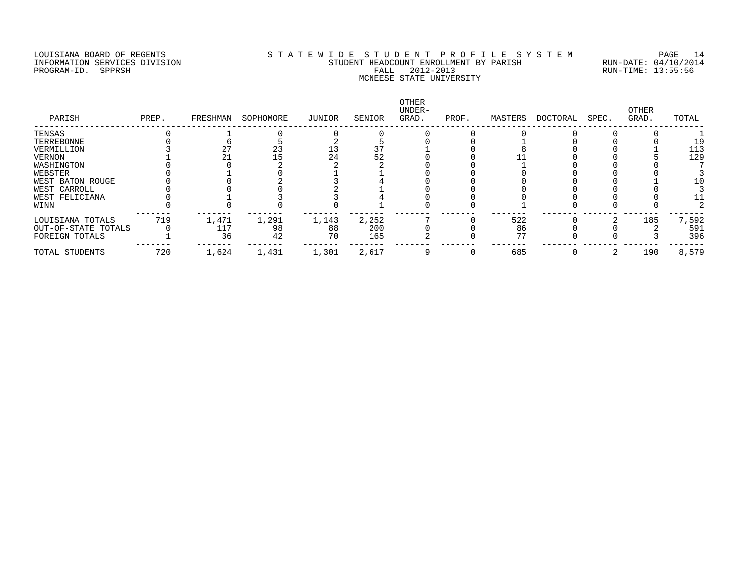LOUISIANA BOARD OF REGENTS
INFORMATION SERVICES DIVISION
PROGRAM-ID. SPPRSH

S T A T E W I D E  S T U D E N T  P R O F I L E  S Y S T E M
STUDENT HEADCOUNT ENROLLMENT BY PARISH
FALL 2012-2013
MCNEESE STATE UNIVERSITY

RUN-DATE: 04/10/2014
RUN-TIME: 13:55:56

| PARISH | PREP. | FRESHMAN | SOPHOMORE | JUNIOR | SENIOR | OTHER UNDER-GRAD. | PROF. | MASTERS | DOCTORAL | SPEC. | OTHER GRAD. | TOTAL |
|---|---|---|---|---|---|---|---|---|---|---|---|---|
| TENSAS | 0 | 1 | 0 | 0 | 0 | 0 | 0 | 0 | 0 | 0 | 0 | 1 |
| TERREBONNE | 0 | 6 | 5 | 2 | 5 | 0 | 0 | 1 | 0 | 0 | 0 | 19 |
| VERMILLION | 3 | 27 | 23 | 13 | 37 | 1 | 0 | 8 | 0 | 0 | 1 | 113 |
| VERNON | 1 | 21 | 15 | 24 | 52 | 0 | 0 | 11 | 0 | 0 | 5 | 129 |
| WASHINGTON | 0 | 0 | 2 | 2 | 2 | 0 | 0 | 1 | 0 | 0 | 0 | 7 |
| WEBSTER | 0 | 1 | 0 | 1 | 1 | 0 | 0 | 0 | 0 | 0 | 0 | 3 |
| WEST BATON ROUGE | 0 | 0 | 2 | 3 | 4 | 0 | 0 | 0 | 0 | 0 | 1 | 10 |
| WEST CARROLL | 0 | 0 | 0 | 2 | 1 | 0 | 0 | 0 | 0 | 0 | 0 | 3 |
| WEST FELICIANA | 0 | 1 | 3 | 3 | 4 | 0 | 0 | 0 | 0 | 0 | 0 | 11 |
| WINN | 0 | 0 | 0 | 0 | 1 | 0 | 0 | 1 | 0 | 0 | 0 | 2 |
| LOUISIANA TOTALS | 719 | 1,471 | 1,291 | 1,143 | 2,252 | 7 | 0 | 522 | 0 | 2 | 185 | 7,592 |
| OUT-OF-STATE TOTALS | 0 | 117 | 98 | 88 | 200 | 0 | 0 | 86 | 0 | 0 | 2 | 591 |
| FOREIGN TOTALS | 1 | 36 | 42 | 70 | 165 | 2 | 0 | 77 | 0 | 0 | 3 | 396 |
| TOTAL STUDENTS | 720 | 1,624 | 1,431 | 1,301 | 2,617 | 9 | 0 | 685 | 0 | 2 | 190 | 8,579 |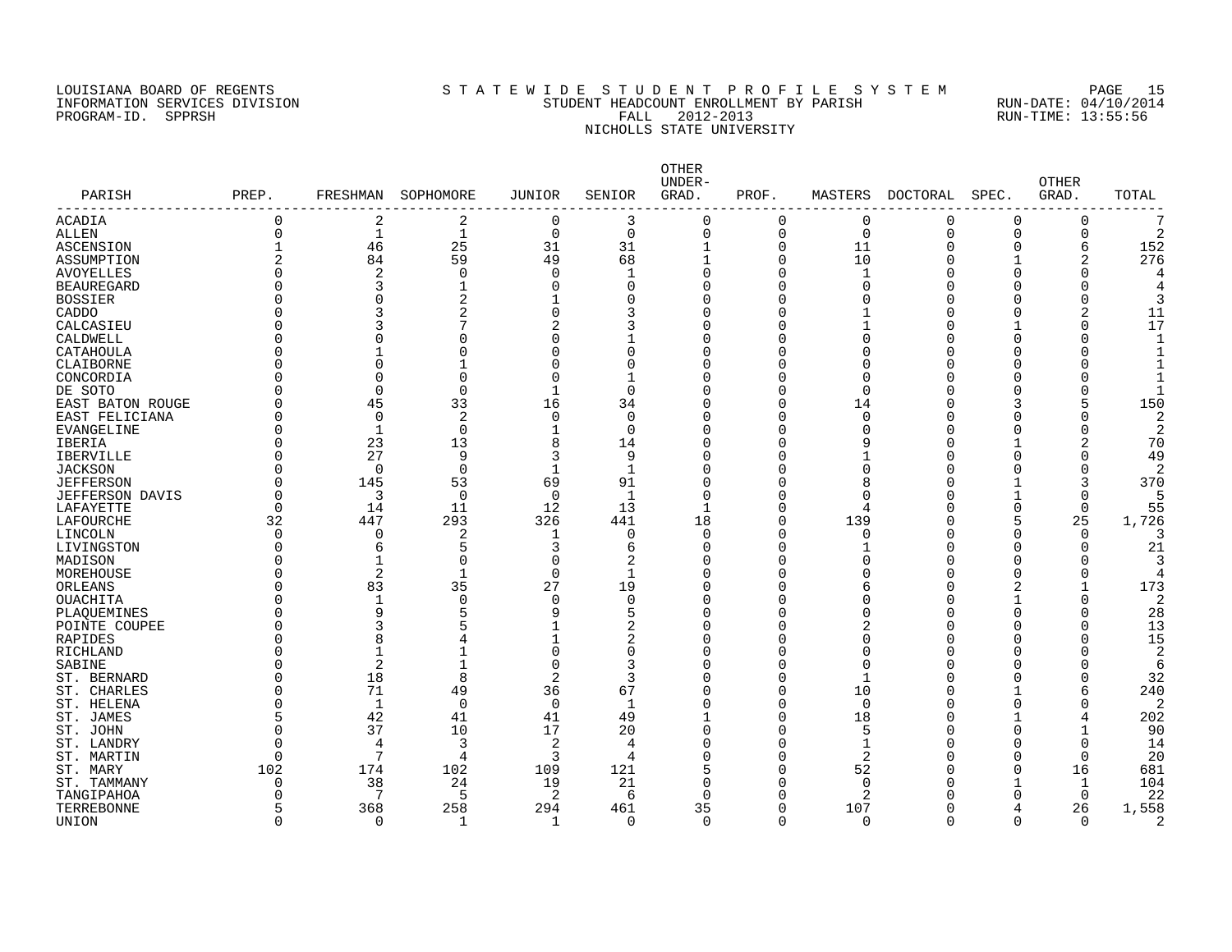LOUISIANA BOARD OF REGENTS
INFORMATION SERVICES DIVISION
PROGRAM-ID. SPPRSH

# STATEWIDE STUDENT PROFILE SYSTEM
## STUDENT HEADCOUNT ENROLLMENT BY PARISH
## FALL 2012-2013
## NICHOLLS STATE UNIVERSITY

RUN-DATE: 04/10/2014
RUN-TIME: 13:55:56

| PARISH | PREP. | FRESHMAN | SOPHOMORE | JUNIOR | SENIOR | OTHER UNDER-GRAD. | PROF. | MASTERS | DOCTORAL | SPEC. | OTHER GRAD. | TOTAL |
|---|---|---|---|---|---|---|---|---|---|---|---|---|
| ACADIA | 0 | 2 | 2 | 0 | 3 | 0 | 0 | 0 | 0 | 0 | 0 | 7 |
| ALLEN | 0 | 1 | 1 | 0 | 0 | 0 | 0 | 0 | 0 | 0 | 0 | 2 |
| ASCENSION | 1 | 46 | 25 | 31 | 31 | 1 | 0 | 11 | 0 | 0 | 6 | 152 |
| ASSUMPTION | 2 | 84 | 59 | 49 | 68 | 1 | 0 | 10 | 0 | 1 | 2 | 276 |
| AVOYELLES | 0 | 2 | 0 | 0 | 1 | 0 | 0 | 1 | 0 | 0 | 0 | 4 |
| BEAUREGARD | 0 | 3 | 1 | 0 | 0 | 0 | 0 | 0 | 0 | 0 | 0 | 4 |
| BOSSIER | 0 | 0 | 2 | 1 | 0 | 0 | 0 | 0 | 0 | 0 | 0 | 3 |
| CADDO | 0 | 3 | 2 | 0 | 3 | 0 | 0 | 1 | 0 | 0 | 2 | 11 |
| CALCASIEU | 0 | 3 | 7 | 2 | 3 | 0 | 0 | 1 | 0 | 1 | 0 | 17 |
| CALDWELL | 0 | 0 | 0 | 0 | 1 | 0 | 0 | 0 | 0 | 0 | 0 | 1 |
| CATAHOULA | 0 | 1 | 0 | 0 | 0 | 0 | 0 | 0 | 0 | 0 | 0 | 1 |
| CLAIBORNE | 0 | 0 | 1 | 0 | 0 | 0 | 0 | 0 | 0 | 0 | 0 | 1 |
| CONCORDIA | 0 | 0 | 0 | 0 | 1 | 0 | 0 | 0 | 0 | 0 | 0 | 1 |
| DE SOTO | 0 | 0 | 0 | 1 | 0 | 0 | 0 | 0 | 0 | 0 | 0 | 1 |
| EAST BATON ROUGE | 0 | 45 | 33 | 16 | 34 | 0 | 0 | 14 | 0 | 3 | 5 | 150 |
| EAST FELICIANA | 0 | 0 | 2 | 0 | 0 | 0 | 0 | 0 | 0 | 0 | 0 | 2 |
| EVANGELINE | 0 | 1 | 0 | 1 | 0 | 0 | 0 | 0 | 0 | 0 | 0 | 2 |
| IBERIA | 0 | 23 | 13 | 8 | 14 | 0 | 0 | 9 | 0 | 1 | 2 | 70 |
| IBERVILLE | 0 | 27 | 9 | 3 | 9 | 0 | 0 | 1 | 0 | 0 | 0 | 49 |
| JACKSON | 0 | 0 | 0 | 1 | 1 | 0 | 0 | 0 | 0 | 0 | 0 | 2 |
| JEFFERSON | 0 | 145 | 53 | 69 | 91 | 0 | 0 | 8 | 0 | 1 | 3 | 370 |
| JEFFERSON DAVIS | 0 | 3 | 0 | 0 | 1 | 0 | 0 | 0 | 0 | 1 | 0 | 5 |
| LAFAYETTE | 0 | 14 | 11 | 12 | 13 | 1 | 0 | 4 | 0 | 0 | 0 | 55 |
| LAFOURCHE | 32 | 447 | 293 | 326 | 441 | 18 | 0 | 139 | 0 | 5 | 25 | 1,726 |
| LINCOLN | 0 | 0 | 2 | 1 | 0 | 0 | 0 | 0 | 0 | 0 | 0 | 3 |
| LIVINGSTON | 0 | 6 | 5 | 3 | 6 | 0 | 0 | 1 | 0 | 0 | 0 | 21 |
| MADISON | 0 | 1 | 0 | 0 | 2 | 0 | 0 | 0 | 0 | 0 | 0 | 3 |
| MOREHOUSE | 0 | 2 | 1 | 0 | 1 | 0 | 0 | 0 | 0 | 0 | 0 | 4 |
| ORLEANS | 0 | 83 | 35 | 27 | 19 | 0 | 0 | 6 | 0 | 2 | 1 | 173 |
| OUACHITA | 0 | 1 | 0 | 0 | 0 | 0 | 0 | 0 | 0 | 1 | 0 | 2 |
| PLAQUEMINES | 0 | 9 | 5 | 9 | 5 | 0 | 0 | 0 | 0 | 0 | 0 | 28 |
| POINTE COUPEE | 0 | 3 | 5 | 1 | 2 | 0 | 0 | 2 | 0 | 0 | 0 | 13 |
| RAPIDES | 0 | 8 | 4 | 1 | 2 | 0 | 0 | 0 | 0 | 0 | 0 | 15 |
| RICHLAND | 0 | 1 | 1 | 0 | 0 | 0 | 0 | 0 | 0 | 0 | 0 | 2 |
| SABINE | 0 | 2 | 1 | 0 | 3 | 0 | 0 | 0 | 0 | 0 | 0 | 6 |
| ST. BERNARD | 0 | 18 | 8 | 2 | 3 | 0 | 0 | 1 | 0 | 0 | 0 | 32 |
| ST. CHARLES | 0 | 71 | 49 | 36 | 67 | 0 | 0 | 10 | 0 | 1 | 6 | 240 |
| ST. HELENA | 0 | 1 | 0 | 0 | 1 | 0 | 0 | 0 | 0 | 0 | 0 | 2 |
| ST. JAMES | 5 | 42 | 41 | 41 | 49 | 1 | 0 | 18 | 0 | 1 | 4 | 202 |
| ST. JOHN | 0 | 37 | 10 | 17 | 20 | 0 | 0 | 5 | 0 | 0 | 1 | 90 |
| ST. LANDRY | 0 | 4 | 3 | 2 | 4 | 0 | 0 | 1 | 0 | 0 | 0 | 14 |
| ST. MARTIN | 0 | 7 | 4 | 3 | 4 | 0 | 0 | 2 | 0 | 0 | 0 | 20 |
| ST. MARY | 102 | 174 | 102 | 109 | 121 | 5 | 0 | 52 | 0 | 0 | 16 | 681 |
| ST. TAMMANY | 0 | 38 | 24 | 19 | 21 | 0 | 0 | 0 | 0 | 1 | 1 | 104 |
| TANGIPAHOA | 0 | 7 | 5 | 2 | 6 | 0 | 0 | 2 | 0 | 0 | 0 | 22 |
| TERREBONNE | 5 | 368 | 258 | 294 | 461 | 35 | 0 | 107 | 0 | 4 | 26 | 1,558 |
| UNION | 0 | 0 | 1 | 1 | 0 | 0 | 0 | 0 | 0 | 0 | 0 | 2 |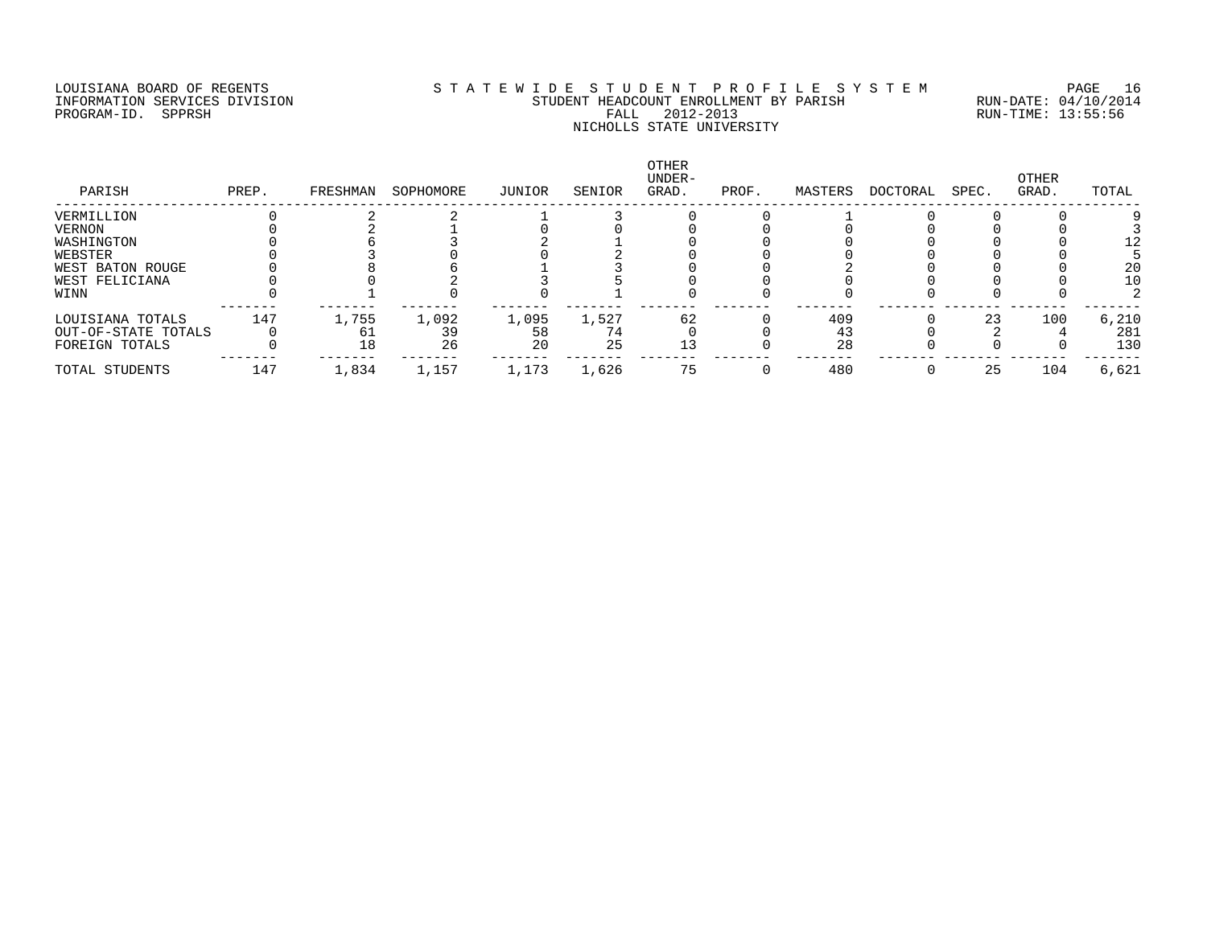LOUISIANA BOARD OF REGENTS
INFORMATION SERVICES DIVISION
PROGRAM-ID. SPPRSH

S T A T E W I D E S T U D E N T P R O F I L E S Y S T E M
STUDENT HEADCOUNT ENROLLMENT BY PARISH
FALL 2012-2013
NICHOLLS STATE UNIVERSITY

RUN-DATE: 04/10/2014
RUN-TIME: 13:55:56

| PARISH | PREP. | FRESHMAN | SOPHOMORE | JUNIOR | SENIOR | OTHER UNDER-GRAD. | PROF. | MASTERS | DOCTORAL | SPEC. | OTHER GRAD. | TOTAL |
|---|---|---|---|---|---|---|---|---|---|---|---|---|
| VERMILLION | 0 | 2 | 2 | 1 | 3 | 0 | 0 | 1 | 0 | 0 | 0 | 9 |
| VERNON | 0 | 2 | 1 | 0 | 0 | 0 | 0 | 0 | 0 | 0 | 0 | 3 |
| WASHINGTON | 0 | 6 | 3 | 2 | 1 | 0 | 0 | 0 | 0 | 0 | 0 | 12 |
| WEBSTER | 0 | 3 | 0 | 0 | 2 | 0 | 0 | 0 | 0 | 0 | 0 | 5 |
| WEST BATON ROUGE | 0 | 8 | 6 | 1 | 3 | 0 | 0 | 2 | 0 | 0 | 0 | 20 |
| WEST FELICIANA | 0 | 0 | 2 | 3 | 5 | 0 | 0 | 0 | 0 | 0 | 0 | 10 |
| WINN | 0 | 1 | 0 | 0 | 1 | 0 | 0 | 0 | 0 | 0 | 0 | 2 |
| LOUISIANA TOTALS | 147 | 1,755 | 1,092 | 1,095 | 1,527 | 62 | 0 | 409 | 0 | 23 | 100 | 6,210 |
| OUT-OF-STATE TOTALS | 0 | 61 | 39 | 58 | 74 | 0 | 0 | 43 | 0 | 2 | 4 | 281 |
| FOREIGN TOTALS | 0 | 18 | 26 | 20 | 25 | 13 | 0 | 28 | 0 | 0 | 0 | 130 |
| TOTAL STUDENTS | 147 | 1,834 | 1,157 | 1,173 | 1,626 | 75 | 0 | 480 | 0 | 25 | 104 | 6,621 |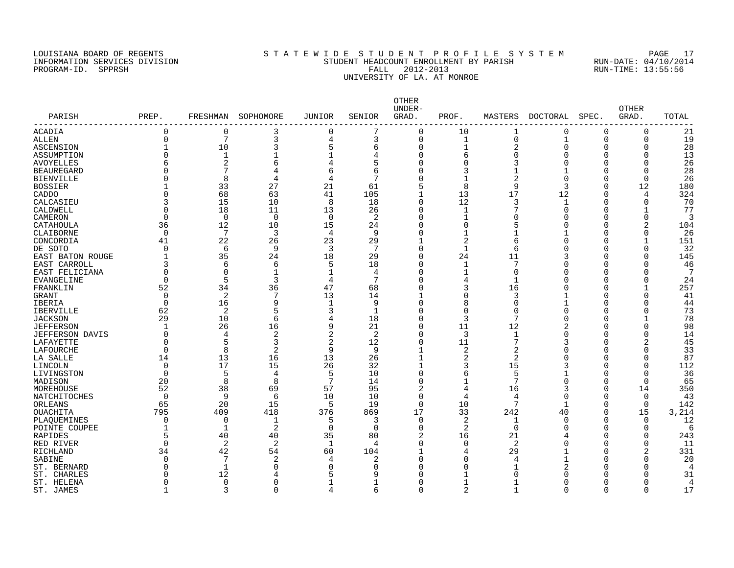LOUISIANA BOARD OF REGENTS
INFORMATION SERVICES DIVISION
PROGRAM-ID. SPPRSH

# S T A T E W I D E S T U D E N T P R O F I L E S Y S T E M
## STUDENT HEADCOUNT ENROLLMENT BY PARISH
## FALL 2012-2013
## UNIVERSITY OF LA. AT MONROE

RUN-DATE: 04/10/2014
RUN-TIME: 13:55:56

| PARISH | PREP. | FRESHMAN | SOPHOMORE | JUNIOR | SENIOR | OTHER UNDER-GRAD. | PROF. | MASTERS | DOCTORAL | SPEC. | OTHER GRAD. | TOTAL |
|---|---|---|---|---|---|---|---|---|---|---|---|---|
| ACADIA | 0 | 0 | 3 | 0 | 7 | 0 | 10 | 1 | 0 | 0 | 0 | 21 |
| ALLEN | 0 | 7 | 3 | 4 | 3 | 0 | 1 | 0 | 1 | 0 | 0 | 19 |
| ASCENSION | 1 | 10 | 3 | 5 | 6 | 0 | 1 | 2 | 0 | 0 | 0 | 28 |
| ASSUMPTION | 0 | 1 | 1 | 1 | 4 | 0 | 6 | 0 | 0 | 0 | 0 | 13 |
| AVOYELLES | 6 | 2 | 6 | 4 | 5 | 0 | 0 | 3 | 0 | 0 | 0 | 26 |
| BEAUREGARD | 0 | 7 | 4 | 6 | 6 | 0 | 3 | 1 | 1 | 0 | 0 | 28 |
| BIENVILLE | 0 | 8 | 4 | 4 | 7 | 0 | 1 | 2 | 0 | 0 | 0 | 26 |
| BOSSIER | 1 | 33 | 27 | 21 | 61 | 5 | 8 | 9 | 3 | 0 | 12 | 180 |
| CADDO | 0 | 68 | 63 | 41 | 105 | 1 | 13 | 17 | 12 | 0 | 4 | 324 |
| CALCASIEU | 3 | 15 | 10 | 8 | 18 | 0 | 12 | 3 | 1 | 0 | 0 | 70 |
| CALDWELL | 0 | 18 | 11 | 13 | 26 | 0 | 1 | 7 | 0 | 0 | 1 | 77 |
| CAMERON | 0 | 0 | 0 | 0 | 2 | 0 | 1 | 0 | 0 | 0 | 0 | 3 |
| CATAHOULA | 36 | 12 | 10 | 15 | 24 | 0 | 0 | 5 | 0 | 0 | 2 | 104 |
| CLAIBORNE | 0 | 7 | 3 | 4 | 9 | 0 | 1 | 1 | 1 | 0 | 0 | 26 |
| CONCORDIA | 41 | 22 | 26 | 23 | 29 | 1 | 2 | 6 | 0 | 0 | 1 | 151 |
| DE SOTO | 0 | 6 | 9 | 3 | 7 | 0 | 1 | 6 | 0 | 0 | 0 | 32 |
| EAST BATON ROUGE | 1 | 35 | 24 | 18 | 29 | 0 | 24 | 11 | 3 | 0 | 0 | 145 |
| EAST CARROLL | 3 | 6 | 6 | 5 | 18 | 0 | 1 | 7 | 0 | 0 | 0 | 46 |
| EAST FELICIANA | 0 | 0 | 1 | 1 | 4 | 0 | 1 | 0 | 0 | 0 | 0 | 7 |
| EVANGELINE | 0 | 5 | 3 | 4 | 7 | 0 | 4 | 1 | 0 | 0 | 0 | 24 |
| FRANKLIN | 52 | 34 | 36 | 47 | 68 | 0 | 3 | 16 | 0 | 0 | 1 | 257 |
| GRANT | 0 | 2 | 7 | 13 | 14 | 1 | 0 | 3 | 1 | 0 | 0 | 41 |
| IBERIA | 0 | 16 | 9 | 1 | 9 | 0 | 8 | 0 | 1 | 0 | 0 | 44 |
| IBERVILLE | 62 | 2 | 5 | 3 | 1 | 0 | 0 | 0 | 0 | 0 | 0 | 73 |
| JACKSON | 29 | 10 | 6 | 4 | 18 | 0 | 3 | 7 | 0 | 0 | 1 | 78 |
| JEFFERSON | 1 | 26 | 16 | 9 | 21 | 0 | 11 | 12 | 2 | 0 | 0 | 98 |
| JEFFERSON DAVIS | 0 | 4 | 2 | 2 | 2 | 0 | 3 | 1 | 0 | 0 | 0 | 14 |
| LAFAYETTE | 0 | 5 | 3 | 2 | 12 | 0 | 11 | 7 | 3 | 0 | 2 | 45 |
| LAFOURCHE | 0 | 8 | 2 | 9 | 9 | 1 | 2 | 2 | 0 | 0 | 0 | 33 |
| LA SALLE | 14 | 13 | 16 | 13 | 26 | 1 | 2 | 2 | 0 | 0 | 0 | 87 |
| LINCOLN | 0 | 17 | 15 | 26 | 32 | 1 | 3 | 15 | 3 | 0 | 0 | 112 |
| LIVINGSTON | 0 | 5 | 4 | 5 | 10 | 0 | 6 | 5 | 1 | 0 | 0 | 36 |
| MADISON | 20 | 8 | 8 | 7 | 14 | 0 | 1 | 7 | 0 | 0 | 0 | 65 |
| MOREHOUSE | 52 | 38 | 69 | 57 | 95 | 2 | 4 | 16 | 3 | 0 | 14 | 350 |
| NATCHITOCHES | 0 | 9 | 6 | 10 | 10 | 0 | 4 | 4 | 0 | 0 | 0 | 43 |
| ORLEANS | 65 | 20 | 15 | 5 | 19 | 0 | 10 | 7 | 1 | 0 | 0 | 142 |
| OUACHITA | 795 | 409 | 418 | 376 | 869 | 17 | 33 | 242 | 40 | 0 | 15 | 3,214 |
| PLAQUEMINES | 0 | 0 | 1 | 5 | 3 | 0 | 2 | 1 | 0 | 0 | 0 | 12 |
| POINTE COUPEE | 1 | 1 | 2 | 0 | 0 | 0 | 2 | 0 | 0 | 0 | 0 | 6 |
| RAPIDES | 5 | 40 | 40 | 35 | 80 | 2 | 16 | 21 | 4 | 0 | 0 | 243 |
| RED RIVER | 0 | 2 | 2 | 1 | 4 | 0 | 0 | 2 | 0 | 0 | 0 | 11 |
| RICHLAND | 34 | 42 | 54 | 60 | 104 | 1 | 4 | 29 | 1 | 0 | 2 | 331 |
| SABINE | 0 | 7 | 2 | 4 | 2 | 0 | 0 | 4 | 1 | 0 | 0 | 20 |
| ST. BERNARD | 0 | 1 | 0 | 0 | 0 | 0 | 0 | 1 | 2 | 0 | 0 | 4 |
| ST. CHARLES | 0 | 12 | 4 | 5 | 9 | 0 | 1 | 0 | 0 | 0 | 0 | 31 |
| ST. HELENA | 0 | 0 | 0 | 1 | 1 | 0 | 1 | 1 | 0 | 0 | 0 | 4 |
| ST. JAMES | 1 | 3 | 0 | 4 | 6 | 0 | 2 | 1 | 0 | 0 | 0 | 17 |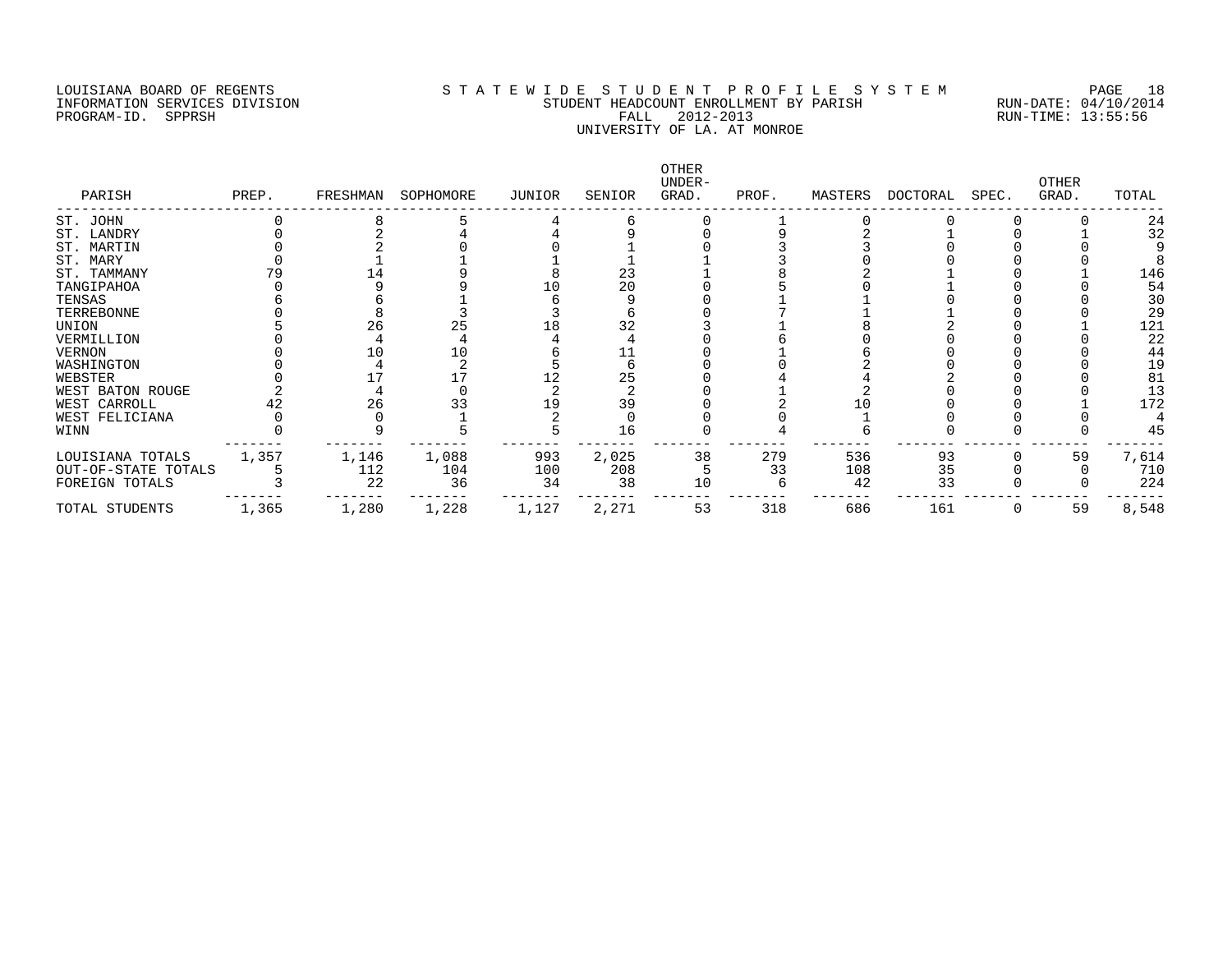LOUISIANA BOARD OF REGENTS
INFORMATION SERVICES DIVISION
PROGRAM-ID. SPPRSH

STATEWIDE STUDENT PROFILE SYSTEM
STUDENT HEADCOUNT ENROLLMENT BY PARISH
FALL 2012-2013
UNIVERSITY OF LA. AT MONROE

RUN-DATE: 04/10/2014
RUN-TIME: 13:55:56

| PARISH | PREP. | FRESHMAN | SOPHOMORE | JUNIOR | SENIOR | OTHER UNDER-GRAD. | PROF. | MASTERS | DOCTORAL | SPEC. | OTHER GRAD. | TOTAL |
|---|---|---|---|---|---|---|---|---|---|---|---|---|
| ST. JOHN | 0 | 8 | 5 | 4 | 6 | 0 | 1 | 0 | 0 | 0 | 0 | 24 |
| ST. LANDRY | 0 | 2 | 4 | 4 | 9 | 0 | 9 | 2 | 1 | 0 | 1 | 32 |
| ST. MARTIN | 0 | 2 | 0 | 0 | 1 | 0 | 3 | 3 | 0 | 0 | 0 | 9 |
| ST. MARY | 0 | 1 | 1 | 1 | 1 | 1 | 3 | 0 | 0 | 0 | 0 | 8 |
| ST. TAMMANY | 79 | 14 | 9 | 8 | 23 | 1 | 8 | 2 | 1 | 0 | 1 | 146 |
| TANGIPAHOA | 0 | 9 | 9 | 10 | 20 | 0 | 5 | 0 | 1 | 0 | 0 | 54 |
| TENSAS | 6 | 6 | 1 | 6 | 9 | 0 | 1 | 1 | 0 | 0 | 0 | 30 |
| TERREBONNE | 0 | 8 | 3 | 3 | 6 | 0 | 7 | 1 | 1 | 0 | 0 | 29 |
| UNION | 5 | 26 | 25 | 18 | 32 | 3 | 1 | 8 | 2 | 0 | 1 | 121 |
| VERMILLION | 0 | 4 | 4 | 4 | 4 | 0 | 6 | 0 | 0 | 0 | 0 | 22 |
| VERNON | 0 | 10 | 10 | 6 | 11 | 0 | 1 | 6 | 0 | 0 | 0 | 44 |
| WASHINGTON | 0 | 4 | 2 | 5 | 6 | 0 | 0 | 2 | 0 | 0 | 0 | 19 |
| WEBSTER | 0 | 17 | 17 | 12 | 25 | 0 | 4 | 4 | 2 | 0 | 0 | 81 |
| WEST BATON ROUGE | 2 | 4 | 0 | 2 | 2 | 0 | 1 | 2 | 0 | 0 | 0 | 13 |
| WEST CARROLL | 42 | 26 | 33 | 19 | 39 | 0 | 2 | 10 | 0 | 0 | 1 | 172 |
| WEST FELICIANA | 0 | 0 | 1 | 2 | 0 | 0 | 0 | 1 | 0 | 0 | 0 | 4 |
| WINN | 0 | 9 | 5 | 5 | 16 | 0 | 4 | 6 | 0 | 0 | 0 | 45 |
| LOUISIANA TOTALS | 1,357 | 1,146 | 1,088 | 993 | 2,025 | 38 | 279 | 536 | 93 | 0 | 59 | 7,614 |
| OUT-OF-STATE TOTALS | 5 | 112 | 104 | 100 | 208 | 5 | 33 | 108 | 35 | 0 | 0 | 710 |
| FOREIGN TOTALS | 3 | 22 | 36 | 34 | 38 | 10 | 6 | 42 | 33 | 0 | 0 | 224 |
| TOTAL STUDENTS | 1,365 | 1,280 | 1,228 | 1,127 | 2,271 | 53 | 318 | 686 | 161 | 0 | 59 | 8,548 |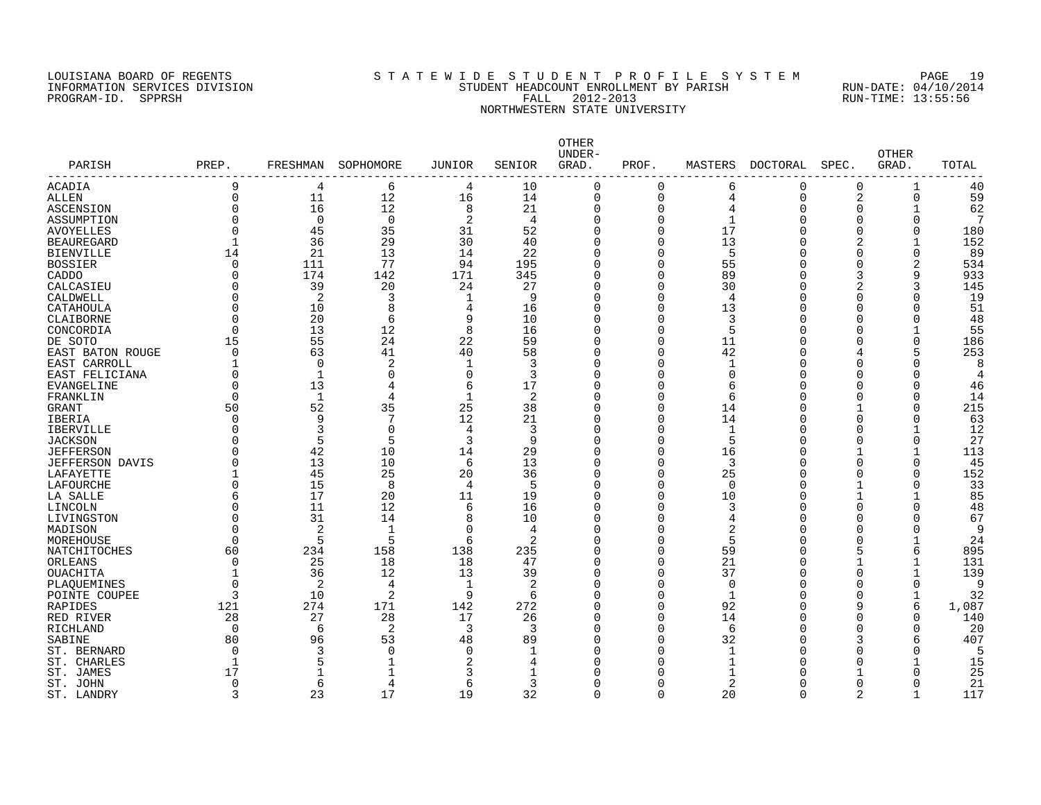LOUISIANA BOARD OF REGENTS
INFORMATION SERVICES DIVISION
PROGRAM-ID. SPPRSH

STATEWIDE STUDENT PROFILE SYSTEM
STUDENT HEADCOUNT ENROLLMENT BY PARISH
FALL 2012-2013
NORTHWESTERN STATE UNIVERSITY

RUN-DATE: 04/10/2014
RUN-TIME: 13:55:56

| PARISH | PREP. | FRESHMAN | SOPHOMORE | JUNIOR | SENIOR | OTHER UNDER-GRAD. | PROF. | MASTERS | DOCTORAL | SPEC. | OTHER GRAD. | TOTAL |
|---|---|---|---|---|---|---|---|---|---|---|---|---|
| ACADIA | 9 | 4 | 6 | 4 | 10 | 0 | 0 | 6 | 0 | 0 | 1 | 40 |
| ALLEN | 0 | 11 | 12 | 16 | 14 | 0 | 0 | 4 | 0 | 2 | 0 | 59 |
| ASCENSION | 0 | 16 | 12 | 8 | 21 | 0 | 0 | 4 | 0 | 0 | 1 | 62 |
| ASSUMPTION | 0 | 0 | 0 | 2 | 4 | 0 | 0 | 1 | 0 | 0 | 0 | 7 |
| AVOYELLES | 0 | 45 | 35 | 31 | 52 | 0 | 0 | 17 | 0 | 0 | 0 | 180 |
| BEAUREGARD | 1 | 36 | 29 | 30 | 40 | 0 | 0 | 13 | 0 | 2 | 1 | 152 |
| BIENVILLE | 14 | 21 | 13 | 14 | 22 | 0 | 0 | 5 | 0 | 0 | 0 | 89 |
| BOSSIER | 0 | 111 | 77 | 94 | 195 | 0 | 0 | 55 | 0 | 0 | 2 | 534 |
| CADDO | 0 | 174 | 142 | 171 | 345 | 0 | 0 | 89 | 0 | 3 | 9 | 933 |
| CALCASIEU | 0 | 39 | 20 | 24 | 27 | 0 | 0 | 30 | 0 | 2 | 3 | 145 |
| CALDWELL | 0 | 2 | 3 | 1 | 9 | 0 | 0 | 4 | 0 | 0 | 0 | 19 |
| CATAHOULA | 0 | 10 | 8 | 4 | 16 | 0 | 0 | 13 | 0 | 0 | 0 | 51 |
| CLAIBORNE | 0 | 20 | 6 | 9 | 10 | 0 | 0 | 3 | 0 | 0 | 0 | 48 |
| CONCORDIA | 0 | 13 | 12 | 8 | 16 | 0 | 0 | 5 | 0 | 0 | 1 | 55 |
| DE SOTO | 15 | 55 | 24 | 22 | 59 | 0 | 0 | 11 | 0 | 0 | 0 | 186 |
| EAST BATON ROUGE | 0 | 63 | 41 | 40 | 58 | 0 | 0 | 42 | 0 | 4 | 5 | 253 |
| EAST CARROLL | 1 | 0 | 2 | 1 | 3 | 0 | 0 | 1 | 0 | 0 | 0 | 8 |
| EAST FELICIANA | 0 | 1 | 0 | 0 | 3 | 0 | 0 | 0 | 0 | 0 | 0 | 4 |
| EVANGELINE | 0 | 13 | 4 | 6 | 17 | 0 | 0 | 6 | 0 | 0 | 0 | 46 |
| FRANKLIN | 0 | 1 | 4 | 1 | 2 | 0 | 0 | 6 | 0 | 0 | 0 | 14 |
| GRANT | 50 | 52 | 35 | 25 | 38 | 0 | 0 | 14 | 0 | 1 | 0 | 215 |
| IBERIA | 0 | 9 | 7 | 12 | 21 | 0 | 0 | 14 | 0 | 0 | 0 | 63 |
| IBERVILLE | 0 | 3 | 0 | 4 | 3 | 0 | 0 | 1 | 0 | 0 | 1 | 12 |
| JACKSON | 0 | 5 | 5 | 3 | 9 | 0 | 0 | 5 | 0 | 0 | 0 | 27 |
| JEFFERSON | 0 | 42 | 10 | 14 | 29 | 0 | 0 | 16 | 0 | 1 | 1 | 113 |
| JEFFERSON DAVIS | 0 | 13 | 10 | 6 | 13 | 0 | 0 | 3 | 0 | 0 | 0 | 45 |
| LAFAYETTE | 1 | 45 | 25 | 20 | 36 | 0 | 0 | 25 | 0 | 0 | 0 | 152 |
| LAFOURCHE | 0 | 15 | 8 | 4 | 5 | 0 | 0 | 0 | 0 | 1 | 0 | 33 |
| LA SALLE | 6 | 17 | 20 | 11 | 19 | 0 | 0 | 10 | 0 | 1 | 1 | 85 |
| LINCOLN | 0 | 11 | 12 | 6 | 16 | 0 | 0 | 3 | 0 | 0 | 0 | 48 |
| LIVINGSTON | 0 | 31 | 14 | 8 | 10 | 0 | 0 | 4 | 0 | 0 | 0 | 67 |
| MADISON | 0 | 2 | 1 | 0 | 4 | 0 | 0 | 2 | 0 | 0 | 0 | 9 |
| MOREHOUSE | 0 | 5 | 5 | 6 | 2 | 0 | 0 | 5 | 0 | 0 | 1 | 24 |
| NATCHITOCHES | 60 | 234 | 158 | 138 | 235 | 0 | 0 | 59 | 0 | 5 | 6 | 895 |
| ORLEANS | 0 | 25 | 18 | 18 | 47 | 0 | 0 | 21 | 0 | 1 | 1 | 131 |
| OUACHITA | 1 | 36 | 12 | 13 | 39 | 0 | 0 | 37 | 0 | 0 | 1 | 139 |
| PLAQUEMINES | 0 | 2 | 4 | 1 | 2 | 0 | 0 | 0 | 0 | 0 | 0 | 9 |
| POINTE COUPEE | 3 | 10 | 2 | 9 | 6 | 0 | 0 | 1 | 0 | 0 | 1 | 32 |
| RAPIDES | 121 | 274 | 171 | 142 | 272 | 0 | 0 | 92 | 0 | 9 | 6 | 1,087 |
| RED RIVER | 28 | 27 | 28 | 17 | 26 | 0 | 0 | 14 | 0 | 0 | 0 | 140 |
| RICHLAND | 0 | 6 | 2 | 3 | 3 | 0 | 0 | 6 | 0 | 0 | 0 | 20 |
| SABINE | 80 | 96 | 53 | 48 | 89 | 0 | 0 | 32 | 0 | 3 | 6 | 407 |
| ST. BERNARD | 0 | 3 | 0 | 0 | 1 | 0 | 0 | 1 | 0 | 0 | 0 | 5 |
| ST. CHARLES | 1 | 5 | 1 | 2 | 4 | 0 | 0 | 1 | 0 | 0 | 1 | 15 |
| ST. JAMES | 17 | 1 | 1 | 3 | 1 | 0 | 0 | 1 | 0 | 1 | 0 | 25 |
| ST. JOHN | 0 | 6 | 4 | 6 | 3 | 0 | 0 | 2 | 0 | 0 | 0 | 21 |
| ST. LANDRY | 3 | 23 | 17 | 19 | 32 | 0 | 0 | 20 | 0 | 2 | 1 | 117 |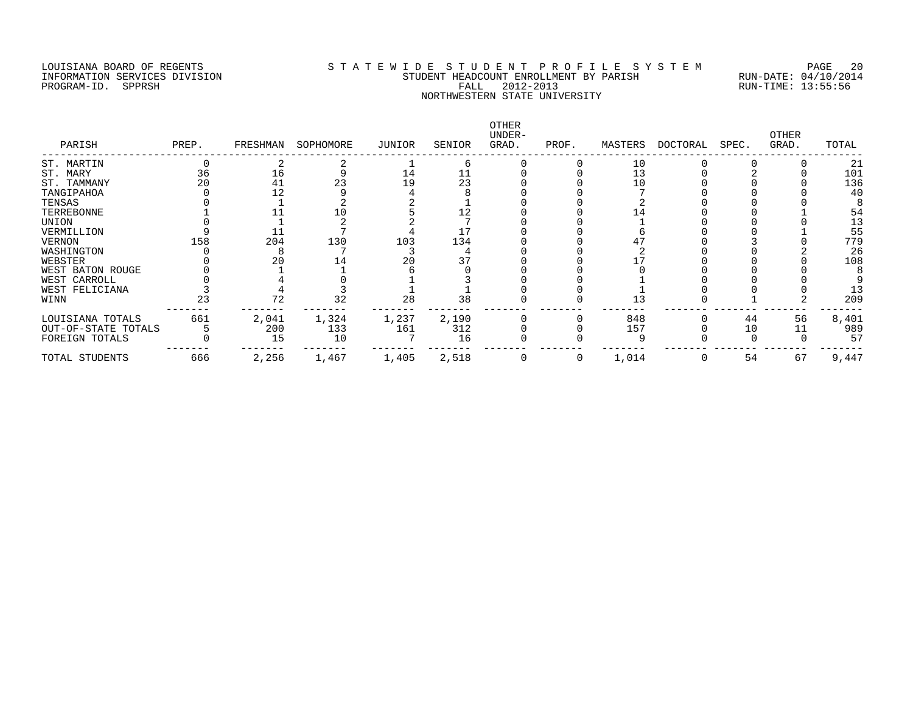LOUISIANA BOARD OF REGENTS
INFORMATION SERVICES DIVISION
PROGRAM-ID. SPPRSH

S T A T E W I D E S T U D E N T P R O F I L E S Y S T E M
STUDENT HEADCOUNT ENROLLMENT BY PARISH
FALL 2012-2013
NORTHWESTERN STATE UNIVERSITY

RUN-DATE: 04/10/2014
RUN-TIME: 13:55:56

| PARISH | PREP. | FRESHMAN | SOPHOMORE | JUNIOR | SENIOR | OTHER UNDER-GRAD. | PROF. | MASTERS | DOCTORAL | SPEC. | OTHER GRAD. | TOTAL |
|---|---|---|---|---|---|---|---|---|---|---|---|---|
| ST. MARTIN | 0 | 2 | 2 | 1 | 6 | 0 | 0 | 10 | 0 | 0 | 0 | 21 |
| ST. MARY | 36 | 16 | 9 | 14 | 11 | 0 | 0 | 13 | 0 | 2 | 0 | 101 |
| ST. TAMMANY | 20 | 41 | 23 | 19 | 23 | 0 | 0 | 10 | 0 | 0 | 0 | 136 |
| TANGIPAHOA | 0 | 12 | 9 | 4 | 8 | 0 | 0 | 7 | 0 | 0 | 0 | 40 |
| TENSAS | 0 | 1 | 2 | 2 | 1 | 0 | 0 | 2 | 0 | 0 | 0 | 8 |
| TERREBONNE | 1 | 11 | 10 | 5 | 12 | 0 | 0 | 14 | 0 | 0 | 1 | 54 |
| UNION | 0 | 1 | 2 | 2 | 7 | 0 | 0 | 1 | 0 | 0 | 0 | 13 |
| VERMILLION | 9 | 11 | 7 | 4 | 17 | 0 | 0 | 6 | 0 | 0 | 1 | 55 |
| VERNON | 158 | 204 | 130 | 103 | 134 | 0 | 0 | 47 | 0 | 3 | 0 | 779 |
| WASHINGTON | 0 | 8 | 7 | 3 | 4 | 0 | 0 | 2 | 0 | 0 | 2 | 26 |
| WEBSTER | 0 | 20 | 14 | 20 | 37 | 0 | 0 | 17 | 0 | 0 | 0 | 108 |
| WEST BATON ROUGE | 0 | 1 | 1 | 6 | 0 | 0 | 0 | 0 | 0 | 0 | 0 | 8 |
| WEST CARROLL | 0 | 4 | 0 | 1 | 3 | 0 | 0 | 1 | 0 | 0 | 0 | 9 |
| WEST FELICIANA | 3 | 4 | 3 | 1 | 1 | 0 | 0 | 1 | 0 | 0 | 0 | 13 |
| WINN | 23 | 72 | 32 | 28 | 38 | 0 | 0 | 13 | 0 | 1 | 2 | 209 |
| LOUISIANA TOTALS | 661 | 2,041 | 1,324 | 1,237 | 2,190 | 0 | 0 | 848 | 0 | 44 | 56 | 8,401 |
| OUT-OF-STATE TOTALS | 5 | 200 | 133 | 161 | 312 | 0 | 0 | 157 | 0 | 10 | 11 | 989 |
| FOREIGN TOTALS | 0 | 15 | 10 | 7 | 16 | 0 | 0 | 9 | 0 | 0 | 0 | 57 |
| TOTAL STUDENTS | 666 | 2,256 | 1,467 | 1,405 | 2,518 | 0 | 0 | 1,014 | 0 | 54 | 67 | 9,447 |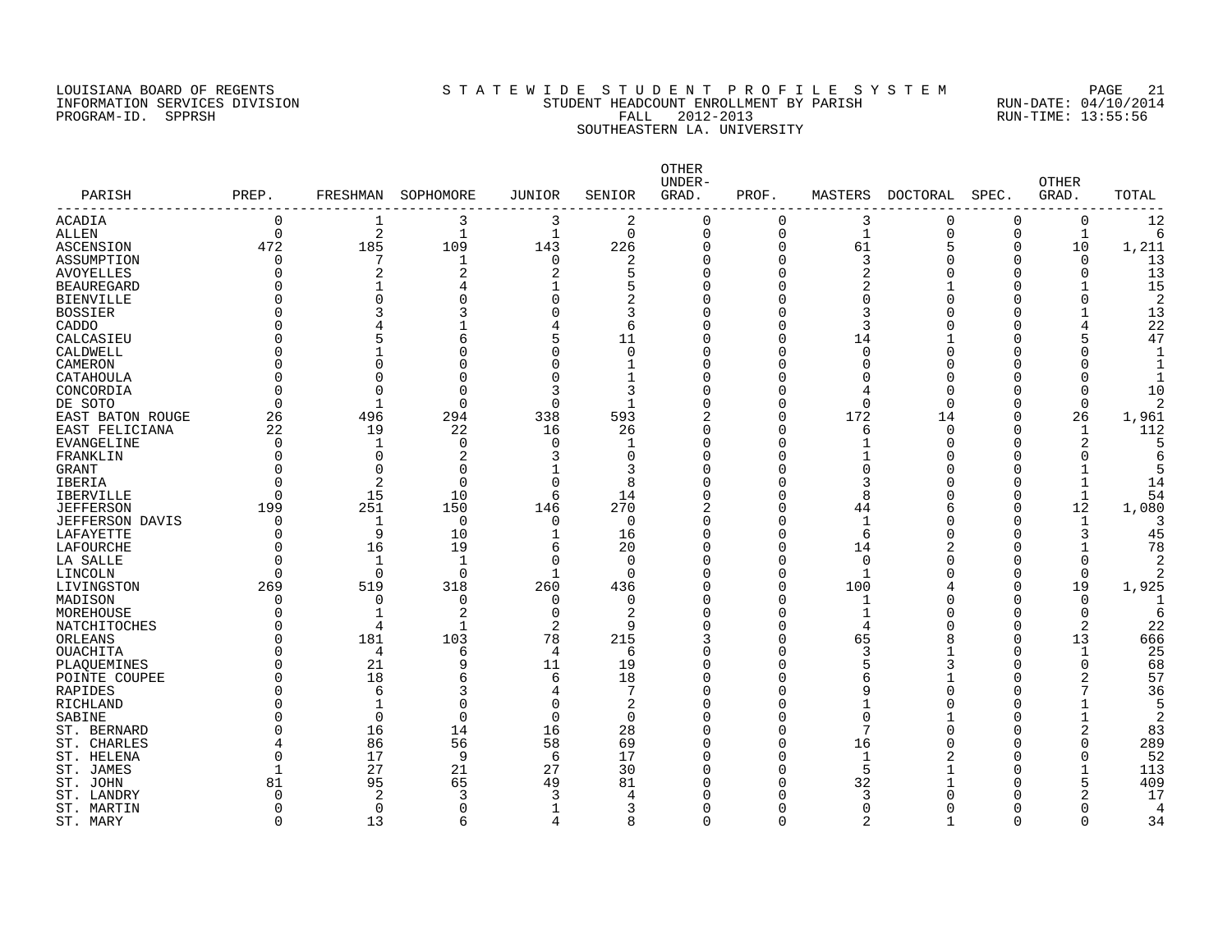LOUISIANA BOARD OF REGENTS
INFORMATION SERVICES DIVISION
PROGRAM-ID. SPPRSH

STATEWIDE STUDENT PROFILE SYSTEM
STUDENT HEADCOUNT ENROLLMENT BY PARISH
FALL 2012-2013
SOUTHEASTERN LA. UNIVERSITY

RUN-DATE: 04/10/2014
RUN-TIME: 13:55:56

| PARISH | PREP. | FRESHMAN | SOPHOMORE | JUNIOR | SENIOR | OTHER UNDER-GRAD. | PROF. | MASTERS | DOCTORAL | SPEC. | OTHER GRAD. | TOTAL |
|---|---|---|---|---|---|---|---|---|---|---|---|---|
| ACADIA | 0 | 1 | 3 | 3 | 2 | 0 | 0 | 3 | 0 | 0 | 0 | 12 |
| ALLEN | 0 | 2 | 1 | 1 | 0 | 0 | 0 | 1 | 0 | 0 | 1 | 6 |
| ASCENSION | 472 | 185 | 109 | 143 | 226 | 0 | 0 | 61 | 5 | 0 | 10 | 1,211 |
| ASSUMPTION | 0 | 7 | 1 | 0 | 2 | 0 | 0 | 3 | 0 | 0 | 0 | 13 |
| AVOYELLES | 0 | 2 | 2 | 2 | 5 | 0 | 0 | 2 | 0 | 0 | 0 | 13 |
| BEAUREGARD | 0 | 1 | 4 | 1 | 5 | 0 | 0 | 2 | 1 | 0 | 1 | 15 |
| BIENVILLE | 0 | 0 | 0 | 0 | 2 | 0 | 0 | 0 | 0 | 0 | 0 | 2 |
| BOSSIER | 0 | 3 | 3 | 0 | 3 | 0 | 0 | 3 | 0 | 0 | 1 | 13 |
| CADDO | 0 | 4 | 1 | 4 | 6 | 0 | 0 | 3 | 0 | 0 | 4 | 22 |
| CALCASIEU | 0 | 5 | 6 | 5 | 11 | 0 | 0 | 14 | 1 | 0 | 5 | 47 |
| CALDWELL | 0 | 1 | 0 | 0 | 0 | 0 | 0 | 0 | 0 | 0 | 0 | 1 |
| CAMERON | 0 | 0 | 0 | 0 | 1 | 0 | 0 | 0 | 0 | 0 | 0 | 1 |
| CATAHOULA | 0 | 0 | 0 | 0 | 1 | 0 | 0 | 0 | 0 | 0 | 0 | 1 |
| CONCORDIA | 0 | 0 | 0 | 3 | 3 | 0 | 0 | 4 | 0 | 0 | 0 | 10 |
| DE SOTO | 0 | 1 | 0 | 0 | 1 | 0 | 0 | 0 | 0 | 0 | 0 | 2 |
| EAST BATON ROUGE | 26 | 496 | 294 | 338 | 593 | 2 | 0 | 172 | 14 | 0 | 26 | 1,961 |
| EAST FELICIANA | 22 | 19 | 22 | 16 | 26 | 0 | 0 | 6 | 0 | 0 | 1 | 112 |
| EVANGELINE | 0 | 1 | 0 | 0 | 1 | 0 | 0 | 1 | 0 | 0 | 2 | 5 |
| FRANKLIN | 0 | 0 | 2 | 3 | 0 | 0 | 0 | 1 | 0 | 0 | 0 | 6 |
| GRANT | 0 | 0 | 0 | 1 | 3 | 0 | 0 | 0 | 0 | 0 | 1 | 5 |
| IBERIA | 0 | 2 | 0 | 0 | 8 | 0 | 0 | 3 | 0 | 0 | 1 | 14 |
| IBERVILLE | 0 | 15 | 10 | 6 | 14 | 0 | 0 | 8 | 0 | 0 | 1 | 54 |
| JEFFERSON | 199 | 251 | 150 | 146 | 270 | 2 | 0 | 44 | 6 | 0 | 12 | 1,080 |
| JEFFERSON DAVIS | 0 | 1 | 0 | 0 | 0 | 0 | 0 | 1 | 0 | 0 | 1 | 3 |
| LAFAYETTE | 0 | 9 | 10 | 1 | 16 | 0 | 0 | 6 | 0 | 0 | 3 | 45 |
| LAFOURCHE | 0 | 16 | 19 | 6 | 20 | 0 | 0 | 14 | 2 | 0 | 1 | 78 |
| LA SALLE | 0 | 1 | 1 | 0 | 0 | 0 | 0 | 0 | 0 | 0 | 0 | 2 |
| LINCOLN | 0 | 0 | 0 | 1 | 0 | 0 | 0 | 1 | 0 | 0 | 0 | 2 |
| LIVINGSTON | 269 | 519 | 318 | 260 | 436 | 0 | 0 | 100 | 4 | 0 | 19 | 1,925 |
| MADISON | 0 | 0 | 0 | 0 | 0 | 0 | 0 | 1 | 0 | 0 | 0 | 1 |
| MOREHOUSE | 0 | 1 | 2 | 0 | 2 | 0 | 0 | 1 | 0 | 0 | 0 | 6 |
| NATCHITOCHES | 0 | 4 | 1 | 2 | 9 | 0 | 0 | 4 | 0 | 0 | 2 | 22 |
| ORLEANS | 0 | 181 | 103 | 78 | 215 | 3 | 0 | 65 | 8 | 0 | 13 | 666 |
| OUACHITA | 0 | 4 | 6 | 4 | 6 | 0 | 0 | 3 | 1 | 0 | 1 | 25 |
| PLAQUEMINES | 0 | 21 | 9 | 11 | 19 | 0 | 0 | 5 | 3 | 0 | 0 | 68 |
| POINTE COUPEE | 0 | 18 | 6 | 6 | 18 | 0 | 0 | 6 | 1 | 0 | 2 | 57 |
| RAPIDES | 0 | 6 | 3 | 4 | 7 | 0 | 0 | 9 | 0 | 0 | 7 | 36 |
| RICHLAND | 0 | 1 | 0 | 0 | 2 | 0 | 0 | 1 | 0 | 0 | 1 | 5 |
| SABINE | 0 | 0 | 0 | 0 | 0 | 0 | 0 | 0 | 1 | 0 | 1 | 2 |
| ST. BERNARD | 0 | 16 | 14 | 16 | 28 | 0 | 0 | 7 | 0 | 0 | 2 | 83 |
| ST. CHARLES | 4 | 86 | 56 | 58 | 69 | 0 | 0 | 16 | 0 | 0 | 0 | 289 |
| ST. HELENA | 0 | 17 | 9 | 6 | 17 | 0 | 0 | 1 | 2 | 0 | 0 | 52 |
| ST. JAMES | 1 | 27 | 21 | 27 | 30 | 0 | 0 | 5 | 1 | 0 | 1 | 113 |
| ST. JOHN | 81 | 95 | 65 | 49 | 81 | 0 | 0 | 32 | 1 | 0 | 5 | 409 |
| ST. LANDRY | 0 | 2 | 3 | 3 | 4 | 0 | 0 | 3 | 0 | 0 | 2 | 17 |
| ST. MARTIN | 0 | 0 | 0 | 1 | 3 | 0 | 0 | 0 | 0 | 0 | 0 | 4 |
| ST. MARY | 0 | 13 | 6 | 4 | 8 | 0 | 0 | 2 | 1 | 0 | 0 | 34 |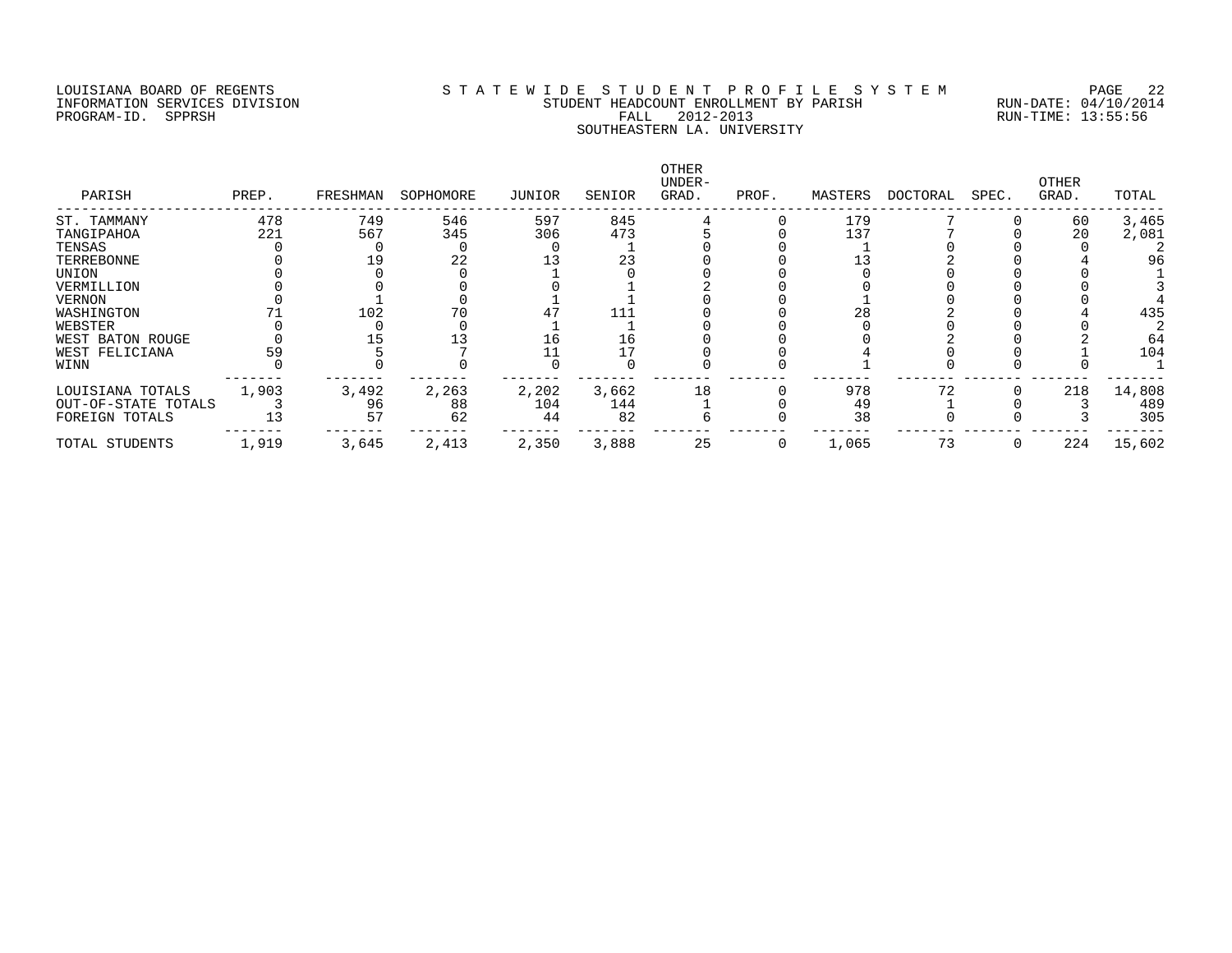LOUISIANA BOARD OF REGENTS
INFORMATION SERVICES DIVISION
PROGRAM-ID. SPPRSH

# STATEWIDE STUDENT PROFILE SYSTEM
## STUDENT HEADCOUNT ENROLLMENT BY PARISH
## FALL 2012-2013
## SOUTHEASTERN LA. UNIVERSITY

RUN-DATE: 04/10/2014
RUN-TIME: 13:55:56

| PARISH | PREP. | FRESHMAN | SOPHOMORE | JUNIOR | SENIOR | OTHER UNDER-GRAD. | PROF. | MASTERS | DOCTORAL | SPEC. | OTHER GRAD. | TOTAL |
|---|---|---|---|---|---|---|---|---|---|---|---|---|
| ST. TAMMANY | 478 | 749 | 546 | 597 | 845 | 4 | 0 | 179 | 7 | 0 | 60 | 3,465 |
| TANGIPAHOA | 221 | 567 | 345 | 306 | 473 | 5 | 0 | 137 | 7 | 0 | 20 | 2,081 |
| TENSAS | 0 | 0 | 0 | 0 | 1 | 0 | 0 | 1 | 0 | 0 | 0 | 2 |
| TERREBONNE | 0 | 19 | 22 | 13 | 23 | 0 | 0 | 13 | 2 | 0 | 4 | 96 |
| UNION | 0 | 0 | 0 | 1 | 0 | 0 | 0 | 0 | 0 | 0 | 0 | 1 |
| VERMILLION | 0 | 0 | 0 | 0 | 1 | 2 | 0 | 0 | 0 | 0 | 0 | 3 |
| VERNON | 0 | 1 | 0 | 1 | 1 | 0 | 0 | 1 | 0 | 0 | 0 | 4 |
| WASHINGTON | 71 | 102 | 70 | 47 | 111 | 0 | 0 | 28 | 2 | 0 | 4 | 435 |
| WEBSTER | 0 | 0 | 0 | 1 | 1 | 0 | 0 | 0 | 0 | 0 | 0 | 2 |
| WEST BATON ROUGE | 0 | 15 | 13 | 16 | 16 | 0 | 0 | 0 | 2 | 0 | 2 | 64 |
| WEST FELICIANA | 59 | 5 | 7 | 11 | 17 | 0 | 0 | 4 | 0 | 0 | 1 | 104 |
| WINN | 0 | 0 | 0 | 0 | 0 | 0 | 0 | 1 | 0 | 0 | 0 | 1 |
| LOUISIANA TOTALS | 1,903 | 3,492 | 2,263 | 2,202 | 3,662 | 18 | 0 | 978 | 72 | 0 | 218 | 14,808 |
| OUT-OF-STATE TOTALS | 3 | 96 | 88 | 104 | 144 | 1 | 0 | 49 | 1 | 0 | 3 | 489 |
| FOREIGN TOTALS | 13 | 57 | 62 | 44 | 82 | 6 | 0 | 38 | 0 | 0 | 3 | 305 |
| TOTAL STUDENTS | 1,919 | 3,645 | 2,413 | 2,350 | 3,888 | 25 | 0 | 1,065 | 73 | 0 | 224 | 15,602 |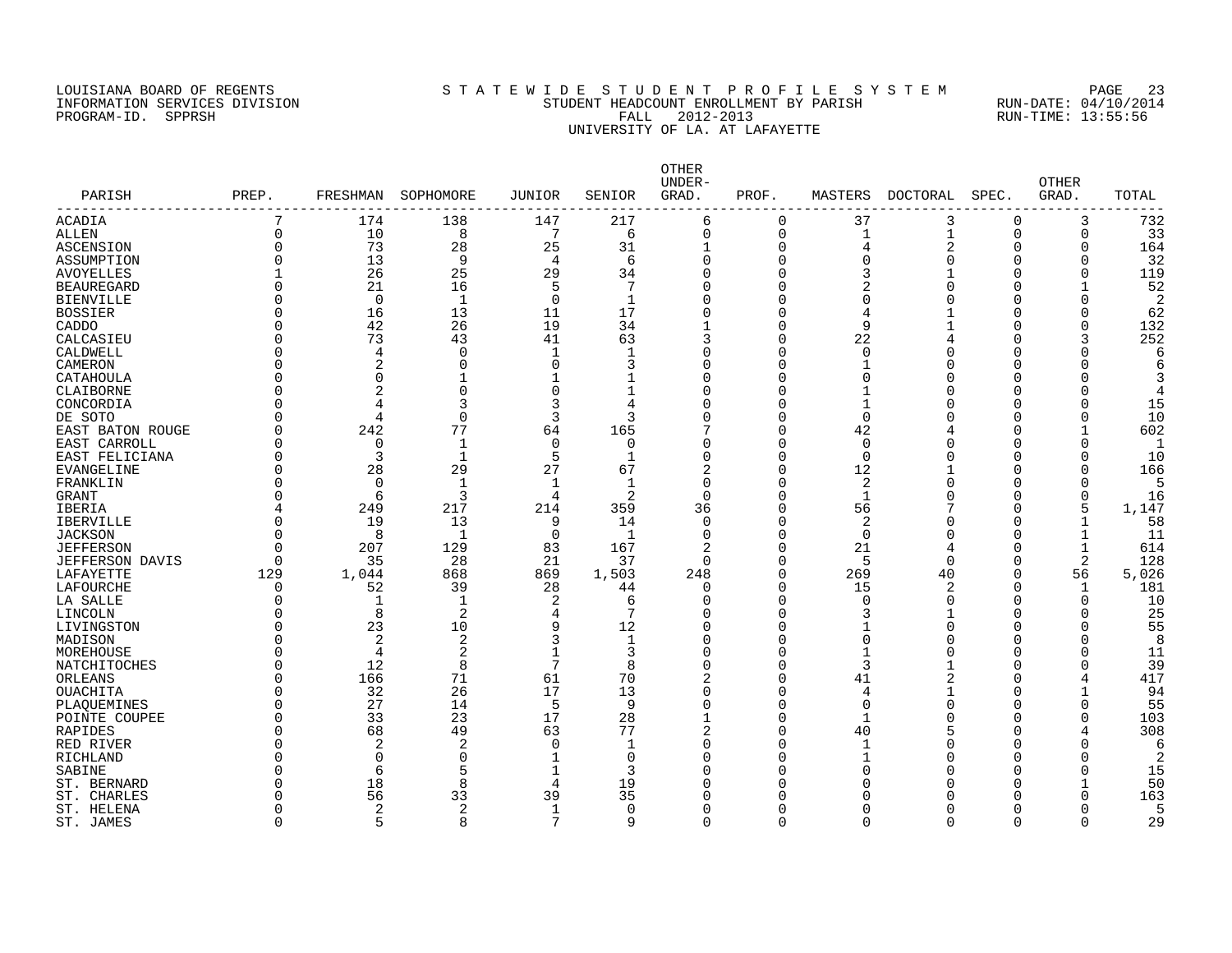LOUISIANA BOARD OF REGENTS
INFORMATION SERVICES DIVISION
PROGRAM-ID. SPPRSH

STATEWIDE STUDENT PROFILE SYSTEM
STUDENT HEADCOUNT ENROLLMENT BY PARISH
FALL 2012-2013
UNIVERSITY OF LA. AT LAFAYETTE

RUN-DATE: 04/10/2014
RUN-TIME: 13:55:56

| PARISH | PREP. | FRESHMAN | SOPHOMORE | JUNIOR | SENIOR | OTHER UNDER-GRAD. | PROF. | MASTERS | DOCTORAL | SPEC. | OTHER GRAD. | TOTAL |
|---|---|---|---|---|---|---|---|---|---|---|---|---|
| ACADIA | 7 | 174 | 138 | 147 | 217 | 6 | 0 | 37 | 3 | 0 | 3 | 732 |
| ALLEN | 0 | 10 | 8 | 7 | 6 | 0 | 0 | 1 | 1 | 0 | 0 | 33 |
| ASCENSION | 0 | 73 | 28 | 25 | 31 | 1 | 0 | 4 | 2 | 0 | 0 | 164 |
| ASSUMPTION | 0 | 13 | 9 | 4 | 6 | 0 | 0 | 0 | 0 | 0 | 0 | 32 |
| AVOYELLES | 1 | 26 | 25 | 29 | 34 | 0 | 0 | 3 | 1 | 0 | 0 | 119 |
| BEAUREGARD | 0 | 21 | 16 | 5 | 7 | 0 | 0 | 2 | 0 | 0 | 1 | 52 |
| BIENVILLE | 0 | 0 | 1 | 0 | 1 | 0 | 0 | 0 | 0 | 0 | 0 | 2 |
| BOSSIER | 0 | 16 | 13 | 11 | 17 | 0 | 0 | 4 | 1 | 0 | 0 | 62 |
| CADDO | 0 | 42 | 26 | 19 | 34 | 1 | 0 | 9 | 1 | 0 | 0 | 132 |
| CALCASIEU | 0 | 73 | 43 | 41 | 63 | 3 | 0 | 22 | 4 | 0 | 3 | 252 |
| CALDWELL | 0 | 4 | 0 | 1 | 1 | 0 | 0 | 0 | 0 | 0 | 0 | 6 |
| CAMERON | 0 | 2 | 0 | 0 | 3 | 0 | 0 | 1 | 0 | 0 | 0 | 6 |
| CATAHOULA | 0 | 0 | 1 | 1 | 1 | 0 | 0 | 0 | 0 | 0 | 0 | 3 |
| CLAIBORNE | 0 | 2 | 0 | 0 | 1 | 0 | 0 | 1 | 0 | 0 | 0 | 4 |
| CONCORDIA | 0 | 4 | 3 | 3 | 4 | 0 | 0 | 1 | 0 | 0 | 0 | 15 |
| DE SOTO | 0 | 4 | 0 | 3 | 3 | 0 | 0 | 0 | 0 | 0 | 0 | 10 |
| EAST BATON ROUGE | 0 | 242 | 77 | 64 | 165 | 7 | 0 | 42 | 4 | 0 | 1 | 602 |
| EAST CARROLL | 0 | 0 | 1 | 0 | 0 | 0 | 0 | 0 | 0 | 0 | 0 | 1 |
| EAST FELICIANA | 0 | 3 | 1 | 5 | 1 | 0 | 0 | 0 | 0 | 0 | 0 | 10 |
| EVANGELINE | 0 | 28 | 29 | 27 | 67 | 2 | 0 | 12 | 1 | 0 | 0 | 166 |
| FRANKLIN | 0 | 0 | 1 | 1 | 1 | 0 | 0 | 2 | 0 | 0 | 0 | 5 |
| GRANT | 0 | 6 | 3 | 4 | 2 | 0 | 0 | 1 | 0 | 0 | 0 | 16 |
| IBERIA | 4 | 249 | 217 | 214 | 359 | 36 | 0 | 56 | 7 | 0 | 5 | 1,147 |
| IBERVILLE | 0 | 19 | 13 | 9 | 14 | 0 | 0 | 2 | 0 | 0 | 1 | 58 |
| JACKSON | 0 | 8 | 1 | 0 | 1 | 0 | 0 | 0 | 0 | 0 | 1 | 11 |
| JEFFERSON | 0 | 207 | 129 | 83 | 167 | 2 | 0 | 21 | 4 | 0 | 1 | 614 |
| JEFFERSON DAVIS | 0 | 35 | 28 | 21 | 37 | 0 | 0 | 5 | 0 | 0 | 2 | 128 |
| LAFAYETTE | 129 | 1,044 | 868 | 869 | 1,503 | 248 | 0 | 269 | 40 | 0 | 56 | 5,026 |
| LAFOURCHE | 0 | 52 | 39 | 28 | 44 | 0 | 0 | 15 | 2 | 0 | 1 | 181 |
| LA SALLE | 0 | 1 | 1 | 2 | 6 | 0 | 0 | 0 | 0 | 0 | 0 | 10 |
| LINCOLN | 0 | 8 | 2 | 4 | 7 | 0 | 0 | 3 | 1 | 0 | 0 | 25 |
| LIVINGSTON | 0 | 23 | 10 | 9 | 12 | 0 | 0 | 1 | 0 | 0 | 0 | 55 |
| MADISON | 0 | 2 | 2 | 3 | 1 | 0 | 0 | 0 | 0 | 0 | 0 | 8 |
| MOREHOUSE | 0 | 4 | 2 | 1 | 3 | 0 | 0 | 1 | 0 | 0 | 0 | 11 |
| NATCHITOCHES | 0 | 12 | 8 | 7 | 8 | 0 | 0 | 3 | 1 | 0 | 0 | 39 |
| ORLEANS | 0 | 166 | 71 | 61 | 70 | 2 | 0 | 41 | 2 | 0 | 4 | 417 |
| OUACHITA | 0 | 32 | 26 | 17 | 13 | 0 | 0 | 4 | 1 | 0 | 1 | 94 |
| PLAQUEMINES | 0 | 27 | 14 | 5 | 9 | 0 | 0 | 0 | 0 | 0 | 0 | 55 |
| POINTE COUPEE | 0 | 33 | 23 | 17 | 28 | 1 | 0 | 1 | 0 | 0 | 0 | 103 |
| RAPIDES | 0 | 68 | 49 | 63 | 77 | 2 | 0 | 40 | 5 | 0 | 4 | 308 |
| RED RIVER | 0 | 2 | 2 | 0 | 1 | 0 | 0 | 1 | 0 | 0 | 0 | 6 |
| RICHLAND | 0 | 0 | 0 | 1 | 0 | 0 | 0 | 1 | 0 | 0 | 0 | 2 |
| SABINE | 0 | 6 | 5 | 1 | 3 | 0 | 0 | 0 | 0 | 0 | 0 | 15 |
| ST. BERNARD | 0 | 18 | 8 | 4 | 19 | 0 | 0 | 0 | 0 | 0 | 1 | 50 |
| ST. CHARLES | 0 | 56 | 33 | 39 | 35 | 0 | 0 | 0 | 0 | 0 | 0 | 163 |
| ST. HELENA | 0 | 2 | 2 | 1 | 0 | 0 | 0 | 0 | 0 | 0 | 0 | 5 |
| ST. JAMES | 0 | 5 | 8 | 7 | 9 | 0 | 0 | 0 | 0 | 0 | 0 | 29 |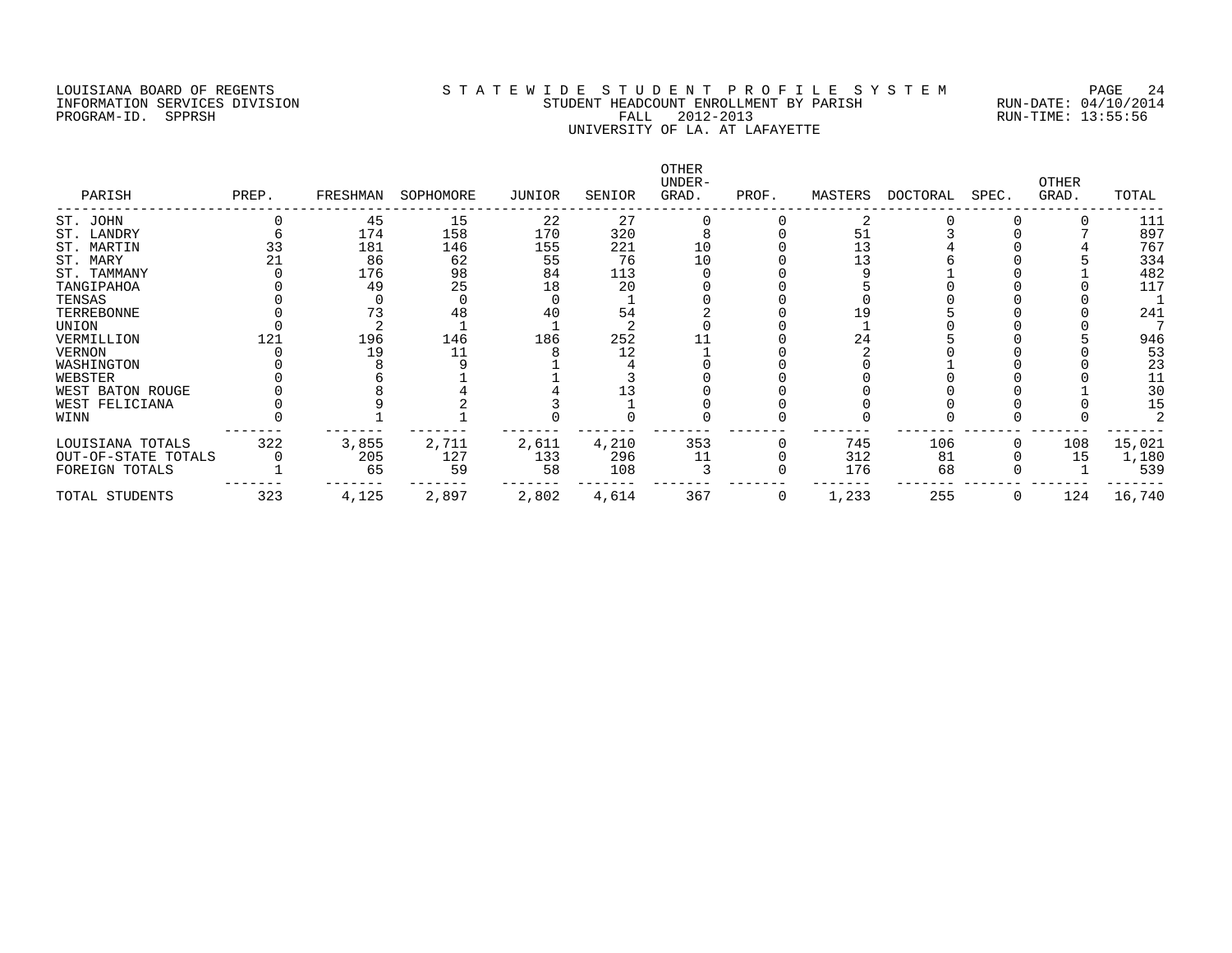LOUISIANA BOARD OF REGENTS
INFORMATION SERVICES DIVISION
PROGRAM-ID. SPPRSH

# S T A T E W I D E S T U D E N T P R O F I L E S Y S T E M
## STUDENT HEADCOUNT ENROLLMENT BY PARISH
## FALL 2012-2013
## UNIVERSITY OF LA. AT LAFAYETTE

RUN-DATE: 04/10/2014
RUN-TIME: 13:55:56

| PARISH | PREP. | FRESHMAN | SOPHOMORE | JUNIOR | SENIOR | OTHER UNDER-GRAD. | PROF. | MASTERS | DOCTORAL | SPEC. | OTHER GRAD. | TOTAL |
|---|---|---|---|---|---|---|---|---|---|---|---|---|
| ST. JOHN | 0 | 45 | 15 | 22 | 27 | 0 | 0 | 2 | 0 | 0 | 0 | 111 |
| ST. LANDRY | 6 | 174 | 158 | 170 | 320 | 8 | 0 | 51 | 3 | 0 | 7 | 897 |
| ST. MARTIN | 33 | 181 | 146 | 155 | 221 | 10 | 0 | 13 | 4 | 0 | 4 | 767 |
| ST. MARY | 21 | 86 | 62 | 55 | 76 | 10 | 0 | 13 | 6 | 0 | 5 | 334 |
| ST. TAMMANY | 0 | 176 | 98 | 84 | 113 | 0 | 0 | 9 | 1 | 0 | 1 | 482 |
| TANGIPAHOA | 0 | 49 | 25 | 18 | 20 | 0 | 0 | 5 | 0 | 0 | 0 | 117 |
| TENSAS | 0 | 0 | 0 | 0 | 1 | 0 | 0 | 0 | 0 | 0 | 0 | 1 |
| TERREBONNE | 0 | 73 | 48 | 40 | 54 | 2 | 0 | 19 | 5 | 0 | 0 | 241 |
| UNION | 0 | 2 | 1 | 1 | 2 | 0 | 0 | 1 | 0 | 0 | 0 | 7 |
| VERMILLION | 121 | 196 | 146 | 186 | 252 | 11 | 0 | 24 | 5 | 0 | 5 | 946 |
| VERNON | 0 | 19 | 11 | 8 | 12 | 1 | 0 | 2 | 0 | 0 | 0 | 53 |
| WASHINGTON | 0 | 8 | 9 | 1 | 4 | 0 | 0 | 0 | 1 | 0 | 0 | 23 |
| WEBSTER | 0 | 6 | 1 | 1 | 3 | 0 | 0 | 0 | 0 | 0 | 0 | 11 |
| WEST BATON ROUGE | 0 | 8 | 4 | 4 | 13 | 0 | 0 | 0 | 0 | 0 | 1 | 30 |
| WEST FELICIANA | 0 | 9 | 2 | 3 | 1 | 0 | 0 | 0 | 0 | 0 | 0 | 15 |
| WINN | 0 | 1 | 1 | 0 | 0 | 0 | 0 | 0 | 0 | 0 | 0 | 2 |
| LOUISIANA TOTALS | 322 | 3,855 | 2,711 | 2,611 | 4,210 | 353 | 0 | 745 | 106 | 0 | 108 | 15,021 |
| OUT-OF-STATE TOTALS | 0 | 205 | 127 | 133 | 296 | 11 | 0 | 312 | 81 | 0 | 15 | 1,180 |
| FOREIGN TOTALS | 1 | 65 | 59 | 58 | 108 | 3 | 0 | 176 | 68 | 0 | 1 | 539 |
| TOTAL STUDENTS | 323 | 4,125 | 2,897 | 2,802 | 4,614 | 367 | 0 | 1,233 | 255 | 0 | 124 | 16,740 |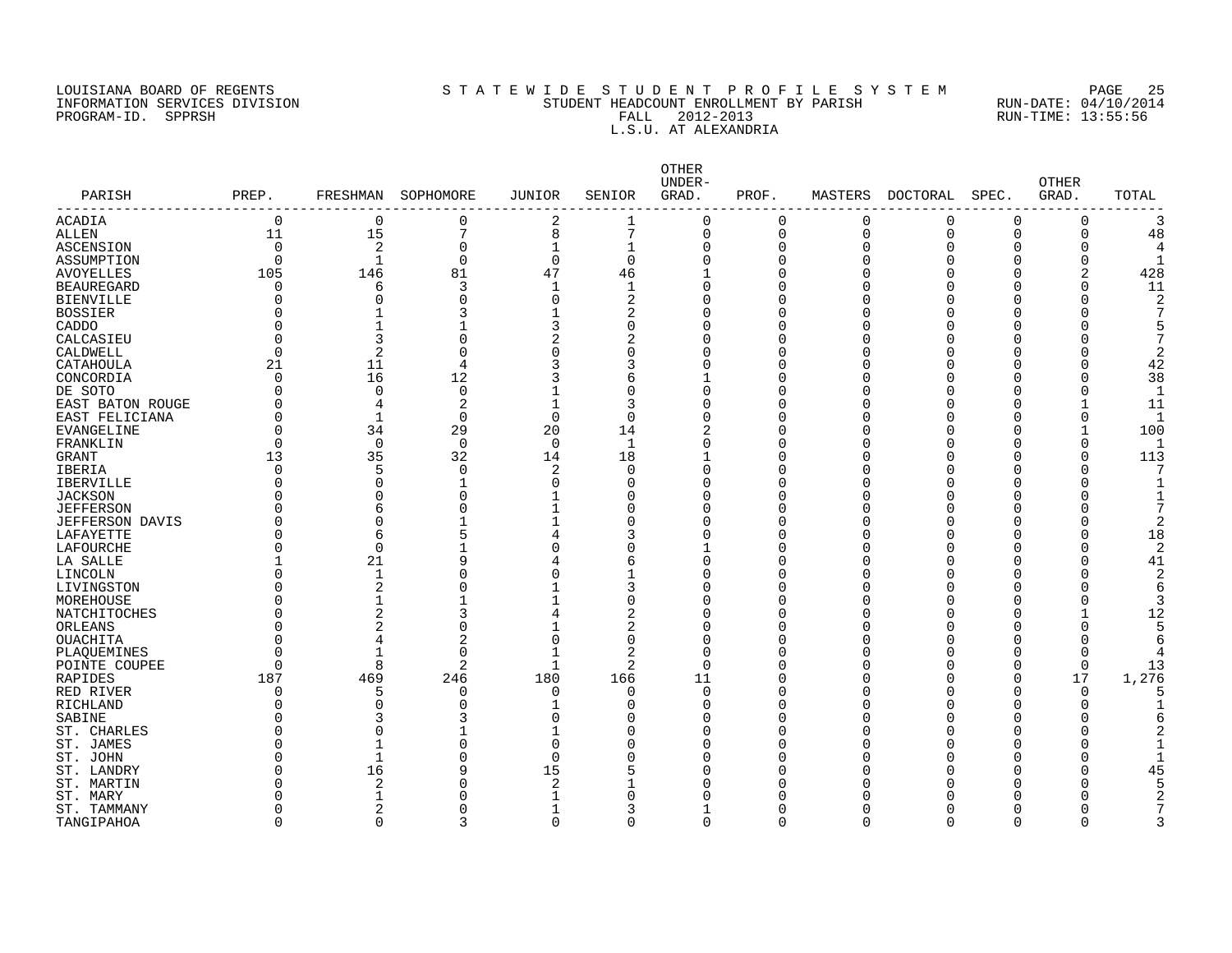LOUISIANA BOARD OF REGENTS
INFORMATION SERVICES DIVISION
PROGRAM-ID. SPPRSH

STATEWIDE STUDENT PROFILE SYSTEM
STUDENT HEADCOUNT ENROLLMENT BY PARISH
FALL 2012-2013
L.S.U. AT ALEXANDRIA

RUN-DATE: 04/10/2014
RUN-TIME: 13:55:56

| PARISH | PREP. | FRESHMAN | SOPHOMORE | JUNIOR | SENIOR | OTHER UNDER-GRAD. | PROF. | MASTERS | DOCTORAL | SPEC. | OTHER GRAD. | TOTAL |
|---|---|---|---|---|---|---|---|---|---|---|---|---|
| ACADIA | 0 | 0 | 0 | 2 | 1 | 0 | 0 | 0 | 0 | 0 | 0 | 3 |
| ALLEN | 11 | 15 | 7 | 8 | 7 | 0 | 0 | 0 | 0 | 0 | 0 | 48 |
| ASCENSION | 0 | 2 | 0 | 1 | 1 | 0 | 0 | 0 | 0 | 0 | 0 | 4 |
| ASSUMPTION | 0 | 1 | 0 | 0 | 0 | 0 | 0 | 0 | 0 | 0 | 0 | 1 |
| AVOYELLES | 105 | 146 | 81 | 47 | 46 | 1 | 0 | 0 | 0 | 0 | 2 | 428 |
| BEAUREGARD | 0 | 6 | 3 | 1 | 1 | 0 | 0 | 0 | 0 | 0 | 0 | 11 |
| BIENVILLE | 0 | 0 | 0 | 0 | 2 | 0 | 0 | 0 | 0 | 0 | 0 | 2 |
| BOSSIER | 0 | 1 | 3 | 1 | 2 | 0 | 0 | 0 | 0 | 0 | 0 | 7 |
| CADDO | 0 | 1 | 1 | 3 | 0 | 0 | 0 | 0 | 0 | 0 | 0 | 5 |
| CALCASIEU | 0 | 3 | 0 | 2 | 2 | 0 | 0 | 0 | 0 | 0 | 0 | 7 |
| CALDWELL | 0 | 2 | 0 | 0 | 0 | 0 | 0 | 0 | 0 | 0 | 0 | 2 |
| CATAHOULA | 21 | 11 | 4 | 3 | 3 | 0 | 0 | 0 | 0 | 0 | 0 | 42 |
| CONCORDIA | 0 | 16 | 12 | 3 | 6 | 1 | 0 | 0 | 0 | 0 | 0 | 38 |
| DE SOTO | 0 | 0 | 0 | 1 | 0 | 0 | 0 | 0 | 0 | 0 | 0 | 1 |
| EAST BATON ROUGE | 0 | 4 | 2 | 1 | 3 | 0 | 0 | 0 | 0 | 0 | 1 | 11 |
| EAST FELICIANA | 0 | 1 | 0 | 0 | 0 | 0 | 0 | 0 | 0 | 0 | 0 | 1 |
| EVANGELINE | 0 | 34 | 29 | 20 | 14 | 2 | 0 | 0 | 0 | 0 | 1 | 100 |
| FRANKLIN | 0 | 0 | 0 | 0 | 1 | 0 | 0 | 0 | 0 | 0 | 0 | 1 |
| GRANT | 13 | 35 | 32 | 14 | 18 | 1 | 0 | 0 | 0 | 0 | 0 | 113 |
| IBERIA | 0 | 5 | 0 | 2 | 0 | 0 | 0 | 0 | 0 | 0 | 0 | 7 |
| IBERVILLE | 0 | 0 | 1 | 0 | 0 | 0 | 0 | 0 | 0 | 0 | 0 | 1 |
| JACKSON | 0 | 0 | 0 | 1 | 0 | 0 | 0 | 0 | 0 | 0 | 0 | 1 |
| JEFFERSON | 0 | 6 | 0 | 1 | 0 | 0 | 0 | 0 | 0 | 0 | 0 | 7 |
| JEFFERSON DAVIS | 0 | 0 | 1 | 1 | 0 | 0 | 0 | 0 | 0 | 0 | 0 | 2 |
| LAFAYETTE | 0 | 6 | 5 | 4 | 3 | 0 | 0 | 0 | 0 | 0 | 0 | 18 |
| LAFOURCHE | 0 | 0 | 1 | 0 | 0 | 1 | 0 | 0 | 0 | 0 | 0 | 2 |
| LA SALLE | 1 | 21 | 9 | 4 | 6 | 0 | 0 | 0 | 0 | 0 | 0 | 41 |
| LINCOLN | 0 | 1 | 0 | 0 | 1 | 0 | 0 | 0 | 0 | 0 | 0 | 2 |
| LIVINGSTON | 0 | 2 | 0 | 1 | 3 | 0 | 0 | 0 | 0 | 0 | 0 | 6 |
| MOREHOUSE | 0 | 1 | 1 | 1 | 0 | 0 | 0 | 0 | 0 | 0 | 0 | 3 |
| NATCHITOCHES | 0 | 2 | 3 | 4 | 2 | 0 | 0 | 0 | 0 | 0 | 1 | 12 |
| ORLEANS | 0 | 2 | 0 | 1 | 2 | 0 | 0 | 0 | 0 | 0 | 0 | 5 |
| OUACHITA | 0 | 4 | 2 | 0 | 0 | 0 | 0 | 0 | 0 | 0 | 0 | 6 |
| PLAQUEMINES | 0 | 1 | 0 | 1 | 2 | 0 | 0 | 0 | 0 | 0 | 0 | 4 |
| POINTE COUPEE | 0 | 8 | 2 | 1 | 2 | 0 | 0 | 0 | 0 | 0 | 0 | 13 |
| RAPIDES | 187 | 469 | 246 | 180 | 166 | 11 | 0 | 0 | 0 | 0 | 17 | 1,276 |
| RED RIVER | 0 | 5 | 0 | 0 | 0 | 0 | 0 | 0 | 0 | 0 | 0 | 5 |
| RICHLAND | 0 | 0 | 0 | 1 | 0 | 0 | 0 | 0 | 0 | 0 | 0 | 1 |
| SABINE | 0 | 3 | 3 | 0 | 0 | 0 | 0 | 0 | 0 | 0 | 0 | 6 |
| ST. CHARLES | 0 | 0 | 1 | 1 | 0 | 0 | 0 | 0 | 0 | 0 | 0 | 2 |
| ST. JAMES | 0 | 1 | 0 | 0 | 0 | 0 | 0 | 0 | 0 | 0 | 0 | 1 |
| ST. JOHN | 0 | 1 | 0 | 0 | 0 | 0 | 0 | 0 | 0 | 0 | 0 | 1 |
| ST. LANDRY | 0 | 16 | 9 | 15 | 5 | 0 | 0 | 0 | 0 | 0 | 0 | 45 |
| ST. MARTIN | 0 | 2 | 0 | 2 | 1 | 0 | 0 | 0 | 0 | 0 | 0 | 5 |
| ST. MARY | 0 | 1 | 0 | 1 | 0 | 0 | 0 | 0 | 0 | 0 | 0 | 2 |
| ST. TAMMANY | 0 | 2 | 0 | 1 | 3 | 1 | 0 | 0 | 0 | 0 | 0 | 7 |
| TANGIPAHOA | 0 | 0 | 3 | 0 | 0 | 0 | 0 | 0 | 0 | 0 | 0 | 3 |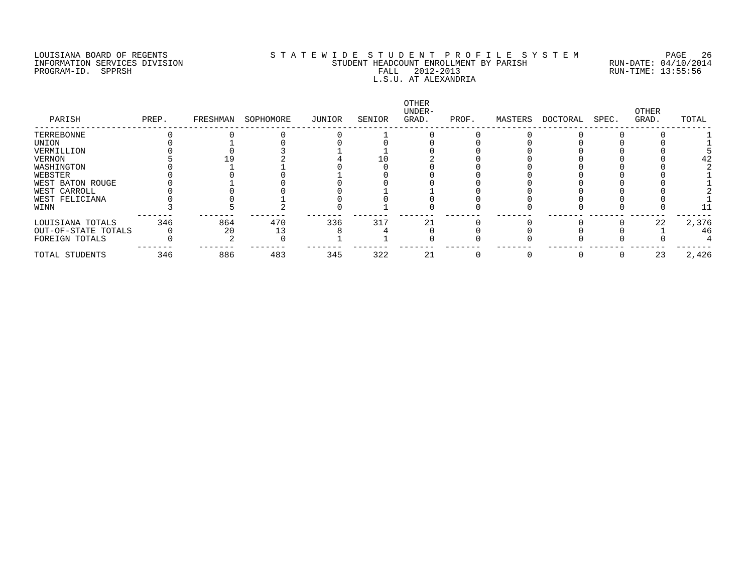LOUISIANA BOARD OF REGENTS
INFORMATION SERVICES DIVISION
PROGRAM-ID. SPPRSH

STATEWIDE STUDENT PROFILE SYSTEM
STUDENT HEADCOUNT ENROLLMENT BY PARISH
FALL 2012-2013
L.S.U. AT ALEXANDRIA

RUN-DATE: 04/10/2014
RUN-TIME: 13:55:56

| PARISH | PREP. | FRESHMAN | SOPHOMORE | JUNIOR | SENIOR | OTHER UNDER-GRAD. | PROF. | MASTERS | DOCTORAL | SPEC. | OTHER GRAD. | TOTAL |
|---|---|---|---|---|---|---|---|---|---|---|---|---|
| TERREBONNE | 0 | 0 | 0 | 0 | 1 | 0 | 0 | 0 | 0 | 0 | 0 | 1 |
| UNION | 0 | 1 | 0 | 0 | 0 | 0 | 0 | 0 | 0 | 0 | 0 | 1 |
| VERMILLION | 0 | 0 | 3 | 1 | 1 | 0 | 0 | 0 | 0 | 0 | 0 | 5 |
| VERNON | 5 | 19 | 2 | 4 | 10 | 2 | 0 | 0 | 0 | 0 | 0 | 42 |
| WASHINGTON | 0 | 1 | 1 | 0 | 0 | 0 | 0 | 0 | 0 | 0 | 0 | 2 |
| WEBSTER | 0 | 0 | 0 | 1 | 0 | 0 | 0 | 0 | 0 | 0 | 0 | 1 |
| WEST BATON ROUGE | 0 | 1 | 0 | 0 | 0 | 0 | 0 | 0 | 0 | 0 | 0 | 1 |
| WEST CARROLL | 0 | 0 | 0 | 0 | 1 | 1 | 0 | 0 | 0 | 0 | 0 | 2 |
| WEST FELICIANA | 0 | 0 | 1 | 0 | 0 | 0 | 0 | 0 | 0 | 0 | 0 | 1 |
| WINN | 3 | 5 | 2 | 0 | 1 | 0 | 0 | 0 | 0 | 0 | 0 | 11 |
| LOUISIANA TOTALS | 346 | 864 | 470 | 336 | 317 | 21 | 0 | 0 | 0 | 0 | 22 | 2,376 |
| OUT-OF-STATE TOTALS | 0 | 20 | 13 | 8 | 4 | 0 | 0 | 0 | 0 | 0 | 1 | 46 |
| FOREIGN TOTALS | 0 | 2 | 0 | 1 | 1 | 0 | 0 | 0 | 0 | 0 | 0 | 4 |
| TOTAL STUDENTS | 346 | 886 | 483 | 345 | 322 | 21 | 0 | 0 | 0 | 0 | 23 | 2,426 |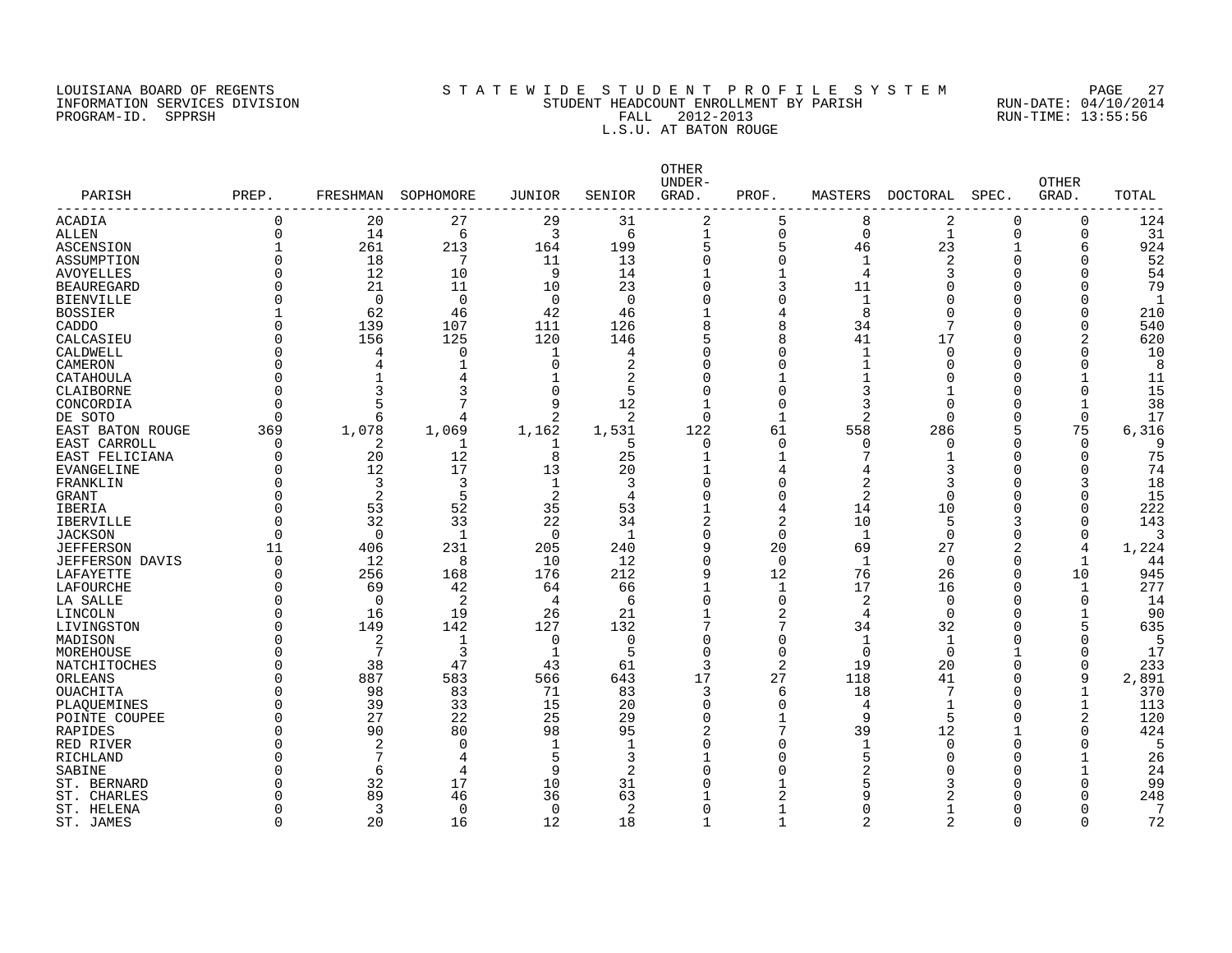LOUISIANA BOARD OF REGENTS
INFORMATION SERVICES DIVISION
PROGRAM-ID. SPPRSH

# S T A T E W I D E S T U D E N T P R O F I L E S Y S T E M
## STUDENT HEADCOUNT ENROLLMENT BY PARISH
### FALL 2012-2013
### L.S.U. AT BATON ROUGE

RUN-DATE: 04/10/2014
RUN-TIME: 13:55:56

| PARISH | PREP. | FRESHMAN | SOPHOMORE | JUNIOR | SENIOR | OTHER UNDER-GRAD. | PROF. | MASTERS | DOCTORAL | SPEC. | OTHER GRAD. | TOTAL |
|---|---|---|---|---|---|---|---|---|---|---|---|---|
| ACADIA | 0 | 20 | 27 | 29 | 31 | 2 | 5 | 8 | 2 | 0 | 0 | 124 |
| ALLEN | 0 | 14 | 6 | 3 | 6 | 1 | 0 | 0 | 1 | 0 | 0 | 31 |
| ASCENSION | 1 | 261 | 213 | 164 | 199 | 5 | 5 | 46 | 23 | 1 | 6 | 924 |
| ASSUMPTION | 0 | 18 | 7 | 11 | 13 | 0 | 0 | 1 | 2 | 0 | 0 | 52 |
| AVOYELLES | 0 | 12 | 10 | 9 | 14 | 1 | 1 | 4 | 3 | 0 | 0 | 54 |
| BEAUREGARD | 0 | 21 | 11 | 10 | 23 | 0 | 3 | 11 | 0 | 0 | 0 | 79 |
| BIENVILLE | 0 | 0 | 0 | 0 | 0 | 0 | 0 | 1 | 0 | 0 | 0 | 1 |
| BOSSIER | 1 | 62 | 46 | 42 | 46 | 1 | 4 | 8 | 0 | 0 | 0 | 210 |
| CADDO | 0 | 139 | 107 | 111 | 126 | 8 | 8 | 34 | 7 | 0 | 0 | 540 |
| CALCASIEU | 0 | 156 | 125 | 120 | 146 | 5 | 8 | 41 | 17 | 0 | 2 | 620 |
| CALDWELL | 0 | 4 | 0 | 1 | 4 | 0 | 0 | 1 | 0 | 0 | 0 | 10 |
| CAMERON | 0 | 4 | 1 | 0 | 2 | 0 | 0 | 1 | 0 | 0 | 0 | 8 |
| CATAHOULA | 0 | 1 | 4 | 1 | 2 | 0 | 1 | 1 | 0 | 0 | 1 | 11 |
| CLAIBORNE | 0 | 3 | 3 | 0 | 5 | 0 | 0 | 3 | 1 | 0 | 0 | 15 |
| CONCORDIA | 0 | 5 | 7 | 9 | 12 | 1 | 0 | 3 | 0 | 0 | 1 | 38 |
| DE SOTO | 0 | 6 | 4 | 2 | 2 | 0 | 1 | 2 | 0 | 0 | 0 | 17 |
| EAST BATON ROUGE | 369 | 1,078 | 1,069 | 1,162 | 1,531 | 122 | 61 | 558 | 286 | 5 | 75 | 6,316 |
| EAST CARROLL | 0 | 2 | 1 | 1 | 5 | 0 | 0 | 0 | 0 | 0 | 0 | 9 |
| EAST FELICIANA | 0 | 20 | 12 | 8 | 25 | 1 | 1 | 7 | 1 | 0 | 0 | 75 |
| EVANGELINE | 0 | 12 | 17 | 13 | 20 | 1 | 4 | 4 | 3 | 0 | 0 | 74 |
| FRANKLIN | 0 | 3 | 3 | 1 | 3 | 0 | 0 | 2 | 3 | 0 | 3 | 18 |
| GRANT | 0 | 2 | 5 | 2 | 4 | 0 | 0 | 2 | 0 | 0 | 0 | 15 |
| IBERIA | 0 | 53 | 52 | 35 | 53 | 1 | 4 | 14 | 10 | 0 | 0 | 222 |
| IBERVILLE | 0 | 32 | 33 | 22 | 34 | 2 | 2 | 10 | 5 | 3 | 0 | 143 |
| JACKSON | 0 | 0 | 1 | 0 | 1 | 0 | 0 | 1 | 0 | 0 | 0 | 3 |
| JEFFERSON | 11 | 406 | 231 | 205 | 240 | 9 | 20 | 69 | 27 | 2 | 4 | 1,224 |
| JEFFERSON DAVIS | 0 | 12 | 8 | 10 | 12 | 0 | 0 | 1 | 0 | 0 | 1 | 44 |
| LAFAYETTE | 0 | 256 | 168 | 176 | 212 | 9 | 12 | 76 | 26 | 0 | 10 | 945 |
| LAFOURCHE | 0 | 69 | 42 | 64 | 66 | 1 | 1 | 17 | 16 | 0 | 1 | 277 |
| LA SALLE | 0 | 0 | 2 | 4 | 6 | 0 | 0 | 2 | 0 | 0 | 0 | 14 |
| LINCOLN | 0 | 16 | 19 | 26 | 21 | 1 | 2 | 4 | 0 | 0 | 1 | 90 |
| LIVINGSTON | 0 | 149 | 142 | 127 | 132 | 7 | 7 | 34 | 32 | 0 | 5 | 635 |
| MADISON | 0 | 2 | 1 | 0 | 0 | 0 | 0 | 1 | 1 | 0 | 0 | 5 |
| MOREHOUSE | 0 | 7 | 3 | 1 | 5 | 0 | 0 | 0 | 0 | 1 | 0 | 17 |
| NATCHITOCHES | 0 | 38 | 47 | 43 | 61 | 3 | 2 | 19 | 20 | 0 | 0 | 233 |
| ORLEANS | 0 | 887 | 583 | 566 | 643 | 17 | 27 | 118 | 41 | 0 | 9 | 2,891 |
| OUACHITA | 0 | 98 | 83 | 71 | 83 | 3 | 6 | 18 | 7 | 0 | 1 | 370 |
| PLAQUEMINES | 0 | 39 | 33 | 15 | 20 | 0 | 0 | 4 | 1 | 0 | 1 | 113 |
| POINTE COUPEE | 0 | 27 | 22 | 25 | 29 | 0 | 1 | 9 | 5 | 0 | 2 | 120 |
| RAPIDES | 0 | 90 | 80 | 98 | 95 | 2 | 7 | 39 | 12 | 1 | 0 | 424 |
| RED RIVER | 0 | 2 | 0 | 1 | 1 | 0 | 0 | 1 | 0 | 0 | 0 | 5 |
| RICHLAND | 0 | 7 | 4 | 5 | 3 | 1 | 0 | 5 | 0 | 0 | 1 | 26 |
| SABINE | 0 | 6 | 4 | 9 | 2 | 0 | 0 | 2 | 0 | 0 | 1 | 24 |
| ST. BERNARD | 0 | 32 | 17 | 10 | 31 | 0 | 1 | 5 | 3 | 0 | 0 | 99 |
| ST. CHARLES | 0 | 89 | 46 | 36 | 63 | 1 | 2 | 9 | 2 | 0 | 0 | 248 |
| ST. HELENA | 0 | 3 | 0 | 0 | 2 | 0 | 1 | 0 | 1 | 0 | 0 | 7 |
| ST. JAMES | 0 | 20 | 16 | 12 | 18 | 1 | 1 | 2 | 2 | 0 | 0 | 72 |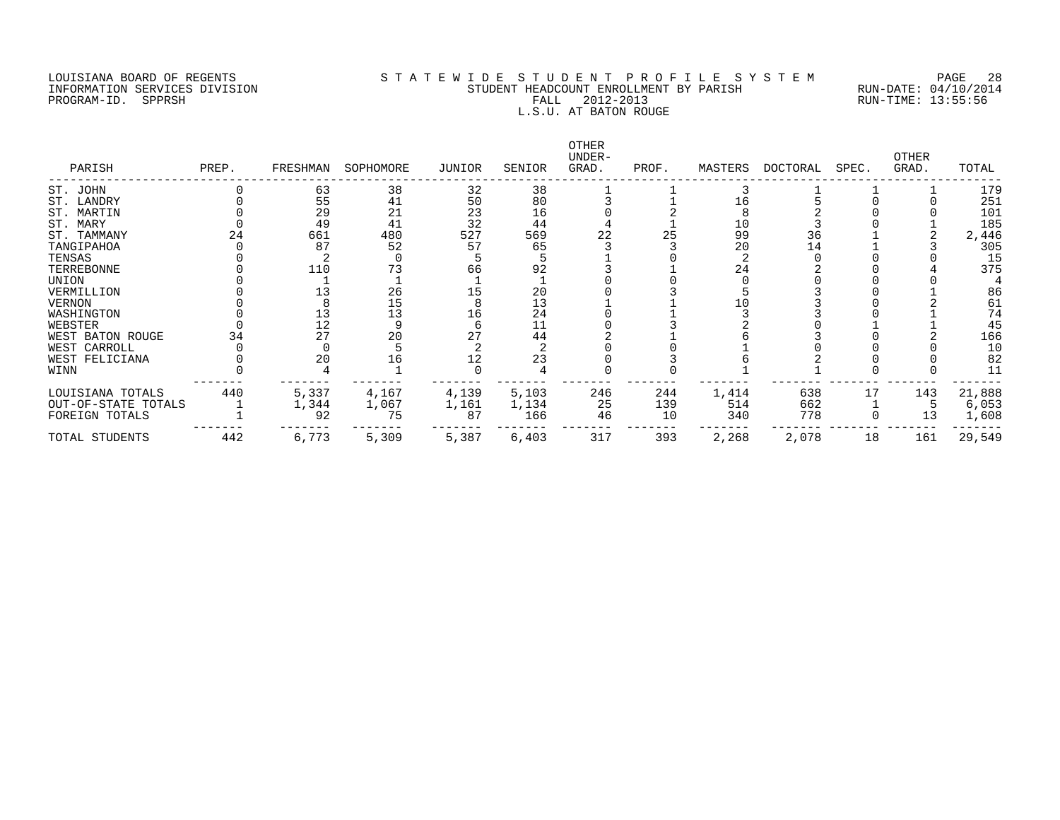LOUISIANA BOARD OF REGENTS
INFORMATION SERVICES DIVISION
PROGRAM-ID. SPPRSH

STATEWIDE STUDENT PROFILE SYSTEM
STUDENT HEADCOUNT ENROLLMENT BY PARISH
FALL 2012-2013
L.S.U. AT BATON ROUGE

RUN-DATE: 04/10/2014
RUN-TIME: 13:55:56

| PARISH | PREP. | FRESHMAN | SOPHOMORE | JUNIOR | SENIOR | OTHER UNDER-GRAD. | PROF. | MASTERS | DOCTORAL | SPEC. | OTHER GRAD. | TOTAL |
|---|---|---|---|---|---|---|---|---|---|---|---|---|
| ST. JOHN | 0 | 63 | 38 | 32 | 38 | 1 | 1 | 3 | 1 | 1 | 1 | 179 |
| ST. LANDRY | 0 | 55 | 41 | 50 | 80 | 3 | 1 | 16 | 5 | 0 | 0 | 251 |
| ST. MARTIN | 0 | 29 | 21 | 23 | 16 | 0 | 2 | 8 | 2 | 0 | 0 | 101 |
| ST. MARY | 0 | 49 | 41 | 32 | 44 | 4 | 1 | 10 | 3 | 0 | 1 | 185 |
| ST. TAMMANY | 24 | 661 | 480 | 527 | 569 | 22 | 25 | 99 | 36 | 1 | 2 | 2,446 |
| TANGIPAHOA | 0 | 87 | 52 | 57 | 65 | 3 | 3 | 20 | 14 | 1 | 3 | 305 |
| TENSAS | 0 | 2 | 0 | 5 | 5 | 1 | 0 | 2 | 0 | 0 | 0 | 15 |
| TERREBONNE | 0 | 110 | 73 | 66 | 92 | 3 | 1 | 24 | 2 | 0 | 4 | 375 |
| UNION | 0 | 1 | 1 | 1 | 1 | 0 | 0 | 0 | 0 | 0 | 0 | 4 |
| VERMILLION | 0 | 13 | 26 | 15 | 20 | 0 | 3 | 5 | 3 | 0 | 1 | 86 |
| VERNON | 0 | 8 | 15 | 8 | 13 | 1 | 1 | 10 | 3 | 0 | 2 | 61 |
| WASHINGTON | 0 | 13 | 13 | 16 | 24 | 0 | 1 | 3 | 3 | 0 | 1 | 74 |
| WEBSTER | 0 | 12 | 9 | 6 | 11 | 0 | 3 | 2 | 0 | 1 | 1 | 45 |
| WEST BATON ROUGE | 34 | 27 | 20 | 27 | 44 | 2 | 1 | 6 | 3 | 0 | 2 | 166 |
| WEST CARROLL | 0 | 0 | 5 | 2 | 2 | 0 | 0 | 1 | 0 | 0 | 0 | 10 |
| WEST FELICIANA | 0 | 20 | 16 | 12 | 23 | 0 | 3 | 6 | 2 | 0 | 0 | 82 |
| WINN | 0 | 4 | 1 | 0 | 4 | 0 | 0 | 1 | 1 | 0 | 0 | 11 |
| LOUISIANA TOTALS | 440 | 5,337 | 4,167 | 4,139 | 5,103 | 246 | 244 | 1,414 | 638 | 17 | 143 | 21,888 |
| OUT-OF-STATE TOTALS | 1 | 1,344 | 1,067 | 1,161 | 1,134 | 25 | 139 | 514 | 662 | 1 | 5 | 6,053 |
| FOREIGN TOTALS | 1 | 92 | 75 | 87 | 166 | 46 | 10 | 340 | 778 | 0 | 13 | 1,608 |
| TOTAL STUDENTS | 442 | 6,773 | 5,309 | 5,387 | 6,403 | 317 | 393 | 2,268 | 2,078 | 18 | 161 | 29,549 |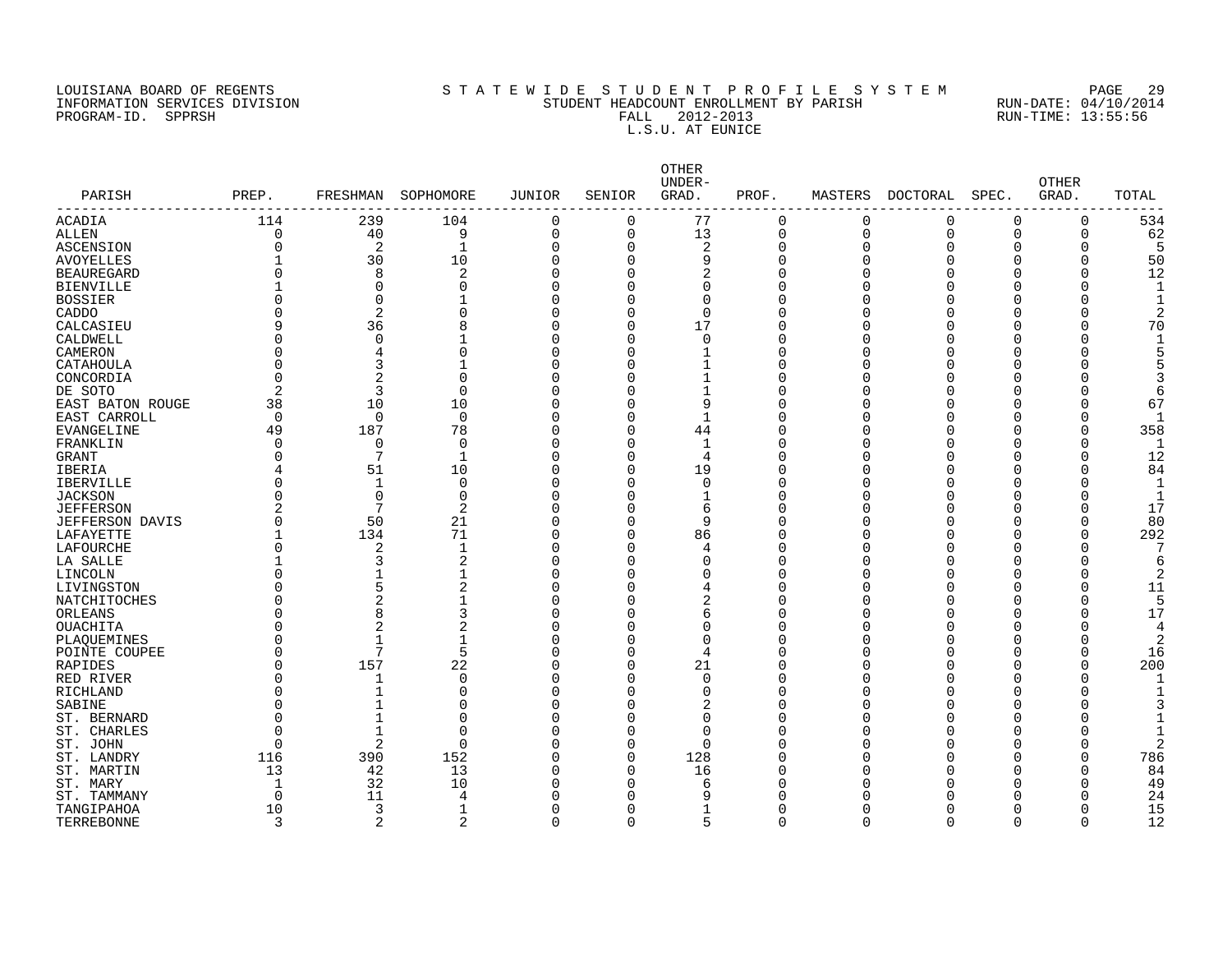LOUISIANA BOARD OF REGENTS
INFORMATION SERVICES DIVISION
PROGRAM-ID. SPPRSH

S T A T E W I D E  S T U D E N T  P R O F I L E  S Y S T E M
STUDENT HEADCOUNT ENROLLMENT BY PARISH
FALL 2012-2013
L.S.U. AT EUNICE

RUN-DATE: 04/10/2014
RUN-TIME: 13:55:56

| PARISH | PREP. | FRESHMAN | SOPHOMORE | JUNIOR | SENIOR | OTHER UNDER-GRAD. | PROF. | MASTERS | DOCTORAL | SPEC. | OTHER GRAD. | TOTAL |
|---|---|---|---|---|---|---|---|---|---|---|---|---|
| ACADIA | 114 | 239 | 104 | 0 | 0 | 77 | 0 | 0 | 0 | 0 | 0 | 534 |
| ALLEN | 0 | 40 | 9 | 0 | 0 | 13 | 0 | 0 | 0 | 0 | 0 | 62 |
| ASCENSION | 0 | 2 | 1 | 0 | 0 | 2 | 0 | 0 | 0 | 0 | 0 | 5 |
| AVOYELLES | 1 | 30 | 10 | 0 | 0 | 9 | 0 | 0 | 0 | 0 | 0 | 50 |
| BEAUREGARD | 0 | 8 | 2 | 0 | 0 | 2 | 0 | 0 | 0 | 0 | 0 | 12 |
| BIENVILLE | 1 | 0 | 0 | 0 | 0 | 0 | 0 | 0 | 0 | 0 | 0 | 1 |
| BOSSIER | 0 | 0 | 1 | 0 | 0 | 0 | 0 | 0 | 0 | 0 | 0 | 1 |
| CADDO | 0 | 2 | 0 | 0 | 0 | 0 | 0 | 0 | 0 | 0 | 0 | 2 |
| CALCASIEU | 9 | 36 | 8 | 0 | 0 | 17 | 0 | 0 | 0 | 0 | 0 | 70 |
| CALDWELL | 0 | 0 | 1 | 0 | 0 | 0 | 0 | 0 | 0 | 0 | 0 | 1 |
| CAMERON | 0 | 4 | 0 | 0 | 0 | 1 | 0 | 0 | 0 | 0 | 0 | 5 |
| CATAHOULA | 0 | 3 | 1 | 0 | 0 | 1 | 0 | 0 | 0 | 0 | 0 | 5 |
| CONCORDIA | 0 | 2 | 0 | 0 | 0 | 1 | 0 | 0 | 0 | 0 | 0 | 3 |
| DE SOTO | 2 | 3 | 0 | 0 | 0 | 1 | 0 | 0 | 0 | 0 | 0 | 6 |
| EAST BATON ROUGE | 38 | 10 | 10 | 0 | 0 | 9 | 0 | 0 | 0 | 0 | 0 | 67 |
| EAST CARROLL | 0 | 0 | 0 | 0 | 0 | 1 | 0 | 0 | 0 | 0 | 0 | 1 |
| EVANGELINE | 49 | 187 | 78 | 0 | 0 | 44 | 0 | 0 | 0 | 0 | 0 | 358 |
| FRANKLIN | 0 | 0 | 0 | 0 | 0 | 1 | 0 | 0 | 0 | 0 | 0 | 1 |
| GRANT | 0 | 7 | 1 | 0 | 0 | 4 | 0 | 0 | 0 | 0 | 0 | 12 |
| IBERIA | 4 | 51 | 10 | 0 | 0 | 19 | 0 | 0 | 0 | 0 | 0 | 84 |
| IBERVILLE | 0 | 1 | 0 | 0 | 0 | 0 | 0 | 0 | 0 | 0 | 0 | 1 |
| JACKSON | 0 | 0 | 0 | 0 | 0 | 1 | 0 | 0 | 0 | 0 | 0 | 1 |
| JEFFERSON | 2 | 7 | 2 | 0 | 0 | 6 | 0 | 0 | 0 | 0 | 0 | 17 |
| JEFFERSON DAVIS | 0 | 50 | 21 | 0 | 0 | 9 | 0 | 0 | 0 | 0 | 0 | 80 |
| LAFAYETTE | 1 | 134 | 71 | 0 | 0 | 86 | 0 | 0 | 0 | 0 | 0 | 292 |
| LAFOURCHE | 0 | 2 | 1 | 0 | 0 | 4 | 0 | 0 | 0 | 0 | 0 | 7 |
| LA SALLE | 1 | 3 | 2 | 0 | 0 | 0 | 0 | 0 | 0 | 0 | 0 | 6 |
| LINCOLN | 0 | 1 | 1 | 0 | 0 | 0 | 0 | 0 | 0 | 0 | 0 | 2 |
| LIVINGSTON | 0 | 5 | 2 | 0 | 0 | 4 | 0 | 0 | 0 | 0 | 0 | 11 |
| NATCHITOCHES | 0 | 2 | 1 | 0 | 0 | 2 | 0 | 0 | 0 | 0 | 0 | 5 |
| ORLEANS | 0 | 8 | 3 | 0 | 0 | 6 | 0 | 0 | 0 | 0 | 0 | 17 |
| OUACHITA | 0 | 2 | 2 | 0 | 0 | 0 | 0 | 0 | 0 | 0 | 0 | 4 |
| PLAQUEMINES | 0 | 1 | 1 | 0 | 0 | 0 | 0 | 0 | 0 | 0 | 0 | 2 |
| POINTE COUPEE | 0 | 7 | 5 | 0 | 0 | 4 | 0 | 0 | 0 | 0 | 0 | 16 |
| RAPIDES | 0 | 157 | 22 | 0 | 0 | 21 | 0 | 0 | 0 | 0 | 0 | 200 |
| RED RIVER | 0 | 1 | 0 | 0 | 0 | 0 | 0 | 0 | 0 | 0 | 0 | 1 |
| RICHLAND | 0 | 1 | 0 | 0 | 0 | 0 | 0 | 0 | 0 | 0 | 0 | 1 |
| SABINE | 0 | 1 | 0 | 0 | 0 | 2 | 0 | 0 | 0 | 0 | 0 | 3 |
| ST. BERNARD | 0 | 1 | 0 | 0 | 0 | 0 | 0 | 0 | 0 | 0 | 0 | 1 |
| ST. CHARLES | 0 | 1 | 0 | 0 | 0 | 0 | 0 | 0 | 0 | 0 | 0 | 1 |
| ST. JOHN | 0 | 2 | 0 | 0 | 0 | 0 | 0 | 0 | 0 | 0 | 0 | 2 |
| ST. LANDRY | 116 | 390 | 152 | 0 | 0 | 128 | 0 | 0 | 0 | 0 | 0 | 786 |
| ST. MARTIN | 13 | 42 | 13 | 0 | 0 | 16 | 0 | 0 | 0 | 0 | 0 | 84 |
| ST. MARY | 1 | 32 | 10 | 0 | 0 | 6 | 0 | 0 | 0 | 0 | 0 | 49 |
| ST. TAMMANY | 0 | 11 | 4 | 0 | 0 | 9 | 0 | 0 | 0 | 0 | 0 | 24 |
| TANGIPAHOA | 10 | 3 | 1 | 0 | 0 | 1 | 0 | 0 | 0 | 0 | 0 | 15 |
| TERREBONNE | 3 | 2 | 2 | 0 | 0 | 5 | 0 | 0 | 0 | 0 | 0 | 12 |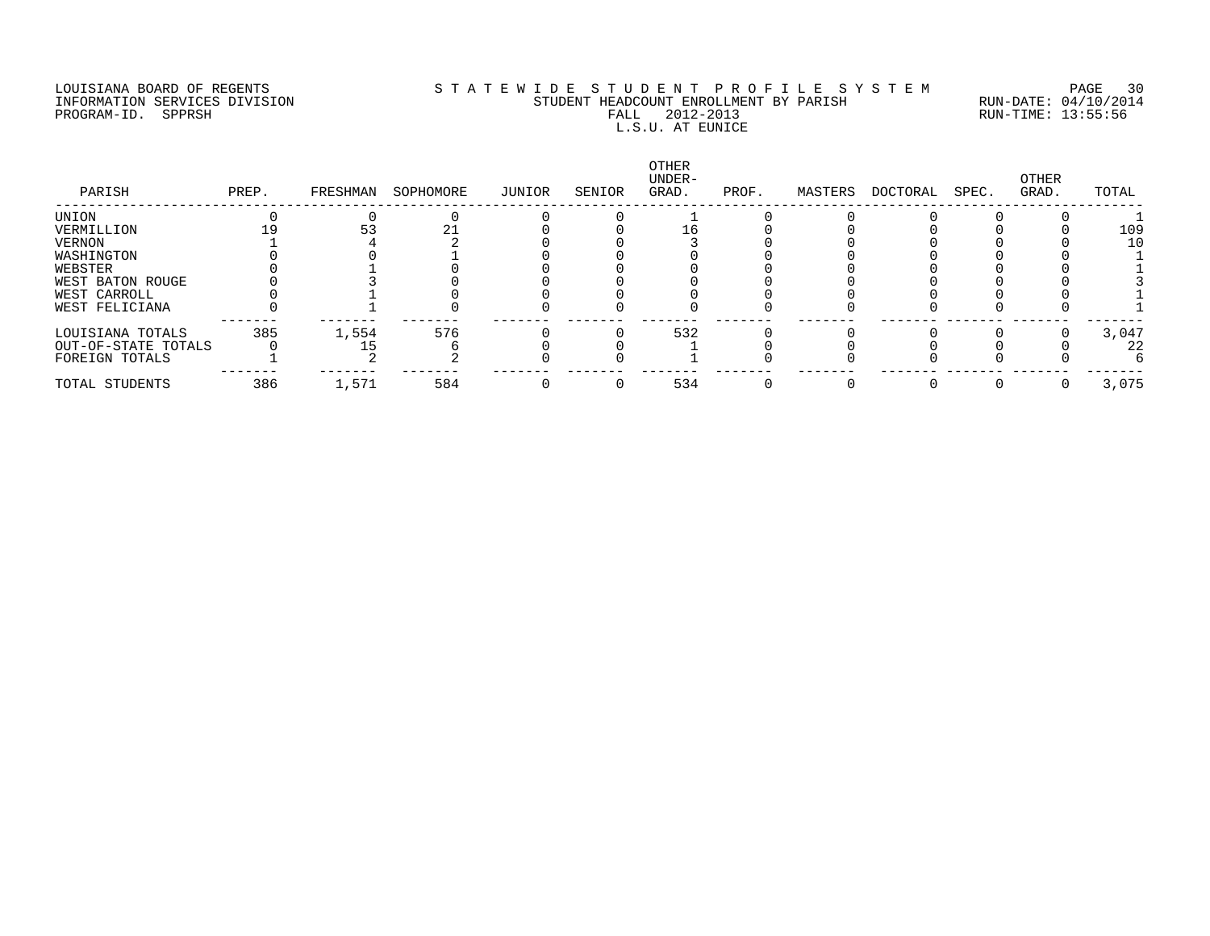LOUISIANA BOARD OF REGENTS
INFORMATION SERVICES DIVISION
PROGRAM-ID. SPPRSH

STATEWIDE STUDENT PROFILE SYSTEM
STUDENT HEADCOUNT ENROLLMENT BY PARISH
FALL 2012-2013
L.S.U. AT EUNICE

RUN-DATE: 04/10/2014
RUN-TIME: 13:55:56

| PARISH | PREP. | FRESHMAN | SOPHOMORE | JUNIOR | SENIOR | OTHER UNDER-GRAD. | PROF. | MASTERS | DOCTORAL | SPEC. | OTHER GRAD. | TOTAL |
|---|---|---|---|---|---|---|---|---|---|---|---|---|
| UNION | 0 | 0 | 0 | 0 | 0 | 1 | 0 | 0 | 0 | 0 | 0 | 1 |
| VERMILLION | 19 | 53 | 21 | 0 | 0 | 16 | 0 | 0 | 0 | 0 | 0 | 109 |
| VERNON | 1 | 4 | 2 | 0 | 0 | 3 | 0 | 0 | 0 | 0 | 0 | 10 |
| WASHINGTON | 0 | 0 | 1 | 0 | 0 | 0 | 0 | 0 | 0 | 0 | 0 | 1 |
| WEBSTER | 0 | 1 | 0 | 0 | 0 | 0 | 0 | 0 | 0 | 0 | 0 | 1 |
| WEST BATON ROUGE | 0 | 3 | 0 | 0 | 0 | 0 | 0 | 0 | 0 | 0 | 0 | 3 |
| WEST CARROLL | 0 | 1 | 0 | 0 | 0 | 0 | 0 | 0 | 0 | 0 | 0 | 1 |
| WEST FELICIANA | 0 | 1 | 0 | 0 | 0 | 0 | 0 | 0 | 0 | 0 | 0 | 1 |
| LOUISIANA TOTALS | 385 | 1,554 | 576 | 0 | 0 | 532 | 0 | 0 | 0 | 0 | 0 | 3,047 |
| OUT-OF-STATE TOTALS | 0 | 15 | 6 | 0 | 0 | 1 | 0 | 0 | 0 | 0 | 0 | 22 |
| FOREIGN TOTALS | 1 | 2 | 2 | 0 | 0 | 1 | 0 | 0 | 0 | 0 | 0 | 6 |
| TOTAL STUDENTS | 386 | 1,571 | 584 | 0 | 0 | 534 | 0 | 0 | 0 | 0 | 0 | 3,075 |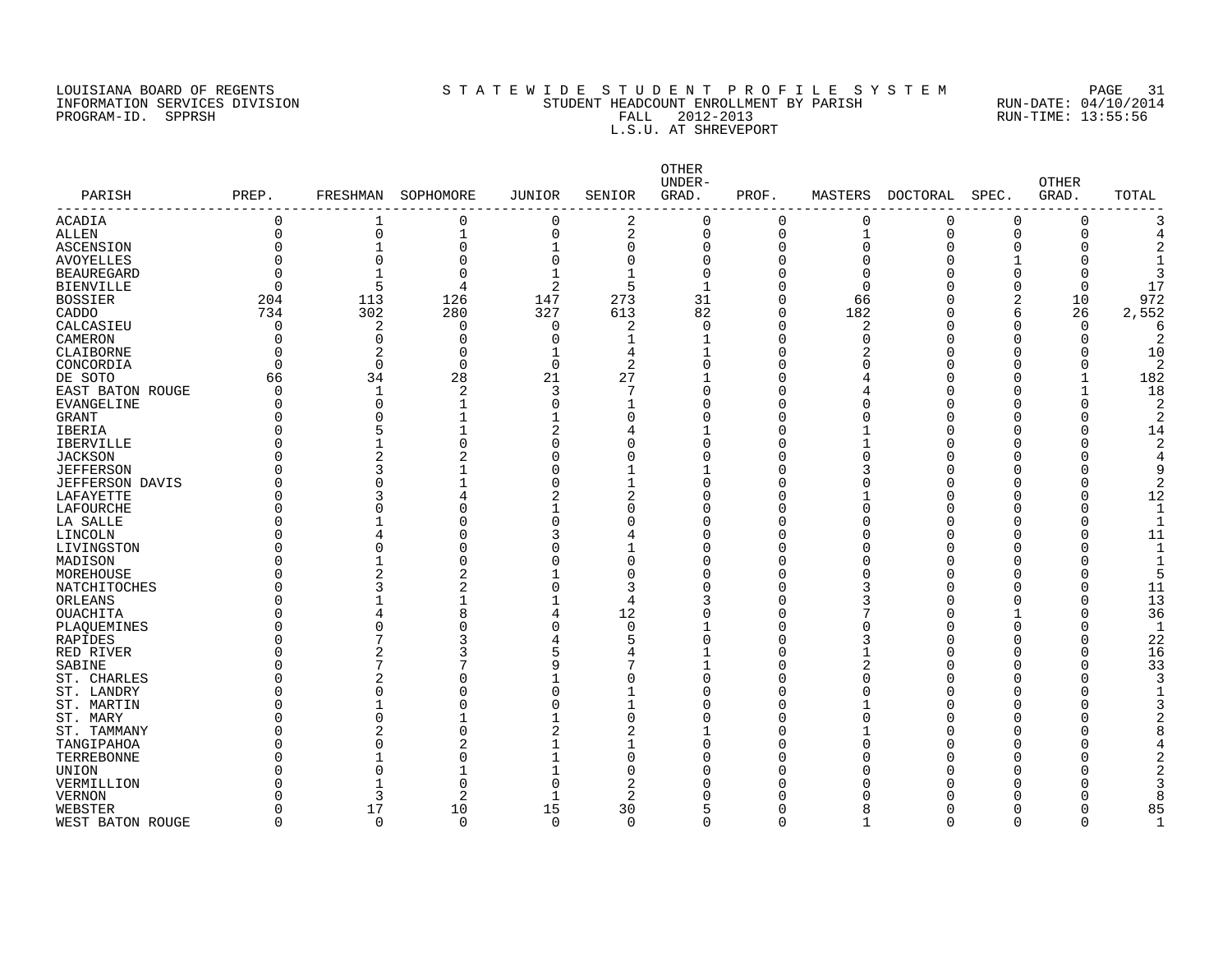LOUISIANA BOARD OF REGENTS
INFORMATION SERVICES DIVISION
PROGRAM-ID. SPPRSH

STATEWIDE STUDENT PROFILE SYSTEM
STUDENT HEADCOUNT ENROLLMENT BY PARISH
FALL 2012-2013
L.S.U. AT SHREVEPORT

RUN-DATE: 04/10/2014
RUN-TIME: 13:55:56

| PARISH | PREP. | FRESHMAN | SOPHOMORE | JUNIOR | SENIOR | OTHER UNDER-GRAD. | PROF. | MASTERS | DOCTORAL | SPEC. | OTHER GRAD. | TOTAL |
|---|---|---|---|---|---|---|---|---|---|---|---|---|
| ACADIA | 0 | 1 | 0 | 0 | 2 | 0 | 0 | 0 | 0 | 0 | 0 | 3 |
| ALLEN | 0 | 0 | 1 | 0 | 2 | 0 | 0 | 1 | 0 | 0 | 0 | 4 |
| ASCENSION | 0 | 1 | 0 | 1 | 0 | 0 | 0 | 0 | 0 | 0 | 0 | 2 |
| AVOYELLES | 0 | 0 | 0 | 0 | 0 | 0 | 0 | 0 | 0 | 1 | 0 | 1 |
| BEAUREGARD | 0 | 1 | 0 | 1 | 1 | 0 | 0 | 0 | 0 | 0 | 0 | 3 |
| BIENVILLE | 0 | 5 | 4 | 2 | 5 | 1 | 0 | 0 | 0 | 0 | 0 | 17 |
| BOSSIER | 204 | 113 | 126 | 147 | 273 | 31 | 0 | 66 | 0 | 2 | 10 | 972 |
| CADDO | 734 | 302 | 280 | 327 | 613 | 82 | 0 | 182 | 0 | 6 | 26 | 2,552 |
| CALCASIEU | 0 | 2 | 0 | 0 | 2 | 0 | 0 | 2 | 0 | 0 | 0 | 6 |
| CAMERON | 0 | 0 | 0 | 0 | 1 | 1 | 0 | 0 | 0 | 0 | 0 | 2 |
| CLAIBORNE | 0 | 2 | 0 | 1 | 4 | 1 | 0 | 2 | 0 | 0 | 0 | 10 |
| CONCORDIA | 0 | 0 | 0 | 0 | 2 | 0 | 0 | 0 | 0 | 0 | 0 | 2 |
| DE SOTO | 66 | 34 | 28 | 21 | 27 | 1 | 0 | 4 | 0 | 0 | 1 | 182 |
| EAST BATON ROUGE | 0 | 1 | 2 | 3 | 7 | 0 | 0 | 4 | 0 | 0 | 1 | 18 |
| EVANGELINE | 0 | 0 | 1 | 0 | 1 | 0 | 0 | 0 | 0 | 0 | 0 | 2 |
| GRANT | 0 | 0 | 1 | 1 | 0 | 0 | 0 | 0 | 0 | 0 | 0 | 2 |
| IBERIA | 0 | 5 | 1 | 2 | 4 | 1 | 0 | 1 | 0 | 0 | 0 | 14 |
| IBERVILLE | 0 | 1 | 0 | 0 | 0 | 0 | 0 | 1 | 0 | 0 | 0 | 2 |
| JACKSON | 0 | 2 | 2 | 0 | 0 | 0 | 0 | 0 | 0 | 0 | 0 | 4 |
| JEFFERSON | 0 | 3 | 1 | 0 | 1 | 1 | 0 | 3 | 0 | 0 | 0 | 9 |
| JEFFERSON DAVIS | 0 | 0 | 1 | 0 | 1 | 0 | 0 | 0 | 0 | 0 | 0 | 2 |
| LAFAYETTE | 0 | 3 | 4 | 2 | 2 | 0 | 0 | 1 | 0 | 0 | 0 | 12 |
| LAFOURCHE | 0 | 0 | 0 | 1 | 0 | 0 | 0 | 0 | 0 | 0 | 0 | 1 |
| LA SALLE | 0 | 1 | 0 | 0 | 0 | 0 | 0 | 0 | 0 | 0 | 0 | 1 |
| LINCOLN | 0 | 4 | 0 | 3 | 4 | 0 | 0 | 0 | 0 | 0 | 0 | 11 |
| LIVINGSTON | 0 | 0 | 0 | 0 | 1 | 0 | 0 | 0 | 0 | 0 | 0 | 1 |
| MADISON | 0 | 1 | 0 | 0 | 0 | 0 | 0 | 0 | 0 | 0 | 0 | 1 |
| MOREHOUSE | 0 | 2 | 2 | 1 | 0 | 0 | 0 | 0 | 0 | 0 | 0 | 5 |
| NATCHITOCHES | 0 | 3 | 2 | 0 | 3 | 0 | 0 | 3 | 0 | 0 | 0 | 11 |
| ORLEANS | 0 | 1 | 1 | 1 | 4 | 3 | 0 | 3 | 0 | 0 | 0 | 13 |
| OUACHITA | 0 | 4 | 8 | 4 | 12 | 0 | 0 | 7 | 0 | 1 | 0 | 36 |
| PLAQUEMINES | 0 | 0 | 0 | 0 | 0 | 1 | 0 | 0 | 0 | 0 | 0 | 1 |
| RAPIDES | 0 | 7 | 3 | 4 | 5 | 0 | 0 | 3 | 0 | 0 | 0 | 22 |
| RED RIVER | 0 | 2 | 3 | 5 | 4 | 1 | 0 | 1 | 0 | 0 | 0 | 16 |
| SABINE | 0 | 7 | 7 | 9 | 7 | 1 | 0 | 2 | 0 | 0 | 0 | 33 |
| ST. CHARLES | 0 | 2 | 0 | 1 | 0 | 0 | 0 | 0 | 0 | 0 | 0 | 3 |
| ST. LANDRY | 0 | 0 | 0 | 0 | 1 | 0 | 0 | 0 | 0 | 0 | 0 | 1 |
| ST. MARTIN | 0 | 1 | 0 | 0 | 1 | 0 | 0 | 1 | 0 | 0 | 0 | 3 |
| ST. MARY | 0 | 0 | 1 | 1 | 0 | 0 | 0 | 0 | 0 | 0 | 0 | 2 |
| ST. TAMMANY | 0 | 2 | 0 | 2 | 2 | 1 | 0 | 1 | 0 | 0 | 0 | 8 |
| TANGIPAHOA | 0 | 0 | 2 | 1 | 1 | 0 | 0 | 0 | 0 | 0 | 0 | 4 |
| TERREBONNE | 0 | 1 | 0 | 1 | 0 | 0 | 0 | 0 | 0 | 0 | 0 | 2 |
| UNION | 0 | 0 | 1 | 1 | 0 | 0 | 0 | 0 | 0 | 0 | 0 | 2 |
| VERMILLION | 0 | 1 | 0 | 0 | 2 | 0 | 0 | 0 | 0 | 0 | 0 | 3 |
| VERNON | 0 | 3 | 2 | 1 | 2 | 0 | 0 | 0 | 0 | 0 | 0 | 8 |
| WEBSTER | 0 | 17 | 10 | 15 | 30 | 5 | 0 | 8 | 0 | 0 | 0 | 85 |
| WEST BATON ROUGE | 0 | 0 | 0 | 0 | 0 | 0 | 0 | 1 | 0 | 0 | 0 | 1 |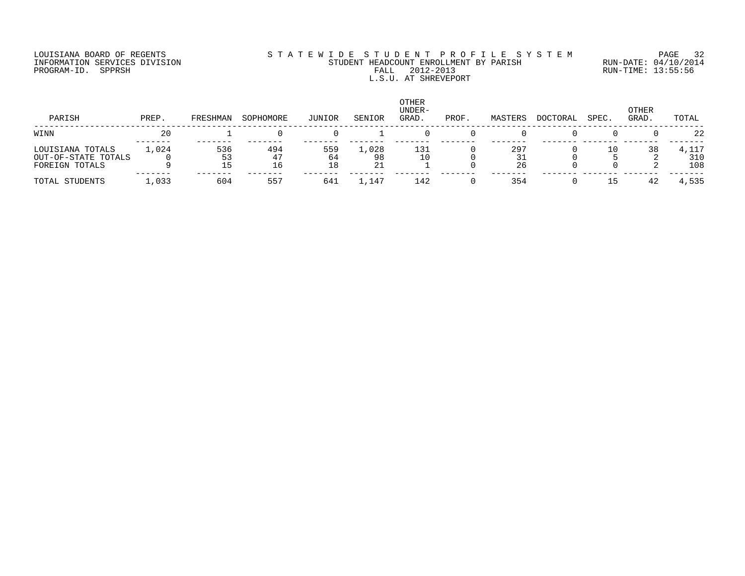LOUISIANA BOARD OF REGENTS
INFORMATION SERVICES DIVISION
PROGRAM-ID. SPPRSH

STATEWIDE STUDENT PROFILE SYSTEM
STUDENT HEADCOUNT ENROLLMENT BY PARISH
FALL 2012-2013
L.S.U. AT SHREVEPORT

RUN-DATE: 04/10/2014
RUN-TIME: 13:55:56

| PARISH | PREP. | FRESHMAN | SOPHOMORE | JUNIOR | SENIOR | OTHER UNDER-GRAD. | PROF. | MASTERS | DOCTORAL | SPEC. | OTHER GRAD. | TOTAL |
|---|---|---|---|---|---|---|---|---|---|---|---|---|
| WINN | 20 | 1 | 0 | 0 | 1 | 0 | 0 | 0 | 0 | 0 | 0 | 22 |
| LOUISIANA TOTALS | 1,024 | 536 | 494 | 559 | 1,028 | 131 | 0 | 297 | 0 | 10 | 38 | 4,117 |
| OUT-OF-STATE TOTALS | 0 | 53 | 47 | 64 | 98 | 10 | 0 | 31 | 0 | 5 | 2 | 310 |
| FOREIGN TOTALS | 9 | 15 | 16 | 18 | 21 | 1 | 0 | 26 | 0 | 0 | 2 | 108 |
| TOTAL STUDENTS | 1,033 | 604 | 557 | 641 | 1,147 | 142 | 0 | 354 | 0 | 15 | 42 | 4,535 |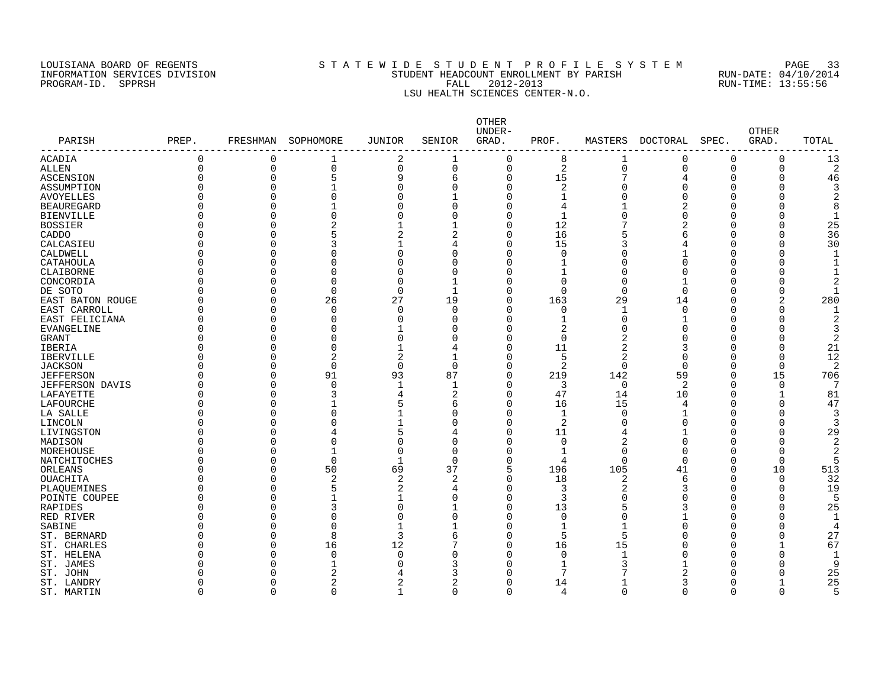LOUISIANA BOARD OF REGENTS
INFORMATION SERVICES DIVISION
PROGRAM-ID. SPPRSH

# S T A T E W I D E S T U D E N T P R O F I L E S Y S T E M

STUDENT HEADCOUNT ENROLLMENT BY PARISH
FALL 2012-2013
LSU HEALTH SCIENCES CENTER-N.O.

RUN-DATE: 04/10/2014
RUN-TIME: 13:55:56

| PARISH | PREP. | FRESHMAN | SOPHOMORE | JUNIOR | SENIOR | OTHER UNDER-GRAD. | PROF. | MASTERS | DOCTORAL | SPEC. | OTHER GRAD. | TOTAL |
|---|---|---|---|---|---|---|---|---|---|---|---|---|
| ACADIA | 0 | 0 | 1 | 2 | 1 | 0 | 8 | 1 | 0 | 0 | 0 | 13 |
| ALLEN | 0 | 0 | 0 | 0 | 0 | 0 | 2 | 0 | 0 | 0 | 0 | 2 |
| ASCENSION | 0 | 0 | 5 | 9 | 6 | 0 | 15 | 7 | 4 | 0 | 0 | 46 |
| ASSUMPTION | 0 | 0 | 1 | 0 | 0 | 0 | 2 | 0 | 0 | 0 | 0 | 3 |
| AVOYELLES | 0 | 0 | 0 | 0 | 1 | 0 | 1 | 0 | 0 | 0 | 0 | 2 |
| BEAUREGARD | 0 | 0 | 1 | 0 | 0 | 0 | 4 | 1 | 2 | 0 | 0 | 8 |
| BIENVILLE | 0 | 0 | 0 | 0 | 0 | 0 | 1 | 0 | 0 | 0 | 0 | 1 |
| BOSSIER | 0 | 0 | 2 | 1 | 1 | 0 | 12 | 7 | 2 | 0 | 0 | 25 |
| CADDO | 0 | 0 | 5 | 2 | 2 | 0 | 16 | 5 | 6 | 0 | 0 | 36 |
| CALCASIEU | 0 | 0 | 3 | 1 | 4 | 0 | 15 | 3 | 4 | 0 | 0 | 30 |
| CALDWELL | 0 | 0 | 0 | 0 | 0 | 0 | 0 | 0 | 1 | 0 | 0 | 1 |
| CATAHOULA | 0 | 0 | 0 | 0 | 0 | 0 | 1 | 0 | 0 | 0 | 0 | 1 |
| CLAIBORNE | 0 | 0 | 0 | 0 | 0 | 0 | 1 | 0 | 0 | 0 | 0 | 1 |
| CONCORDIA | 0 | 0 | 0 | 0 | 1 | 0 | 0 | 0 | 1 | 0 | 0 | 2 |
| DE SOTO | 0 | 0 | 0 | 0 | 1 | 0 | 0 | 0 | 0 | 0 | 0 | 1 |
| EAST BATON ROUGE | 0 | 0 | 26 | 27 | 19 | 0 | 163 | 29 | 14 | 0 | 2 | 280 |
| EAST CARROLL | 0 | 0 | 0 | 0 | 0 | 0 | 0 | 1 | 0 | 0 | 0 | 1 |
| EAST FELICIANA | 0 | 0 | 0 | 0 | 0 | 0 | 1 | 0 | 1 | 0 | 0 | 2 |
| EVANGELINE | 0 | 0 | 0 | 1 | 0 | 0 | 2 | 0 | 0 | 0 | 0 | 3 |
| GRANT | 0 | 0 | 0 | 0 | 0 | 0 | 0 | 2 | 0 | 0 | 0 | 2 |
| IBERIA | 0 | 0 | 0 | 1 | 4 | 0 | 11 | 2 | 3 | 0 | 0 | 21 |
| IBERVILLE | 0 | 0 | 2 | 2 | 1 | 0 | 5 | 2 | 0 | 0 | 0 | 12 |
| JACKSON | 0 | 0 | 0 | 0 | 0 | 0 | 2 | 0 | 0 | 0 | 0 | 2 |
| JEFFERSON | 0 | 0 | 91 | 93 | 87 | 0 | 219 | 142 | 59 | 0 | 15 | 706 |
| JEFFERSON DAVIS | 0 | 0 | 0 | 1 | 1 | 0 | 3 | 0 | 2 | 0 | 0 | 7 |
| LAFAYETTE | 0 | 0 | 3 | 4 | 2 | 0 | 47 | 14 | 10 | 0 | 1 | 81 |
| LAFOURCHE | 0 | 0 | 1 | 5 | 6 | 0 | 16 | 15 | 4 | 0 | 0 | 47 |
| LA SALLE | 0 | 0 | 0 | 1 | 0 | 0 | 1 | 0 | 1 | 0 | 0 | 3 |
| LINCOLN | 0 | 0 | 0 | 1 | 0 | 0 | 2 | 0 | 0 | 0 | 0 | 3 |
| LIVINGSTON | 0 | 0 | 4 | 5 | 4 | 0 | 11 | 4 | 1 | 0 | 0 | 29 |
| MADISON | 0 | 0 | 0 | 0 | 0 | 0 | 0 | 2 | 0 | 0 | 0 | 2 |
| MOREHOUSE | 0 | 0 | 1 | 0 | 0 | 0 | 1 | 0 | 0 | 0 | 0 | 2 |
| NATCHITOCHES | 0 | 0 | 0 | 1 | 0 | 0 | 4 | 0 | 0 | 0 | 0 | 5 |
| ORLEANS | 0 | 0 | 50 | 69 | 37 | 5 | 196 | 105 | 41 | 0 | 10 | 513 |
| OUACHITA | 0 | 0 | 2 | 2 | 2 | 0 | 18 | 2 | 6 | 0 | 0 | 32 |
| PLAQUEMINES | 0 | 0 | 5 | 2 | 4 | 0 | 3 | 2 | 3 | 0 | 0 | 19 |
| POINTE COUPEE | 0 | 0 | 1 | 1 | 0 | 0 | 3 | 0 | 0 | 0 | 0 | 5 |
| RAPIDES | 0 | 0 | 3 | 0 | 1 | 0 | 13 | 5 | 3 | 0 | 0 | 25 |
| RED RIVER | 0 | 0 | 0 | 0 | 0 | 0 | 0 | 0 | 1 | 0 | 0 | 1 |
| SABINE | 0 | 0 | 0 | 1 | 1 | 0 | 1 | 1 | 0 | 0 | 0 | 4 |
| ST. BERNARD | 0 | 0 | 8 | 3 | 6 | 0 | 5 | 5 | 0 | 0 | 0 | 27 |
| ST. CHARLES | 0 | 0 | 16 | 12 | 7 | 0 | 16 | 15 | 0 | 0 | 1 | 67 |
| ST. HELENA | 0 | 0 | 0 | 0 | 0 | 0 | 0 | 1 | 0 | 0 | 0 | 1 |
| ST. JAMES | 0 | 0 | 1 | 0 | 3 | 0 | 1 | 3 | 1 | 0 | 0 | 9 |
| ST. JOHN | 0 | 0 | 2 | 4 | 3 | 0 | 7 | 7 | 2 | 0 | 0 | 25 |
| ST. LANDRY | 0 | 0 | 2 | 2 | 2 | 0 | 14 | 1 | 3 | 0 | 1 | 25 |
| ST. MARTIN | 0 | 0 | 0 | 1 | 0 | 0 | 4 | 0 | 0 | 0 | 0 | 5 |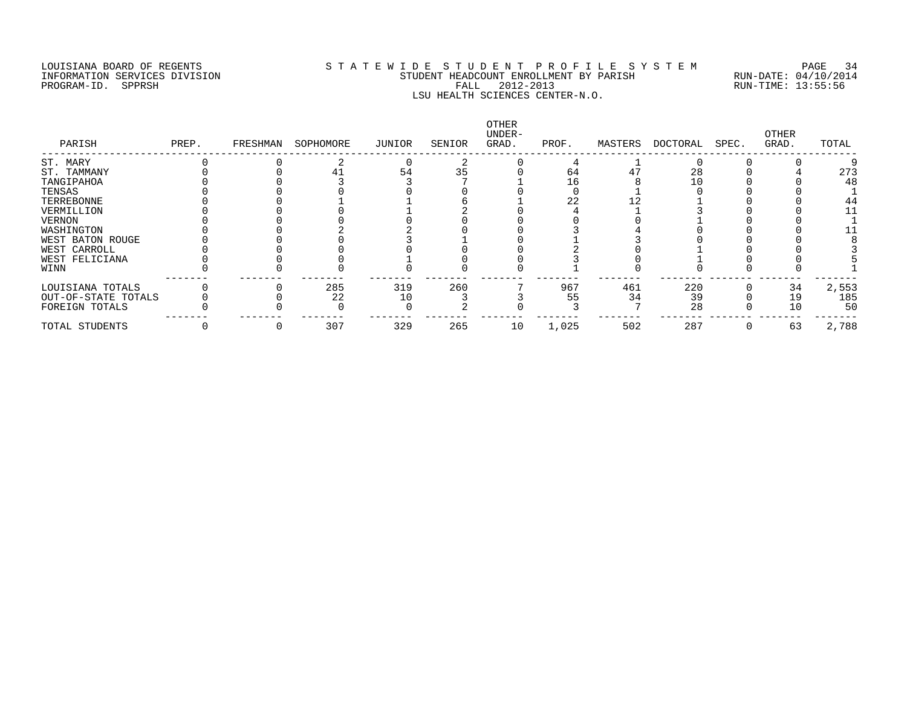LOUISIANA BOARD OF REGENTS
INFORMATION SERVICES DIVISION
PROGRAM-ID. SPPRSH

STATEWIDE STUDENT PROFILE SYSTEM
STUDENT HEADCOUNT ENROLLMENT BY PARISH
FALL 2012-2013
LSU HEALTH SCIENCES CENTER-N.O.

RUN-DATE: 04/10/2014
RUN-TIME: 13:55:56

| PARISH | PREP. | FRESHMAN | SOPHOMORE | JUNIOR | SENIOR | OTHER UNDER-GRAD. | PROF. | MASTERS | DOCTORAL | SPEC. | OTHER GRAD. | TOTAL |
|---|---|---|---|---|---|---|---|---|---|---|---|---|
| ST. MARY | 0 | 0 | 2 | 0 | 2 | 0 | 4 | 1 | 0 | 0 | 0 | 9 |
| ST. TAMMANY | 0 | 0 | 41 | 54 | 35 | 0 | 64 | 47 | 28 | 0 | 4 | 273 |
| TANGIPAHOA | 0 | 0 | 3 | 3 | 7 | 1 | 16 | 8 | 10 | 0 | 0 | 48 |
| TENSAS | 0 | 0 | 0 | 0 | 0 | 0 | 0 | 1 | 0 | 0 | 0 | 1 |
| TERREBONNE | 0 | 0 | 1 | 1 | 6 | 1 | 22 | 12 | 1 | 0 | 0 | 44 |
| VERMILLION | 0 | 0 | 0 | 1 | 2 | 0 | 4 | 1 | 3 | 0 | 0 | 11 |
| VERNON | 0 | 0 | 0 | 0 | 0 | 0 | 0 | 0 | 1 | 0 | 0 | 1 |
| WASHINGTON | 0 | 0 | 2 | 2 | 0 | 0 | 3 | 4 | 0 | 0 | 0 | 11 |
| WEST BATON ROUGE | 0 | 0 | 0 | 3 | 1 | 0 | 1 | 3 | 0 | 0 | 0 | 8 |
| WEST CARROLL | 0 | 0 | 0 | 0 | 0 | 0 | 2 | 0 | 1 | 0 | 0 | 3 |
| WEST FELICIANA | 0 | 0 | 0 | 1 | 0 | 0 | 3 | 0 | 1 | 0 | 0 | 5 |
| WINN | 0 | 0 | 0 | 0 | 0 | 0 | 1 | 0 | 0 | 0 | 0 | 1 |
| LOUISIANA TOTALS | 0 | 0 | 285 | 319 | 260 | 7 | 967 | 461 | 220 | 0 | 34 | 2,553 |
| OUT-OF-STATE TOTALS | 0 | 0 | 22 | 10 | 3 | 3 | 55 | 34 | 39 | 0 | 19 | 185 |
| FOREIGN TOTALS | 0 | 0 | 0 | 0 | 2 | 0 | 3 | 7 | 28 | 0 | 10 | 50 |
| TOTAL STUDENTS | 0 | 0 | 307 | 329 | 265 | 10 | 1,025 | 502 | 287 | 0 | 63 | 2,788 |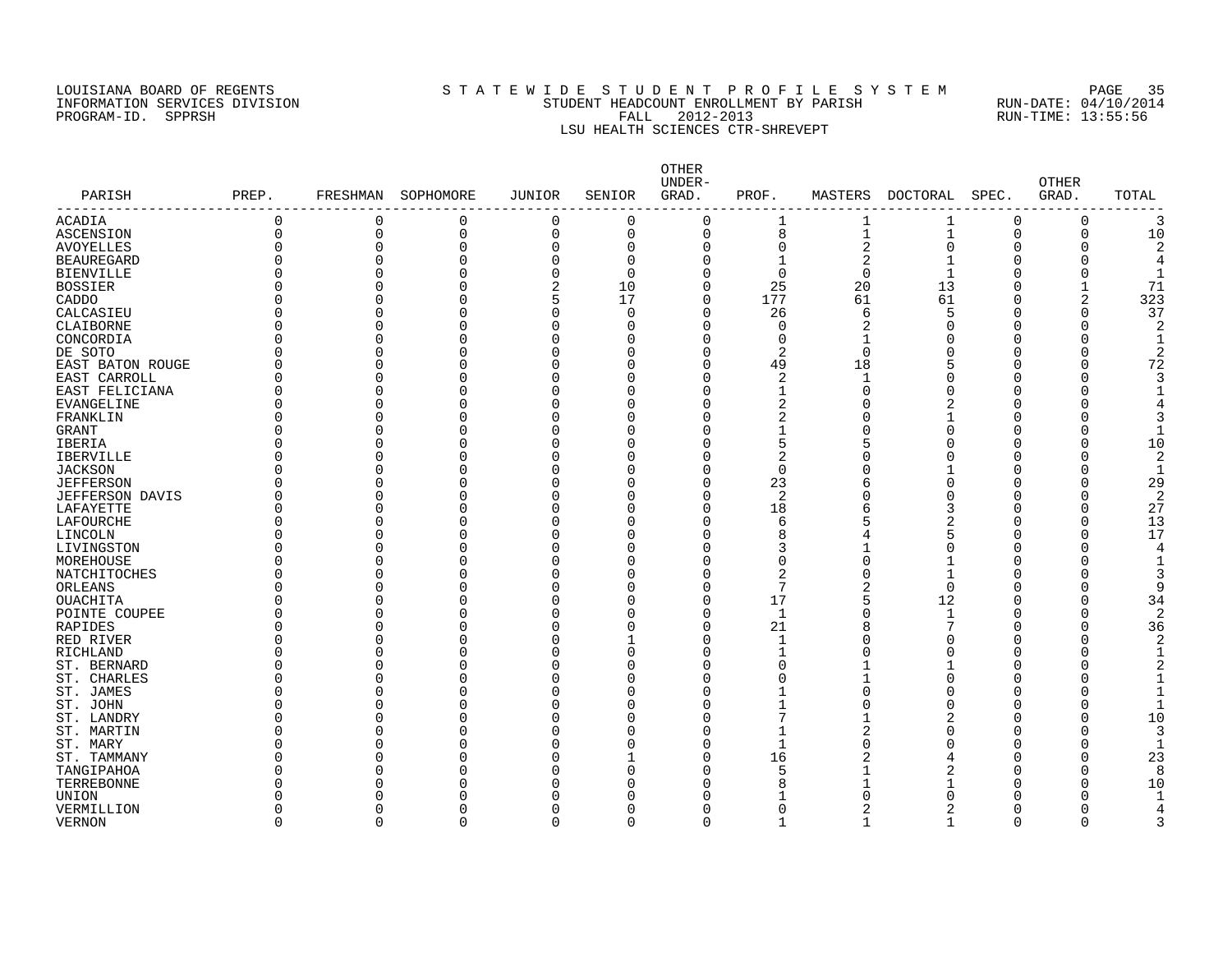LOUISIANA BOARD OF REGENTS
INFORMATION SERVICES DIVISION
PROGRAM-ID. SPPRSH

S T A T E W I D E   S T U D E N T   P R O F I L E   S Y S T E M
STUDENT HEADCOUNT ENROLLMENT BY PARISH
FALL 2012-2013
LSU HEALTH SCIENCES CTR-SHREVEPT

RUN-DATE: 04/10/2014
RUN-TIME: 13:55:56

| PARISH | PREP. | FRESHMAN | SOPHOMORE | JUNIOR | SENIOR | OTHER UNDER-GRAD. | PROF. | MASTERS | DOCTORAL | SPEC. | OTHER GRAD. | TOTAL |
|---|---|---|---|---|---|---|---|---|---|---|---|---|
| ACADIA | 0 | 0 | 0 | 0 | 0 | 0 | 1 | 1 | 1 | 0 | 0 | 3 |
| ASCENSION | 0 | 0 | 0 | 0 | 0 | 0 | 8 | 1 | 1 | 0 | 0 | 10 |
| AVOYELLES | 0 | 0 | 0 | 0 | 0 | 0 | 0 | 2 | 0 | 0 | 0 | 2 |
| BEAUREGARD | 0 | 0 | 0 | 0 | 0 | 0 | 1 | 2 | 1 | 0 | 0 | 4 |
| BIENVILLE | 0 | 0 | 0 | 0 | 0 | 0 | 0 | 0 | 1 | 0 | 0 | 1 |
| BOSSIER | 0 | 0 | 0 | 2 | 10 | 0 | 25 | 20 | 13 | 0 | 1 | 71 |
| CADDO | 0 | 0 | 0 | 5 | 17 | 0 | 177 | 61 | 61 | 0 | 2 | 323 |
| CALCASIEU | 0 | 0 | 0 | 0 | 0 | 0 | 26 | 6 | 5 | 0 | 0 | 37 |
| CLAIBORNE | 0 | 0 | 0 | 0 | 0 | 0 | 0 | 2 | 0 | 0 | 0 | 2 |
| CONCORDIA | 0 | 0 | 0 | 0 | 0 | 0 | 0 | 1 | 0 | 0 | 0 | 1 |
| DE SOTO | 0 | 0 | 0 | 0 | 0 | 0 | 2 | 0 | 0 | 0 | 0 | 2 |
| EAST BATON ROUGE | 0 | 0 | 0 | 0 | 0 | 0 | 49 | 18 | 5 | 0 | 0 | 72 |
| EAST CARROLL | 0 | 0 | 0 | 0 | 0 | 0 | 2 | 1 | 0 | 0 | 0 | 3 |
| EAST FELICIANA | 0 | 0 | 0 | 0 | 0 | 0 | 1 | 0 | 0 | 0 | 0 | 1 |
| EVANGELINE | 0 | 0 | 0 | 0 | 0 | 0 | 2 | 0 | 2 | 0 | 0 | 4 |
| FRANKLIN | 0 | 0 | 0 | 0 | 0 | 0 | 2 | 0 | 1 | 0 | 0 | 3 |
| GRANT | 0 | 0 | 0 | 0 | 0 | 0 | 1 | 0 | 0 | 0 | 0 | 1 |
| IBERIA | 0 | 0 | 0 | 0 | 0 | 0 | 5 | 5 | 0 | 0 | 0 | 10 |
| IBERVILLE | 0 | 0 | 0 | 0 | 0 | 0 | 2 | 0 | 0 | 0 | 0 | 2 |
| JACKSON | 0 | 0 | 0 | 0 | 0 | 0 | 0 | 0 | 1 | 0 | 0 | 1 |
| JEFFERSON | 0 | 0 | 0 | 0 | 0 | 0 | 23 | 6 | 0 | 0 | 0 | 29 |
| JEFFERSON DAVIS | 0 | 0 | 0 | 0 | 0 | 0 | 2 | 0 | 0 | 0 | 0 | 2 |
| LAFAYETTE | 0 | 0 | 0 | 0 | 0 | 0 | 18 | 6 | 3 | 0 | 0 | 27 |
| LAFOURCHE | 0 | 0 | 0 | 0 | 0 | 0 | 6 | 5 | 2 | 0 | 0 | 13 |
| LINCOLN | 0 | 0 | 0 | 0 | 0 | 0 | 8 | 4 | 5 | 0 | 0 | 17 |
| LIVINGSTON | 0 | 0 | 0 | 0 | 0 | 0 | 3 | 1 | 0 | 0 | 0 | 4 |
| MOREHOUSE | 0 | 0 | 0 | 0 | 0 | 0 | 0 | 0 | 1 | 0 | 0 | 1 |
| NATCHITOCHES | 0 | 0 | 0 | 0 | 0 | 0 | 2 | 0 | 1 | 0 | 0 | 3 |
| ORLEANS | 0 | 0 | 0 | 0 | 0 | 0 | 7 | 2 | 0 | 0 | 0 | 9 |
| OUACHITA | 0 | 0 | 0 | 0 | 0 | 0 | 17 | 5 | 12 | 0 | 0 | 34 |
| POINTE COUPEE | 0 | 0 | 0 | 0 | 0 | 0 | 1 | 0 | 1 | 0 | 0 | 2 |
| RAPIDES | 0 | 0 | 0 | 0 | 0 | 0 | 21 | 8 | 7 | 0 | 0 | 36 |
| RED RIVER | 0 | 0 | 0 | 0 | 1 | 0 | 1 | 0 | 0 | 0 | 0 | 2 |
| RICHLAND | 0 | 0 | 0 | 0 | 0 | 0 | 1 | 0 | 0 | 0 | 0 | 1 |
| ST. BERNARD | 0 | 0 | 0 | 0 | 0 | 0 | 0 | 1 | 1 | 0 | 0 | 2 |
| ST. CHARLES | 0 | 0 | 0 | 0 | 0 | 0 | 0 | 1 | 0 | 0 | 0 | 1 |
| ST. JAMES | 0 | 0 | 0 | 0 | 0 | 0 | 1 | 0 | 0 | 0 | 0 | 1 |
| ST. JOHN | 0 | 0 | 0 | 0 | 0 | 0 | 1 | 0 | 0 | 0 | 0 | 1 |
| ST. LANDRY | 0 | 0 | 0 | 0 | 0 | 0 | 7 | 1 | 2 | 0 | 0 | 10 |
| ST. MARTIN | 0 | 0 | 0 | 0 | 0 | 0 | 1 | 2 | 0 | 0 | 0 | 3 |
| ST. MARY | 0 | 0 | 0 | 0 | 0 | 0 | 1 | 0 | 0 | 0 | 0 | 1 |
| ST. TAMMANY | 0 | 0 | 0 | 0 | 1 | 0 | 16 | 2 | 4 | 0 | 0 | 23 |
| TANGIPAHOA | 0 | 0 | 0 | 0 | 0 | 0 | 5 | 1 | 2 | 0 | 0 | 8 |
| TERREBONNE | 0 | 0 | 0 | 0 | 0 | 0 | 8 | 1 | 1 | 0 | 0 | 10 |
| UNION | 0 | 0 | 0 | 0 | 0 | 0 | 1 | 0 | 0 | 0 | 0 | 1 |
| VERMILLION | 0 | 0 | 0 | 0 | 0 | 0 | 0 | 2 | 2 | 0 | 0 | 4 |
| VERNON | 0 | 0 | 0 | 0 | 0 | 0 | 1 | 1 | 1 | 0 | 0 | 3 |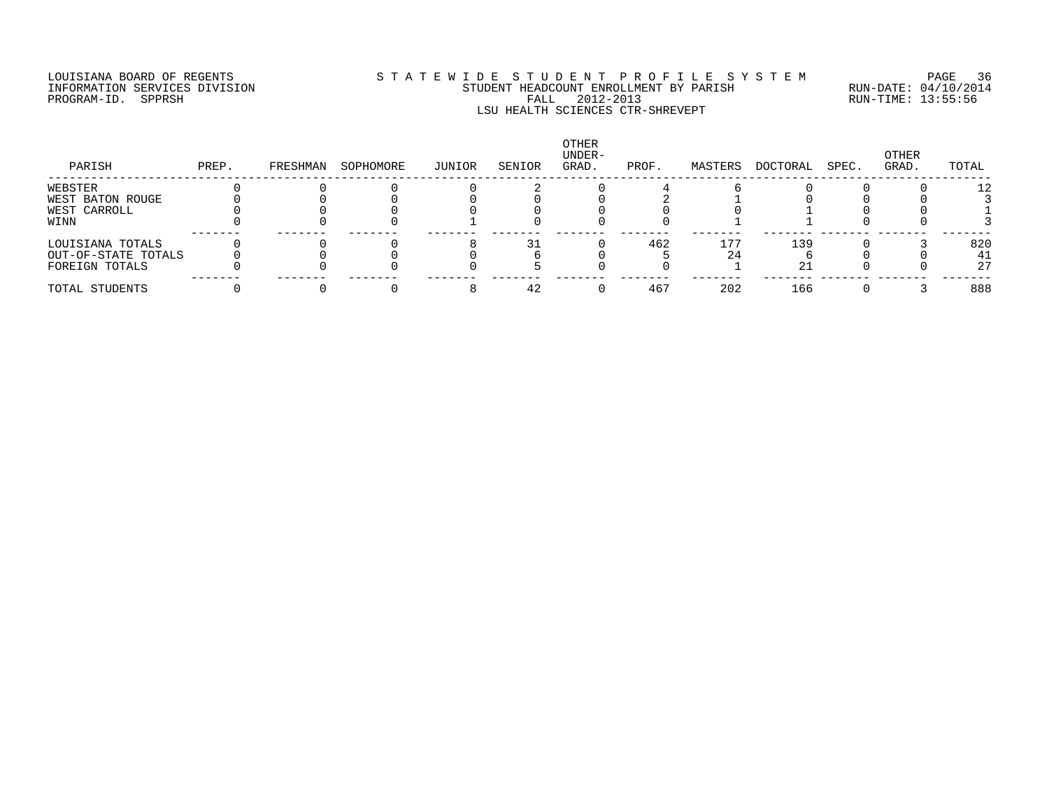LOUISIANA BOARD OF REGENTS
INFORMATION SERVICES DIVISION
PROGRAM-ID. SPPRSH

S T A T E W I D E S T U D E N T P R O F I L E S Y S T E M
STUDENT HEADCOUNT ENROLLMENT BY PARISH
FALL 2012-2013
LSU HEALTH SCIENCES CTR-SHREVEPT

RUN-DATE: 04/10/2014
RUN-TIME: 13:55:56

| PARISH | PREP. | FRESHMAN | SOPHOMORE | JUNIOR | SENIOR | OTHER UNDER-GRAD. | PROF. | MASTERS | DOCTORAL | SPEC. | OTHER GRAD. | TOTAL |
|---|---|---|---|---|---|---|---|---|---|---|---|---|
| WEBSTER | 0 | 0 | 0 | 0 | 2 | 0 | 4 | 6 | 0 | 0 | 0 | 12 |
| WEST BATON ROUGE | 0 | 0 | 0 | 0 | 0 | 0 | 2 | 1 | 0 | 0 | 0 | 3 |
| WEST CARROLL | 0 | 0 | 0 | 0 | 0 | 0 | 0 | 0 | 1 | 0 | 0 | 1 |
| WINN | 0 | 0 | 0 | 1 | 0 | 0 | 0 | 1 | 1 | 0 | 0 | 3 |
| LOUISIANA TOTALS | 0 | 0 | 0 | 8 | 31 | 0 | 462 | 177 | 139 | 0 | 3 | 820 |
| OUT-OF-STATE TOTALS | 0 | 0 | 0 | 0 | 6 | 0 | 5 | 24 | 6 | 0 | 0 | 41 |
| FOREIGN TOTALS | 0 | 0 | 0 | 0 | 5 | 0 | 0 | 1 | 21 | 0 | 0 | 27 |
| TOTAL STUDENTS | 0 | 0 | 0 | 8 | 42 | 0 | 467 | 202 | 166 | 0 | 3 | 888 |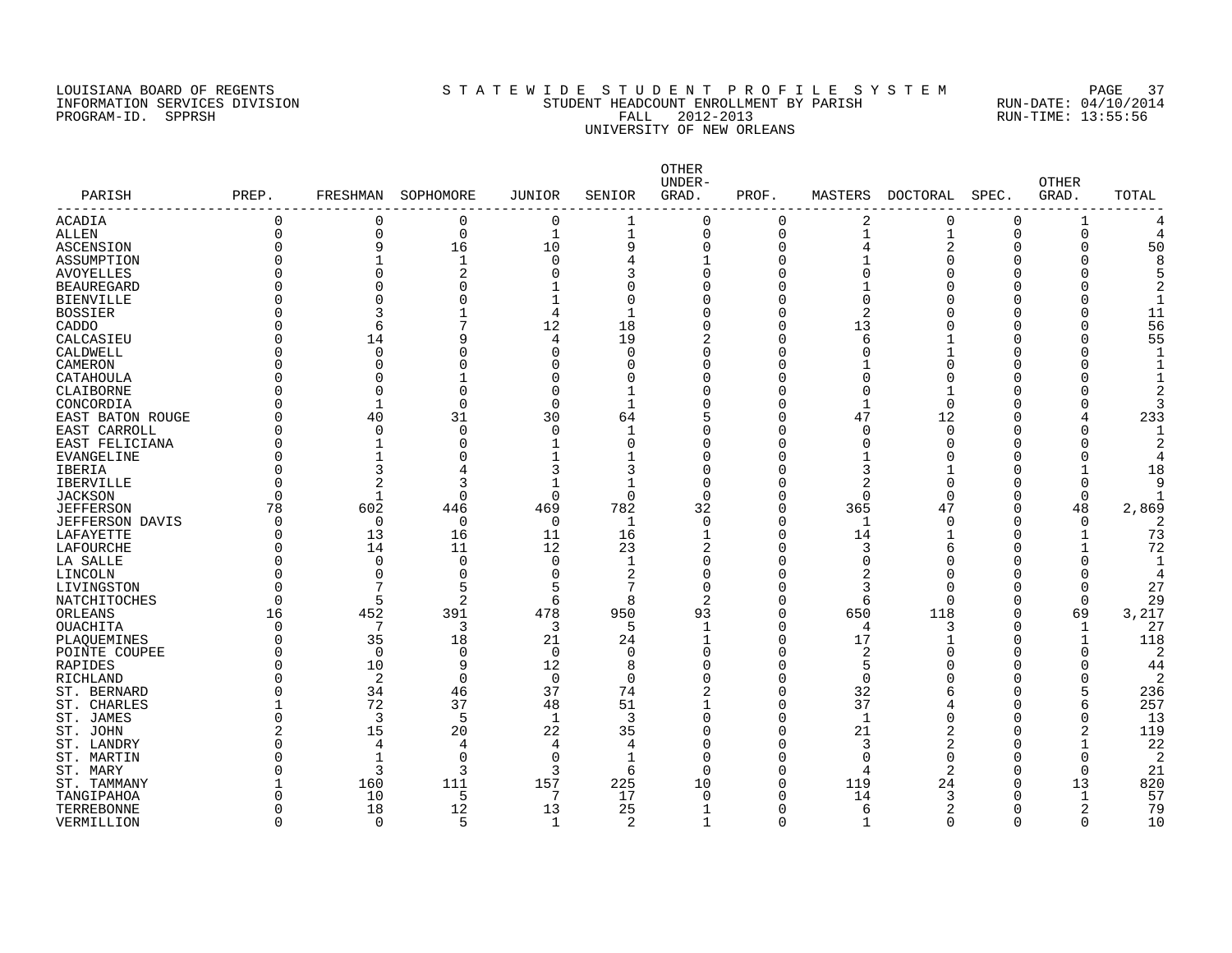LOUISIANA BOARD OF REGENTS — INFORMATION SERVICES DIVISION — PROGRAM-ID. SPPRSH

# STATEWIDE STUDENT PROFILE SYSTEM

## STUDENT HEADCOUNT ENROLLMENT BY PARISH

FALL 2012-2013

UNIVERSITY OF NEW ORLEANS

RUN-DATE: 04/10/2014
RUN-TIME: 13:55:56

| PARISH | PREP. | FRESHMAN | SOPHOMORE | JUNIOR | SENIOR | OTHER UNDER-GRAD. | PROF. | MASTERS | DOCTORAL | SPEC. | OTHER GRAD. | TOTAL |
|---|---|---|---|---|---|---|---|---|---|---|---|---|
| ACADIA | 0 | 0 | 0 | 0 | 1 | 0 | 0 | 2 | 0 | 0 | 1 | 4 |
| ALLEN | 0 | 0 | 0 | 1 | 1 | 0 | 0 | 1 | 1 | 0 | 0 | 4 |
| ASCENSION | 0 | 9 | 16 | 10 | 9 | 0 | 0 | 4 | 2 | 0 | 0 | 50 |
| ASSUMPTION | 0 | 1 | 1 | 0 | 4 | 1 | 0 | 1 | 0 | 0 | 0 | 8 |
| AVOYELLES | 0 | 0 | 2 | 0 | 3 | 0 | 0 | 0 | 0 | 0 | 0 | 5 |
| BEAUREGARD | 0 | 0 | 0 | 1 | 0 | 0 | 0 | 1 | 0 | 0 | 0 | 2 |
| BIENVILLE | 0 | 0 | 0 | 1 | 0 | 0 | 0 | 0 | 0 | 0 | 0 | 1 |
| BOSSIER | 0 | 3 | 1 | 4 | 1 | 0 | 0 | 2 | 0 | 0 | 0 | 11 |
| CADDO | 0 | 6 | 7 | 12 | 18 | 0 | 0 | 13 | 0 | 0 | 0 | 56 |
| CALCASIEU | 0 | 14 | 9 | 4 | 19 | 2 | 0 | 6 | 1 | 0 | 0 | 55 |
| CALDWELL | 0 | 0 | 0 | 0 | 0 | 0 | 0 | 0 | 1 | 0 | 0 | 1 |
| CAMERON | 0 | 0 | 0 | 0 | 0 | 0 | 0 | 1 | 0 | 0 | 0 | 1 |
| CATAHOULA | 0 | 0 | 1 | 0 | 0 | 0 | 0 | 0 | 0 | 0 | 0 | 1 |
| CLAIBORNE | 0 | 0 | 0 | 0 | 1 | 0 | 0 | 0 | 1 | 0 | 0 | 2 |
| CONCORDIA | 0 | 1 | 0 | 0 | 1 | 0 | 0 | 1 | 0 | 0 | 0 | 3 |
| EAST BATON ROUGE | 0 | 40 | 31 | 30 | 64 | 5 | 0 | 47 | 12 | 0 | 4 | 233 |
| EAST CARROLL | 0 | 0 | 0 | 0 | 1 | 0 | 0 | 0 | 0 | 0 | 0 | 1 |
| EAST FELICIANA | 0 | 1 | 0 | 1 | 0 | 0 | 0 | 0 | 0 | 0 | 0 | 2 |
| EVANGELINE | 0 | 1 | 0 | 1 | 1 | 0 | 0 | 1 | 0 | 0 | 0 | 4 |
| IBERIA | 0 | 3 | 4 | 3 | 3 | 0 | 0 | 3 | 1 | 0 | 1 | 18 |
| IBERVILLE | 0 | 2 | 3 | 1 | 1 | 0 | 0 | 2 | 0 | 0 | 0 | 9 |
| JACKSON | 0 | 1 | 0 | 0 | 0 | 0 | 0 | 0 | 0 | 0 | 0 | 1 |
| JEFFERSON | 78 | 602 | 446 | 469 | 782 | 32 | 0 | 365 | 47 | 0 | 48 | 2,869 |
| JEFFERSON DAVIS | 0 | 0 | 0 | 0 | 1 | 0 | 0 | 1 | 0 | 0 | 0 | 2 |
| LAFAYETTE | 0 | 13 | 16 | 11 | 16 | 1 | 0 | 14 | 1 | 0 | 1 | 73 |
| LAFOURCHE | 0 | 14 | 11 | 12 | 23 | 2 | 0 | 3 | 6 | 0 | 1 | 72 |
| LA SALLE | 0 | 0 | 0 | 0 | 1 | 0 | 0 | 0 | 0 | 0 | 0 | 1 |
| LINCOLN | 0 | 0 | 0 | 0 | 2 | 0 | 0 | 2 | 0 | 0 | 0 | 4 |
| LIVINGSTON | 0 | 7 | 5 | 5 | 7 | 0 | 0 | 3 | 0 | 0 | 0 | 27 |
| NATCHITOCHES | 0 | 5 | 2 | 6 | 8 | 2 | 0 | 6 | 0 | 0 | 0 | 29 |
| ORLEANS | 16 | 452 | 391 | 478 | 950 | 93 | 0 | 650 | 118 | 0 | 69 | 3,217 |
| OUACHITA | 0 | 7 | 3 | 3 | 5 | 1 | 0 | 4 | 3 | 0 | 1 | 27 |
| PLAQUEMINES | 0 | 35 | 18 | 21 | 24 | 1 | 0 | 17 | 1 | 0 | 1 | 118 |
| POINTE COUPEE | 0 | 0 | 0 | 0 | 0 | 0 | 0 | 2 | 0 | 0 | 0 | 2 |
| RAPIDES | 0 | 10 | 9 | 12 | 8 | 0 | 0 | 5 | 0 | 0 | 0 | 44 |
| RICHLAND | 0 | 2 | 0 | 0 | 0 | 0 | 0 | 0 | 0 | 0 | 0 | 2 |
| ST. BERNARD | 0 | 34 | 46 | 37 | 74 | 2 | 0 | 32 | 6 | 0 | 5 | 236 |
| ST. CHARLES | 1 | 72 | 37 | 48 | 51 | 1 | 0 | 37 | 4 | 0 | 6 | 257 |
| ST. JAMES | 0 | 3 | 5 | 1 | 3 | 0 | 0 | 1 | 0 | 0 | 0 | 13 |
| ST. JOHN | 2 | 15 | 20 | 22 | 35 | 0 | 0 | 21 | 2 | 0 | 2 | 119 |
| ST. LANDRY | 0 | 4 | 4 | 4 | 4 | 0 | 0 | 3 | 2 | 0 | 1 | 22 |
| ST. MARTIN | 0 | 1 | 0 | 0 | 1 | 0 | 0 | 0 | 0 | 0 | 0 | 2 |
| ST. MARY | 0 | 3 | 3 | 3 | 6 | 0 | 0 | 4 | 2 | 0 | 0 | 21 |
| ST. TAMMANY | 1 | 160 | 111 | 157 | 225 | 10 | 0 | 119 | 24 | 0 | 13 | 820 |
| TANGIPAHOA | 0 | 10 | 5 | 7 | 17 | 0 | 0 | 14 | 3 | 0 | 1 | 57 |
| TERREBONNE | 0 | 18 | 12 | 13 | 25 | 1 | 0 | 6 | 2 | 0 | 2 | 79 |
| VERMILLION | 0 | 0 | 5 | 1 | 2 | 1 | 0 | 1 | 0 | 0 | 0 | 10 |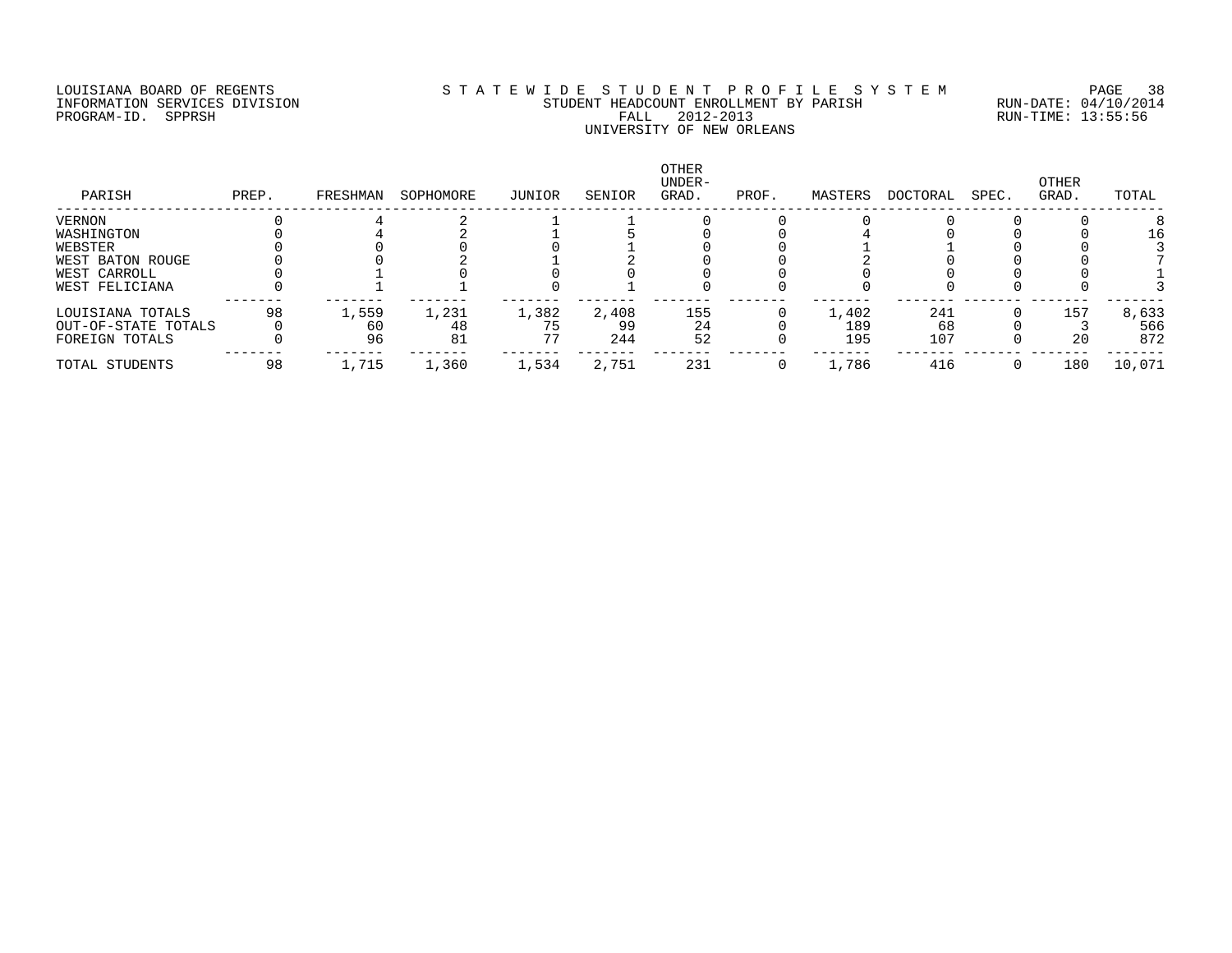LOUISIANA BOARD OF REGENTS
INFORMATION SERVICES DIVISION
PROGRAM-ID. SPPRSH

STATEWIDE STUDENT PROFILE SYSTEM
STUDENT HEADCOUNT ENROLLMENT BY PARISH
FALL 2012-2013
UNIVERSITY OF NEW ORLEANS

RUN-DATE: 04/10/2014
RUN-TIME: 13:55:56

| PARISH | PREP. | FRESHMAN | SOPHOMORE | JUNIOR | SENIOR | OTHER UNDER-GRAD. | PROF. | MASTERS | DOCTORAL | SPEC. | OTHER GRAD. | TOTAL |
|---|---|---|---|---|---|---|---|---|---|---|---|---|
| VERNON | 0 | 4 | 2 | 1 | 1 | 0 | 0 | 0 | 0 | 0 | 0 | 8 |
| WASHINGTON | 0 | 4 | 2 | 1 | 5 | 0 | 0 | 4 | 0 | 0 | 0 | 16 |
| WEBSTER | 0 | 0 | 0 | 0 | 1 | 0 | 0 | 1 | 1 | 0 | 0 | 3 |
| WEST BATON ROUGE | 0 | 0 | 2 | 1 | 2 | 0 | 0 | 2 | 0 | 0 | 0 | 7 |
| WEST CARROLL | 0 | 1 | 0 | 0 | 0 | 0 | 0 | 0 | 0 | 0 | 0 | 1 |
| WEST FELICIANA | 0 | 1 | 1 | 0 | 1 | 0 | 0 | 0 | 0 | 0 | 0 | 3 |
| LOUISIANA TOTALS | 98 | 1,559 | 1,231 | 1,382 | 2,408 | 155 | 0 | 1,402 | 241 | 0 | 157 | 8,633 |
| OUT-OF-STATE TOTALS | 0 | 60 | 48 | 75 | 99 | 24 | 0 | 189 | 68 | 0 | 3 | 566 |
| FOREIGN TOTALS | 0 | 96 | 81 | 77 | 244 | 52 | 0 | 195 | 107 | 0 | 20 | 872 |
| TOTAL STUDENTS | 98 | 1,715 | 1,360 | 1,534 | 2,751 | 231 | 0 | 1,786 | 416 | 0 | 180 | 10,071 |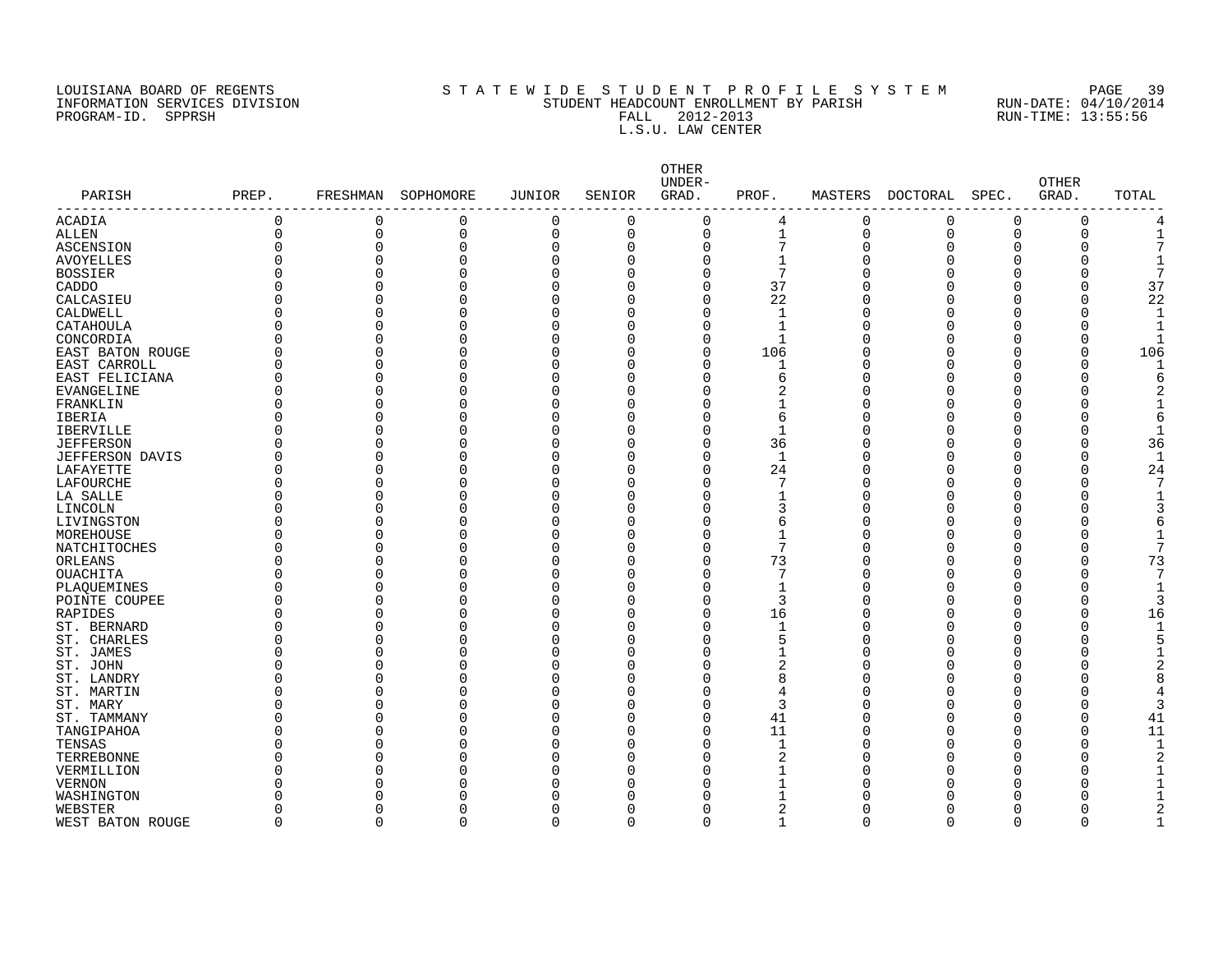LOUISIANA BOARD OF REGENTS
INFORMATION SERVICES DIVISION
PROGRAM-ID. SPPRSH

# S T A T E W I D E S T U D E N T P R O F I L E S Y S T E M
## STUDENT HEADCOUNT ENROLLMENT BY PARISH
## FALL 2012-2013
## L.S.U. LAW CENTER

RUN-DATE: 04/10/2014
RUN-TIME: 13:55:56

| PARISH | PREP. | FRESHMAN | SOPHOMORE | JUNIOR | SENIOR | OTHER UNDER-GRAD. | PROF. | MASTERS | DOCTORAL | SPEC. | OTHER GRAD. | TOTAL |
|---|---|---|---|---|---|---|---|---|---|---|---|---|
| ACADIA | 0 | 0 | 0 | 0 | 0 | 0 | 4 | 0 | 0 | 0 | 0 | 4 |
| ALLEN | 0 | 0 | 0 | 0 | 0 | 0 | 1 | 0 | 0 | 0 | 0 | 1 |
| ASCENSION | 0 | 0 | 0 | 0 | 0 | 0 | 7 | 0 | 0 | 0 | 0 | 7 |
| AVOYELLES | 0 | 0 | 0 | 0 | 0 | 0 | 1 | 0 | 0 | 0 | 0 | 1 |
| BOSSIER | 0 | 0 | 0 | 0 | 0 | 0 | 7 | 0 | 0 | 0 | 0 | 7 |
| CADDO | 0 | 0 | 0 | 0 | 0 | 0 | 37 | 0 | 0 | 0 | 0 | 37 |
| CALCASIEU | 0 | 0 | 0 | 0 | 0 | 0 | 22 | 0 | 0 | 0 | 0 | 22 |
| CALDWELL | 0 | 0 | 0 | 0 | 0 | 0 | 1 | 0 | 0 | 0 | 0 | 1 |
| CATAHOULA | 0 | 0 | 0 | 0 | 0 | 0 | 1 | 0 | 0 | 0 | 0 | 1 |
| CONCORDIA | 0 | 0 | 0 | 0 | 0 | 0 | 1 | 0 | 0 | 0 | 0 | 1 |
| EAST BATON ROUGE | 0 | 0 | 0 | 0 | 0 | 0 | 106 | 0 | 0 | 0 | 0 | 106 |
| EAST CARROLL | 0 | 0 | 0 | 0 | 0 | 0 | 1 | 0 | 0 | 0 | 0 | 1 |
| EAST FELICIANA | 0 | 0 | 0 | 0 | 0 | 0 | 6 | 0 | 0 | 0 | 0 | 6 |
| EVANGELINE | 0 | 0 | 0 | 0 | 0 | 0 | 2 | 0 | 0 | 0 | 0 | 2 |
| FRANKLIN | 0 | 0 | 0 | 0 | 0 | 0 | 1 | 0 | 0 | 0 | 0 | 1 |
| IBERIA | 0 | 0 | 0 | 0 | 0 | 0 | 6 | 0 | 0 | 0 | 0 | 6 |
| IBERVILLE | 0 | 0 | 0 | 0 | 0 | 0 | 1 | 0 | 0 | 0 | 0 | 1 |
| JEFFERSON | 0 | 0 | 0 | 0 | 0 | 0 | 36 | 0 | 0 | 0 | 0 | 36 |
| JEFFERSON DAVIS | 0 | 0 | 0 | 0 | 0 | 0 | 1 | 0 | 0 | 0 | 0 | 1 |
| LAFAYETTE | 0 | 0 | 0 | 0 | 0 | 0 | 24 | 0 | 0 | 0 | 0 | 24 |
| LAFOURCHE | 0 | 0 | 0 | 0 | 0 | 0 | 7 | 0 | 0 | 0 | 0 | 7 |
| LA SALLE | 0 | 0 | 0 | 0 | 0 | 0 | 1 | 0 | 0 | 0 | 0 | 1 |
| LINCOLN | 0 | 0 | 0 | 0 | 0 | 0 | 3 | 0 | 0 | 0 | 0 | 3 |
| LIVINGSTON | 0 | 0 | 0 | 0 | 0 | 0 | 6 | 0 | 0 | 0 | 0 | 6 |
| MOREHOUSE | 0 | 0 | 0 | 0 | 0 | 0 | 1 | 0 | 0 | 0 | 0 | 1 |
| NATCHITOCHES | 0 | 0 | 0 | 0 | 0 | 0 | 7 | 0 | 0 | 0 | 0 | 7 |
| ORLEANS | 0 | 0 | 0 | 0 | 0 | 0 | 73 | 0 | 0 | 0 | 0 | 73 |
| OUACHITA | 0 | 0 | 0 | 0 | 0 | 0 | 7 | 0 | 0 | 0 | 0 | 7 |
| PLAQUEMINES | 0 | 0 | 0 | 0 | 0 | 0 | 1 | 0 | 0 | 0 | 0 | 1 |
| POINTE COUPEE | 0 | 0 | 0 | 0 | 0 | 0 | 3 | 0 | 0 | 0 | 0 | 3 |
| RAPIDES | 0 | 0 | 0 | 0 | 0 | 0 | 16 | 0 | 0 | 0 | 0 | 16 |
| ST. BERNARD | 0 | 0 | 0 | 0 | 0 | 0 | 1 | 0 | 0 | 0 | 0 | 1 |
| ST. CHARLES | 0 | 0 | 0 | 0 | 0 | 0 | 5 | 0 | 0 | 0 | 0 | 5 |
| ST. JAMES | 0 | 0 | 0 | 0 | 0 | 0 | 1 | 0 | 0 | 0 | 0 | 1 |
| ST. JOHN | 0 | 0 | 0 | 0 | 0 | 0 | 2 | 0 | 0 | 0 | 0 | 2 |
| ST. LANDRY | 0 | 0 | 0 | 0 | 0 | 0 | 8 | 0 | 0 | 0 | 0 | 8 |
| ST. MARTIN | 0 | 0 | 0 | 0 | 0 | 0 | 4 | 0 | 0 | 0 | 0 | 4 |
| ST. MARY | 0 | 0 | 0 | 0 | 0 | 0 | 3 | 0 | 0 | 0 | 0 | 3 |
| ST. TAMMANY | 0 | 0 | 0 | 0 | 0 | 0 | 41 | 0 | 0 | 0 | 0 | 41 |
| TANGIPAHOA | 0 | 0 | 0 | 0 | 0 | 0 | 11 | 0 | 0 | 0 | 0 | 11 |
| TENSAS | 0 | 0 | 0 | 0 | 0 | 0 | 1 | 0 | 0 | 0 | 0 | 1 |
| TERREBONNE | 0 | 0 | 0 | 0 | 0 | 0 | 2 | 0 | 0 | 0 | 0 | 2 |
| VERMILLION | 0 | 0 | 0 | 0 | 0 | 0 | 1 | 0 | 0 | 0 | 0 | 1 |
| VERNON | 0 | 0 | 0 | 0 | 0 | 0 | 1 | 0 | 0 | 0 | 0 | 1 |
| WASHINGTON | 0 | 0 | 0 | 0 | 0 | 0 | 1 | 0 | 0 | 0 | 0 | 1 |
| WEBSTER | 0 | 0 | 0 | 0 | 0 | 0 | 2 | 0 | 0 | 0 | 0 | 2 |
| WEST BATON ROUGE | 0 | 0 | 0 | 0 | 0 | 0 | 1 | 0 | 0 | 0 | 0 | 1 |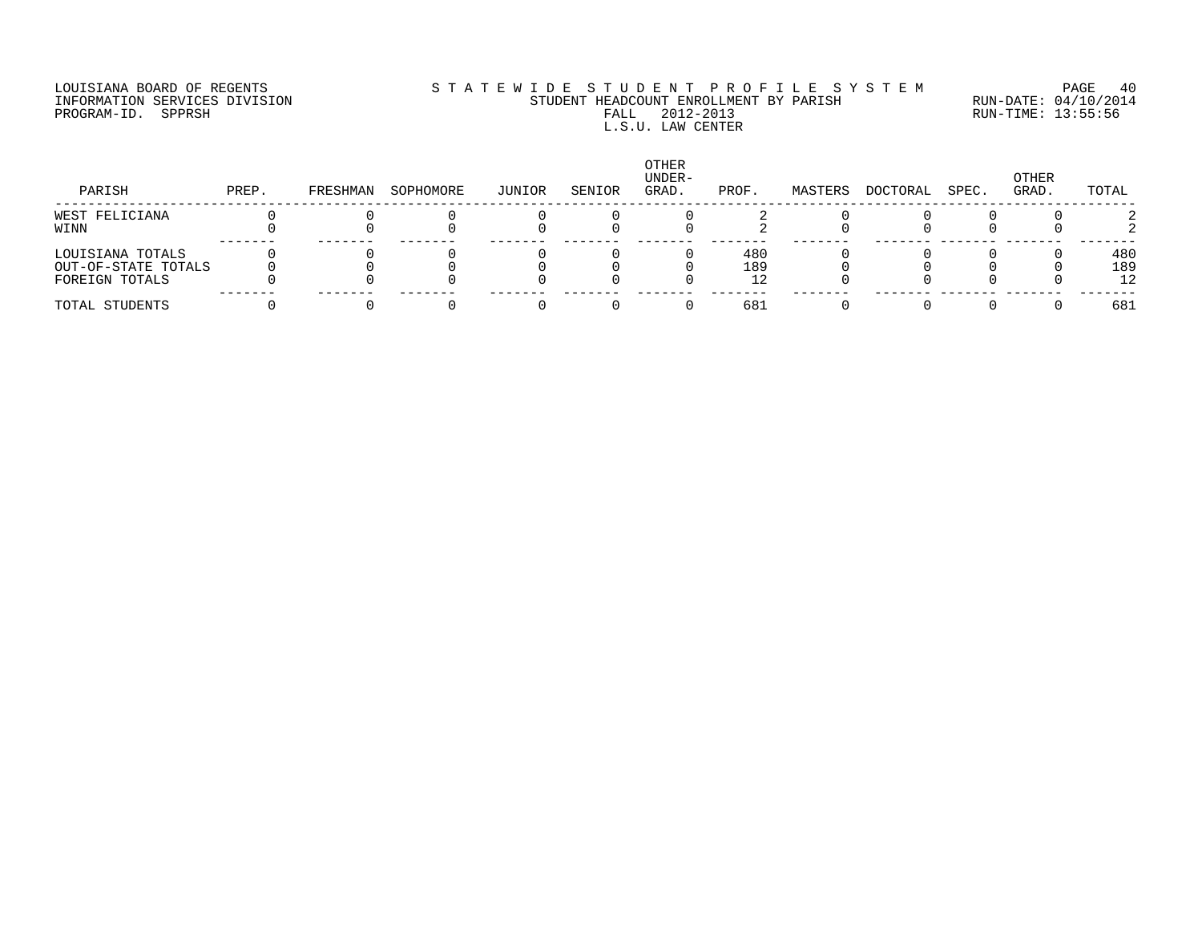LOUISIANA BOARD OF REGENTS
INFORMATION SERVICES DIVISION
PROGRAM-ID. SPPRSH

STATEWIDE STUDENT PROFILE SYSTEM
STUDENT HEADCOUNT ENROLLMENT BY PARISH
FALL 2012-2013
L.S.U. LAW CENTER

RUN-DATE: 04/10/2014
RUN-TIME: 13:55:56

| PARISH | PREP. | FRESHMAN | SOPHOMORE | JUNIOR | SENIOR | OTHER UNDER-GRAD. | PROF. | MASTERS | DOCTORAL | SPEC. | OTHER GRAD. | TOTAL |
|---|---|---|---|---|---|---|---|---|---|---|---|---|
| WEST FELICIANA | 0 | 0 | 0 | 0 | 0 | 0 | 2 | 0 | 0 | 0 | 0 | 2 |
| WINN | 0 | 0 | 0 | 0 | 0 | 0 | 2 | 0 | 0 | 0 | 0 | 2 |
| LOUISIANA TOTALS | 0 | 0 | 0 | 0 | 0 | 0 | 480 | 0 | 0 | 0 | 0 | 480 |
| OUT-OF-STATE TOTALS | 0 | 0 | 0 | 0 | 0 | 0 | 189 | 0 | 0 | 0 | 0 | 189 |
| FOREIGN TOTALS | 0 | 0 | 0 | 0 | 0 | 0 | 12 | 0 | 0 | 0 | 0 | 12 |
| TOTAL STUDENTS | 0 | 0 | 0 | 0 | 0 | 0 | 681 | 0 | 0 | 0 | 0 | 681 |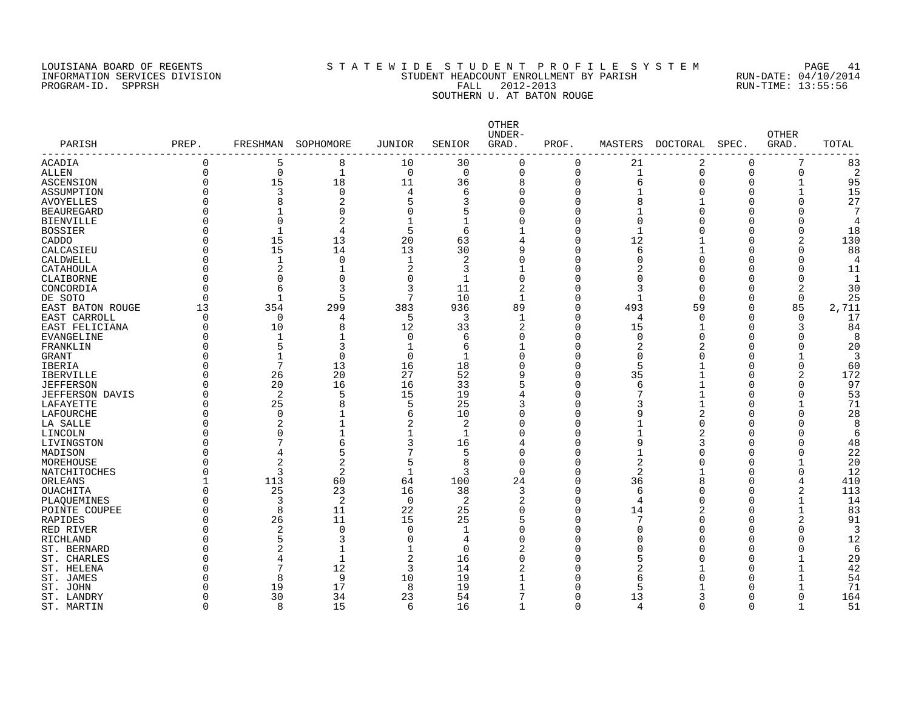LOUISIANA BOARD OF REGENTS
INFORMATION SERVICES DIVISION
PROGRAM-ID. SPPRSH

# S T A T E W I D E   S T U D E N T   P R O F I L E   S Y S T E M
## STUDENT HEADCOUNT ENROLLMENT BY PARISH
## FALL 2012-2013
## SOUTHERN U. AT BATON ROUGE

RUN-DATE: 04/10/2014
RUN-TIME: 13:55:56

| PARISH | PREP. | FRESHMAN | SOPHOMORE | JUNIOR | SENIOR | OTHER UNDER-GRAD. | PROF. | MASTERS | DOCTORAL | SPEC. | OTHER GRAD. | TOTAL |
|---|---|---|---|---|---|---|---|---|---|---|---|---|
| ACADIA | 0 | 5 | 8 | 10 | 30 | 0 | 0 | 21 | 2 | 0 | 7 | 83 |
| ALLEN | 0 | 0 | 1 | 0 | 0 | 0 | 0 | 1 | 0 | 0 | 0 | 2 |
| ASCENSION | 0 | 15 | 18 | 11 | 36 | 8 | 0 | 6 | 0 | 0 | 1 | 95 |
| ASSUMPTION | 0 | 3 | 0 | 4 | 6 | 0 | 0 | 1 | 0 | 0 | 1 | 15 |
| AVOYELLES | 0 | 8 | 2 | 5 | 3 | 0 | 0 | 8 | 1 | 0 | 0 | 27 |
| BEAUREGARD | 0 | 1 | 0 | 0 | 5 | 0 | 0 | 1 | 0 | 0 | 0 | 7 |
| BIENVILLE | 0 | 0 | 2 | 1 | 1 | 0 | 0 | 0 | 0 | 0 | 0 | 4 |
| BOSSIER | 0 | 1 | 4 | 5 | 6 | 1 | 0 | 1 | 0 | 0 | 0 | 18 |
| CADDO | 0 | 15 | 13 | 20 | 63 | 4 | 0 | 12 | 1 | 0 | 2 | 130 |
| CALCASIEU | 0 | 15 | 14 | 13 | 30 | 9 | 0 | 6 | 1 | 0 | 0 | 88 |
| CALDWELL | 0 | 1 | 0 | 1 | 2 | 0 | 0 | 0 | 0 | 0 | 0 | 4 |
| CATAHOULA | 0 | 2 | 1 | 2 | 3 | 1 | 0 | 2 | 0 | 0 | 0 | 11 |
| CLAIBORNE | 0 | 0 | 0 | 0 | 1 | 0 | 0 | 0 | 0 | 0 | 0 | 1 |
| CONCORDIA | 0 | 6 | 3 | 3 | 11 | 2 | 0 | 3 | 0 | 0 | 2 | 30 |
| DE SOTO | 0 | 1 | 5 | 7 | 10 | 1 | 0 | 1 | 0 | 0 | 0 | 25 |
| EAST BATON ROUGE | 13 | 354 | 299 | 383 | 936 | 89 | 0 | 493 | 59 | 0 | 85 | 2,711 |
| EAST CARROLL | 0 | 0 | 4 | 5 | 3 | 1 | 0 | 4 | 0 | 0 | 0 | 17 |
| EAST FELICIANA | 0 | 10 | 8 | 12 | 33 | 2 | 0 | 15 | 1 | 0 | 3 | 84 |
| EVANGELINE | 0 | 1 | 1 | 0 | 6 | 0 | 0 | 0 | 0 | 0 | 0 | 8 |
| FRANKLIN | 0 | 5 | 3 | 1 | 6 | 1 | 0 | 2 | 2 | 0 | 0 | 20 |
| GRANT | 0 | 1 | 0 | 0 | 1 | 0 | 0 | 0 | 0 | 0 | 1 | 3 |
| IBERIA | 0 | 7 | 13 | 16 | 18 | 0 | 0 | 5 | 1 | 0 | 0 | 60 |
| IBERVILLE | 0 | 26 | 20 | 27 | 52 | 9 | 0 | 35 | 1 | 0 | 2 | 172 |
| JEFFERSON | 0 | 20 | 16 | 16 | 33 | 5 | 0 | 6 | 1 | 0 | 0 | 97 |
| JEFFERSON DAVIS | 0 | 2 | 5 | 15 | 19 | 4 | 0 | 7 | 1 | 0 | 0 | 53 |
| LAFAYETTE | 0 | 25 | 8 | 5 | 25 | 3 | 0 | 3 | 1 | 0 | 1 | 71 |
| LAFOURCHE | 0 | 0 | 1 | 6 | 10 | 0 | 0 | 9 | 2 | 0 | 0 | 28 |
| LA SALLE | 0 | 2 | 1 | 2 | 2 | 0 | 0 | 1 | 0 | 0 | 0 | 8 |
| LINCOLN | 0 | 0 | 1 | 1 | 1 | 0 | 0 | 1 | 2 | 0 | 0 | 6 |
| LIVINGSTON | 0 | 7 | 6 | 3 | 16 | 4 | 0 | 9 | 3 | 0 | 0 | 48 |
| MADISON | 0 | 4 | 5 | 7 | 5 | 0 | 0 | 1 | 0 | 0 | 0 | 22 |
| MOREHOUSE | 0 | 2 | 2 | 5 | 8 | 0 | 0 | 2 | 0 | 0 | 1 | 20 |
| NATCHITOCHES | 0 | 3 | 2 | 1 | 3 | 0 | 0 | 2 | 1 | 0 | 0 | 12 |
| ORLEANS | 1 | 113 | 60 | 64 | 100 | 24 | 0 | 36 | 8 | 0 | 4 | 410 |
| OUACHITA | 0 | 25 | 23 | 16 | 38 | 3 | 0 | 6 | 0 | 0 | 2 | 113 |
| PLAQUEMINES | 0 | 3 | 2 | 0 | 2 | 2 | 0 | 4 | 0 | 0 | 1 | 14 |
| POINTE COUPEE | 0 | 8 | 11 | 22 | 25 | 0 | 0 | 14 | 2 | 0 | 1 | 83 |
| RAPIDES | 0 | 26 | 11 | 15 | 25 | 5 | 0 | 7 | 0 | 0 | 2 | 91 |
| RED RIVER | 0 | 2 | 0 | 0 | 1 | 0 | 0 | 0 | 0 | 0 | 0 | 3 |
| RICHLAND | 0 | 5 | 3 | 0 | 4 | 0 | 0 | 0 | 0 | 0 | 0 | 12 |
| ST. BERNARD | 0 | 2 | 1 | 1 | 0 | 2 | 0 | 0 | 0 | 0 | 0 | 6 |
| ST. CHARLES | 0 | 4 | 1 | 2 | 16 | 0 | 0 | 5 | 0 | 0 | 1 | 29 |
| ST. HELENA | 0 | 7 | 12 | 3 | 14 | 2 | 0 | 2 | 1 | 0 | 1 | 42 |
| ST. JAMES | 0 | 8 | 9 | 10 | 19 | 1 | 0 | 6 | 0 | 0 | 1 | 54 |
| ST. JOHN | 0 | 19 | 17 | 8 | 19 | 1 | 0 | 5 | 1 | 0 | 1 | 71 |
| ST. LANDRY | 0 | 30 | 34 | 23 | 54 | 7 | 0 | 13 | 3 | 0 | 0 | 164 |
| ST. MARTIN | 0 | 8 | 15 | 6 | 16 | 1 | 0 | 4 | 0 | 0 | 1 | 51 |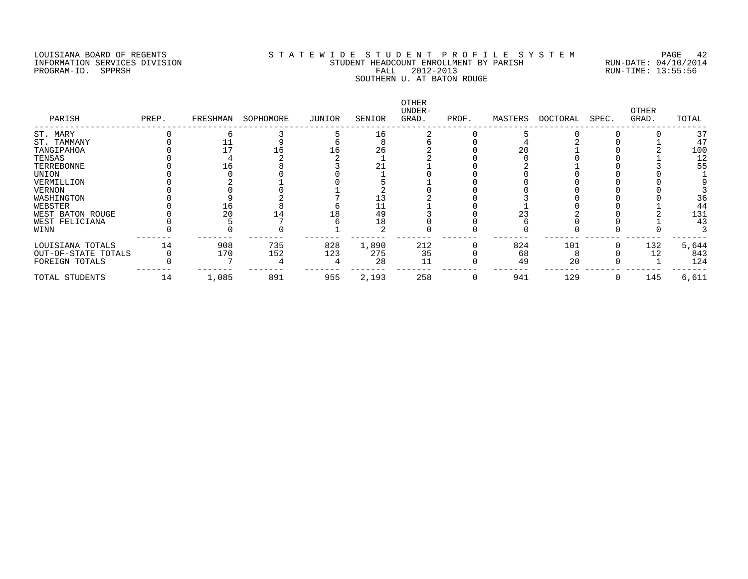LOUISIANA BOARD OF REGENTS
INFORMATION SERVICES DIVISION
PROGRAM-ID. SPPRSH

STATEWIDE STUDENT PROFILE SYSTEM
STUDENT HEADCOUNT ENROLLMENT BY PARISH
FALL 2012-2013
SOUTHERN U. AT BATON ROUGE

RUN-DATE: 04/10/2014
RUN-TIME: 13:55:56

| PARISH | PREP. | FRESHMAN | SOPHOMORE | JUNIOR | SENIOR | OTHER UNDER-GRAD. | PROF. | MASTERS | DOCTORAL | SPEC. | OTHER GRAD. | TOTAL |
|---|---|---|---|---|---|---|---|---|---|---|---|---|
| ST. MARY | 0 | 6 | 3 | 5 | 16 | 2 | 0 | 5 | 0 | 0 | 0 | 37 |
| ST. TAMMANY | 0 | 11 | 9 | 6 | 8 | 6 | 0 | 4 | 2 | 0 | 1 | 47 |
| TANGIPAHOA | 0 | 17 | 16 | 16 | 26 | 2 | 0 | 20 | 1 | 0 | 2 | 100 |
| TENSAS | 0 | 4 | 2 | 2 | 1 | 2 | 0 | 0 | 0 | 0 | 1 | 12 |
| TERREBONNE | 0 | 16 | 8 | 3 | 21 | 1 | 0 | 2 | 1 | 0 | 3 | 55 |
| UNION | 0 | 0 | 0 | 0 | 1 | 0 | 0 | 0 | 0 | 0 | 0 | 1 |
| VERMILLION | 0 | 2 | 1 | 0 | 5 | 1 | 0 | 0 | 0 | 0 | 0 | 9 |
| VERNON | 0 | 0 | 0 | 1 | 2 | 0 | 0 | 0 | 0 | 0 | 0 | 3 |
| WASHINGTON | 0 | 9 | 2 | 7 | 13 | 2 | 0 | 3 | 0 | 0 | 0 | 36 |
| WEBSTER | 0 | 16 | 8 | 6 | 11 | 1 | 0 | 1 | 0 | 0 | 1 | 44 |
| WEST BATON ROUGE | 0 | 20 | 14 | 18 | 49 | 3 | 0 | 23 | 2 | 0 | 2 | 131 |
| WEST FELICIANA | 0 | 5 | 7 | 6 | 18 | 0 | 0 | 6 | 0 | 0 | 1 | 43 |
| WINN | 0 | 0 | 0 | 1 | 2 | 0 | 0 | 0 | 0 | 0 | 0 | 3 |
| LOUISIANA TOTALS | 14 | 908 | 735 | 828 | 1,890 | 212 | 0 | 824 | 101 | 0 | 132 | 5,644 |
| OUT-OF-STATE TOTALS | 0 | 170 | 152 | 123 | 275 | 35 | 0 | 68 | 8 | 0 | 12 | 843 |
| FOREIGN TOTALS | 0 | 7 | 4 | 4 | 28 | 11 | 0 | 49 | 20 | 0 | 1 | 124 |
| TOTAL STUDENTS | 14 | 1,085 | 891 | 955 | 2,193 | 258 | 0 | 941 | 129 | 0 | 145 | 6,611 |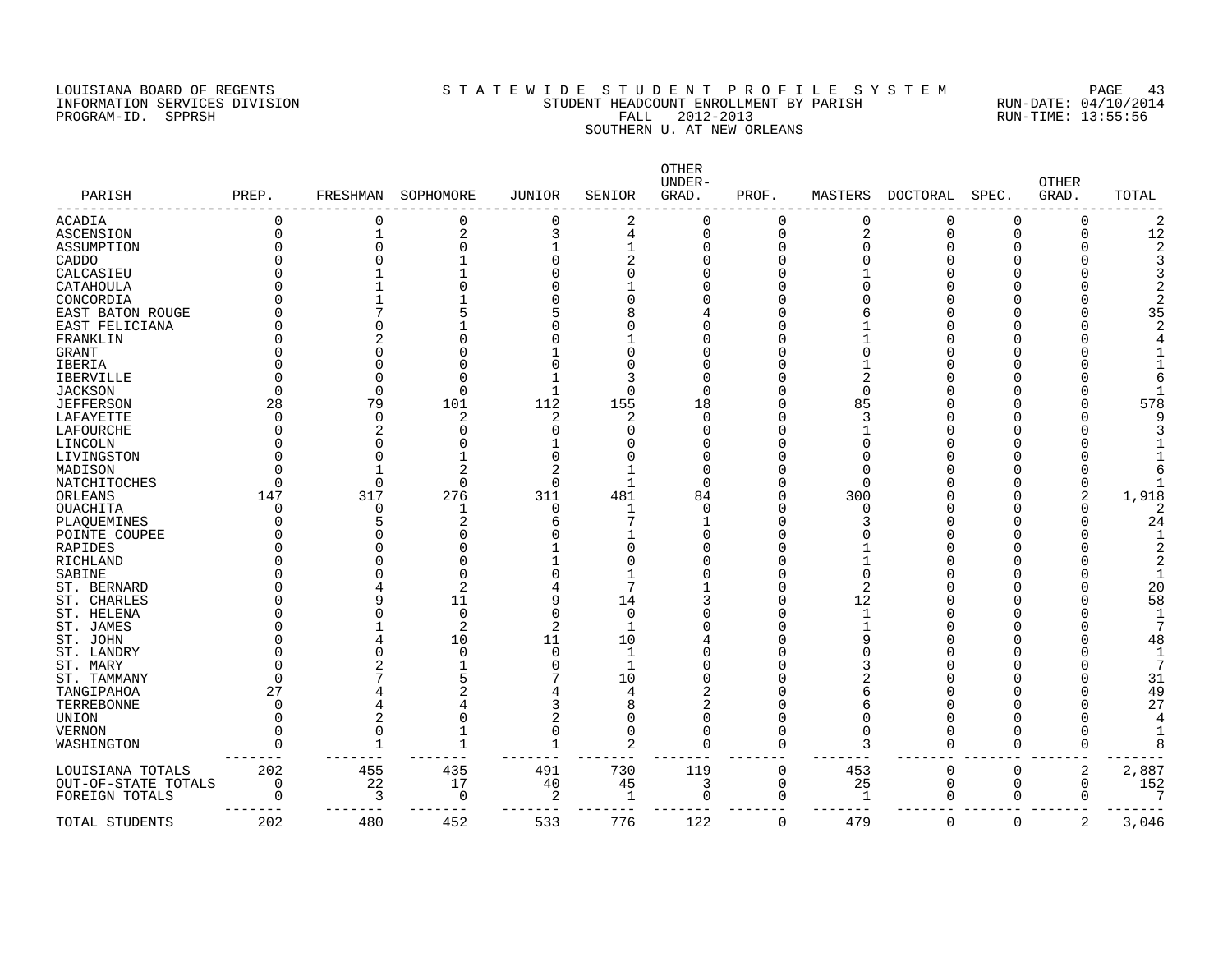LOUISIANA BOARD OF REGENTS
INFORMATION SERVICES DIVISION
PROGRAM-ID. SPPRSH

# STATEWIDE STUDENT PROFILE SYSTEM
## STUDENT HEADCOUNT ENROLLMENT BY PARISH
### FALL 2012-2013
### SOUTHERN U. AT NEW ORLEANS

RUN-DATE: 04/10/2014
RUN-TIME: 13:55:56

| PARISH | PREP. | FRESHMAN | SOPHOMORE | JUNIOR | SENIOR | OTHER UNDER-GRAD. | PROF. | MASTERS | DOCTORAL | SPEC. | OTHER GRAD. | TOTAL |
|---|---|---|---|---|---|---|---|---|---|---|---|---|
| ACADIA | 0 | 0 | 0 | 0 | 2 | 0 | 0 | 0 | 0 | 0 | 0 | 2 |
| ASCENSION | 0 | 1 | 2 | 3 | 4 | 0 | 0 | 2 | 0 | 0 | 0 | 12 |
| ASSUMPTION | 0 | 0 | 0 | 1 | 1 | 0 | 0 | 0 | 0 | 0 | 0 | 2 |
| CADDO | 0 | 0 | 1 | 0 | 2 | 0 | 0 | 0 | 0 | 0 | 0 | 3 |
| CALCASIEU | 0 | 1 | 1 | 0 | 0 | 0 | 0 | 1 | 0 | 0 | 0 | 3 |
| CATAHOULA | 0 | 1 | 0 | 0 | 1 | 0 | 0 | 0 | 0 | 0 | 0 | 2 |
| CONCORDIA | 0 | 1 | 1 | 0 | 0 | 0 | 0 | 0 | 0 | 0 | 0 | 2 |
| EAST BATON ROUGE | 0 | 7 | 5 | 5 | 8 | 4 | 0 | 6 | 0 | 0 | 0 | 35 |
| EAST FELICIANA | 0 | 0 | 1 | 0 | 0 | 0 | 0 | 1 | 0 | 0 | 0 | 2 |
| FRANKLIN | 0 | 2 | 0 | 0 | 1 | 0 | 0 | 1 | 0 | 0 | 0 | 4 |
| GRANT | 0 | 0 | 0 | 1 | 0 | 0 | 0 | 0 | 0 | 0 | 0 | 1 |
| IBERIA | 0 | 0 | 0 | 0 | 0 | 0 | 0 | 1 | 0 | 0 | 0 | 1 |
| IBERVILLE | 0 | 0 | 0 | 1 | 3 | 0 | 0 | 2 | 0 | 0 | 0 | 6 |
| JACKSON | 0 | 0 | 0 | 1 | 0 | 0 | 0 | 0 | 0 | 0 | 0 | 1 |
| JEFFERSON | 28 | 79 | 101 | 112 | 155 | 18 | 0 | 85 | 0 | 0 | 0 | 578 |
| LAFAYETTE | 0 | 0 | 2 | 2 | 2 | 0 | 0 | 3 | 0 | 0 | 0 | 9 |
| LAFOURCHE | 0 | 2 | 0 | 0 | 0 | 0 | 0 | 1 | 0 | 0 | 0 | 3 |
| LINCOLN | 0 | 0 | 0 | 1 | 0 | 0 | 0 | 0 | 0 | 0 | 0 | 1 |
| LIVINGSTON | 0 | 0 | 1 | 0 | 0 | 0 | 0 | 0 | 0 | 0 | 0 | 1 |
| MADISON | 0 | 1 | 2 | 2 | 1 | 0 | 0 | 0 | 0 | 0 | 0 | 6 |
| NATCHITOCHES | 0 | 0 | 0 | 0 | 1 | 0 | 0 | 0 | 0 | 0 | 0 | 1 |
| ORLEANS | 147 | 317 | 276 | 311 | 481 | 84 | 0 | 300 | 0 | 0 | 2 | 1,918 |
| OUACHITA | 0 | 0 | 1 | 0 | 1 | 0 | 0 | 0 | 0 | 0 | 0 | 2 |
| PLAQUEMINES | 0 | 5 | 2 | 6 | 7 | 1 | 0 | 3 | 0 | 0 | 0 | 24 |
| POINTE COUPEE | 0 | 0 | 0 | 0 | 1 | 0 | 0 | 0 | 0 | 0 | 0 | 1 |
| RAPIDES | 0 | 0 | 0 | 1 | 0 | 0 | 0 | 1 | 0 | 0 | 0 | 2 |
| RICHLAND | 0 | 0 | 0 | 1 | 0 | 0 | 0 | 1 | 0 | 0 | 0 | 2 |
| SABINE | 0 | 0 | 0 | 0 | 1 | 0 | 0 | 0 | 0 | 0 | 0 | 1 |
| ST. BERNARD | 0 | 4 | 2 | 4 | 7 | 1 | 0 | 2 | 0 | 0 | 0 | 20 |
| ST. CHARLES | 0 | 9 | 11 | 9 | 14 | 3 | 0 | 12 | 0 | 0 | 0 | 58 |
| ST. HELENA | 0 | 0 | 0 | 0 | 0 | 0 | 0 | 1 | 0 | 0 | 0 | 1 |
| ST. JAMES | 0 | 1 | 2 | 2 | 1 | 0 | 0 | 1 | 0 | 0 | 0 | 7 |
| ST. JOHN | 0 | 4 | 10 | 11 | 10 | 4 | 0 | 9 | 0 | 0 | 0 | 48 |
| ST. LANDRY | 0 | 0 | 0 | 0 | 1 | 0 | 0 | 0 | 0 | 0 | 0 | 1 |
| ST. MARY | 0 | 2 | 1 | 0 | 1 | 0 | 0 | 3 | 0 | 0 | 0 | 7 |
| ST. TAMMANY | 0 | 7 | 5 | 7 | 10 | 0 | 0 | 2 | 0 | 0 | 0 | 31 |
| TANGIPAHOA | 27 | 4 | 2 | 4 | 4 | 2 | 0 | 6 | 0 | 0 | 0 | 49 |
| TERREBONNE | 0 | 4 | 4 | 3 | 8 | 2 | 0 | 6 | 0 | 0 | 0 | 27 |
| UNION | 0 | 2 | 0 | 2 | 0 | 0 | 0 | 0 | 0 | 0 | 0 | 4 |
| VERNON | 0 | 0 | 1 | 0 | 0 | 0 | 0 | 0 | 0 | 0 | 0 | 1 |
| WASHINGTON | 0 | 1 | 1 | 1 | 2 | 0 | 0 | 3 | 0 | 0 | 0 | 8 |
| LOUISIANA TOTALS | 202 | 455 | 435 | 491 | 730 | 119 | 0 | 453 | 0 | 0 | 2 | 2,887 |
| OUT-OF-STATE TOTALS | 0 | 22 | 17 | 40 | 45 | 3 | 0 | 25 | 0 | 0 | 0 | 152 |
| FOREIGN TOTALS | 0 | 3 | 0 | 2 | 1 | 0 | 0 | 1 | 0 | 0 | 0 | 7 |
| TOTAL STUDENTS | 202 | 480 | 452 | 533 | 776 | 122 | 0 | 479 | 0 | 0 | 2 | 3,046 |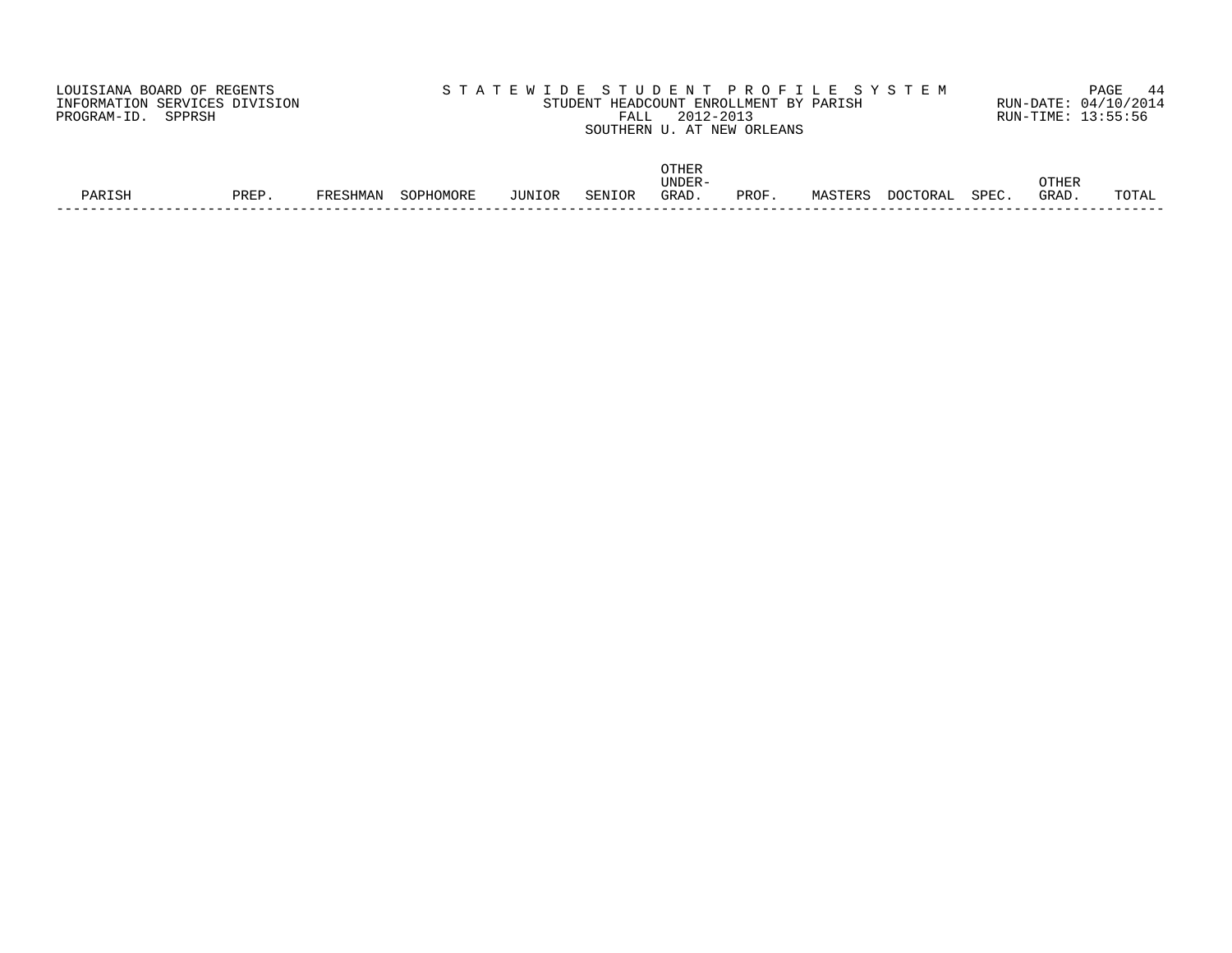LOUISIANA BOARD OF REGENTS
INFORMATION SERVICES DIVISION
PROGRAM-ID. SPPRSH

S T A T E W I D E   S T U D E N T   P R O F I L E   S Y S T E M
STUDENT HEADCOUNT ENROLLMENT BY PARISH
FALL 2012-2013
SOUTHERN U. AT NEW ORLEANS

RUN-DATE: 04/10/2014
RUN-TIME: 13:55:56

| PARISH | PREP. | FRESHMAN | SOPHOMORE | JUNIOR | SENIOR | OTHER UNDER-GRAD. | PROF. | MASTERS | DOCTORAL | SPEC. | OTHER GRAD. | TOTAL |
|---|---|---|---|---|---|---|---|---|---|---|---|---|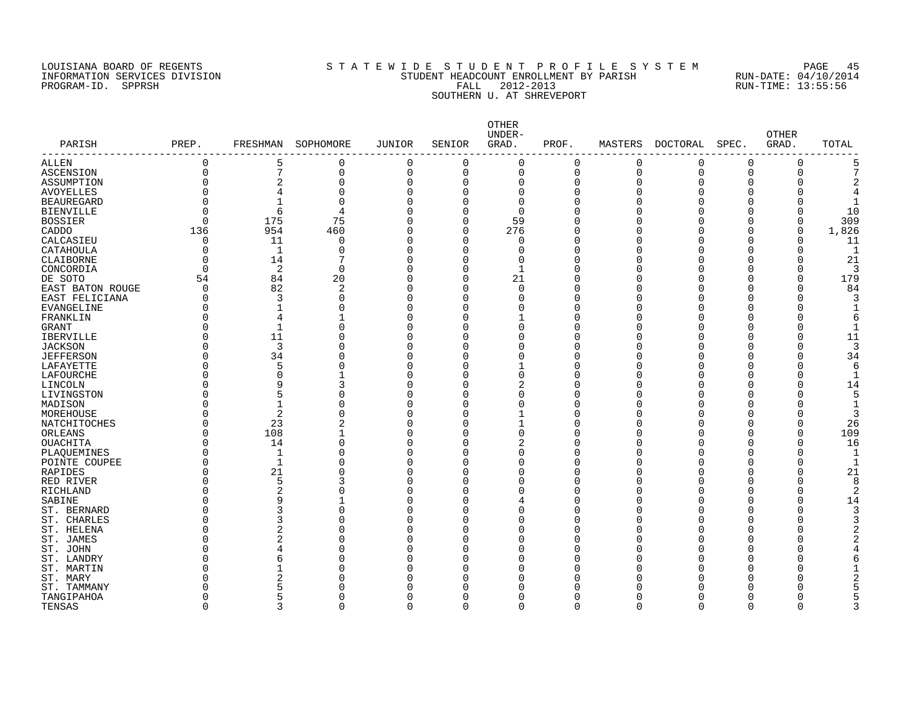LOUISIANA BOARD OF REGENTS
INFORMATION SERVICES DIVISION
PROGRAM-ID. SPPRSH

STATEWIDE STUDENT PROFILE SYSTEM
STUDENT HEADCOUNT ENROLLMENT BY PARISH
FALL 2012-2013
SOUTHERN U. AT SHREVEPORT

RUN-DATE: 04/10/2014
RUN-TIME: 13:55:56

| PARISH | PREP. | FRESHMAN | SOPHOMORE | JUNIOR | SENIOR | OTHER UNDER-GRAD. | PROF. | MASTERS | DOCTORAL | SPEC. | OTHER GRAD. | TOTAL |
|---|---|---|---|---|---|---|---|---|---|---|---|---|
| ALLEN | 0 | 5 | 0 | 0 | 0 | 0 | 0 | 0 | 0 | 0 | 0 | 5 |
| ASCENSION | 0 | 7 | 0 | 0 | 0 | 0 | 0 | 0 | 0 | 0 | 0 | 7 |
| ASSUMPTION | 0 | 2 | 0 | 0 | 0 | 0 | 0 | 0 | 0 | 0 | 0 | 2 |
| AVOYELLES | 0 | 4 | 0 | 0 | 0 | 0 | 0 | 0 | 0 | 0 | 0 | 4 |
| BEAUREGARD | 0 | 1 | 0 | 0 | 0 | 0 | 0 | 0 | 0 | 0 | 0 | 1 |
| BIENVILLE | 0 | 6 | 4 | 0 | 0 | 0 | 0 | 0 | 0 | 0 | 0 | 10 |
| BOSSIER | 0 | 175 | 75 | 0 | 0 | 59 | 0 | 0 | 0 | 0 | 0 | 309 |
| CADDO | 136 | 954 | 460 | 0 | 0 | 276 | 0 | 0 | 0 | 0 | 0 | 1,826 |
| CALCASIEU | 0 | 11 | 0 | 0 | 0 | 0 | 0 | 0 | 0 | 0 | 0 | 11 |
| CATAHOULA | 0 | 1 | 0 | 0 | 0 | 0 | 0 | 0 | 0 | 0 | 0 | 1 |
| CLAIBORNE | 0 | 14 | 7 | 0 | 0 | 0 | 0 | 0 | 0 | 0 | 0 | 21 |
| CONCORDIA | 0 | 2 | 0 | 0 | 0 | 1 | 0 | 0 | 0 | 0 | 0 | 3 |
| DE SOTO | 54 | 84 | 20 | 0 | 0 | 21 | 0 | 0 | 0 | 0 | 0 | 179 |
| EAST BATON ROUGE | 0 | 82 | 2 | 0 | 0 | 0 | 0 | 0 | 0 | 0 | 0 | 84 |
| EAST FELICIANA | 0 | 3 | 0 | 0 | 0 | 0 | 0 | 0 | 0 | 0 | 0 | 3 |
| EVANGELINE | 0 | 1 | 0 | 0 | 0 | 0 | 0 | 0 | 0 | 0 | 0 | 1 |
| FRANKLIN | 0 | 4 | 1 | 0 | 0 | 1 | 0 | 0 | 0 | 0 | 0 | 6 |
| GRANT | 0 | 1 | 0 | 0 | 0 | 0 | 0 | 0 | 0 | 0 | 0 | 1 |
| IBERVILLE | 0 | 11 | 0 | 0 | 0 | 0 | 0 | 0 | 0 | 0 | 0 | 11 |
| JACKSON | 0 | 3 | 0 | 0 | 0 | 0 | 0 | 0 | 0 | 0 | 0 | 3 |
| JEFFERSON | 0 | 34 | 0 | 0 | 0 | 0 | 0 | 0 | 0 | 0 | 0 | 34 |
| LAFAYETTE | 0 | 5 | 0 | 0 | 0 | 1 | 0 | 0 | 0 | 0 | 0 | 6 |
| LAFOURCHE | 0 | 0 | 1 | 0 | 0 | 0 | 0 | 0 | 0 | 0 | 0 | 1 |
| LINCOLN | 0 | 9 | 3 | 0 | 0 | 2 | 0 | 0 | 0 | 0 | 0 | 14 |
| LIVINGSTON | 0 | 5 | 0 | 0 | 0 | 0 | 0 | 0 | 0 | 0 | 0 | 5 |
| MADISON | 0 | 1 | 0 | 0 | 0 | 0 | 0 | 0 | 0 | 0 | 0 | 1 |
| MOREHOUSE | 0 | 2 | 0 | 0 | 0 | 1 | 0 | 0 | 0 | 0 | 0 | 3 |
| NATCHITOCHES | 0 | 23 | 2 | 0 | 0 | 1 | 0 | 0 | 0 | 0 | 0 | 26 |
| ORLEANS | 0 | 108 | 1 | 0 | 0 | 0 | 0 | 0 | 0 | 0 | 0 | 109 |
| OUACHITA | 0 | 14 | 0 | 0 | 0 | 2 | 0 | 0 | 0 | 0 | 0 | 16 |
| PLAQUEMINES | 0 | 1 | 0 | 0 | 0 | 0 | 0 | 0 | 0 | 0 | 0 | 1 |
| POINTE COUPEE | 0 | 1 | 0 | 0 | 0 | 0 | 0 | 0 | 0 | 0 | 0 | 1 |
| RAPIDES | 0 | 21 | 0 | 0 | 0 | 0 | 0 | 0 | 0 | 0 | 0 | 21 |
| RED RIVER | 0 | 5 | 3 | 0 | 0 | 0 | 0 | 0 | 0 | 0 | 0 | 8 |
| RICHLAND | 0 | 2 | 0 | 0 | 0 | 0 | 0 | 0 | 0 | 0 | 0 | 2 |
| SABINE | 0 | 9 | 1 | 0 | 0 | 4 | 0 | 0 | 0 | 0 | 0 | 14 |
| ST. BERNARD | 0 | 3 | 0 | 0 | 0 | 0 | 0 | 0 | 0 | 0 | 0 | 3 |
| ST. CHARLES | 0 | 3 | 0 | 0 | 0 | 0 | 0 | 0 | 0 | 0 | 0 | 3 |
| ST. HELENA | 0 | 2 | 0 | 0 | 0 | 0 | 0 | 0 | 0 | 0 | 0 | 2 |
| ST. JAMES | 0 | 2 | 0 | 0 | 0 | 0 | 0 | 0 | 0 | 0 | 0 | 2 |
| ST. JOHN | 0 | 4 | 0 | 0 | 0 | 0 | 0 | 0 | 0 | 0 | 0 | 4 |
| ST. LANDRY | 0 | 6 | 0 | 0 | 0 | 0 | 0 | 0 | 0 | 0 | 0 | 6 |
| ST. MARTIN | 0 | 1 | 0 | 0 | 0 | 0 | 0 | 0 | 0 | 0 | 0 | 1 |
| ST. MARY | 0 | 2 | 0 | 0 | 0 | 0 | 0 | 0 | 0 | 0 | 0 | 2 |
| ST. TAMMANY | 0 | 5 | 0 | 0 | 0 | 0 | 0 | 0 | 0 | 0 | 0 | 5 |
| TANGIPAHOA | 0 | 5 | 0 | 0 | 0 | 0 | 0 | 0 | 0 | 0 | 0 | 5 |
| TENSAS | 0 | 3 | 0 | 0 | 0 | 0 | 0 | 0 | 0 | 0 | 0 | 3 |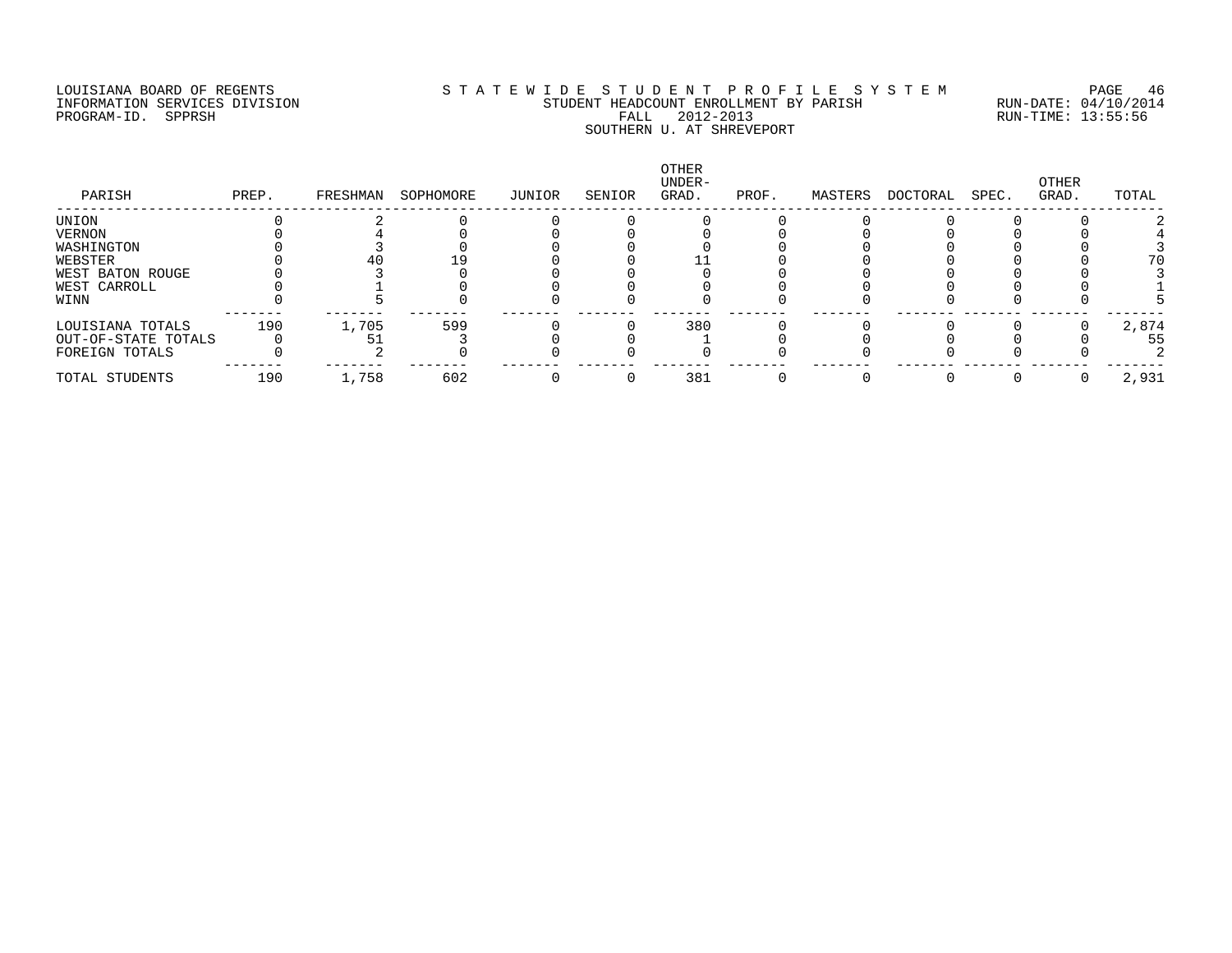LOUISIANA BOARD OF REGENTS
INFORMATION SERVICES DIVISION
PROGRAM-ID. SPPRSH

STATEWIDE STUDENT PROFILE SYSTEM
STUDENT HEADCOUNT ENROLLMENT BY PARISH
FALL 2012-2013
SOUTHERN U. AT SHREVEPORT

RUN-DATE: 04/10/2014
RUN-TIME: 13:55:56

| PARISH | PREP. | FRESHMAN | SOPHOMORE | JUNIOR | SENIOR | OTHER UNDER-GRAD. | PROF. | MASTERS | DOCTORAL | SPEC. | OTHER GRAD. | TOTAL |
|---|---|---|---|---|---|---|---|---|---|---|---|---|
| UNION | 0 | 2 | 0 | 0 | 0 | 0 | 0 | 0 | 0 | 0 | 0 | 2 |
| VERNON | 0 | 4 | 0 | 0 | 0 | 0 | 0 | 0 | 0 | 0 | 0 | 4 |
| WASHINGTON | 0 | 3 | 0 | 0 | 0 | 0 | 0 | 0 | 0 | 0 | 0 | 3 |
| WEBSTER | 0 | 40 | 19 | 0 | 0 | 11 | 0 | 0 | 0 | 0 | 0 | 70 |
| WEST BATON ROUGE | 0 | 3 | 0 | 0 | 0 | 0 | 0 | 0 | 0 | 0 | 0 | 3 |
| WEST CARROLL | 0 | 1 | 0 | 0 | 0 | 0 | 0 | 0 | 0 | 0 | 0 | 1 |
| WINN | 0 | 5 | 0 | 0 | 0 | 0 | 0 | 0 | 0 | 0 | 0 | 5 |
| LOUISIANA TOTALS | 190 | 1,705 | 599 | 0 | 0 | 380 | 0 | 0 | 0 | 0 | 0 | 2,874 |
| OUT-OF-STATE TOTALS | 0 | 51 | 3 | 0 | 0 | 1 | 0 | 0 | 0 | 0 | 0 | 55 |
| FOREIGN TOTALS | 0 | 2 | 0 | 0 | 0 | 0 | 0 | 0 | 0 | 0 | 0 | 2 |
| TOTAL STUDENTS | 190 | 1,758 | 602 | 0 | 0 | 381 | 0 | 0 | 0 | 0 | 0 | 2,931 |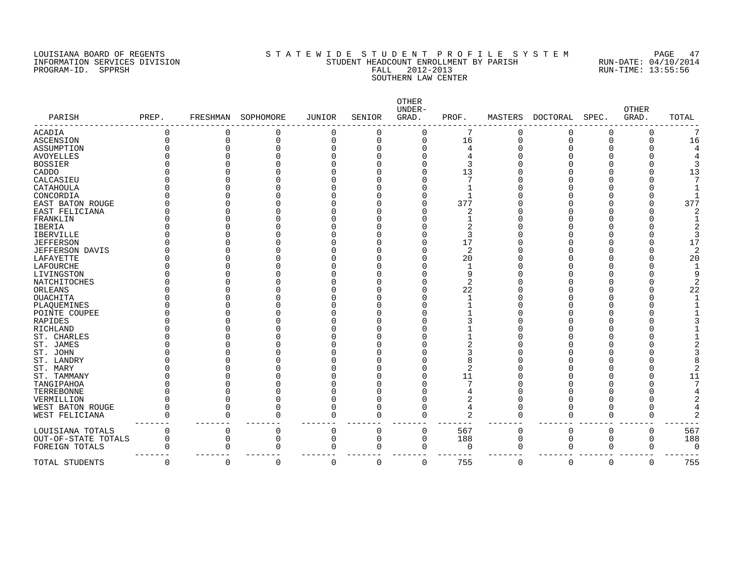LOUISIANA BOARD OF REGENTS
INFORMATION SERVICES DIVISION
PROGRAM-ID. SPPRSH

STATEWIDE STUDENT PROFILE SYSTEM
STUDENT HEADCOUNT ENROLLMENT BY PARISH
FALL 2012-2013
SOUTHERN LAW CENTER

RUN-DATE: 04/10/2014
RUN-TIME: 13:55:56

| PARISH | PREP. | FRESHMAN | SOPHOMORE | JUNIOR | SENIOR | OTHER UNDER-GRAD. | PROF. | MASTERS | DOCTORAL | SPEC. | OTHER GRAD. | TOTAL |
|---|---|---|---|---|---|---|---|---|---|---|---|---|
| ACADIA | 0 | 0 | 0 | 0 | 0 | 0 | 7 | 0 | 0 | 0 | 0 | 7 |
| ASCENSION | 0 | 0 | 0 | 0 | 0 | 0 | 16 | 0 | 0 | 0 | 0 | 16 |
| ASSUMPTION | 0 | 0 | 0 | 0 | 0 | 0 | 4 | 0 | 0 | 0 | 0 | 4 |
| AVOYELLES | 0 | 0 | 0 | 0 | 0 | 0 | 4 | 0 | 0 | 0 | 0 | 4 |
| BOSSIER | 0 | 0 | 0 | 0 | 0 | 0 | 3 | 0 | 0 | 0 | 0 | 3 |
| CADDO | 0 | 0 | 0 | 0 | 0 | 0 | 13 | 0 | 0 | 0 | 0 | 13 |
| CALCASIEU | 0 | 0 | 0 | 0 | 0 | 0 | 7 | 0 | 0 | 0 | 0 | 7 |
| CATAHOULA | 0 | 0 | 0 | 0 | 0 | 0 | 1 | 0 | 0 | 0 | 0 | 1 |
| CONCORDIA | 0 | 0 | 0 | 0 | 0 | 0 | 1 | 0 | 0 | 0 | 0 | 1 |
| EAST BATON ROUGE | 0 | 0 | 0 | 0 | 0 | 0 | 377 | 0 | 0 | 0 | 0 | 377 |
| EAST FELICIANA | 0 | 0 | 0 | 0 | 0 | 0 | 2 | 0 | 0 | 0 | 0 | 2 |
| FRANKLIN | 0 | 0 | 0 | 0 | 0 | 0 | 1 | 0 | 0 | 0 | 0 | 1 |
| IBERIA | 0 | 0 | 0 | 0 | 0 | 0 | 2 | 0 | 0 | 0 | 0 | 2 |
| IBERVILLE | 0 | 0 | 0 | 0 | 0 | 0 | 3 | 0 | 0 | 0 | 0 | 3 |
| JEFFERSON | 0 | 0 | 0 | 0 | 0 | 0 | 17 | 0 | 0 | 0 | 0 | 17 |
| JEFFERSON DAVIS | 0 | 0 | 0 | 0 | 0 | 0 | 2 | 0 | 0 | 0 | 0 | 2 |
| LAFAYETTE | 0 | 0 | 0 | 0 | 0 | 0 | 20 | 0 | 0 | 0 | 0 | 20 |
| LAFOURCHE | 0 | 0 | 0 | 0 | 0 | 0 | 1 | 0 | 0 | 0 | 0 | 1 |
| LIVINGSTON | 0 | 0 | 0 | 0 | 0 | 0 | 9 | 0 | 0 | 0 | 0 | 9 |
| NATCHITOCHES | 0 | 0 | 0 | 0 | 0 | 0 | 2 | 0 | 0 | 0 | 0 | 2 |
| ORLEANS | 0 | 0 | 0 | 0 | 0 | 0 | 22 | 0 | 0 | 0 | 0 | 22 |
| OUACHITA | 0 | 0 | 0 | 0 | 0 | 0 | 1 | 0 | 0 | 0 | 0 | 1 |
| PLAQUEMINES | 0 | 0 | 0 | 0 | 0 | 0 | 1 | 0 | 0 | 0 | 0 | 1 |
| POINTE COUPEE | 0 | 0 | 0 | 0 | 0 | 0 | 1 | 0 | 0 | 0 | 0 | 1 |
| RAPIDES | 0 | 0 | 0 | 0 | 0 | 0 | 3 | 0 | 0 | 0 | 0 | 3 |
| RICHLAND | 0 | 0 | 0 | 0 | 0 | 0 | 1 | 0 | 0 | 0 | 0 | 1 |
| ST. CHARLES | 0 | 0 | 0 | 0 | 0 | 0 | 1 | 0 | 0 | 0 | 0 | 1 |
| ST. JAMES | 0 | 0 | 0 | 0 | 0 | 0 | 2 | 0 | 0 | 0 | 0 | 2 |
| ST. JOHN | 0 | 0 | 0 | 0 | 0 | 0 | 3 | 0 | 0 | 0 | 0 | 3 |
| ST. LANDRY | 0 | 0 | 0 | 0 | 0 | 0 | 8 | 0 | 0 | 0 | 0 | 8 |
| ST. MARY | 0 | 0 | 0 | 0 | 0 | 0 | 2 | 0 | 0 | 0 | 0 | 2 |
| ST. TAMMANY | 0 | 0 | 0 | 0 | 0 | 0 | 11 | 0 | 0 | 0 | 0 | 11 |
| TANGIPAHOA | 0 | 0 | 0 | 0 | 0 | 0 | 7 | 0 | 0 | 0 | 0 | 7 |
| TERREBONNE | 0 | 0 | 0 | 0 | 0 | 0 | 4 | 0 | 0 | 0 | 0 | 4 |
| VERMILLION | 0 | 0 | 0 | 0 | 0 | 0 | 2 | 0 | 0 | 0 | 0 | 2 |
| WEST BATON ROUGE | 0 | 0 | 0 | 0 | 0 | 0 | 4 | 0 | 0 | 0 | 0 | 4 |
| WEST FELICIANA | 0 | 0 | 0 | 0 | 0 | 0 | 2 | 0 | 0 | 0 | 0 | 2 |
| LOUISIANA TOTALS | 0 | 0 | 0 | 0 | 0 | 0 | 567 | 0 | 0 | 0 | 0 | 567 |
| OUT-OF-STATE TOTALS | 0 | 0 | 0 | 0 | 0 | 0 | 188 | 0 | 0 | 0 | 0 | 188 |
| FOREIGN TOTALS | 0 | 0 | 0 | 0 | 0 | 0 | 0 | 0 | 0 | 0 | 0 | 0 |
| TOTAL STUDENTS | 0 | 0 | 0 | 0 | 0 | 0 | 755 | 0 | 0 | 0 | 0 | 755 |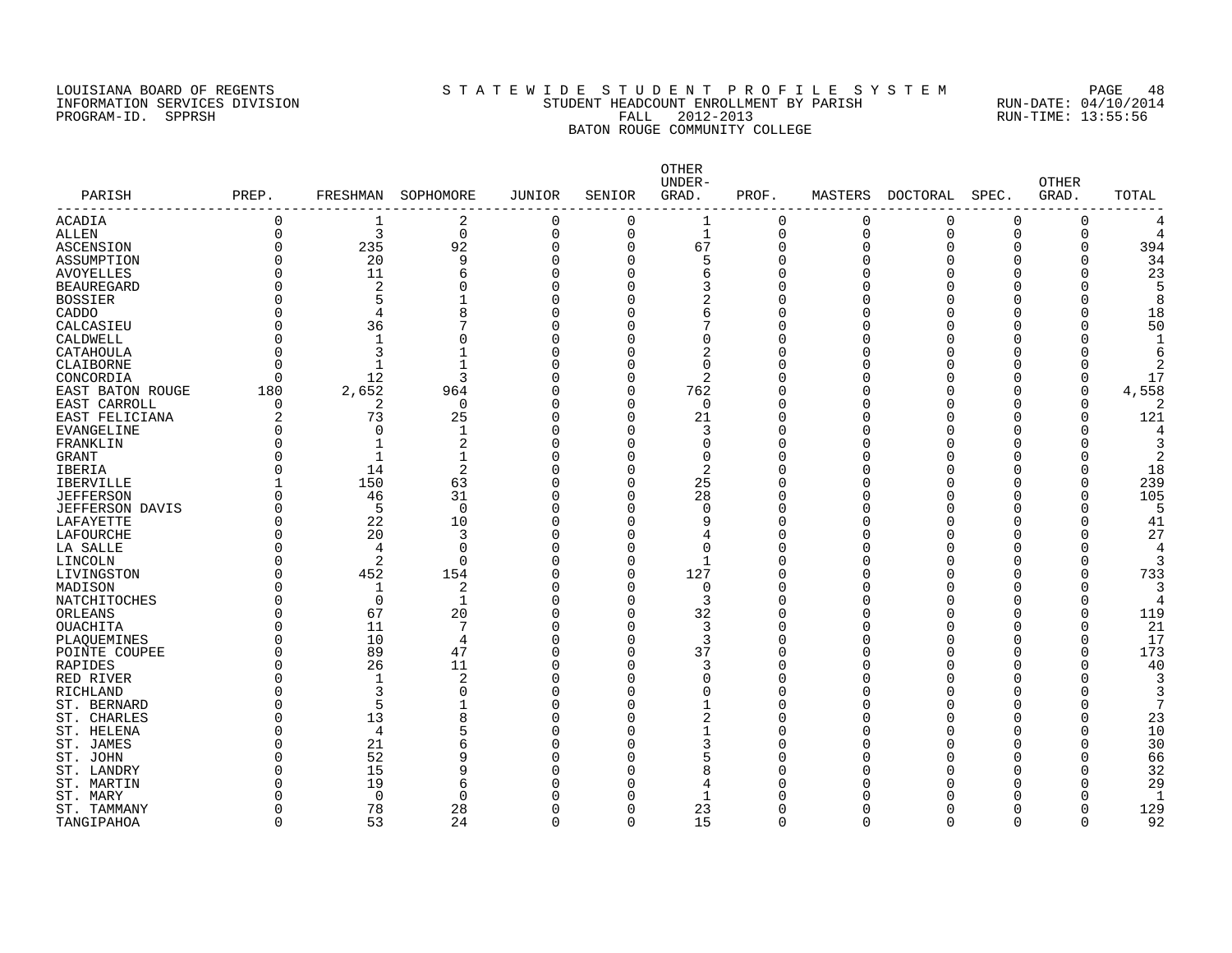LOUISIANA BOARD OF REGENTS
INFORMATION SERVICES DIVISION
PROGRAM-ID. SPPRSH

# S T A T E W I D E   S T U D E N T   P R O F I L E   S Y S T E M

STUDENT HEADCOUNT ENROLLMENT BY PARISH
FALL 2012-2013
BATON ROUGE COMMUNITY COLLEGE

RUN-DATE: 04/10/2014
RUN-TIME: 13:55:56

| PARISH | PREP. | FRESHMAN | SOPHOMORE | JUNIOR | SENIOR | OTHER UNDER-GRAD. | PROF. | MASTERS | DOCTORAL | SPEC. | OTHER GRAD. | TOTAL |
|---|---|---|---|---|---|---|---|---|---|---|---|---|
| ACADIA | 0 | 1 | 2 | 0 | 0 | 1 | 0 | 0 | 0 | 0 | 0 | 4 |
| ALLEN | 0 | 3 | 0 | 0 | 0 | 1 | 0 | 0 | 0 | 0 | 0 | 4 |
| ASCENSION | 0 | 235 | 92 | 0 | 0 | 67 | 0 | 0 | 0 | 0 | 0 | 394 |
| ASSUMPTION | 0 | 20 | 9 | 0 | 0 | 5 | 0 | 0 | 0 | 0 | 0 | 34 |
| AVOYELLES | 0 | 11 | 6 | 0 | 0 | 6 | 0 | 0 | 0 | 0 | 0 | 23 |
| BEAUREGARD | 0 | 2 | 0 | 0 | 0 | 3 | 0 | 0 | 0 | 0 | 0 | 5 |
| BOSSIER | 0 | 5 | 1 | 0 | 0 | 2 | 0 | 0 | 0 | 0 | 0 | 8 |
| CADDO | 0 | 4 | 8 | 0 | 0 | 6 | 0 | 0 | 0 | 0 | 0 | 18 |
| CALCASIEU | 0 | 36 | 7 | 0 | 0 | 7 | 0 | 0 | 0 | 0 | 0 | 50 |
| CALDWELL | 0 | 1 | 0 | 0 | 0 | 0 | 0 | 0 | 0 | 0 | 0 | 1 |
| CATAHOULA | 0 | 3 | 1 | 0 | 0 | 2 | 0 | 0 | 0 | 0 | 0 | 6 |
| CLAIBORNE | 0 | 1 | 1 | 0 | 0 | 0 | 0 | 0 | 0 | 0 | 0 | 2 |
| CONCORDIA | 0 | 12 | 3 | 0 | 0 | 2 | 0 | 0 | 0 | 0 | 0 | 17 |
| EAST BATON ROUGE | 180 | 2,652 | 964 | 0 | 0 | 762 | 0 | 0 | 0 | 0 | 0 | 4,558 |
| EAST CARROLL | 0 | 2 | 0 | 0 | 0 | 0 | 0 | 0 | 0 | 0 | 0 | 2 |
| EAST FELICIANA | 2 | 73 | 25 | 0 | 0 | 21 | 0 | 0 | 0 | 0 | 0 | 121 |
| EVANGELINE | 0 | 0 | 1 | 0 | 0 | 3 | 0 | 0 | 0 | 0 | 0 | 4 |
| FRANKLIN | 0 | 1 | 2 | 0 | 0 | 0 | 0 | 0 | 0 | 0 | 0 | 3 |
| GRANT | 0 | 1 | 1 | 0 | 0 | 0 | 0 | 0 | 0 | 0 | 0 | 2 |
| IBERIA | 0 | 14 | 2 | 0 | 0 | 2 | 0 | 0 | 0 | 0 | 0 | 18 |
| IBERVILLE | 1 | 150 | 63 | 0 | 0 | 25 | 0 | 0 | 0 | 0 | 0 | 239 |
| JEFFERSON | 0 | 46 | 31 | 0 | 0 | 28 | 0 | 0 | 0 | 0 | 0 | 105 |
| JEFFERSON DAVIS | 0 | 5 | 0 | 0 | 0 | 0 | 0 | 0 | 0 | 0 | 0 | 5 |
| LAFAYETTE | 0 | 22 | 10 | 0 | 0 | 9 | 0 | 0 | 0 | 0 | 0 | 41 |
| LAFOURCHE | 0 | 20 | 3 | 0 | 0 | 4 | 0 | 0 | 0 | 0 | 0 | 27 |
| LA SALLE | 0 | 4 | 0 | 0 | 0 | 0 | 0 | 0 | 0 | 0 | 0 | 4 |
| LINCOLN | 0 | 2 | 0 | 0 | 0 | 1 | 0 | 0 | 0 | 0 | 0 | 3 |
| LIVINGSTON | 0 | 452 | 154 | 0 | 0 | 127 | 0 | 0 | 0 | 0 | 0 | 733 |
| MADISON | 0 | 1 | 2 | 0 | 0 | 0 | 0 | 0 | 0 | 0 | 0 | 3 |
| NATCHITOCHES | 0 | 0 | 1 | 0 | 0 | 3 | 0 | 0 | 0 | 0 | 0 | 4 |
| ORLEANS | 0 | 67 | 20 | 0 | 0 | 32 | 0 | 0 | 0 | 0 | 0 | 119 |
| OUACHITA | 0 | 11 | 7 | 0 | 0 | 3 | 0 | 0 | 0 | 0 | 0 | 21 |
| PLAQUEMINES | 0 | 10 | 4 | 0 | 0 | 3 | 0 | 0 | 0 | 0 | 0 | 17 |
| POINTE COUPEE | 0 | 89 | 47 | 0 | 0 | 37 | 0 | 0 | 0 | 0 | 0 | 173 |
| RAPIDES | 0 | 26 | 11 | 0 | 0 | 3 | 0 | 0 | 0 | 0 | 0 | 40 |
| RED RIVER | 0 | 1 | 2 | 0 | 0 | 0 | 0 | 0 | 0 | 0 | 0 | 3 |
| RICHLAND | 0 | 3 | 0 | 0 | 0 | 0 | 0 | 0 | 0 | 0 | 0 | 3 |
| ST. BERNARD | 0 | 5 | 1 | 0 | 0 | 1 | 0 | 0 | 0 | 0 | 0 | 7 |
| ST. CHARLES | 0 | 13 | 8 | 0 | 0 | 2 | 0 | 0 | 0 | 0 | 0 | 23 |
| ST. HELENA | 0 | 4 | 5 | 0 | 0 | 1 | 0 | 0 | 0 | 0 | 0 | 10 |
| ST. JAMES | 0 | 21 | 6 | 0 | 0 | 3 | 0 | 0 | 0 | 0 | 0 | 30 |
| ST. JOHN | 0 | 52 | 9 | 0 | 0 | 5 | 0 | 0 | 0 | 0 | 0 | 66 |
| ST. LANDRY | 0 | 15 | 9 | 0 | 0 | 8 | 0 | 0 | 0 | 0 | 0 | 32 |
| ST. MARTIN | 0 | 19 | 6 | 0 | 0 | 4 | 0 | 0 | 0 | 0 | 0 | 29 |
| ST. MARY | 0 | 0 | 0 | 0 | 0 | 1 | 0 | 0 | 0 | 0 | 0 | 1 |
| ST. TAMMANY | 0 | 78 | 28 | 0 | 0 | 23 | 0 | 0 | 0 | 0 | 0 | 129 |
| TANGIPAHOA | 0 | 53 | 24 | 0 | 0 | 15 | 0 | 0 | 0 | 0 | 0 | 92 |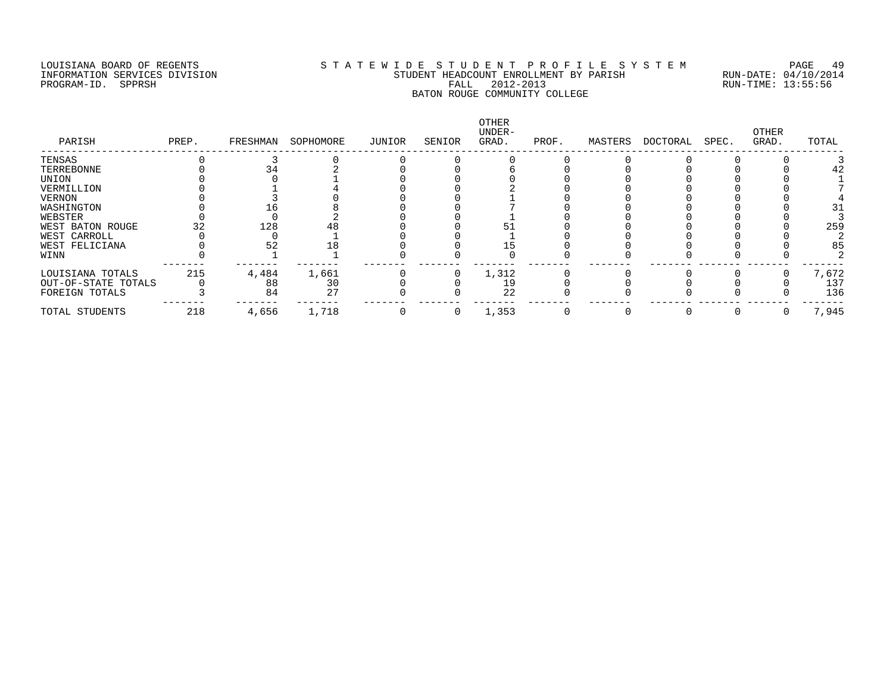LOUISIANA BOARD OF REGENTS
INFORMATION SERVICES DIVISION
PROGRAM-ID. SPPRSH

STATEWIDE STUDENT PROFILE SYSTEM
STUDENT HEADCOUNT ENROLLMENT BY PARISH
FALL 2012-2013
BATON ROUGE COMMUNITY COLLEGE

RUN-DATE: 04/10/2014
RUN-TIME: 13:55:56

| PARISH | PREP. | FRESHMAN | SOPHOMORE | JUNIOR | SENIOR | OTHER UNDER-GRAD. | PROF. | MASTERS | DOCTORAL | SPEC. | OTHER GRAD. | TOTAL |
|---|---|---|---|---|---|---|---|---|---|---|---|---|
| TENSAS | 0 | 3 | 0 | 0 | 0 | 0 | 0 | 0 | 0 | 0 | 0 | 3 |
| TERREBONNE | 0 | 34 | 2 | 0 | 0 | 6 | 0 | 0 | 0 | 0 | 0 | 42 |
| UNION | 0 | 0 | 1 | 0 | 0 | 0 | 0 | 0 | 0 | 0 | 0 | 1 |
| VERMILLION | 0 | 1 | 4 | 0 | 0 | 2 | 0 | 0 | 0 | 0 | 0 | 7 |
| VERNON | 0 | 3 | 0 | 0 | 0 | 1 | 0 | 0 | 0 | 0 | 0 | 4 |
| WASHINGTON | 0 | 16 | 8 | 0 | 0 | 7 | 0 | 0 | 0 | 0 | 0 | 31 |
| WEBSTER | 0 | 0 | 2 | 0 | 0 | 1 | 0 | 0 | 0 | 0 | 0 | 3 |
| WEST BATON ROUGE | 32 | 128 | 48 | 0 | 0 | 51 | 0 | 0 | 0 | 0 | 0 | 259 |
| WEST CARROLL | 0 | 0 | 1 | 0 | 0 | 1 | 0 | 0 | 0 | 0 | 0 | 2 |
| WEST FELICIANA | 0 | 52 | 18 | 0 | 0 | 15 | 0 | 0 | 0 | 0 | 0 | 85 |
| WINN | 0 | 1 | 1 | 0 | 0 | 0 | 0 | 0 | 0 | 0 | 0 | 2 |
| LOUISIANA TOTALS | 215 | 4,484 | 1,661 | 0 | 0 | 1,312 | 0 | 0 | 0 | 0 | 0 | 7,672 |
| OUT-OF-STATE TOTALS | 0 | 88 | 30 | 0 | 0 | 19 | 0 | 0 | 0 | 0 | 0 | 137 |
| FOREIGN TOTALS | 3 | 84 | 27 | 0 | 0 | 22 | 0 | 0 | 0 | 0 | 0 | 136 |
| TOTAL STUDENTS | 218 | 4,656 | 1,718 | 0 | 0 | 1,353 | 0 | 0 | 0 | 0 | 0 | 7,945 |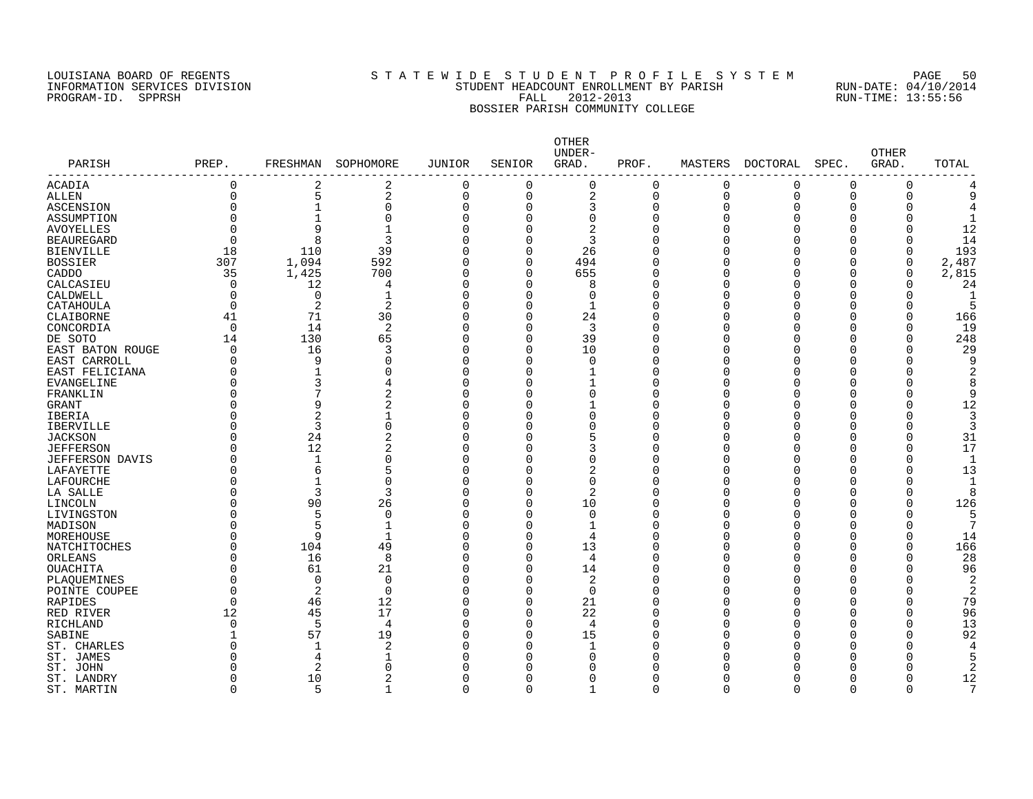LOUISIANA BOARD OF REGENTS
INFORMATION SERVICES DIVISION
PROGRAM-ID. SPPRSH

STATEWIDE STUDENT PROFILE SYSTEM
STUDENT HEADCOUNT ENROLLMENT BY PARISH
FALL 2012-2013
BOSSIER PARISH COMMUNITY COLLEGE

RUN-DATE: 04/10/2014
RUN-TIME: 13:55:56

| PARISH | PREP. | FRESHMAN | SOPHOMORE | JUNIOR | SENIOR | OTHER UNDER-GRAD. | PROF. | MASTERS | DOCTORAL | SPEC. | OTHER GRAD. | TOTAL |
|---|---|---|---|---|---|---|---|---|---|---|---|---|
| ACADIA | 0 | 2 | 2 | 0 | 0 | 0 | 0 | 0 | 0 | 0 | 0 | 4 |
| ALLEN | 0 | 5 | 2 | 0 | 0 | 2 | 0 | 0 | 0 | 0 | 0 | 9 |
| ASCENSION | 0 | 1 | 0 | 0 | 0 | 3 | 0 | 0 | 0 | 0 | 0 | 4 |
| ASSUMPTION | 0 | 1 | 0 | 0 | 0 | 0 | 0 | 0 | 0 | 0 | 0 | 1 |
| AVOYELLES | 0 | 9 | 1 | 0 | 0 | 2 | 0 | 0 | 0 | 0 | 0 | 12 |
| BEAUREGARD | 0 | 8 | 3 | 0 | 0 | 3 | 0 | 0 | 0 | 0 | 0 | 14 |
| BIENVILLE | 18 | 110 | 39 | 0 | 0 | 26 | 0 | 0 | 0 | 0 | 0 | 193 |
| BOSSIER | 307 | 1,094 | 592 | 0 | 0 | 494 | 0 | 0 | 0 | 0 | 0 | 2,487 |
| CADDO | 35 | 1,425 | 700 | 0 | 0 | 655 | 0 | 0 | 0 | 0 | 0 | 2,815 |
| CALCASIEU | 0 | 12 | 4 | 0 | 0 | 8 | 0 | 0 | 0 | 0 | 0 | 24 |
| CALDWELL | 0 | 0 | 1 | 0 | 0 | 0 | 0 | 0 | 0 | 0 | 0 | 1 |
| CATAHOULA | 0 | 2 | 2 | 0 | 0 | 1 | 0 | 0 | 0 | 0 | 0 | 5 |
| CLAIBORNE | 41 | 71 | 30 | 0 | 0 | 24 | 0 | 0 | 0 | 0 | 0 | 166 |
| CONCORDIA | 0 | 14 | 2 | 0 | 0 | 3 | 0 | 0 | 0 | 0 | 0 | 19 |
| DE SOTO | 14 | 130 | 65 | 0 | 0 | 39 | 0 | 0 | 0 | 0 | 0 | 248 |
| EAST BATON ROUGE | 0 | 16 | 3 | 0 | 0 | 10 | 0 | 0 | 0 | 0 | 0 | 29 |
| EAST CARROLL | 0 | 9 | 0 | 0 | 0 | 0 | 0 | 0 | 0 | 0 | 0 | 9 |
| EAST FELICIANA | 0 | 1 | 0 | 0 | 0 | 1 | 0 | 0 | 0 | 0 | 0 | 2 |
| EVANGELINE | 0 | 3 | 4 | 0 | 0 | 1 | 0 | 0 | 0 | 0 | 0 | 8 |
| FRANKLIN | 0 | 7 | 2 | 0 | 0 | 0 | 0 | 0 | 0 | 0 | 0 | 9 |
| GRANT | 0 | 9 | 2 | 0 | 0 | 1 | 0 | 0 | 0 | 0 | 0 | 12 |
| IBERIA | 0 | 2 | 1 | 0 | 0 | 0 | 0 | 0 | 0 | 0 | 0 | 3 |
| IBERVILLE | 0 | 3 | 0 | 0 | 0 | 0 | 0 | 0 | 0 | 0 | 0 | 3 |
| JACKSON | 0 | 24 | 2 | 0 | 0 | 5 | 0 | 0 | 0 | 0 | 0 | 31 |
| JEFFERSON | 0 | 12 | 2 | 0 | 0 | 3 | 0 | 0 | 0 | 0 | 0 | 17 |
| JEFFERSON DAVIS | 0 | 1 | 0 | 0 | 0 | 0 | 0 | 0 | 0 | 0 | 0 | 1 |
| LAFAYETTE | 0 | 6 | 5 | 0 | 0 | 2 | 0 | 0 | 0 | 0 | 0 | 13 |
| LAFOURCHE | 0 | 1 | 0 | 0 | 0 | 0 | 0 | 0 | 0 | 0 | 0 | 1 |
| LA SALLE | 0 | 3 | 3 | 0 | 0 | 2 | 0 | 0 | 0 | 0 | 0 | 8 |
| LINCOLN | 0 | 90 | 26 | 0 | 0 | 10 | 0 | 0 | 0 | 0 | 0 | 126 |
| LIVINGSTON | 0 | 5 | 0 | 0 | 0 | 0 | 0 | 0 | 0 | 0 | 0 | 5 |
| MADISON | 0 | 5 | 1 | 0 | 0 | 1 | 0 | 0 | 0 | 0 | 0 | 7 |
| MOREHOUSE | 0 | 9 | 1 | 0 | 0 | 4 | 0 | 0 | 0 | 0 | 0 | 14 |
| NATCHITOCHES | 0 | 104 | 49 | 0 | 0 | 13 | 0 | 0 | 0 | 0 | 0 | 166 |
| ORLEANS | 0 | 16 | 8 | 0 | 0 | 4 | 0 | 0 | 0 | 0 | 0 | 28 |
| OUACHITA | 0 | 61 | 21 | 0 | 0 | 14 | 0 | 0 | 0 | 0 | 0 | 96 |
| PLAQUEMINES | 0 | 0 | 0 | 0 | 0 | 2 | 0 | 0 | 0 | 0 | 0 | 2 |
| POINTE COUPEE | 0 | 2 | 0 | 0 | 0 | 0 | 0 | 0 | 0 | 0 | 0 | 2 |
| RAPIDES | 0 | 46 | 12 | 0 | 0 | 21 | 0 | 0 | 0 | 0 | 0 | 79 |
| RED RIVER | 12 | 45 | 17 | 0 | 0 | 22 | 0 | 0 | 0 | 0 | 0 | 96 |
| RICHLAND | 0 | 5 | 4 | 0 | 0 | 4 | 0 | 0 | 0 | 0 | 0 | 13 |
| SABINE | 1 | 57 | 19 | 0 | 0 | 15 | 0 | 0 | 0 | 0 | 0 | 92 |
| ST. CHARLES | 0 | 1 | 2 | 0 | 0 | 1 | 0 | 0 | 0 | 0 | 0 | 4 |
| ST. JAMES | 0 | 4 | 1 | 0 | 0 | 0 | 0 | 0 | 0 | 0 | 0 | 5 |
| ST. JOHN | 0 | 2 | 0 | 0 | 0 | 0 | 0 | 0 | 0 | 0 | 0 | 2 |
| ST. LANDRY | 0 | 10 | 2 | 0 | 0 | 0 | 0 | 0 | 0 | 0 | 0 | 12 |
| ST. MARTIN | 0 | 5 | 1 | 0 | 0 | 1 | 0 | 0 | 0 | 0 | 0 | 7 |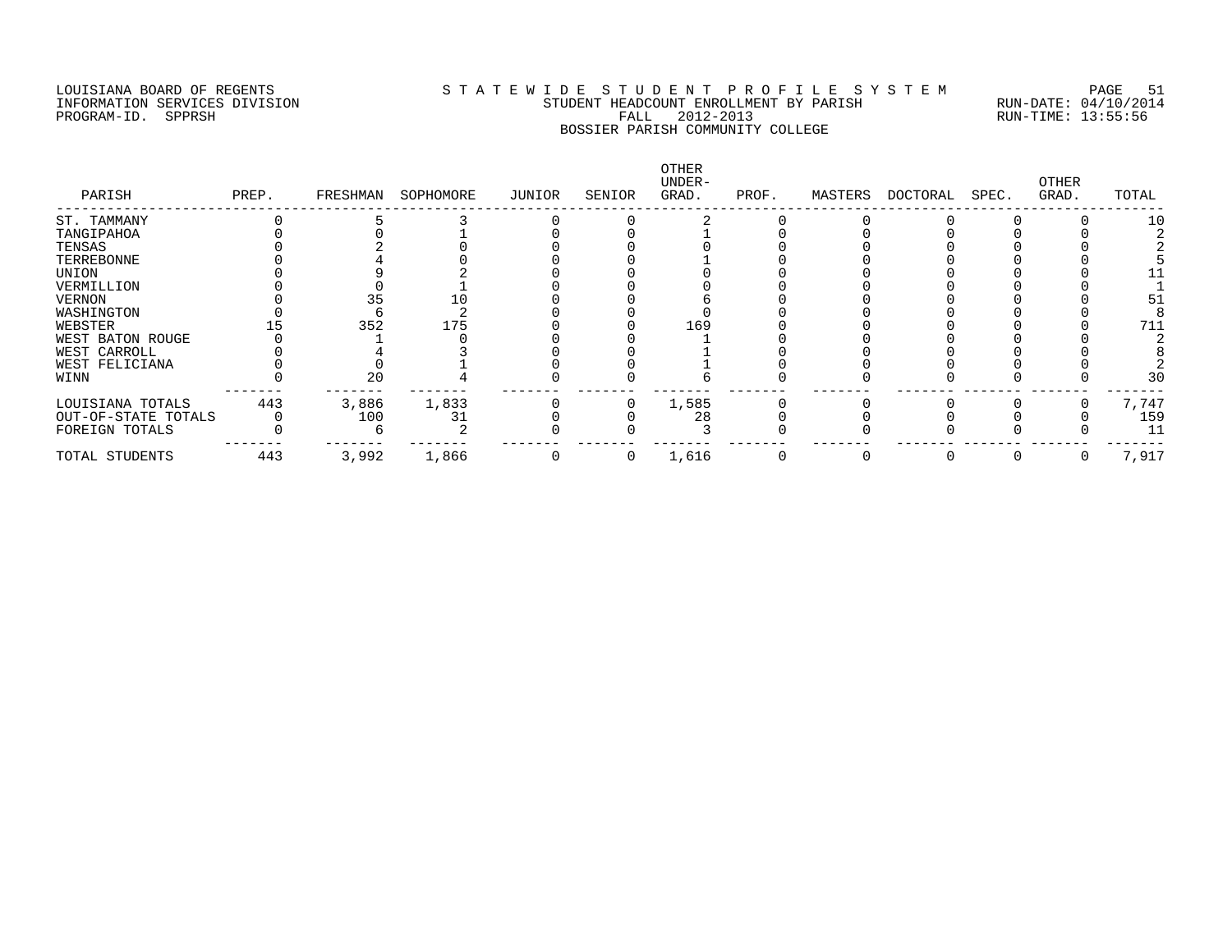LOUISIANA BOARD OF REGENTS
INFORMATION SERVICES DIVISION
PROGRAM-ID. SPPRSH

STATEWIDE STUDENT PROFILE SYSTEM
STUDENT HEADCOUNT ENROLLMENT BY PARISH
FALL 2012-2013
BOSSIER PARISH COMMUNITY COLLEGE

RUN-DATE: 04/10/2014
RUN-TIME: 13:55:56

| PARISH | PREP. | FRESHMAN | SOPHOMORE | JUNIOR | SENIOR | OTHER UNDER-GRAD. | PROF. | MASTERS | DOCTORAL | SPEC. | OTHER GRAD. | TOTAL |
|---|---|---|---|---|---|---|---|---|---|---|---|---|
| ST. TAMMANY | 0 | 5 | 3 | 0 | 0 | 2 | 0 | 0 | 0 | 0 | 0 | 10 |
| TANGIPAHOA | 0 | 0 | 1 | 0 | 0 | 1 | 0 | 0 | 0 | 0 | 0 | 2 |
| TENSAS | 0 | 2 | 0 | 0 | 0 | 0 | 0 | 0 | 0 | 0 | 0 | 2 |
| TERREBONNE | 0 | 4 | 0 | 0 | 0 | 1 | 0 | 0 | 0 | 0 | 0 | 5 |
| UNION | 0 | 9 | 2 | 0 | 0 | 0 | 0 | 0 | 0 | 0 | 0 | 11 |
| VERMILLION | 0 | 0 | 1 | 0 | 0 | 0 | 0 | 0 | 0 | 0 | 0 | 1 |
| VERNON | 0 | 35 | 10 | 0 | 0 | 6 | 0 | 0 | 0 | 0 | 0 | 51 |
| WASHINGTON | 0 | 6 | 2 | 0 | 0 | 0 | 0 | 0 | 0 | 0 | 0 | 8 |
| WEBSTER | 15 | 352 | 175 | 0 | 0 | 169 | 0 | 0 | 0 | 0 | 0 | 711 |
| WEST BATON ROUGE | 0 | 1 | 0 | 0 | 0 | 1 | 0 | 0 | 0 | 0 | 0 | 2 |
| WEST CARROLL | 0 | 4 | 3 | 0 | 0 | 1 | 0 | 0 | 0 | 0 | 0 | 8 |
| WEST FELICIANA | 0 | 0 | 1 | 0 | 0 | 1 | 0 | 0 | 0 | 0 | 0 | 2 |
| WINN | 0 | 20 | 4 | 0 | 0 | 6 | 0 | 0 | 0 | 0 | 0 | 30 |
| LOUISIANA TOTALS | 443 | 3,886 | 1,833 | 0 | 0 | 1,585 | 0 | 0 | 0 | 0 | 0 | 7,747 |
| OUT-OF-STATE TOTALS | 0 | 100 | 31 | 0 | 0 | 28 | 0 | 0 | 0 | 0 | 0 | 159 |
| FOREIGN TOTALS | 0 | 6 | 2 | 0 | 0 | 3 | 0 | 0 | 0 | 0 | 0 | 11 |
| TOTAL STUDENTS | 443 | 3,992 | 1,866 | 0 | 0 | 1,616 | 0 | 0 | 0 | 0 | 0 | 7,917 |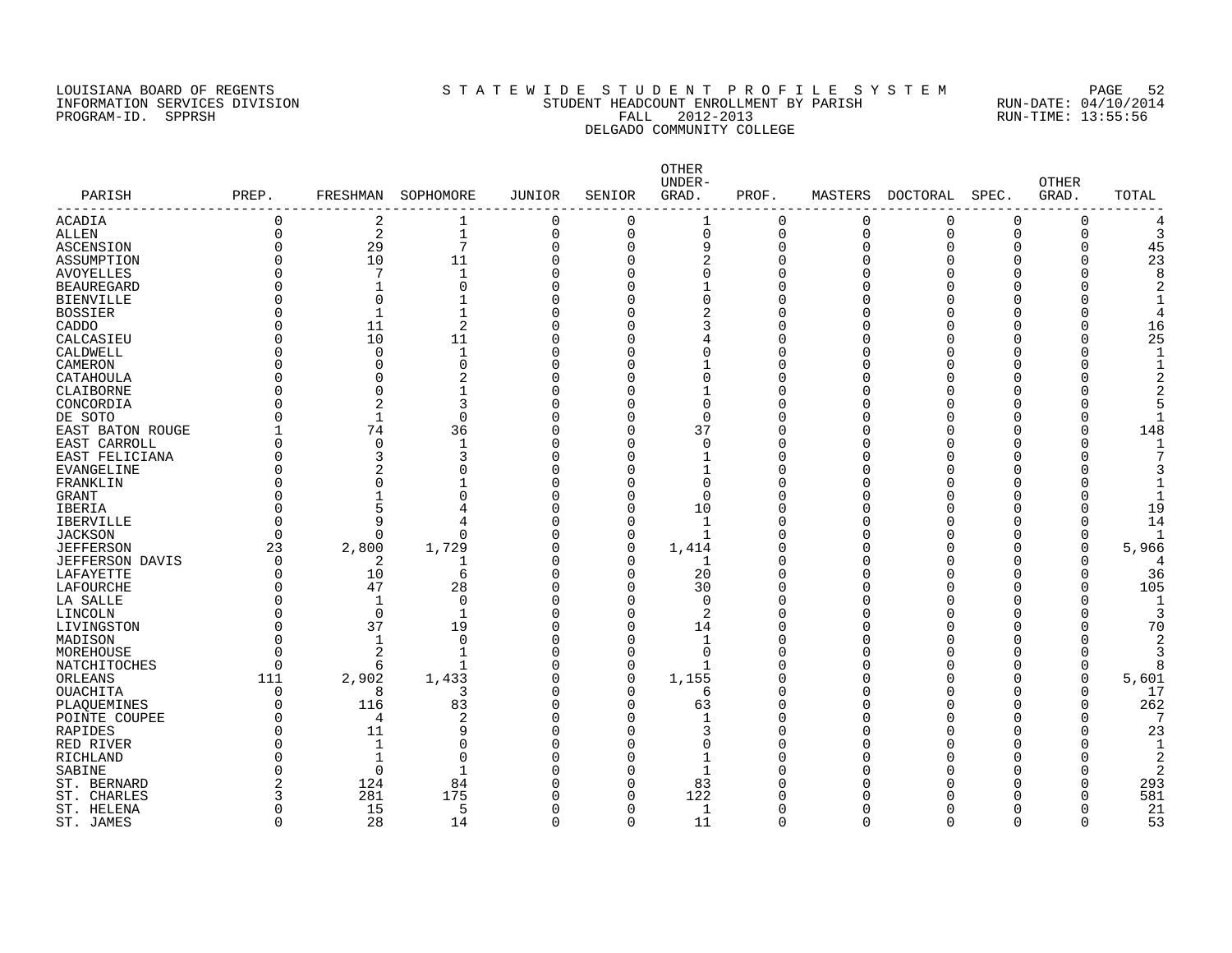LOUISIANA BOARD OF REGENTS
INFORMATION SERVICES DIVISION
PROGRAM-ID. SPPRSH

S T A T E W I D E S T U D E N T P R O F I L E S Y S T E M
STUDENT HEADCOUNT ENROLLMENT BY PARISH
FALL 2012-2013
DELGADO COMMUNITY COLLEGE

RUN-DATE: 04/10/2014
RUN-TIME: 13:55:56

| PARISH | PREP. | FRESHMAN | SOPHOMORE | JUNIOR | SENIOR | OTHER UNDER-GRAD. | PROF. | MASTERS | DOCTORAL | SPEC. | OTHER GRAD. | TOTAL |
|---|---|---|---|---|---|---|---|---|---|---|---|---|
| ACADIA | 0 | 2 | 1 | 0 | 0 | 1 | 0 | 0 | 0 | 0 | 0 | 4 |
| ALLEN | 0 | 2 | 1 | 0 | 0 | 0 | 0 | 0 | 0 | 0 | 0 | 3 |
| ASCENSION | 0 | 29 | 7 | 0 | 0 | 9 | 0 | 0 | 0 | 0 | 0 | 45 |
| ASSUMPTION | 0 | 10 | 11 | 0 | 0 | 2 | 0 | 0 | 0 | 0 | 0 | 23 |
| AVOYELLES | 0 | 7 | 1 | 0 | 0 | 0 | 0 | 0 | 0 | 0 | 0 | 8 |
| BEAUREGARD | 0 | 1 | 0 | 0 | 0 | 1 | 0 | 0 | 0 | 0 | 0 | 2 |
| BIENVILLE | 0 | 0 | 1 | 0 | 0 | 0 | 0 | 0 | 0 | 0 | 0 | 1 |
| BOSSIER | 0 | 1 | 1 | 0 | 0 | 2 | 0 | 0 | 0 | 0 | 0 | 4 |
| CADDO | 0 | 11 | 2 | 0 | 0 | 3 | 0 | 0 | 0 | 0 | 0 | 16 |
| CALCASIEU | 0 | 10 | 11 | 0 | 0 | 4 | 0 | 0 | 0 | 0 | 0 | 25 |
| CALDWELL | 0 | 0 | 1 | 0 | 0 | 0 | 0 | 0 | 0 | 0 | 0 | 1 |
| CAMERON | 0 | 0 | 0 | 0 | 0 | 1 | 0 | 0 | 0 | 0 | 0 | 1 |
| CATAHOULA | 0 | 0 | 2 | 0 | 0 | 0 | 0 | 0 | 0 | 0 | 0 | 2 |
| CLAIBORNE | 0 | 0 | 1 | 0 | 0 | 1 | 0 | 0 | 0 | 0 | 0 | 2 |
| CONCORDIA | 0 | 2 | 3 | 0 | 0 | 0 | 0 | 0 | 0 | 0 | 0 | 5 |
| DE SOTO | 0 | 1 | 0 | 0 | 0 | 0 | 0 | 0 | 0 | 0 | 0 | 1 |
| EAST BATON ROUGE | 1 | 74 | 36 | 0 | 0 | 37 | 0 | 0 | 0 | 0 | 0 | 148 |
| EAST CARROLL | 0 | 0 | 1 | 0 | 0 | 0 | 0 | 0 | 0 | 0 | 0 | 1 |
| EAST FELICIANA | 0 | 3 | 3 | 0 | 0 | 1 | 0 | 0 | 0 | 0 | 0 | 7 |
| EVANGELINE | 0 | 2 | 0 | 0 | 0 | 1 | 0 | 0 | 0 | 0 | 0 | 3 |
| FRANKLIN | 0 | 0 | 1 | 0 | 0 | 0 | 0 | 0 | 0 | 0 | 0 | 1 |
| GRANT | 0 | 1 | 0 | 0 | 0 | 0 | 0 | 0 | 0 | 0 | 0 | 1 |
| IBERIA | 0 | 5 | 4 | 0 | 0 | 10 | 0 | 0 | 0 | 0 | 0 | 19 |
| IBERVILLE | 0 | 9 | 4 | 0 | 0 | 1 | 0 | 0 | 0 | 0 | 0 | 14 |
| JACKSON | 0 | 0 | 0 | 0 | 0 | 1 | 0 | 0 | 0 | 0 | 0 | 1 |
| JEFFERSON | 23 | 2,800 | 1,729 | 0 | 0 | 1,414 | 0 | 0 | 0 | 0 | 0 | 5,966 |
| JEFFERSON DAVIS | 0 | 2 | 1 | 0 | 0 | 1 | 0 | 0 | 0 | 0 | 0 | 4 |
| LAFAYETTE | 0 | 10 | 6 | 0 | 0 | 20 | 0 | 0 | 0 | 0 | 0 | 36 |
| LAFOURCHE | 0 | 47 | 28 | 0 | 0 | 30 | 0 | 0 | 0 | 0 | 0 | 105 |
| LA SALLE | 0 | 1 | 0 | 0 | 0 | 0 | 0 | 0 | 0 | 0 | 0 | 1 |
| LINCOLN | 0 | 0 | 1 | 0 | 0 | 2 | 0 | 0 | 0 | 0 | 0 | 3 |
| LIVINGSTON | 0 | 37 | 19 | 0 | 0 | 14 | 0 | 0 | 0 | 0 | 0 | 70 |
| MADISON | 0 | 1 | 0 | 0 | 0 | 1 | 0 | 0 | 0 | 0 | 0 | 2 |
| MOREHOUSE | 0 | 2 | 1 | 0 | 0 | 0 | 0 | 0 | 0 | 0 | 0 | 3 |
| NATCHITOCHES | 0 | 6 | 1 | 0 | 0 | 1 | 0 | 0 | 0 | 0 | 0 | 8 |
| ORLEANS | 111 | 2,902 | 1,433 | 0 | 0 | 1,155 | 0 | 0 | 0 | 0 | 0 | 5,601 |
| OUACHITA | 0 | 8 | 3 | 0 | 0 | 6 | 0 | 0 | 0 | 0 | 0 | 17 |
| PLAQUEMINES | 0 | 116 | 83 | 0 | 0 | 63 | 0 | 0 | 0 | 0 | 0 | 262 |
| POINTE COUPEE | 0 | 4 | 2 | 0 | 0 | 1 | 0 | 0 | 0 | 0 | 0 | 7 |
| RAPIDES | 0 | 11 | 9 | 0 | 0 | 3 | 0 | 0 | 0 | 0 | 0 | 23 |
| RED RIVER | 0 | 1 | 0 | 0 | 0 | 0 | 0 | 0 | 0 | 0 | 0 | 1 |
| RICHLAND | 0 | 1 | 0 | 0 | 0 | 1 | 0 | 0 | 0 | 0 | 0 | 2 |
| SABINE | 0 | 0 | 1 | 0 | 0 | 1 | 0 | 0 | 0 | 0 | 0 | 2 |
| ST. BERNARD | 2 | 124 | 84 | 0 | 0 | 83 | 0 | 0 | 0 | 0 | 0 | 293 |
| ST. CHARLES | 3 | 281 | 175 | 0 | 0 | 122 | 0 | 0 | 0 | 0 | 0 | 581 |
| ST. HELENA | 0 | 15 | 5 | 0 | 0 | 1 | 0 | 0 | 0 | 0 | 0 | 21 |
| ST. JAMES | 0 | 28 | 14 | 0 | 0 | 11 | 0 | 0 | 0 | 0 | 0 | 53 |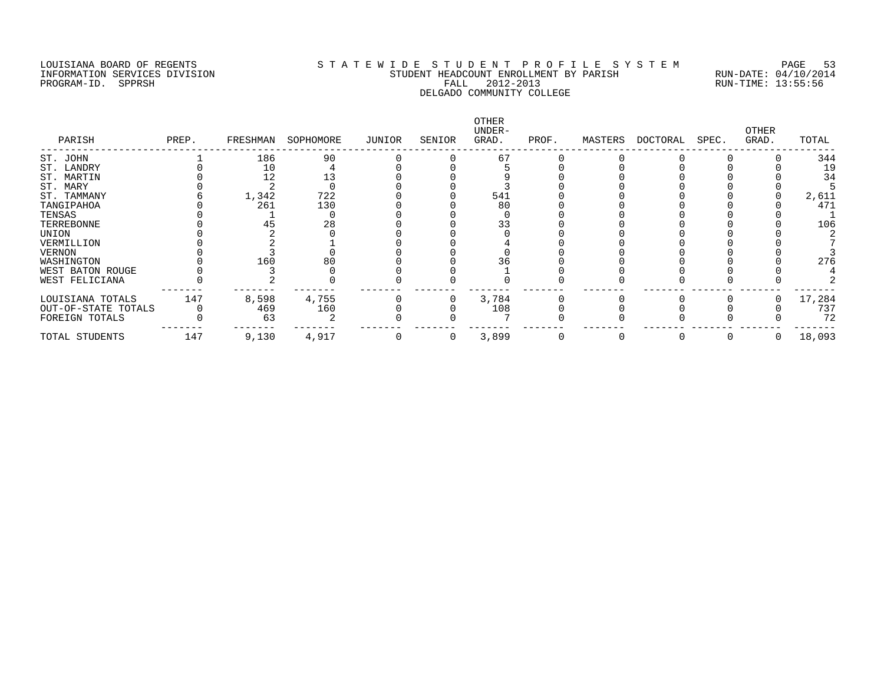LOUISIANA BOARD OF REGENTS
INFORMATION SERVICES DIVISION
PROGRAM-ID. SPPRSH

STATEWIDE STUDENT PROFILE SYSTEM
STUDENT HEADCOUNT ENROLLMENT BY PARISH
FALL 2012-2013
DELGADO COMMUNITY COLLEGE

RUN-DATE: 04/10/2014
RUN-TIME: 13:55:56

| PARISH | PREP. | FRESHMAN | SOPHOMORE | JUNIOR | SENIOR | OTHER UNDER-GRAD. | PROF. | MASTERS | DOCTORAL | SPEC. | OTHER GRAD. | TOTAL |
|---|---|---|---|---|---|---|---|---|---|---|---|---|
| ST. JOHN | 1 | 186 | 90 | 0 | 0 | 67 | 0 | 0 | 0 | 0 | 0 | 344 |
| ST. LANDRY | 0 | 10 | 4 | 0 | 0 | 5 | 0 | 0 | 0 | 0 | 0 | 19 |
| ST. MARTIN | 0 | 12 | 13 | 0 | 0 | 9 | 0 | 0 | 0 | 0 | 0 | 34 |
| ST. MARY | 0 | 2 | 0 | 0 | 0 | 3 | 0 | 0 | 0 | 0 | 0 | 5 |
| ST. TAMMANY | 6 | 1,342 | 722 | 0 | 0 | 541 | 0 | 0 | 0 | 0 | 0 | 2,611 |
| TANGIPAHOA | 0 | 261 | 130 | 0 | 0 | 80 | 0 | 0 | 0 | 0 | 0 | 471 |
| TENSAS | 0 | 1 | 0 | 0 | 0 | 0 | 0 | 0 | 0 | 0 | 0 | 1 |
| TERREBONNE | 0 | 45 | 28 | 0 | 0 | 33 | 0 | 0 | 0 | 0 | 0 | 106 |
| UNION | 0 | 2 | 0 | 0 | 0 | 0 | 0 | 0 | 0 | 0 | 0 | 2 |
| VERMILLION | 0 | 2 | 1 | 0 | 0 | 4 | 0 | 0 | 0 | 0 | 0 | 7 |
| VERNON | 0 | 3 | 0 | 0 | 0 | 0 | 0 | 0 | 0 | 0 | 0 | 3 |
| WASHINGTON | 0 | 160 | 80 | 0 | 0 | 36 | 0 | 0 | 0 | 0 | 0 | 276 |
| WEST BATON ROUGE | 0 | 3 | 0 | 0 | 0 | 1 | 0 | 0 | 0 | 0 | 0 | 4 |
| WEST FELICIANA | 0 | 2 | 0 | 0 | 0 | 0 | 0 | 0 | 0 | 0 | 0 | 2 |
| LOUISIANA TOTALS | 147 | 8,598 | 4,755 | 0 | 0 | 3,784 | 0 | 0 | 0 | 0 | 0 | 17,284 |
| OUT-OF-STATE TOTALS | 0 | 469 | 160 | 0 | 0 | 108 | 0 | 0 | 0 | 0 | 0 | 737 |
| FOREIGN TOTALS | 0 | 63 | 2 | 0 | 0 | 7 | 0 | 0 | 0 | 0 | 0 | 72 |
| TOTAL STUDENTS | 147 | 9,130 | 4,917 | 0 | 0 | 3,899 | 0 | 0 | 0 | 0 | 0 | 18,093 |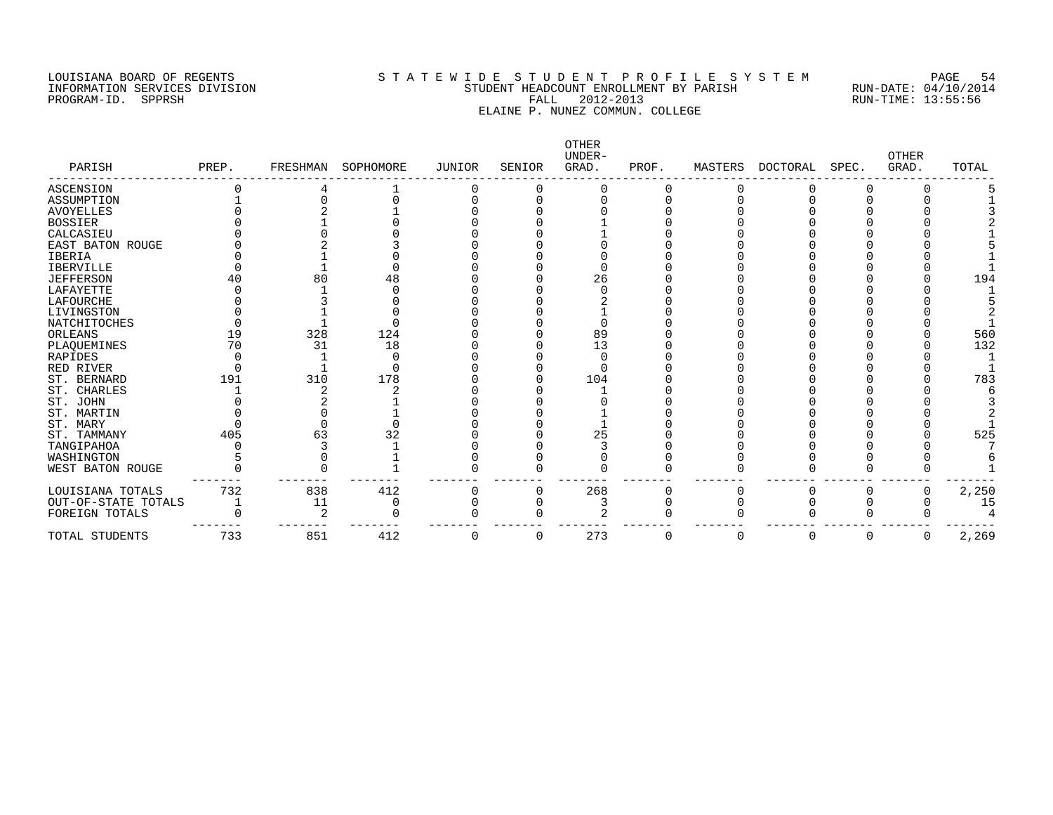LOUISIANA BOARD OF REGENTS
INFORMATION SERVICES DIVISION
PROGRAM-ID. SPPRSH

S T A T E W I D E S T U D E N T P R O F I L E S Y S T E M
STUDENT HEADCOUNT ENROLLMENT BY PARISH
FALL 2012-2013
ELAINE P. NUNEZ COMMUN. COLLEGE

RUN-DATE: 04/10/2014
RUN-TIME: 13:55:56

| PARISH | PREP. | FRESHMAN | SOPHOMORE | JUNIOR | SENIOR | OTHER UNDER-GRAD. | PROF. | MASTERS | DOCTORAL | SPEC. | OTHER GRAD. | TOTAL |
|---|---|---|---|---|---|---|---|---|---|---|---|---|
| ASCENSION | 0 | 4 | 1 | 0 | 0 | 0 | 0 | 0 | 0 | 0 | 0 | 5 |
| ASSUMPTION | 1 | 0 | 0 | 0 | 0 | 0 | 0 | 0 | 0 | 0 | 0 | 1 |
| AVOYELLES | 0 | 2 | 1 | 0 | 0 | 0 | 0 | 0 | 0 | 0 | 0 | 3 |
| BOSSIER | 0 | 1 | 0 | 0 | 0 | 1 | 0 | 0 | 0 | 0 | 0 | 2 |
| CALCASIEU | 0 | 0 | 0 | 0 | 0 | 1 | 0 | 0 | 0 | 0 | 0 | 1 |
| EAST BATON ROUGE | 0 | 2 | 3 | 0 | 0 | 0 | 0 | 0 | 0 | 0 | 0 | 5 |
| IBERIA | 0 | 1 | 0 | 0 | 0 | 0 | 0 | 0 | 0 | 0 | 0 | 1 |
| IBERVILLE | 0 | 1 | 0 | 0 | 0 | 0 | 0 | 0 | 0 | 0 | 0 | 1 |
| JEFFERSON | 40 | 80 | 48 | 0 | 0 | 26 | 0 | 0 | 0 | 0 | 0 | 194 |
| LAFAYETTE | 0 | 1 | 0 | 0 | 0 | 0 | 0 | 0 | 0 | 0 | 0 | 1 |
| LAFOURCHE | 0 | 3 | 0 | 0 | 0 | 2 | 0 | 0 | 0 | 0 | 0 | 5 |
| LIVINGSTON | 0 | 1 | 0 | 0 | 0 | 1 | 0 | 0 | 0 | 0 | 0 | 2 |
| NATCHITOCHES | 0 | 1 | 0 | 0 | 0 | 0 | 0 | 0 | 0 | 0 | 0 | 1 |
| ORLEANS | 19 | 328 | 124 | 0 | 0 | 89 | 0 | 0 | 0 | 0 | 0 | 560 |
| PLAQUEMINES | 70 | 31 | 18 | 0 | 0 | 13 | 0 | 0 | 0 | 0 | 0 | 132 |
| RAPIDES | 0 | 1 | 0 | 0 | 0 | 0 | 0 | 0 | 0 | 0 | 0 | 1 |
| RED RIVER | 0 | 1 | 0 | 0 | 0 | 0 | 0 | 0 | 0 | 0 | 0 | 1 |
| ST. BERNARD | 191 | 310 | 178 | 0 | 0 | 104 | 0 | 0 | 0 | 0 | 0 | 783 |
| ST. CHARLES | 1 | 2 | 2 | 0 | 0 | 1 | 0 | 0 | 0 | 0 | 0 | 6 |
| ST. JOHN | 0 | 2 | 1 | 0 | 0 | 0 | 0 | 0 | 0 | 0 | 0 | 3 |
| ST. MARTIN | 0 | 0 | 1 | 0 | 0 | 1 | 0 | 0 | 0 | 0 | 0 | 2 |
| ST. MARY | 0 | 0 | 0 | 0 | 0 | 1 | 0 | 0 | 0 | 0 | 0 | 1 |
| ST. TAMMANY | 405 | 63 | 32 | 0 | 0 | 25 | 0 | 0 | 0 | 0 | 0 | 525 |
| TANGIPAHOA | 0 | 3 | 1 | 0 | 0 | 3 | 0 | 0 | 0 | 0 | 0 | 7 |
| WASHINGTON | 5 | 0 | 1 | 0 | 0 | 0 | 0 | 0 | 0 | 0 | 0 | 6 |
| WEST BATON ROUGE | 0 | 0 | 1 | 0 | 0 | 0 | 0 | 0 | 0 | 0 | 0 | 1 |
| LOUISIANA TOTALS | 732 | 838 | 412 | 0 | 0 | 268 | 0 | 0 | 0 | 0 | 0 | 2,250 |
| OUT-OF-STATE TOTALS | 1 | 11 | 0 | 0 | 0 | 3 | 0 | 0 | 0 | 0 | 0 | 15 |
| FOREIGN TOTALS | 0 | 2 | 0 | 0 | 0 | 2 | 0 | 0 | 0 | 0 | 0 | 4 |
| TOTAL STUDENTS | 733 | 851 | 412 | 0 | 0 | 273 | 0 | 0 | 0 | 0 | 0 | 2,269 |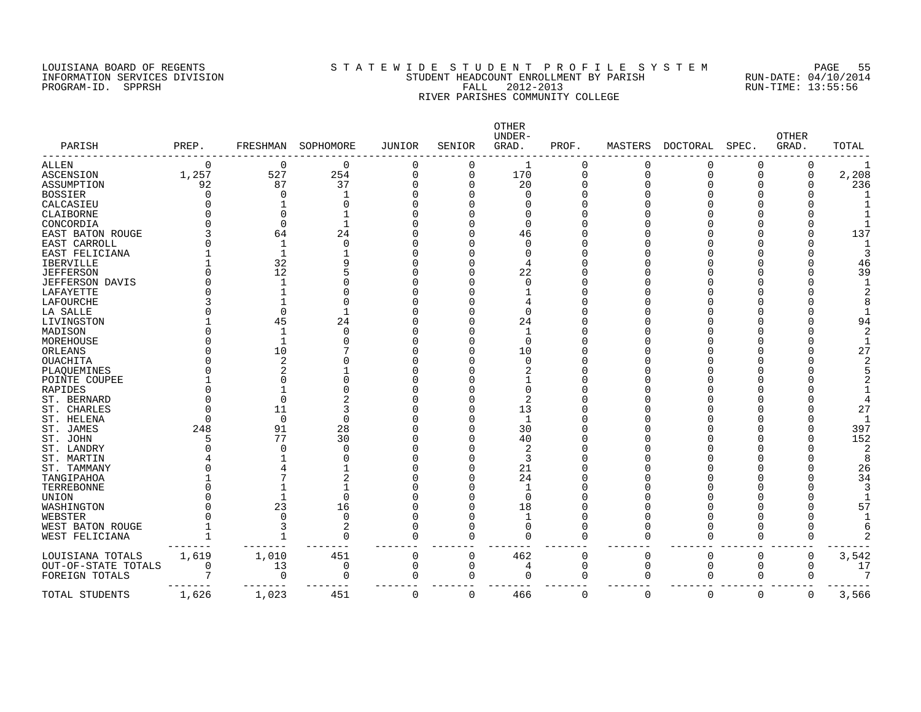LOUISIANA BOARD OF REGENTS — INFORMATION SERVICES DIVISION — PROGRAM-ID. SPPRSH

# STATEWIDE STUDENT PROFILE SYSTEM

## STUDENT HEADCOUNT ENROLLMENT BY PARISH

FALL 2012-2013

RIVER PARISHES COMMUNITY COLLEGE

RUN-DATE: 04/10/2014 — RUN-TIME: 13:55:56

| PARISH | PREP. | FRESHMAN | SOPHOMORE | JUNIOR | SENIOR | OTHER UNDER-GRAD. | PROF. | MASTERS | DOCTORAL | SPEC. | OTHER GRAD. | TOTAL |
|---|---|---|---|---|---|---|---|---|---|---|---|---|
| ALLEN | 0 | 0 | 0 | 0 | 0 | 1 | 0 | 0 | 0 | 0 | 0 | 1 |
| ASCENSION | 1,257 | 527 | 254 | 0 | 0 | 170 | 0 | 0 | 0 | 0 | 0 | 2,208 |
| ASSUMPTION | 92 | 87 | 37 | 0 | 0 | 20 | 0 | 0 | 0 | 0 | 0 | 236 |
| BOSSIER | 0 | 0 | 1 | 0 | 0 | 0 | 0 | 0 | 0 | 0 | 0 | 1 |
| CALCASIEU | 0 | 1 | 0 | 0 | 0 | 0 | 0 | 0 | 0 | 0 | 0 | 1 |
| CLAIBORNE | 0 | 0 | 1 | 0 | 0 | 0 | 0 | 0 | 0 | 0 | 0 | 1 |
| CONCORDIA | 0 | 0 | 1 | 0 | 0 | 0 | 0 | 0 | 0 | 0 | 0 | 1 |
| EAST BATON ROUGE | 3 | 64 | 24 | 0 | 0 | 46 | 0 | 0 | 0 | 0 | 0 | 137 |
| EAST CARROLL | 0 | 1 | 0 | 0 | 0 | 0 | 0 | 0 | 0 | 0 | 0 | 1 |
| EAST FELICIANA | 1 | 1 | 1 | 0 | 0 | 0 | 0 | 0 | 0 | 0 | 0 | 3 |
| IBERVILLE | 1 | 32 | 9 | 0 | 0 | 4 | 0 | 0 | 0 | 0 | 0 | 46 |
| JEFFERSON | 0 | 12 | 5 | 0 | 0 | 22 | 0 | 0 | 0 | 0 | 0 | 39 |
| JEFFERSON DAVIS | 0 | 1 | 0 | 0 | 0 | 0 | 0 | 0 | 0 | 0 | 0 | 1 |
| LAFAYETTE | 0 | 1 | 0 | 0 | 0 | 1 | 0 | 0 | 0 | 0 | 0 | 2 |
| LAFOURCHE | 3 | 1 | 0 | 0 | 0 | 4 | 0 | 0 | 0 | 0 | 0 | 8 |
| LA SALLE | 0 | 0 | 1 | 0 | 0 | 0 | 0 | 0 | 0 | 0 | 0 | 1 |
| LIVINGSTON | 1 | 45 | 24 | 0 | 0 | 24 | 0 | 0 | 0 | 0 | 0 | 94 |
| MADISON | 0 | 1 | 0 | 0 | 0 | 1 | 0 | 0 | 0 | 0 | 0 | 2 |
| MOREHOUSE | 0 | 1 | 0 | 0 | 0 | 0 | 0 | 0 | 0 | 0 | 0 | 1 |
| ORLEANS | 0 | 10 | 7 | 0 | 0 | 10 | 0 | 0 | 0 | 0 | 0 | 27 |
| OUACHITA | 0 | 2 | 0 | 0 | 0 | 0 | 0 | 0 | 0 | 0 | 0 | 2 |
| PLAQUEMINES | 0 | 2 | 1 | 0 | 0 | 2 | 0 | 0 | 0 | 0 | 0 | 5 |
| POINTE COUPEE | 1 | 0 | 0 | 0 | 0 | 1 | 0 | 0 | 0 | 0 | 0 | 2 |
| RAPIDES | 0 | 1 | 0 | 0 | 0 | 0 | 0 | 0 | 0 | 0 | 0 | 1 |
| ST. BERNARD | 0 | 0 | 2 | 0 | 0 | 2 | 0 | 0 | 0 | 0 | 0 | 4 |
| ST. CHARLES | 0 | 11 | 3 | 0 | 0 | 13 | 0 | 0 | 0 | 0 | 0 | 27 |
| ST. HELENA | 0 | 0 | 0 | 0 | 0 | 1 | 0 | 0 | 0 | 0 | 0 | 1 |
| ST. JAMES | 248 | 91 | 28 | 0 | 0 | 30 | 0 | 0 | 0 | 0 | 0 | 397 |
| ST. JOHN | 5 | 77 | 30 | 0 | 0 | 40 | 0 | 0 | 0 | 0 | 0 | 152 |
| ST. LANDRY | 0 | 0 | 0 | 0 | 0 | 2 | 0 | 0 | 0 | 0 | 0 | 2 |
| ST. MARTIN | 4 | 1 | 0 | 0 | 0 | 3 | 0 | 0 | 0 | 0 | 0 | 8 |
| ST. TAMMANY | 0 | 4 | 1 | 0 | 0 | 21 | 0 | 0 | 0 | 0 | 0 | 26 |
| TANGIPAHOA | 1 | 7 | 2 | 0 | 0 | 24 | 0 | 0 | 0 | 0 | 0 | 34 |
| TERREBONNE | 0 | 1 | 1 | 0 | 0 | 1 | 0 | 0 | 0 | 0 | 0 | 3 |
| UNION | 0 | 1 | 0 | 0 | 0 | 0 | 0 | 0 | 0 | 0 | 0 | 1 |
| WASHINGTON | 0 | 23 | 16 | 0 | 0 | 18 | 0 | 0 | 0 | 0 | 0 | 57 |
| WEBSTER | 0 | 0 | 0 | 0 | 0 | 1 | 0 | 0 | 0 | 0 | 0 | 1 |
| WEST BATON ROUGE | 1 | 3 | 2 | 0 | 0 | 0 | 0 | 0 | 0 | 0 | 0 | 6 |
| WEST FELICIANA | 1 | 1 | 0 | 0 | 0 | 0 | 0 | 0 | 0 | 0 | 0 | 2 |
| LOUISIANA TOTALS | 1,619 | 1,010 | 451 | 0 | 0 | 462 | 0 | 0 | 0 | 0 | 0 | 3,542 |
| OUT-OF-STATE TOTALS | 0 | 13 | 0 | 0 | 0 | 4 | 0 | 0 | 0 | 0 | 0 | 17 |
| FOREIGN TOTALS | 7 | 0 | 0 | 0 | 0 | 0 | 0 | 0 | 0 | 0 | 0 | 7 |
| TOTAL STUDENTS | 1,626 | 1,023 | 451 | 0 | 0 | 466 | 0 | 0 | 0 | 0 | 0 | 3,566 |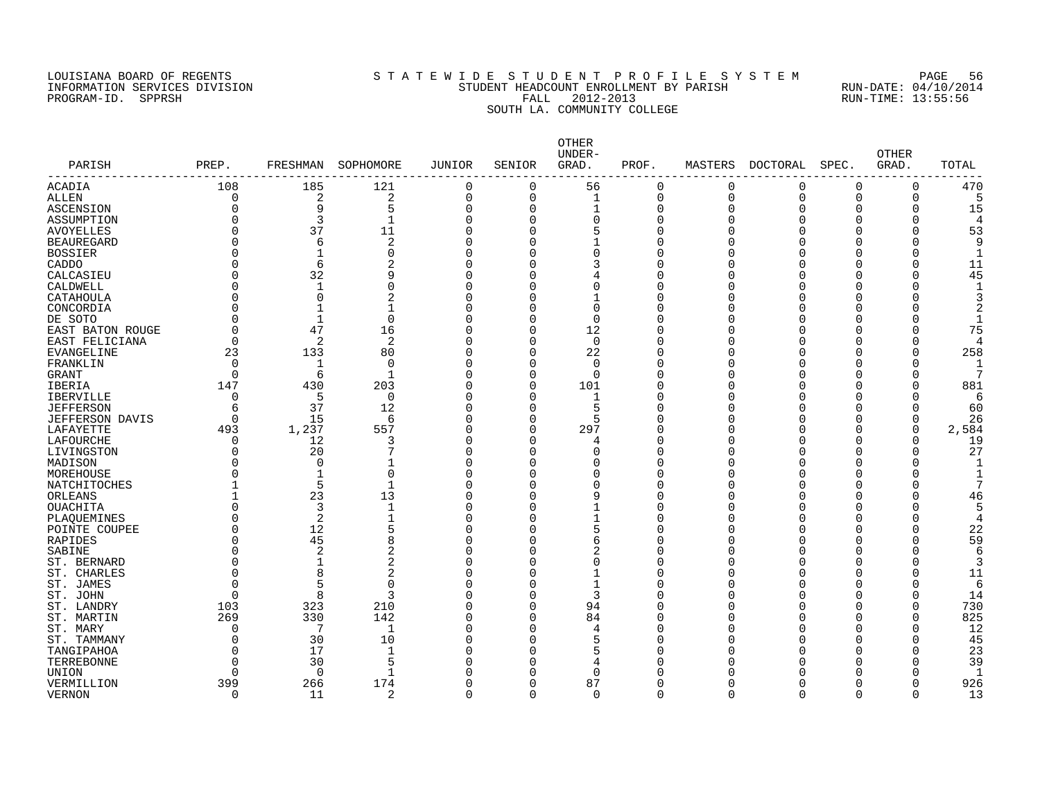LOUISIANA BOARD OF REGENTS
INFORMATION SERVICES DIVISION
PROGRAM-ID. SPPRSH

# S T A T E W I D E S T U D E N T P R O F I L E S Y S T E M
## STUDENT HEADCOUNT ENROLLMENT BY PARISH
## FALL 2012-2013
## SOUTH LA. COMMUNITY COLLEGE

RUN-DATE: 04/10/2014
RUN-TIME: 13:55:56

| PARISH | PREP. | FRESHMAN | SOPHOMORE | JUNIOR | SENIOR | OTHER UNDER-GRAD. | PROF. | MASTERS | DOCTORAL | SPEC. | OTHER GRAD. | TOTAL |
|---|---|---|---|---|---|---|---|---|---|---|---|---|
| ACADIA | 108 | 185 | 121 | 0 | 0 | 56 | 0 | 0 | 0 | 0 | 0 | 470 |
| ALLEN | 0 | 2 | 2 | 0 | 0 | 1 | 0 | 0 | 0 | 0 | 0 | 5 |
| ASCENSION | 0 | 9 | 5 | 0 | 0 | 1 | 0 | 0 | 0 | 0 | 0 | 15 |
| ASSUMPTION | 0 | 3 | 1 | 0 | 0 | 0 | 0 | 0 | 0 | 0 | 0 | 4 |
| AVOYELLES | 0 | 37 | 11 | 0 | 0 | 5 | 0 | 0 | 0 | 0 | 0 | 53 |
| BEAUREGARD | 0 | 6 | 2 | 0 | 0 | 1 | 0 | 0 | 0 | 0 | 0 | 9 |
| BOSSIER | 0 | 1 | 0 | 0 | 0 | 0 | 0 | 0 | 0 | 0 | 0 | 1 |
| CADDO | 0 | 6 | 2 | 0 | 0 | 3 | 0 | 0 | 0 | 0 | 0 | 11 |
| CALCASIEU | 0 | 32 | 9 | 0 | 0 | 4 | 0 | 0 | 0 | 0 | 0 | 45 |
| CALDWELL | 0 | 1 | 0 | 0 | 0 | 0 | 0 | 0 | 0 | 0 | 0 | 1 |
| CATAHOULA | 0 | 0 | 2 | 0 | 0 | 1 | 0 | 0 | 0 | 0 | 0 | 3 |
| CONCORDIA | 0 | 1 | 1 | 0 | 0 | 0 | 0 | 0 | 0 | 0 | 0 | 2 |
| DE SOTO | 0 | 1 | 0 | 0 | 0 | 0 | 0 | 0 | 0 | 0 | 0 | 1 |
| EAST BATON ROUGE | 0 | 47 | 16 | 0 | 0 | 12 | 0 | 0 | 0 | 0 | 0 | 75 |
| EAST FELICIANA | 0 | 2 | 2 | 0 | 0 | 0 | 0 | 0 | 0 | 0 | 0 | 4 |
| EVANGELINE | 23 | 133 | 80 | 0 | 0 | 22 | 0 | 0 | 0 | 0 | 0 | 258 |
| FRANKLIN | 0 | 1 | 0 | 0 | 0 | 0 | 0 | 0 | 0 | 0 | 0 | 1 |
| GRANT | 0 | 6 | 1 | 0 | 0 | 0 | 0 | 0 | 0 | 0 | 0 | 7 |
| IBERIA | 147 | 430 | 203 | 0 | 0 | 101 | 0 | 0 | 0 | 0 | 0 | 881 |
| IBERVILLE | 0 | 5 | 0 | 0 | 0 | 1 | 0 | 0 | 0 | 0 | 0 | 6 |
| JEFFERSON | 6 | 37 | 12 | 0 | 0 | 5 | 0 | 0 | 0 | 0 | 0 | 60 |
| JEFFERSON DAVIS | 0 | 15 | 6 | 0 | 0 | 5 | 0 | 0 | 0 | 0 | 0 | 26 |
| LAFAYETTE | 493 | 1,237 | 557 | 0 | 0 | 297 | 0 | 0 | 0 | 0 | 0 | 2,584 |
| LAFOURCHE | 0 | 12 | 3 | 0 | 0 | 4 | 0 | 0 | 0 | 0 | 0 | 19 |
| LIVINGSTON | 0 | 20 | 7 | 0 | 0 | 0 | 0 | 0 | 0 | 0 | 0 | 27 |
| MADISON | 0 | 0 | 1 | 0 | 0 | 0 | 0 | 0 | 0 | 0 | 0 | 1 |
| MOREHOUSE | 0 | 1 | 0 | 0 | 0 | 0 | 0 | 0 | 0 | 0 | 0 | 1 |
| NATCHITOCHES | 1 | 5 | 1 | 0 | 0 | 0 | 0 | 0 | 0 | 0 | 0 | 7 |
| ORLEANS | 1 | 23 | 13 | 0 | 0 | 9 | 0 | 0 | 0 | 0 | 0 | 46 |
| OUACHITA | 0 | 3 | 1 | 0 | 0 | 1 | 0 | 0 | 0 | 0 | 0 | 5 |
| PLAQUEMINES | 0 | 2 | 1 | 0 | 0 | 1 | 0 | 0 | 0 | 0 | 0 | 4 |
| POINTE COUPEE | 0 | 12 | 5 | 0 | 0 | 5 | 0 | 0 | 0 | 0 | 0 | 22 |
| RAPIDES | 0 | 45 | 8 | 0 | 0 | 6 | 0 | 0 | 0 | 0 | 0 | 59 |
| SABINE | 0 | 2 | 2 | 0 | 0 | 2 | 0 | 0 | 0 | 0 | 0 | 6 |
| ST. BERNARD | 0 | 1 | 2 | 0 | 0 | 0 | 0 | 0 | 0 | 0 | 0 | 3 |
| ST. CHARLES | 0 | 8 | 2 | 0 | 0 | 1 | 0 | 0 | 0 | 0 | 0 | 11 |
| ST. JAMES | 0 | 5 | 0 | 0 | 0 | 1 | 0 | 0 | 0 | 0 | 0 | 6 |
| ST. JOHN | 0 | 8 | 3 | 0 | 0 | 3 | 0 | 0 | 0 | 0 | 0 | 14 |
| ST. LANDRY | 103 | 323 | 210 | 0 | 0 | 94 | 0 | 0 | 0 | 0 | 0 | 730 |
| ST. MARTIN | 269 | 330 | 142 | 0 | 0 | 84 | 0 | 0 | 0 | 0 | 0 | 825 |
| ST. MARY | 0 | 7 | 1 | 0 | 0 | 4 | 0 | 0 | 0 | 0 | 0 | 12 |
| ST. TAMMANY | 0 | 30 | 10 | 0 | 0 | 5 | 0 | 0 | 0 | 0 | 0 | 45 |
| TANGIPAHOA | 0 | 17 | 1 | 0 | 0 | 5 | 0 | 0 | 0 | 0 | 0 | 23 |
| TERREBONNE | 0 | 30 | 5 | 0 | 0 | 4 | 0 | 0 | 0 | 0 | 0 | 39 |
| UNION | 0 | 0 | 1 | 0 | 0 | 0 | 0 | 0 | 0 | 0 | 0 | 1 |
| VERMILLION | 399 | 266 | 174 | 0 | 0 | 87 | 0 | 0 | 0 | 0 | 0 | 926 |
| VERNON | 0 | 11 | 2 | 0 | 0 | 0 | 0 | 0 | 0 | 0 | 0 | 13 |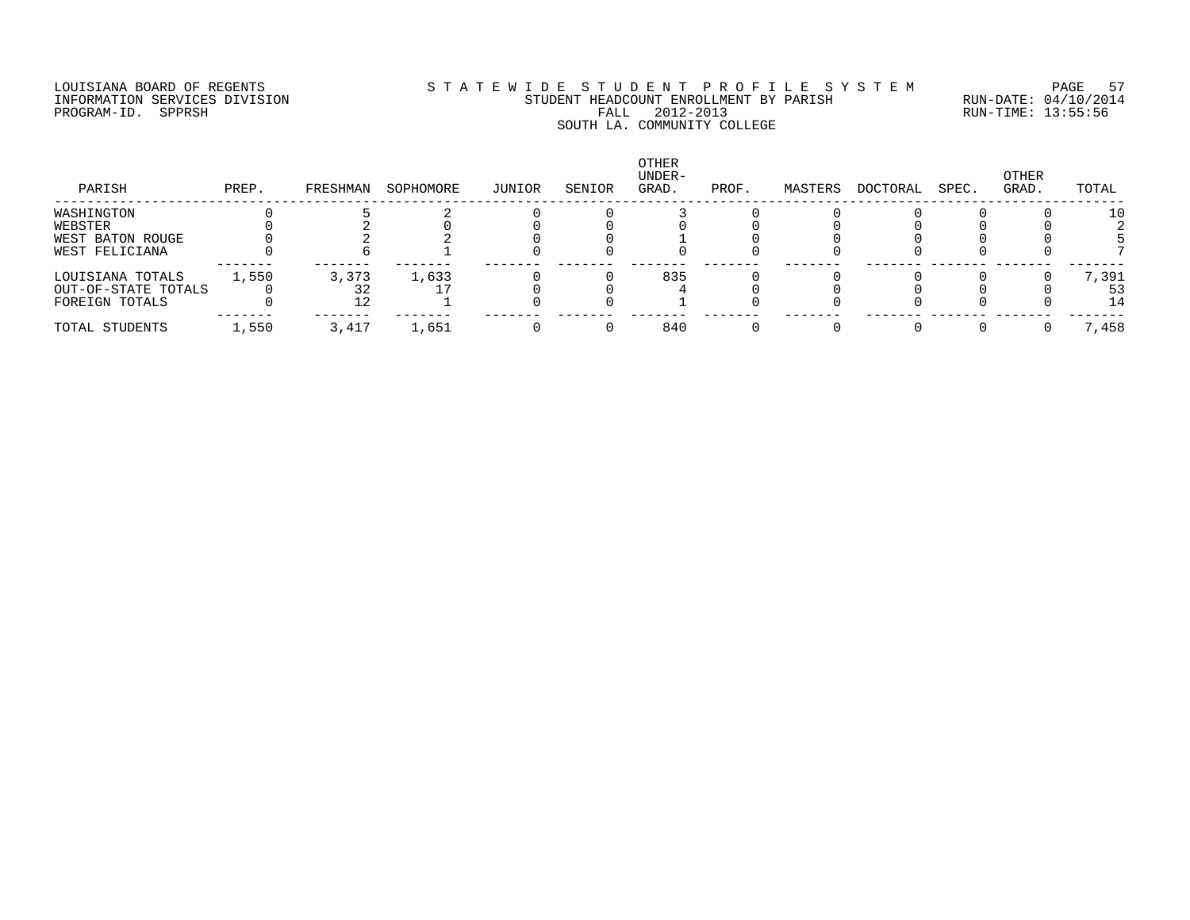LOUISIANA BOARD OF REGENTS
INFORMATION SERVICES DIVISION
PROGRAM-ID. SPPRSH

# STATEWIDE STUDENT PROFILE SYSTEM
STUDENT HEADCOUNT ENROLLMENT BY PARISH
FALL 2012-2013
SOUTH LA. COMMUNITY COLLEGE

RUN-DATE: 04/10/2014
RUN-TIME: 13:55:56

| PARISH | PREP. | FRESHMAN | SOPHOMORE | JUNIOR | SENIOR | OTHER UNDER-GRAD. | PROF. | MASTERS | DOCTORAL | SPEC. | OTHER GRAD. | TOTAL |
|---|---|---|---|---|---|---|---|---|---|---|---|---|
| WASHINGTON | 0 | 5 | 2 | 0 | 0 | 3 | 0 | 0 | 0 | 0 | 0 | 10 |
| WEBSTER | 0 | 2 | 0 | 0 | 0 | 0 | 0 | 0 | 0 | 0 | 0 | 2 |
| WEST BATON ROUGE | 0 | 2 | 2 | 0 | 0 | 1 | 0 | 0 | 0 | 0 | 0 | 5 |
| WEST FELICIANA | 0 | 6 | 1 | 0 | 0 | 0 | 0 | 0 | 0 | 0 | 0 | 7 |
| LOUISIANA TOTALS | 1,550 | 3,373 | 1,633 | 0 | 0 | 835 | 0 | 0 | 0 | 0 | 0 | 7,391 |
| OUT-OF-STATE TOTALS | 0 | 32 | 17 | 0 | 0 | 4 | 0 | 0 | 0 | 0 | 0 | 53 |
| FOREIGN TOTALS | 0 | 12 | 1 | 0 | 0 | 1 | 0 | 0 | 0 | 0 | 0 | 14 |
| TOTAL STUDENTS | 1,550 | 3,417 | 1,651 | 0 | 0 | 840 | 0 | 0 | 0 | 0 | 0 | 7,458 |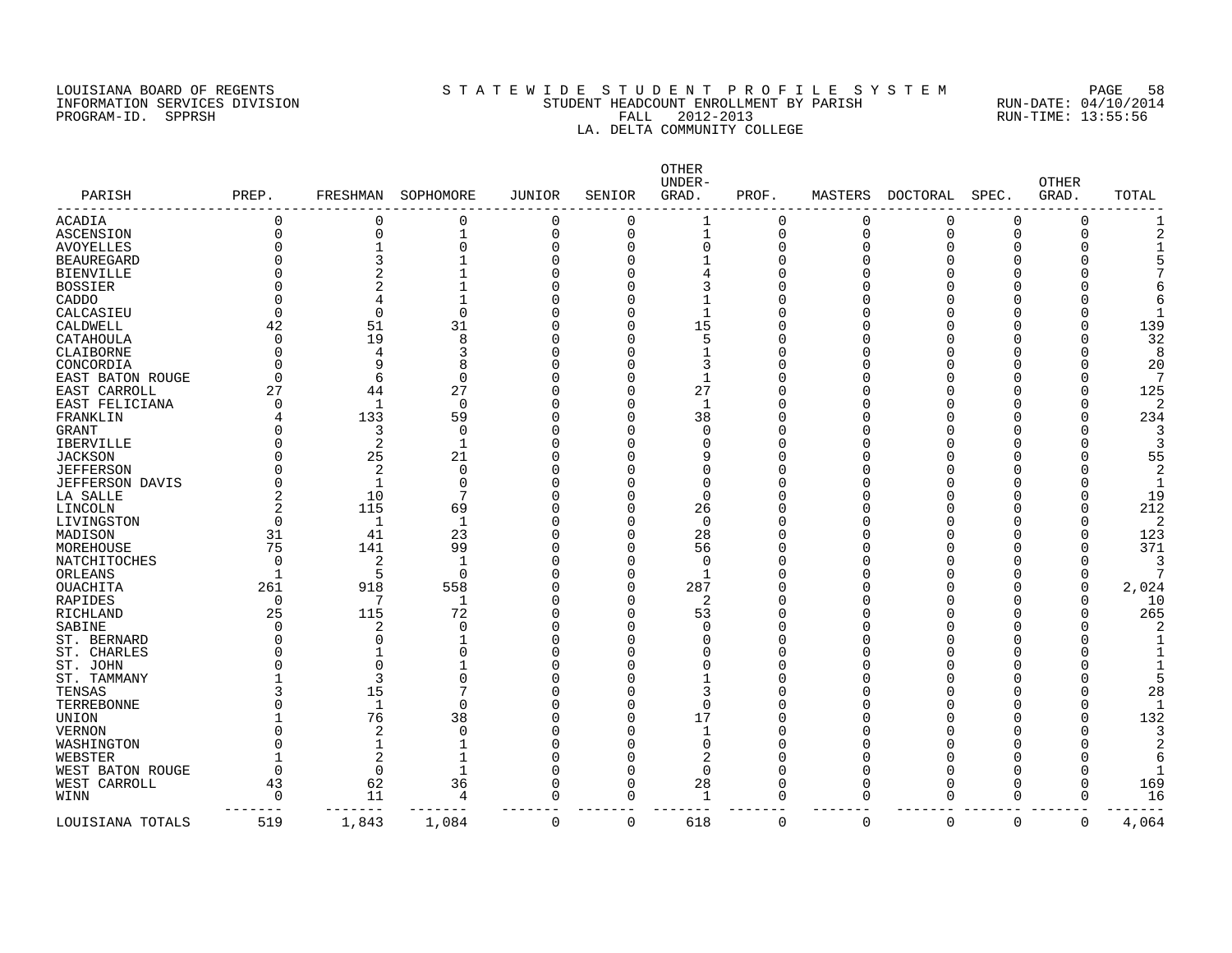LOUISIANA BOARD OF REGENTS
INFORMATION SERVICES DIVISION
PROGRAM-ID. SPPRSH

STATEWIDE STUDENT PROFILE SYSTEM
STUDENT HEADCOUNT ENROLLMENT BY PARISH
FALL 2012-2013
LA. DELTA COMMUNITY COLLEGE

RUN-DATE: 04/10/2014
RUN-TIME: 13:55:56

| PARISH | PREP. | FRESHMAN | SOPHOMORE | JUNIOR | SENIOR | OTHER UNDER-GRAD. | PROF. | MASTERS | DOCTORAL | SPEC. | OTHER GRAD. | TOTAL |
|---|---|---|---|---|---|---|---|---|---|---|---|---|
| ACADIA | 0 | 0 | 0 | 0 | 0 | 1 | 0 | 0 | 0 | 0 | 0 | 1 |
| ASCENSION | 0 | 0 | 1 | 0 | 0 | 1 | 0 | 0 | 0 | 0 | 0 | 2 |
| AVOYELLES | 0 | 1 | 0 | 0 | 0 | 0 | 0 | 0 | 0 | 0 | 0 | 1 |
| BEAUREGARD | 0 | 3 | 1 | 0 | 0 | 1 | 0 | 0 | 0 | 0 | 0 | 5 |
| BIENVILLE | 0 | 2 | 1 | 0 | 0 | 4 | 0 | 0 | 0 | 0 | 0 | 7 |
| BOSSIER | 0 | 2 | 1 | 0 | 0 | 3 | 0 | 0 | 0 | 0 | 0 | 6 |
| CADDO | 0 | 4 | 1 | 0 | 0 | 1 | 0 | 0 | 0 | 0 | 0 | 6 |
| CALCASIEU | 0 | 0 | 0 | 0 | 0 | 1 | 0 | 0 | 0 | 0 | 0 | 1 |
| CALDWELL | 42 | 51 | 31 | 0 | 0 | 15 | 0 | 0 | 0 | 0 | 0 | 139 |
| CATAHOULA | 0 | 19 | 8 | 0 | 0 | 5 | 0 | 0 | 0 | 0 | 0 | 32 |
| CLAIBORNE | 0 | 4 | 3 | 0 | 0 | 1 | 0 | 0 | 0 | 0 | 0 | 8 |
| CONCORDIA | 0 | 9 | 8 | 0 | 0 | 3 | 0 | 0 | 0 | 0 | 0 | 20 |
| EAST BATON ROUGE | 0 | 6 | 0 | 0 | 0 | 1 | 0 | 0 | 0 | 0 | 0 | 7 |
| EAST CARROLL | 27 | 44 | 27 | 0 | 0 | 27 | 0 | 0 | 0 | 0 | 0 | 125 |
| EAST FELICIANA | 0 | 1 | 0 | 0 | 0 | 1 | 0 | 0 | 0 | 0 | 0 | 2 |
| FRANKLIN | 4 | 133 | 59 | 0 | 0 | 38 | 0 | 0 | 0 | 0 | 0 | 234 |
| GRANT | 0 | 3 | 0 | 0 | 0 | 0 | 0 | 0 | 0 | 0 | 0 | 3 |
| IBERVILLE | 0 | 2 | 1 | 0 | 0 | 0 | 0 | 0 | 0 | 0 | 0 | 3 |
| JACKSON | 0 | 25 | 21 | 0 | 0 | 9 | 0 | 0 | 0 | 0 | 0 | 55 |
| JEFFERSON | 0 | 2 | 0 | 0 | 0 | 0 | 0 | 0 | 0 | 0 | 0 | 2 |
| JEFFERSON DAVIS | 0 | 1 | 0 | 0 | 0 | 0 | 0 | 0 | 0 | 0 | 0 | 1 |
| LA SALLE | 2 | 10 | 7 | 0 | 0 | 0 | 0 | 0 | 0 | 0 | 0 | 19 |
| LINCOLN | 2 | 115 | 69 | 0 | 0 | 26 | 0 | 0 | 0 | 0 | 0 | 212 |
| LIVINGSTON | 0 | 1 | 1 | 0 | 0 | 0 | 0 | 0 | 0 | 0 | 0 | 2 |
| MADISON | 31 | 41 | 23 | 0 | 0 | 28 | 0 | 0 | 0 | 0 | 0 | 123 |
| MOREHOUSE | 75 | 141 | 99 | 0 | 0 | 56 | 0 | 0 | 0 | 0 | 0 | 371 |
| NATCHITOCHES | 0 | 2 | 1 | 0 | 0 | 0 | 0 | 0 | 0 | 0 | 0 | 3 |
| ORLEANS | 1 | 5 | 0 | 0 | 0 | 1 | 0 | 0 | 0 | 0 | 0 | 7 |
| OUACHITA | 261 | 918 | 558 | 0 | 0 | 287 | 0 | 0 | 0 | 0 | 0 | 2,024 |
| RAPIDES | 0 | 7 | 1 | 0 | 0 | 2 | 0 | 0 | 0 | 0 | 0 | 10 |
| RICHLAND | 25 | 115 | 72 | 0 | 0 | 53 | 0 | 0 | 0 | 0 | 0 | 265 |
| SABINE | 0 | 2 | 0 | 0 | 0 | 0 | 0 | 0 | 0 | 0 | 0 | 2 |
| ST. BERNARD | 0 | 0 | 1 | 0 | 0 | 0 | 0 | 0 | 0 | 0 | 0 | 1 |
| ST. CHARLES | 0 | 1 | 0 | 0 | 0 | 0 | 0 | 0 | 0 | 0 | 0 | 1 |
| ST. JOHN | 0 | 0 | 1 | 0 | 0 | 0 | 0 | 0 | 0 | 0 | 0 | 1 |
| ST. TAMMANY | 1 | 3 | 0 | 0 | 0 | 1 | 0 | 0 | 0 | 0 | 0 | 5 |
| TENSAS | 3 | 15 | 7 | 0 | 0 | 3 | 0 | 0 | 0 | 0 | 0 | 28 |
| TERREBONNE | 0 | 1 | 0 | 0 | 0 | 0 | 0 | 0 | 0 | 0 | 0 | 1 |
| UNION | 1 | 76 | 38 | 0 | 0 | 17 | 0 | 0 | 0 | 0 | 0 | 132 |
| VERNON | 0 | 2 | 0 | 0 | 0 | 1 | 0 | 0 | 0 | 0 | 0 | 3 |
| WASHINGTON | 0 | 1 | 1 | 0 | 0 | 0 | 0 | 0 | 0 | 0 | 0 | 2 |
| WEBSTER | 1 | 2 | 1 | 0 | 0 | 2 | 0 | 0 | 0 | 0 | 0 | 6 |
| WEST BATON ROUGE | 0 | 0 | 1 | 0 | 0 | 0 | 0 | 0 | 0 | 0 | 0 | 1 |
| WEST CARROLL | 43 | 62 | 36 | 0 | 0 | 28 | 0 | 0 | 0 | 0 | 0 | 169 |
| WINN | 0 | 11 | 4 | 0 | 0 | 1 | 0 | 0 | 0 | 0 | 0 | 16 |
| LOUISIANA TOTALS | 519 | 1,843 | 1,084 | 0 | 0 | 618 | 0 | 0 | 0 | 0 | 0 | 4,064 |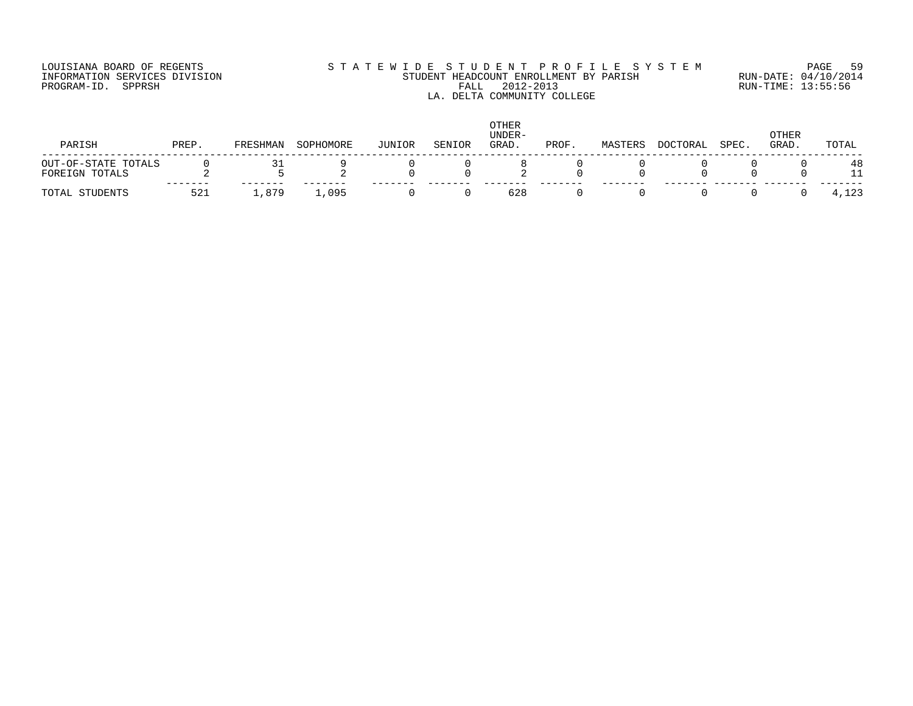LOUISIANA BOARD OF REGENTS
INFORMATION SERVICES DIVISION
PROGRAM-ID. SPPRSH

S T A T E W I D E S T U D E N T P R O F I L E S Y S T E M
STUDENT HEADCOUNT ENROLLMENT BY PARISH
FALL 2012-2013
LA. DELTA COMMUNITY COLLEGE

RUN-DATE: 04/10/2014
RUN-TIME: 13:55:56

| PARISH | PREP. | FRESHMAN | SOPHOMORE | JUNIOR | SENIOR | OTHER UNDER-GRAD. | PROF. | MASTERS | DOCTORAL | SPEC. | OTHER GRAD. | TOTAL |
|---|---|---|---|---|---|---|---|---|---|---|---|---|
| OUT-OF-STATE TOTALS | 0 | 31 | 9 | 0 | 0 | 8 | 0 | 0 | 0 | 0 | 0 | 48 |
| FOREIGN TOTALS | 2 | 5 | 2 | 0 | 0 | 2 | 0 | 0 | 0 | 0 | 0 | 11 |
| TOTAL STUDENTS | 521 | 1,879 | 1,095 | 0 | 0 | 628 | 0 | 0 | 0 | 0 | 0 | 4,123 |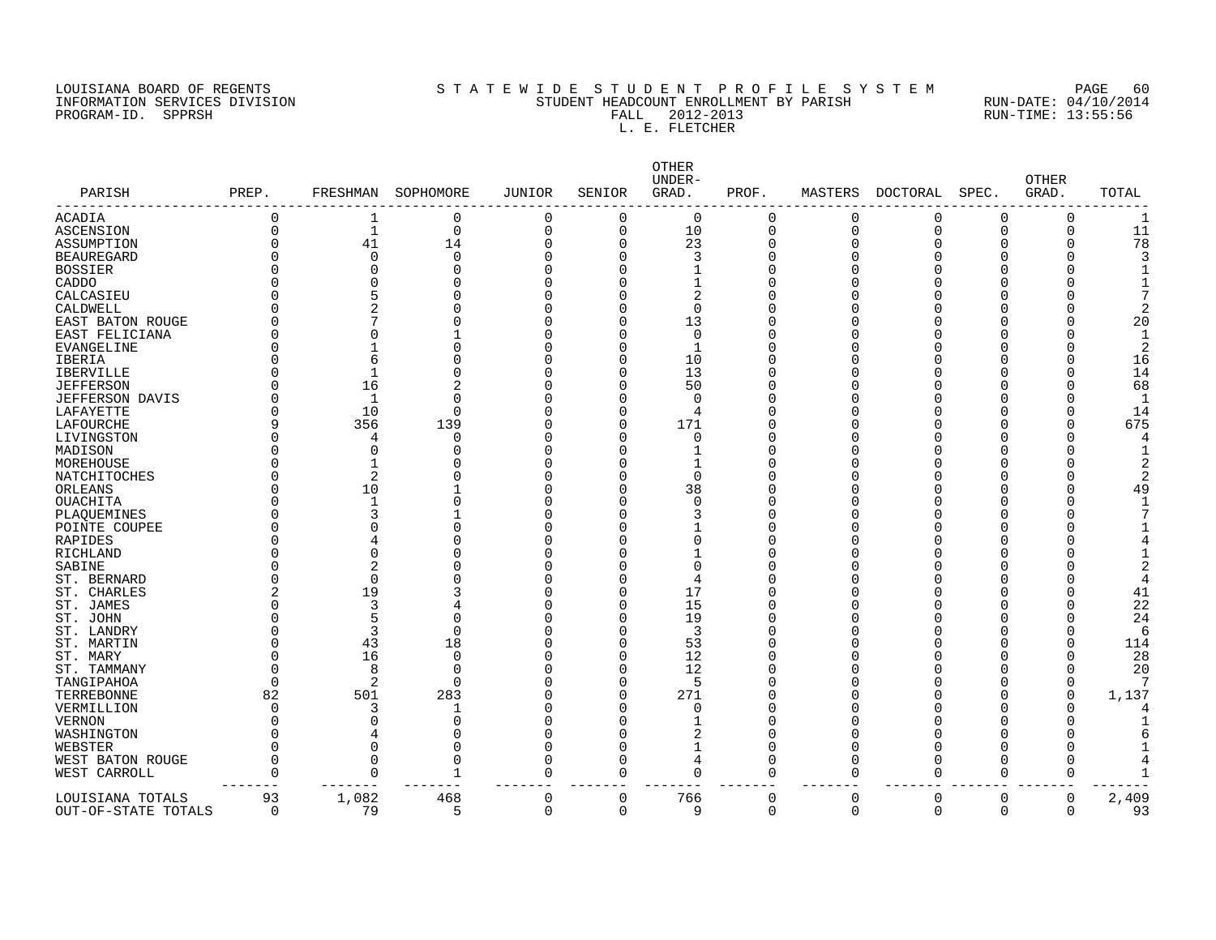LOUISIANA BOARD OF REGENTS
INFORMATION SERVICES DIVISION
PROGRAM-ID. SPPRSH

STATEWIDE STUDENT PROFILE SYSTEM
STUDENT HEADCOUNT ENROLLMENT BY PARISH
FALL 2012-2013
L. E. FLETCHER

PAGE 60
RUN-DATE: 04/10/2014
RUN-TIME: 13:55:56

| PARISH | PREP. | FRESHMAN | SOPHOMORE | JUNIOR | SENIOR | OTHER UNDER-GRAD. | PROF. | MASTERS | DOCTORAL | SPEC. | OTHER GRAD. | TOTAL |
|---|---|---|---|---|---|---|---|---|---|---|---|---|
| ACADIA | 0 | 1 | 0 | 0 | 0 | 0 | 0 | 0 | 0 | 0 | 0 | 1 |
| ASCENSION | 0 | 1 | 0 | 0 | 0 | 10 | 0 | 0 | 0 | 0 | 0 | 11 |
| ASSUMPTION | 0 | 41 | 14 | 0 | 0 | 23 | 0 | 0 | 0 | 0 | 0 | 78 |
| BEAUREGARD | 0 | 0 | 0 | 0 | 0 | 3 | 0 | 0 | 0 | 0 | 0 | 3 |
| BOSSIER | 0 | 0 | 0 | 0 | 0 | 1 | 0 | 0 | 0 | 0 | 0 | 1 |
| CADDO | 0 | 0 | 0 | 0 | 0 | 1 | 0 | 0 | 0 | 0 | 0 | 1 |
| CALCASIEU | 0 | 5 | 0 | 0 | 0 | 2 | 0 | 0 | 0 | 0 | 0 | 7 |
| CALDWELL | 0 | 2 | 0 | 0 | 0 | 0 | 0 | 0 | 0 | 0 | 0 | 2 |
| EAST BATON ROUGE | 0 | 7 | 0 | 0 | 0 | 13 | 0 | 0 | 0 | 0 | 0 | 20 |
| EAST FELICIANA | 0 | 0 | 1 | 0 | 0 | 0 | 0 | 0 | 0 | 0 | 0 | 1 |
| EVANGELINE | 0 | 1 | 0 | 0 | 0 | 1 | 0 | 0 | 0 | 0 | 0 | 2 |
| IBERIA | 0 | 6 | 0 | 0 | 0 | 10 | 0 | 0 | 0 | 0 | 0 | 16 |
| IBERVILLE | 0 | 1 | 0 | 0 | 0 | 13 | 0 | 0 | 0 | 0 | 0 | 14 |
| JEFFERSON | 0 | 16 | 2 | 0 | 0 | 50 | 0 | 0 | 0 | 0 | 0 | 68 |
| JEFFERSON DAVIS | 0 | 1 | 0 | 0 | 0 | 0 | 0 | 0 | 0 | 0 | 0 | 1 |
| LAFAYETTE | 0 | 10 | 0 | 0 | 0 | 4 | 0 | 0 | 0 | 0 | 0 | 14 |
| LAFOURCHE | 9 | 356 | 139 | 0 | 0 | 171 | 0 | 0 | 0 | 0 | 0 | 675 |
| LIVINGSTON | 0 | 4 | 0 | 0 | 0 | 0 | 0 | 0 | 0 | 0 | 0 | 4 |
| MADISON | 0 | 0 | 0 | 0 | 0 | 1 | 0 | 0 | 0 | 0 | 0 | 1 |
| MOREHOUSE | 0 | 1 | 0 | 0 | 0 | 1 | 0 | 0 | 0 | 0 | 0 | 2 |
| NATCHITOCHES | 0 | 2 | 0 | 0 | 0 | 0 | 0 | 0 | 0 | 0 | 0 | 2 |
| ORLEANS | 0 | 10 | 1 | 0 | 0 | 38 | 0 | 0 | 0 | 0 | 0 | 49 |
| OUACHITA | 0 | 1 | 0 | 0 | 0 | 0 | 0 | 0 | 0 | 0 | 0 | 1 |
| PLAQUEMINES | 0 | 3 | 1 | 0 | 0 | 3 | 0 | 0 | 0 | 0 | 0 | 7 |
| POINTE COUPEE | 0 | 0 | 0 | 0 | 0 | 1 | 0 | 0 | 0 | 0 | 0 | 1 |
| RAPIDES | 0 | 4 | 0 | 0 | 0 | 0 | 0 | 0 | 0 | 0 | 0 | 4 |
| RICHLAND | 0 | 0 | 0 | 0 | 0 | 1 | 0 | 0 | 0 | 0 | 0 | 1 |
| SABINE | 0 | 2 | 0 | 0 | 0 | 0 | 0 | 0 | 0 | 0 | 0 | 2 |
| ST. BERNARD | 0 | 0 | 0 | 0 | 0 | 4 | 0 | 0 | 0 | 0 | 0 | 4 |
| ST. CHARLES | 2 | 19 | 3 | 0 | 0 | 17 | 0 | 0 | 0 | 0 | 0 | 41 |
| ST. JAMES | 0 | 3 | 4 | 0 | 0 | 15 | 0 | 0 | 0 | 0 | 0 | 22 |
| ST. JOHN | 0 | 5 | 0 | 0 | 0 | 19 | 0 | 0 | 0 | 0 | 0 | 24 |
| ST. LANDRY | 0 | 3 | 0 | 0 | 0 | 3 | 0 | 0 | 0 | 0 | 0 | 6 |
| ST. MARTIN | 0 | 43 | 18 | 0 | 0 | 53 | 0 | 0 | 0 | 0 | 0 | 114 |
| ST. MARY | 0 | 16 | 0 | 0 | 0 | 12 | 0 | 0 | 0 | 0 | 0 | 28 |
| ST. TAMMANY | 0 | 8 | 0 | 0 | 0 | 12 | 0 | 0 | 0 | 0 | 0 | 20 |
| TANGIPAHOA | 0 | 2 | 0 | 0 | 0 | 5 | 0 | 0 | 0 | 0 | 0 | 7 |
| TERREBONNE | 82 | 501 | 283 | 0 | 0 | 271 | 0 | 0 | 0 | 0 | 0 | 1,137 |
| VERMILLION | 0 | 3 | 1 | 0 | 0 | 0 | 0 | 0 | 0 | 0 | 0 | 4 |
| VERNON | 0 | 0 | 0 | 0 | 0 | 1 | 0 | 0 | 0 | 0 | 0 | 1 |
| WASHINGTON | 0 | 4 | 0 | 0 | 0 | 2 | 0 | 0 | 0 | 0 | 0 | 6 |
| WEBSTER | 0 | 0 | 0 | 0 | 0 | 1 | 0 | 0 | 0 | 0 | 0 | 1 |
| WEST BATON ROUGE | 0 | 0 | 0 | 0 | 0 | 4 | 0 | 0 | 0 | 0 | 0 | 4 |
| WEST CARROLL | 0 | 0 | 1 | 0 | 0 | 0 | 0 | 0 | 0 | 0 | 0 | 1 |
| LOUISIANA TOTALS | 93 | 1,082 | 468 | 0 | 0 | 766 | 0 | 0 | 0 | 0 | 0 | 2,409 |
| OUT-OF-STATE TOTALS | 0 | 79 | 5 | 0 | 0 | 9 | 0 | 0 | 0 | 0 | 0 | 93 |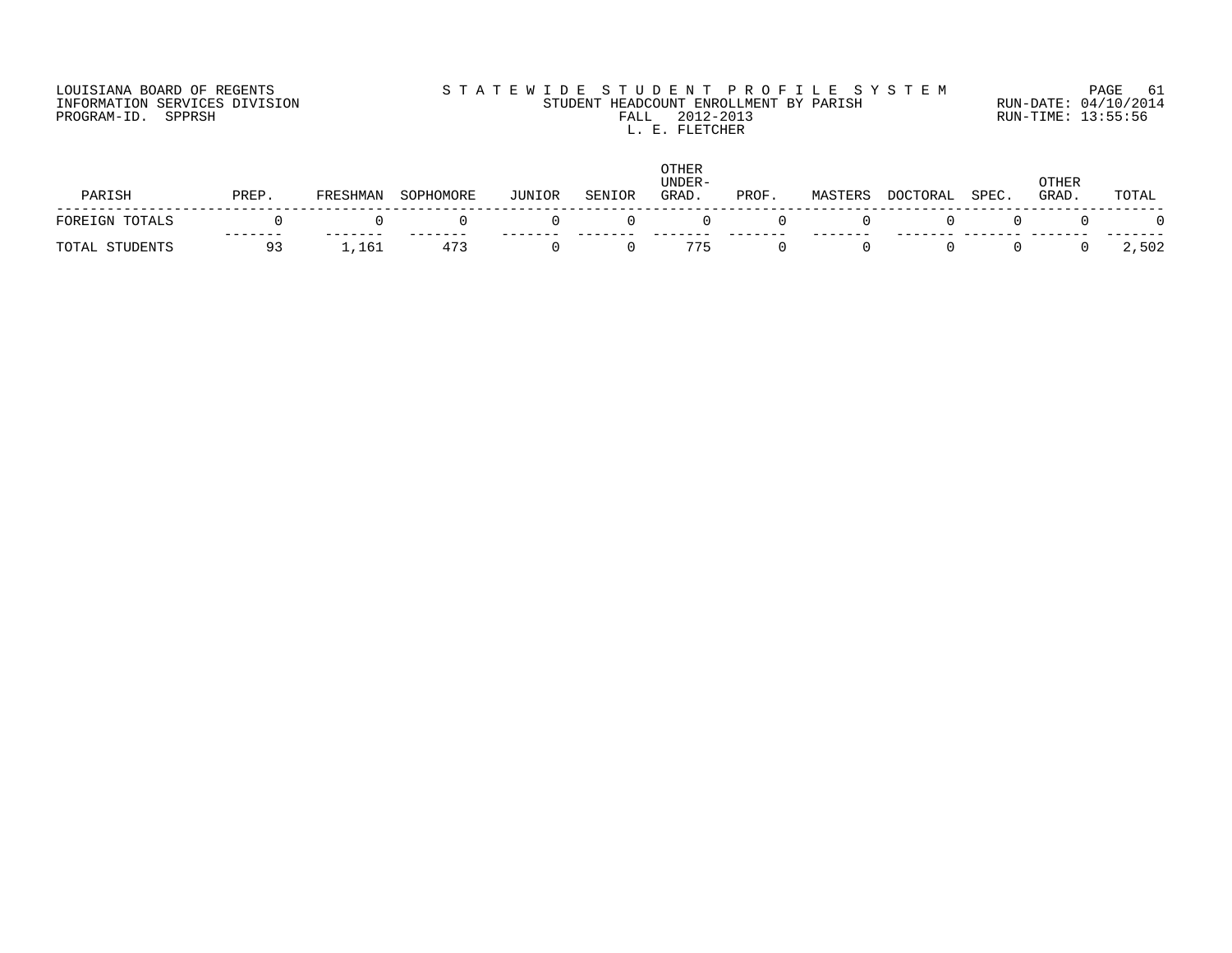LOUISIANA BOARD OF REGENTS
INFORMATION SERVICES DIVISION
PROGRAM-ID. SPPRSH

STATEWIDE STUDENT PROFILE SYSTEM
STUDENT HEADCOUNT ENROLLMENT BY PARISH
FALL 2012-2013
L. E. FLETCHER

RUN-DATE: 04/10/2014
RUN-TIME: 13:55:56

| PARISH | PREP. | FRESHMAN | SOPHOMORE | JUNIOR | SENIOR | OTHER UNDER-GRAD. | PROF. | MASTERS | DOCTORAL | SPEC. | OTHER GRAD. | TOTAL |
|---|---|---|---|---|---|---|---|---|---|---|---|---|
| FOREIGN TOTALS | 0 | 0 | 0 | 0 | 0 | 0 | 0 | 0 | 0 | 0 | 0 | 0 |
| TOTAL STUDENTS | 93 | 1,161 | 473 | 0 | 0 | 775 | 0 | 0 | 0 | 0 | 0 | 2,502 |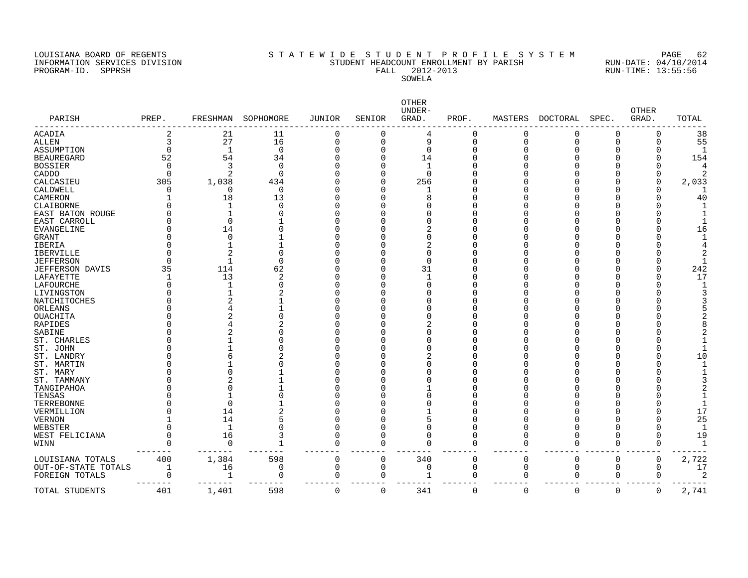LOUISIANA BOARD OF REGENTS
INFORMATION SERVICES DIVISION
PROGRAM-ID. SPPRSH

STATEWIDE STUDENT PROFILE SYSTEM
STUDENT HEADCOUNT ENROLLMENT BY PARISH
FALL 2012-2013
SOWELA

RUN-DATE: 04/10/2014
RUN-TIME: 13:55:56

| PARISH | PREP. | FRESHMAN | SOPHOMORE | JUNIOR | SENIOR | OTHER UNDER-GRAD. | PROF. | MASTERS | DOCTORAL | SPEC. | OTHER GRAD. | TOTAL |
|---|---|---|---|---|---|---|---|---|---|---|---|---|
| ACADIA | 2 | 21 | 11 | 0 | 0 | 4 | 0 | 0 | 0 | 0 | 0 | 38 |
| ALLEN | 3 | 27 | 16 | 0 | 0 | 9 | 0 | 0 | 0 | 0 | 0 | 55 |
| ASSUMPTION | 0 | 1 | 0 | 0 | 0 | 0 | 0 | 0 | 0 | 0 | 0 | 1 |
| BEAUREGARD | 52 | 54 | 34 | 0 | 0 | 14 | 0 | 0 | 0 | 0 | 0 | 154 |
| BOSSIER | 0 | 3 | 0 | 0 | 0 | 1 | 0 | 0 | 0 | 0 | 0 | 4 |
| CADDO | 0 | 2 | 0 | 0 | 0 | 0 | 0 | 0 | 0 | 0 | 0 | 2 |
| CALCASIEU | 305 | 1,038 | 434 | 0 | 0 | 256 | 0 | 0 | 0 | 0 | 0 | 2,033 |
| CALDWELL | 0 | 0 | 0 | 0 | 0 | 1 | 0 | 0 | 0 | 0 | 0 | 1 |
| CAMERON | 1 | 18 | 13 | 0 | 0 | 8 | 0 | 0 | 0 | 0 | 0 | 40 |
| CLAIBORNE | 0 | 1 | 0 | 0 | 0 | 0 | 0 | 0 | 0 | 0 | 0 | 1 |
| EAST BATON ROUGE | 0 | 1 | 0 | 0 | 0 | 0 | 0 | 0 | 0 | 0 | 0 | 1 |
| EAST CARROLL | 0 | 0 | 1 | 0 | 0 | 0 | 0 | 0 | 0 | 0 | 0 | 1 |
| EVANGELINE | 0 | 14 | 0 | 0 | 0 | 2 | 0 | 0 | 0 | 0 | 0 | 16 |
| GRANT | 0 | 0 | 1 | 0 | 0 | 0 | 0 | 0 | 0 | 0 | 0 | 1 |
| IBERIA | 0 | 1 | 1 | 0 | 0 | 2 | 0 | 0 | 0 | 0 | 0 | 4 |
| IBERVILLE | 0 | 2 | 0 | 0 | 0 | 0 | 0 | 0 | 0 | 0 | 0 | 2 |
| JEFFERSON | 0 | 1 | 0 | 0 | 0 | 0 | 0 | 0 | 0 | 0 | 0 | 1 |
| JEFFERSON DAVIS | 35 | 114 | 62 | 0 | 0 | 31 | 0 | 0 | 0 | 0 | 0 | 242 |
| LAFAYETTE | 1 | 13 | 2 | 0 | 0 | 1 | 0 | 0 | 0 | 0 | 0 | 17 |
| LAFOURCHE | 0 | 1 | 0 | 0 | 0 | 0 | 0 | 0 | 0 | 0 | 0 | 1 |
| LIVINGSTON | 0 | 1 | 2 | 0 | 0 | 0 | 0 | 0 | 0 | 0 | 0 | 3 |
| NATCHITOCHES | 0 | 2 | 1 | 0 | 0 | 0 | 0 | 0 | 0 | 0 | 0 | 3 |
| ORLEANS | 0 | 4 | 1 | 0 | 0 | 0 | 0 | 0 | 0 | 0 | 0 | 5 |
| OUACHITA | 0 | 2 | 0 | 0 | 0 | 0 | 0 | 0 | 0 | 0 | 0 | 2 |
| RAPIDES | 0 | 4 | 2 | 0 | 0 | 2 | 0 | 0 | 0 | 0 | 0 | 8 |
| SABINE | 0 | 2 | 0 | 0 | 0 | 0 | 0 | 0 | 0 | 0 | 0 | 2 |
| ST. CHARLES | 0 | 1 | 0 | 0 | 0 | 0 | 0 | 0 | 0 | 0 | 0 | 1 |
| ST. JOHN | 0 | 1 | 0 | 0 | 0 | 0 | 0 | 0 | 0 | 0 | 0 | 1 |
| ST. LANDRY | 0 | 6 | 2 | 0 | 0 | 2 | 0 | 0 | 0 | 0 | 0 | 10 |
| ST. MARTIN | 0 | 1 | 0 | 0 | 0 | 0 | 0 | 0 | 0 | 0 | 0 | 1 |
| ST. MARY | 0 | 0 | 1 | 0 | 0 | 0 | 0 | 0 | 0 | 0 | 0 | 1 |
| ST. TAMMANY | 0 | 2 | 1 | 0 | 0 | 0 | 0 | 0 | 0 | 0 | 0 | 3 |
| TANGIPAHOA | 0 | 0 | 1 | 0 | 0 | 1 | 0 | 0 | 0 | 0 | 0 | 2 |
| TENSAS | 0 | 1 | 0 | 0 | 0 | 0 | 0 | 0 | 0 | 0 | 0 | 1 |
| TERREBONNE | 0 | 0 | 1 | 0 | 0 | 0 | 0 | 0 | 0 | 0 | 0 | 1 |
| VERMILLION | 0 | 14 | 2 | 0 | 0 | 1 | 0 | 0 | 0 | 0 | 0 | 17 |
| VERNON | 1 | 14 | 5 | 0 | 0 | 5 | 0 | 0 | 0 | 0 | 0 | 25 |
| WEBSTER | 0 | 1 | 0 | 0 | 0 | 0 | 0 | 0 | 0 | 0 | 0 | 1 |
| WEST FELICIANA | 0 | 16 | 3 | 0 | 0 | 0 | 0 | 0 | 0 | 0 | 0 | 19 |
| WINN | 0 | 0 | 1 | 0 | 0 | 0 | 0 | 0 | 0 | 0 | 0 | 1 |
| LOUISIANA TOTALS | 400 | 1,384 | 598 | 0 | 0 | 340 | 0 | 0 | 0 | 0 | 0 | 2,722 |
| OUT-OF-STATE TOTALS | 1 | 16 | 0 | 0 | 0 | 0 | 0 | 0 | 0 | 0 | 0 | 17 |
| FOREIGN TOTALS | 0 | 1 | 0 | 0 | 0 | 1 | 0 | 0 | 0 | 0 | 0 | 2 |
| TOTAL STUDENTS | 401 | 1,401 | 598 | 0 | 0 | 341 | 0 | 0 | 0 | 0 | 0 | 2,741 |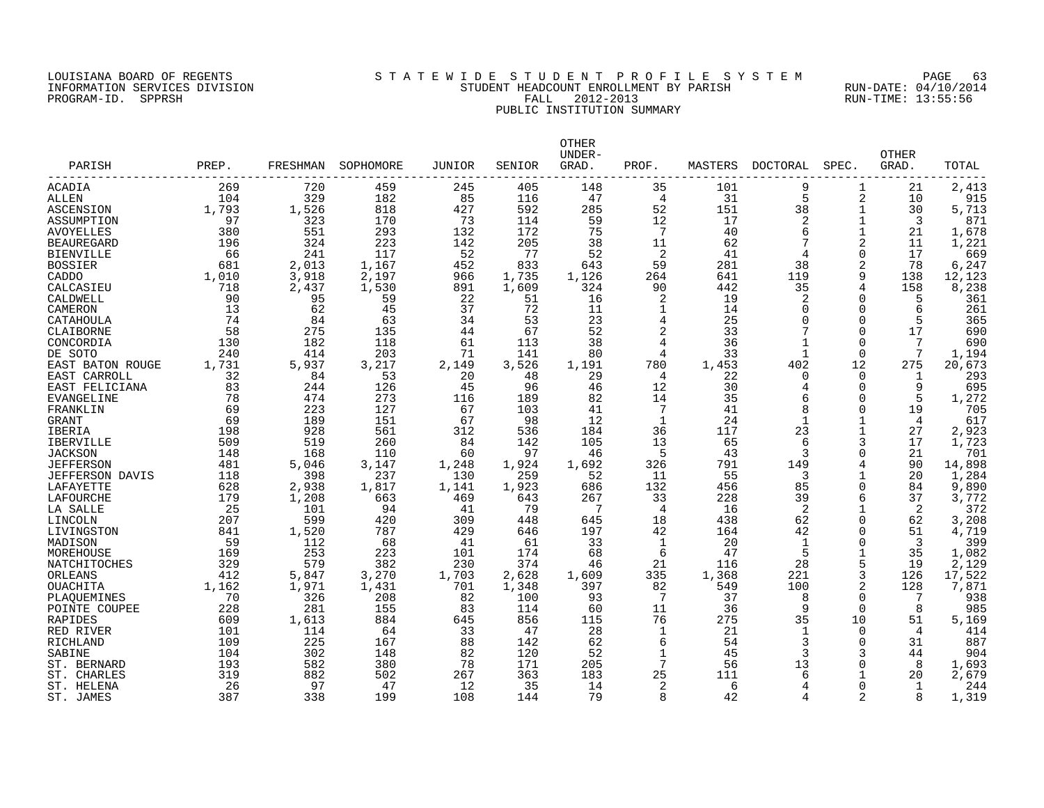LOUISIANA BOARD OF REGENTS
INFORMATION SERVICES DIVISION
PROGRAM-ID. SPPRSH

# S T A T E W I D E S T U D E N T P R O F I L E S Y S T E M
## STUDENT HEADCOUNT ENROLLMENT BY PARISH
## FALL 2012-2013
## PUBLIC INSTITUTION SUMMARY

RUN-DATE: 04/10/2014
RUN-TIME: 13:55:56

| PARISH | PREP. | FRESHMAN | SOPHOMORE | JUNIOR | SENIOR | OTHER UNDER-GRAD. | PROF. | MASTERS | DOCTORAL | SPEC. | OTHER GRAD. | TOTAL |
|---|---|---|---|---|---|---|---|---|---|---|---|---|
| ACADIA | 269 | 720 | 459 | 245 | 405 | 148 | 35 | 101 | 9 | 1 | 21 | 2,413 |
| ALLEN | 104 | 329 | 182 | 85 | 116 | 47 | 4 | 31 | 5 | 2 | 10 | 915 |
| ASCENSION | 1,793 | 1,526 | 818 | 427 | 592 | 285 | 52 | 151 | 38 | 1 | 30 | 5,713 |
| ASSUMPTION | 97 | 323 | 170 | 73 | 114 | 59 | 12 | 17 | 2 | 1 | 3 | 871 |
| AVOYELLES | 380 | 551 | 293 | 132 | 172 | 75 | 7 | 40 | 6 | 1 | 21 | 1,678 |
| BEAUREGARD | 196 | 324 | 223 | 142 | 205 | 38 | 11 | 62 | 7 | 2 | 11 | 1,221 |
| BIENVILLE | 66 | 241 | 117 | 52 | 77 | 52 | 2 | 41 | 4 | 0 | 17 | 669 |
| BOSSIER | 681 | 2,013 | 1,167 | 452 | 833 | 643 | 59 | 281 | 38 | 2 | 78 | 6,247 |
| CADDO | 1,010 | 3,918 | 2,197 | 966 | 1,735 | 1,126 | 264 | 641 | 119 | 9 | 138 | 12,123 |
| CALCASIEU | 718 | 2,437 | 1,530 | 891 | 1,609 | 324 | 90 | 442 | 35 | 4 | 158 | 8,238 |
| CALDWELL | 90 | 95 | 59 | 22 | 51 | 16 | 2 | 19 | 2 | 0 | 5 | 361 |
| CAMERON | 13 | 62 | 45 | 37 | 72 | 11 | 1 | 14 | 0 | 0 | 6 | 261 |
| CATAHOULA | 74 | 84 | 63 | 34 | 53 | 23 | 4 | 25 | 0 | 0 | 5 | 365 |
| CLAIBORNE | 58 | 275 | 135 | 44 | 67 | 52 | 2 | 33 | 7 | 0 | 17 | 690 |
| CONCORDIA | 130 | 182 | 118 | 61 | 113 | 38 | 4 | 36 | 1 | 0 | 7 | 690 |
| DE SOTO | 240 | 414 | 203 | 71 | 141 | 80 | 4 | 33 | 1 | 0 | 7 | 1,194 |
| EAST BATON ROUGE | 1,731 | 5,937 | 3,217 | 2,149 | 3,526 | 1,191 | 780 | 1,453 | 402 | 12 | 275 | 20,673 |
| EAST CARROLL | 32 | 84 | 53 | 20 | 48 | 29 | 4 | 22 | 0 | 0 | 1 | 293 |
| EAST FELICIANA | 83 | 244 | 126 | 45 | 96 | 46 | 12 | 30 | 4 | 0 | 9 | 695 |
| EVANGELINE | 78 | 474 | 273 | 116 | 189 | 82 | 14 | 35 | 6 | 0 | 5 | 1,272 |
| FRANKLIN | 69 | 223 | 127 | 67 | 103 | 41 | 7 | 41 | 8 | 0 | 19 | 705 |
| GRANT | 69 | 189 | 151 | 67 | 98 | 12 | 1 | 24 | 1 | 1 | 4 | 617 |
| IBERIA | 198 | 928 | 561 | 312 | 536 | 184 | 36 | 117 | 23 | 1 | 27 | 2,923 |
| IBERVILLE | 509 | 519 | 260 | 84 | 142 | 105 | 13 | 65 | 6 | 3 | 17 | 1,723 |
| JACKSON | 148 | 168 | 110 | 60 | 97 | 46 | 5 | 43 | 3 | 0 | 21 | 701 |
| JEFFERSON | 481 | 5,046 | 3,147 | 1,248 | 1,924 | 1,692 | 326 | 791 | 149 | 4 | 90 | 14,898 |
| JEFFERSON DAVIS | 118 | 398 | 237 | 130 | 259 | 52 | 11 | 55 | 3 | 1 | 20 | 1,284 |
| LAFAYETTE | 628 | 2,938 | 1,817 | 1,141 | 1,923 | 686 | 132 | 456 | 85 | 0 | 84 | 9,890 |
| LAFOURCHE | 179 | 1,208 | 663 | 469 | 643 | 267 | 33 | 228 | 39 | 6 | 37 | 3,772 |
| LA SALLE | 25 | 101 | 94 | 41 | 79 | 7 | 4 | 16 | 2 | 1 | 2 | 372 |
| LINCOLN | 207 | 599 | 420 | 309 | 448 | 645 | 18 | 438 | 62 | 0 | 62 | 3,208 |
| LIVINGSTON | 841 | 1,520 | 787 | 429 | 646 | 197 | 42 | 164 | 42 | 0 | 51 | 4,719 |
| MADISON | 59 | 112 | 68 | 41 | 61 | 33 | 1 | 20 | 1 | 0 | 3 | 399 |
| MOREHOUSE | 169 | 253 | 223 | 101 | 174 | 68 | 6 | 47 | 5 | 1 | 35 | 1,082 |
| NATCHITOCHES | 329 | 579 | 382 | 230 | 374 | 46 | 21 | 116 | 28 | 5 | 19 | 2,129 |
| ORLEANS | 412 | 5,847 | 3,270 | 1,703 | 2,628 | 1,609 | 335 | 1,368 | 221 | 3 | 126 | 17,522 |
| OUACHITA | 1,162 | 1,971 | 1,431 | 701 | 1,348 | 397 | 82 | 549 | 100 | 2 | 128 | 7,871 |
| PLAQUEMINES | 70 | 326 | 208 | 82 | 100 | 93 | 7 | 37 | 8 | 0 | 7 | 938 |
| POINTE COUPEE | 228 | 281 | 155 | 83 | 114 | 60 | 11 | 36 | 9 | 0 | 8 | 985 |
| RAPIDES | 609 | 1,613 | 884 | 645 | 856 | 115 | 76 | 275 | 35 | 10 | 51 | 5,169 |
| RED RIVER | 101 | 114 | 64 | 33 | 47 | 28 | 1 | 21 | 1 | 0 | 4 | 414 |
| RICHLAND | 109 | 225 | 167 | 88 | 142 | 62 | 6 | 54 | 3 | 0 | 31 | 887 |
| SABINE | 104 | 302 | 148 | 82 | 120 | 52 | 1 | 45 | 3 | 3 | 44 | 904 |
| ST. BERNARD | 193 | 582 | 380 | 78 | 171 | 205 | 7 | 56 | 13 | 0 | 8 | 1,693 |
| ST. CHARLES | 319 | 882 | 502 | 267 | 363 | 183 | 25 | 111 | 6 | 1 | 20 | 2,679 |
| ST. HELENA | 26 | 97 | 47 | 12 | 35 | 14 | 2 | 6 | 4 | 0 | 1 | 244 |
| ST. JAMES | 387 | 338 | 199 | 108 | 144 | 79 | 8 | 42 | 4 | 2 | 8 | 1,319 |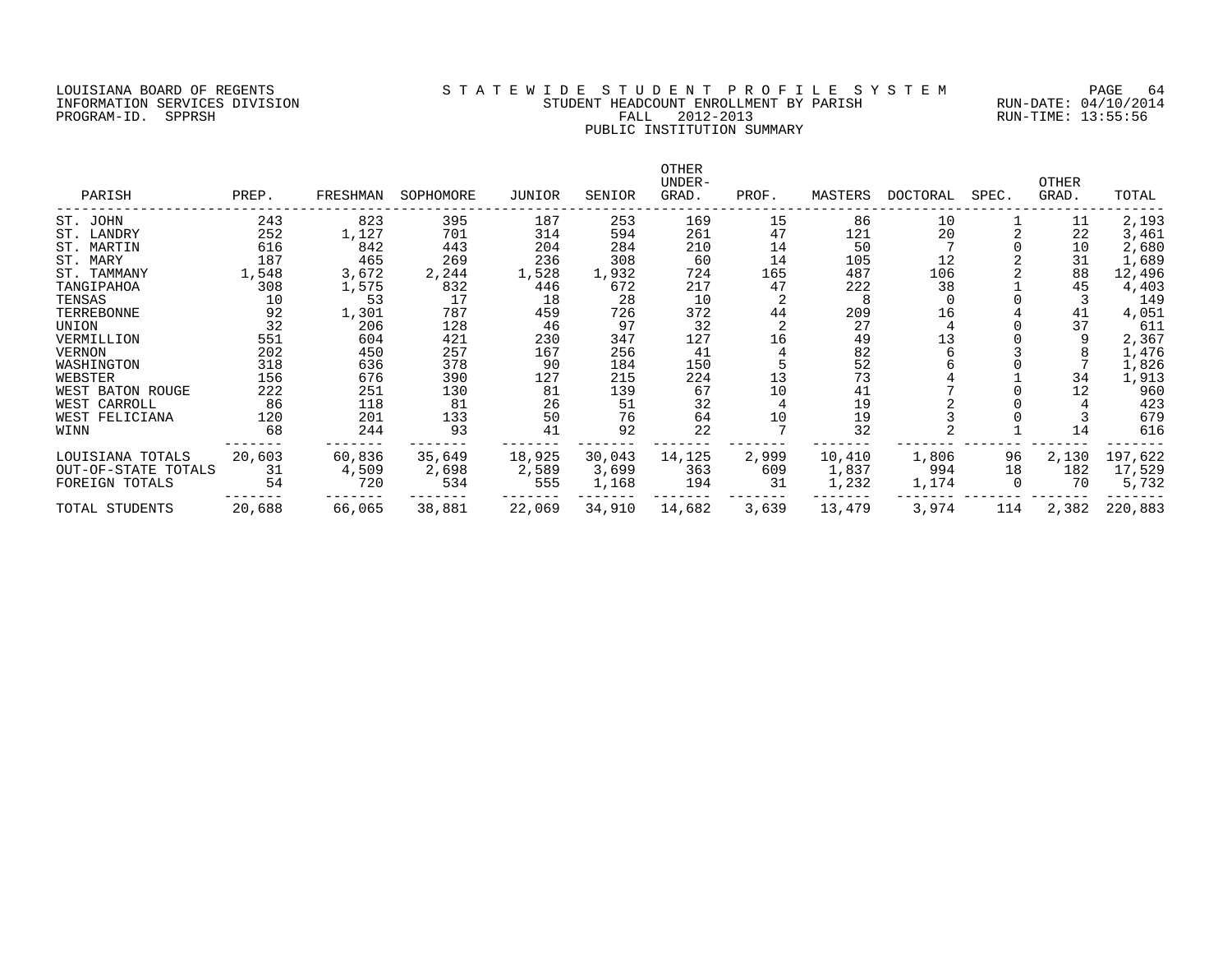LOUISIANA BOARD OF REGENTS
INFORMATION SERVICES DIVISION
PROGRAM-ID. SPPRSH

STATEWIDE STUDENT PROFILE SYSTEM
STUDENT HEADCOUNT ENROLLMENT BY PARISH
FALL 2012-2013
PUBLIC INSTITUTION SUMMARY

RUN-DATE: 04/10/2014
RUN-TIME: 13:55:56

| PARISH | PREP. | FRESHMAN | SOPHOMORE | JUNIOR | SENIOR | OTHER UNDER-GRAD. | PROF. | MASTERS | DOCTORAL | SPEC. | OTHER GRAD. | TOTAL |
|---|---|---|---|---|---|---|---|---|---|---|---|---|
| ST. JOHN | 243 | 823 | 395 | 187 | 253 | 169 | 15 | 86 | 10 | 1 | 11 | 2,193 |
| ST. LANDRY | 252 | 1,127 | 701 | 314 | 594 | 261 | 47 | 121 | 20 | 2 | 22 | 3,461 |
| ST. MARTIN | 616 | 842 | 443 | 204 | 284 | 210 | 14 | 50 | 7 | 0 | 10 | 2,680 |
| ST. MARY | 187 | 465 | 269 | 236 | 308 | 60 | 14 | 105 | 12 | 2 | 31 | 1,689 |
| ST. TAMMANY | 1,548 | 3,672 | 2,244 | 1,528 | 1,932 | 724 | 165 | 487 | 106 | 2 | 88 | 12,496 |
| TANGIPAHOA | 308 | 1,575 | 832 | 446 | 672 | 217 | 47 | 222 | 38 | 1 | 45 | 4,403 |
| TENSAS | 10 | 53 | 17 | 18 | 28 | 10 | 2 | 8 | 0 | 0 | 3 | 149 |
| TERREBONNE | 92 | 1,301 | 787 | 459 | 726 | 372 | 44 | 209 | 16 | 4 | 41 | 4,051 |
| UNION | 32 | 206 | 128 | 46 | 97 | 32 | 2 | 27 | 4 | 0 | 37 | 611 |
| VERMILLION | 551 | 604 | 421 | 230 | 347 | 127 | 16 | 49 | 13 | 0 | 9 | 2,367 |
| VERNON | 202 | 450 | 257 | 167 | 256 | 41 | 4 | 82 | 6 | 3 | 8 | 1,476 |
| WASHINGTON | 318 | 636 | 378 | 90 | 184 | 150 | 5 | 52 | 6 | 0 | 7 | 1,826 |
| WEBSTER | 156 | 676 | 390 | 127 | 215 | 224 | 13 | 73 | 4 | 1 | 34 | 1,913 |
| WEST BATON ROUGE | 222 | 251 | 130 | 81 | 139 | 67 | 10 | 41 | 7 | 0 | 12 | 960 |
| WEST CARROLL | 86 | 118 | 81 | 26 | 51 | 32 | 4 | 19 | 2 | 0 | 4 | 423 |
| WEST FELICIANA | 120 | 201 | 133 | 50 | 76 | 64 | 10 | 19 | 3 | 0 | 3 | 679 |
| WINN | 68 | 244 | 93 | 41 | 92 | 22 | 7 | 32 | 2 | 1 | 14 | 616 |
| LOUISIANA TOTALS | 20,603 | 60,836 | 35,649 | 18,925 | 30,043 | 14,125 | 2,999 | 10,410 | 1,806 | 96 | 2,130 | 197,622 |
| OUT-OF-STATE TOTALS | 31 | 4,509 | 2,698 | 2,589 | 3,699 | 363 | 609 | 1,837 | 994 | 18 | 182 | 17,529 |
| FOREIGN TOTALS | 54 | 720 | 534 | 555 | 1,168 | 194 | 31 | 1,232 | 1,174 | 0 | 70 | 5,732 |
| TOTAL STUDENTS | 20,688 | 66,065 | 38,881 | 22,069 | 34,910 | 14,682 | 3,639 | 13,479 | 3,974 | 114 | 2,382 | 220,883 |